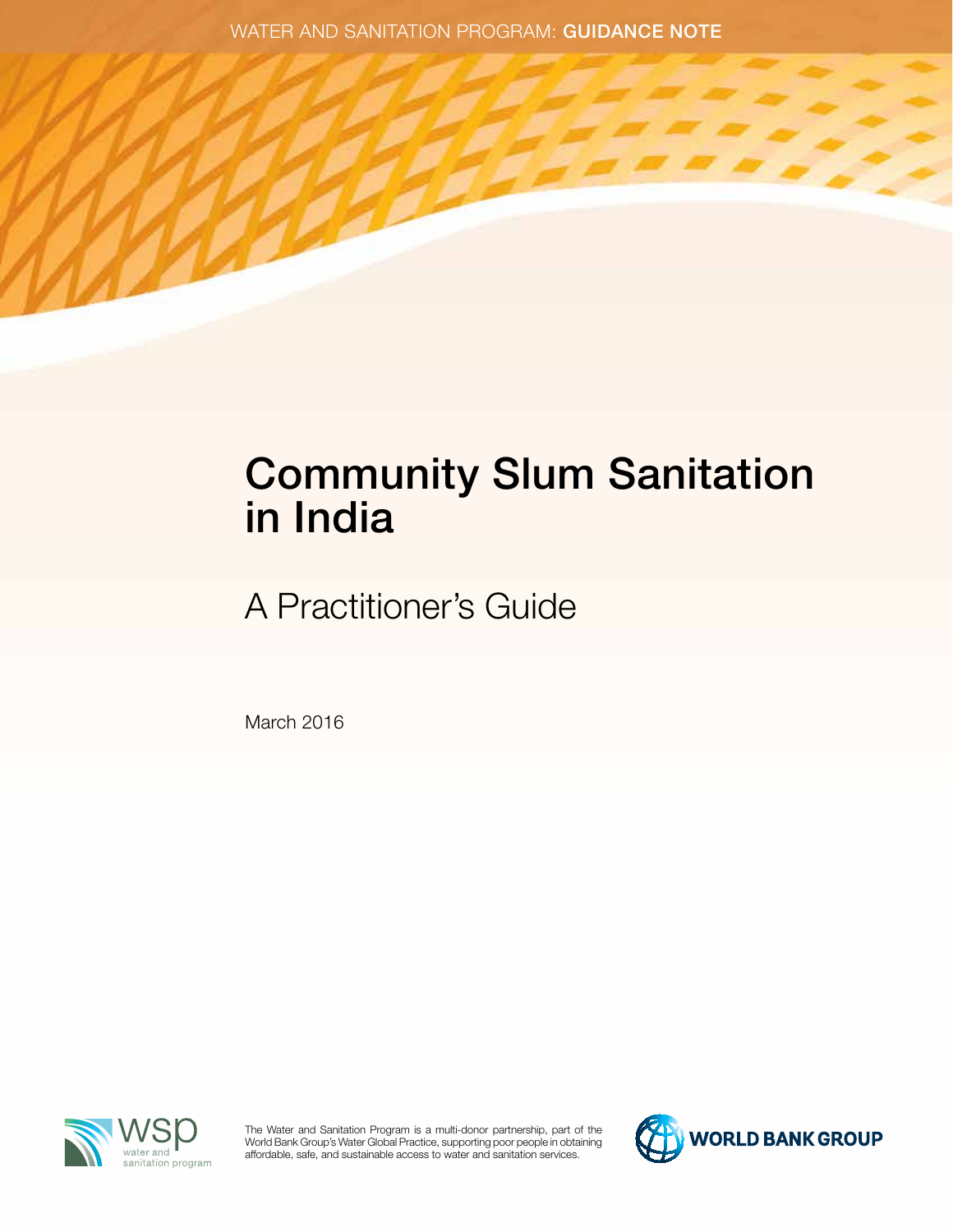WATER AND SANITATION PROGRAM: **GUIDANCE NOTE**

# Community Slum Sanitation in India

## A Practitioner's Guide

March 2016

The Water and Sanitation Program is a multi-donor partnership, part of the World Bank Group's Water Global Practice, supporting poor people in obtaining affordable, safe, and sustainable access to water and sanitation services.

wsp water and sanitation program

WORLD BANK GROUP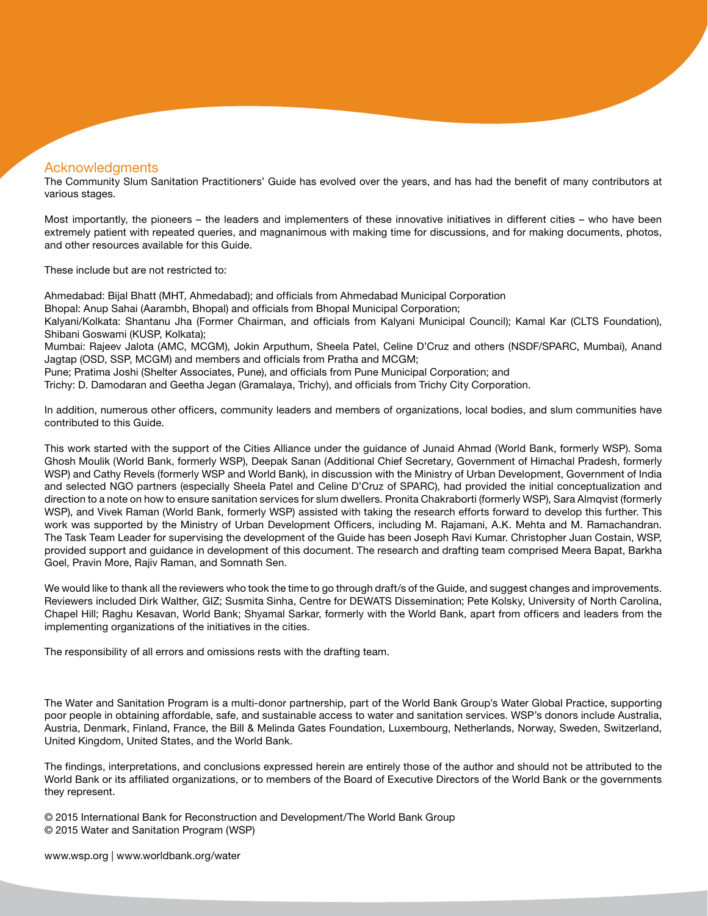## Acknowledgments

The Community Slum Sanitation Practitioners' Guide has evolved over the years, and has had the benefit of many contributors at various stages.

Most importantly, the pioneers – the leaders and implementers of these innovative initiatives in different cities – who have been extremely patient with repeated queries, and magnanimous with making time for discussions, and for making documents, photos, and other resources available for this Guide.

These include but are not restricted to:

Ahmedabad: Bijal Bhatt (MHT, Ahmedabad); and officials from Ahmedabad Municipal Corporation
Bhopal: Anup Sahai (Aarambh, Bhopal) and officials from Bhopal Municipal Corporation;
Kalyani/Kolkata: Shantanu Jha (Former Chairman, and officials from Kalyani Municipal Council); Kamal Kar (CLTS Foundation), Shibani Goswami (KUSP, Kolkata);
Mumbai: Rajeev Jalota (AMC, MCGM), Jokin Arputhum, Sheela Patel, Celine D'Cruz and others (NSDF/SPARC, Mumbai), Anand Jagtap (OSD, SSP, MCGM) and members and officials from Pratha and MCGM;
Pune; Pratima Joshi (Shelter Associates, Pune), and officials from Pune Municipal Corporation; and
Trichy: D. Damodaran and Geetha Jegan (Gramalaya, Trichy), and officials from Trichy City Corporation.

In addition, numerous other officers, community leaders and members of organizations, local bodies, and slum communities have contributed to this Guide.

This work started with the support of the Cities Alliance under the guidance of Junaid Ahmad (World Bank, formerly WSP). Soma Ghosh Moulik (World Bank, formerly WSP), Deepak Sanan (Additional Chief Secretary, Government of Himachal Pradesh, formerly WSP) and Cathy Revels (formerly WSP and World Bank), in discussion with the Ministry of Urban Development, Government of India and selected NGO partners (especially Sheela Patel and Celine D'Cruz of SPARC), had provided the initial conceptualization and direction to a note on how to ensure sanitation services for slum dwellers. Pronita Chakraborti (formerly WSP), Sara Almqvist (formerly WSP), and Vivek Raman (World Bank, formerly WSP) assisted with taking the research efforts forward to develop this further. This work was supported by the Ministry of Urban Development Officers, including M. Rajamani, A.K. Mehta and M. Ramachandran. The Task Team Leader for supervising the development of the Guide has been Joseph Ravi Kumar. Christopher Juan Costain, WSP, provided support and guidance in development of this document. The research and drafting team comprised Meera Bapat, Barkha Goel, Pravin More, Rajiv Raman, and Somnath Sen.

We would like to thank all the reviewers who took the time to go through draft/s of the Guide, and suggest changes and improvements. Reviewers included Dirk Walther, GIZ; Susmita Sinha, Centre for DEWATS Dissemination; Pete Kolsky, University of North Carolina, Chapel Hill; Raghu Kesavan, World Bank; Shyamal Sarkar, formerly with the World Bank, apart from officers and leaders from the implementing organizations of the initiatives in the cities.

The responsibility of all errors and omissions rests with the drafting team.

The Water and Sanitation Program is a multi-donor partnership, part of the World Bank Group's Water Global Practice, supporting poor people in obtaining affordable, safe, and sustainable access to water and sanitation services. WSP's donors include Australia, Austria, Denmark, Finland, France, the Bill & Melinda Gates Foundation, Luxembourg, Netherlands, Norway, Sweden, Switzerland, United Kingdom, United States, and the World Bank.

The findings, interpretations, and conclusions expressed herein are entirely those of the author and should not be attributed to the World Bank or its affiliated organizations, or to members of the Board of Executive Directors of the World Bank or the governments they represent.

© 2015 International Bank for Reconstruction and Development/The World Bank Group
© 2015 Water and Sanitation Program (WSP)

www.wsp.org | www.worldbank.org/water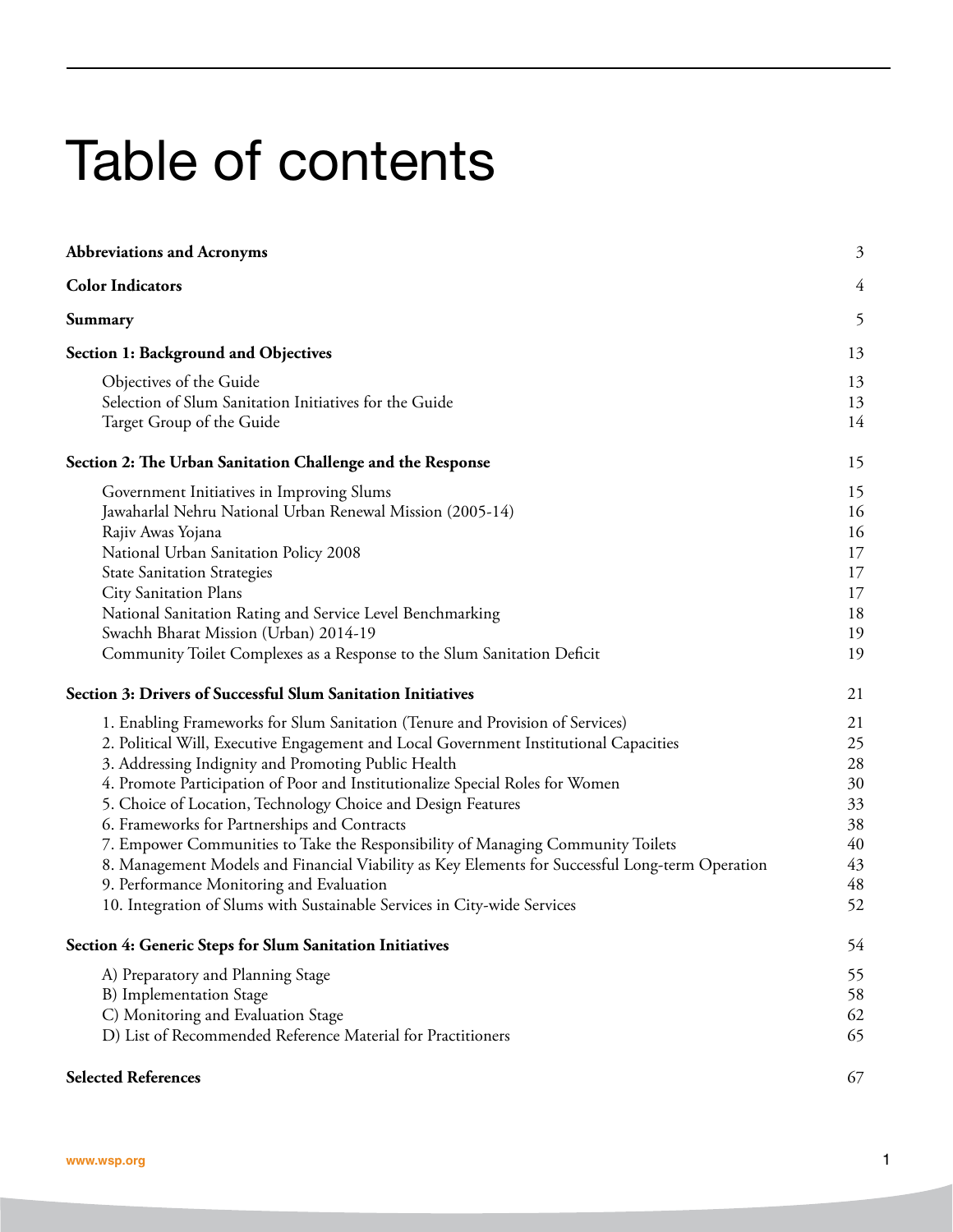# Table of contents

| | |
|---|---|
| **Abbreviations and Acronyms** | 3 |
| **Color Indicators** | 4 |
| **Summary** | 5 |
| **Section 1: Background and Objectives** | 13 |
| Objectives of the Guide | 13 |
| Selection of Slum Sanitation Initiatives for the Guide | 13 |
| Target Group of the Guide | 14 |
| **Section 2: The Urban Sanitation Challenge and the Response** | 15 |
| Government Initiatives in Improving Slums | 15 |
| Jawaharlal Nehru National Urban Renewal Mission (2005-14) | 16 |
| Rajiv Awas Yojana | 16 |
| National Urban Sanitation Policy 2008 | 17 |
| State Sanitation Strategies | 17 |
| City Sanitation Plans | 17 |
| National Sanitation Rating and Service Level Benchmarking | 18 |
| Swachh Bharat Mission (Urban) 2014-19 | 19 |
| Community Toilet Complexes as a Response to the Slum Sanitation Deficit | 19 |
| **Section 3: Drivers of Successful Slum Sanitation Initiatives** | 21 |
| 1. Enabling Frameworks for Slum Sanitation (Tenure and Provision of Services) | 21 |
| 2. Political Will, Executive Engagement and Local Government Institutional Capacities | 25 |
| 3. Addressing Indignity and Promoting Public Health | 28 |
| 4. Promote Participation of Poor and Institutionalize Special Roles for Women | 30 |
| 5. Choice of Location, Technology Choice and Design Features | 33 |
| 6. Frameworks for Partnerships and Contracts | 38 |
| 7. Empower Communities to Take the Responsibility of Managing Community Toilets | 40 |
| 8. Management Models and Financial Viability as Key Elements for Successful Long-term Operation | 43 |
| 9. Performance Monitoring and Evaluation | 48 |
| 10. Integration of Slums with Sustainable Services in City-wide Services | 52 |
| **Section 4: Generic Steps for Slum Sanitation Initiatives** | 54 |
| A) Preparatory and Planning Stage | 55 |
| B) Implementation Stage | 58 |
| C) Monitoring and Evaluation Stage | 62 |
| D) List of Recommended Reference Material for Practitioners | 65 |
| **Selected References** | 67 |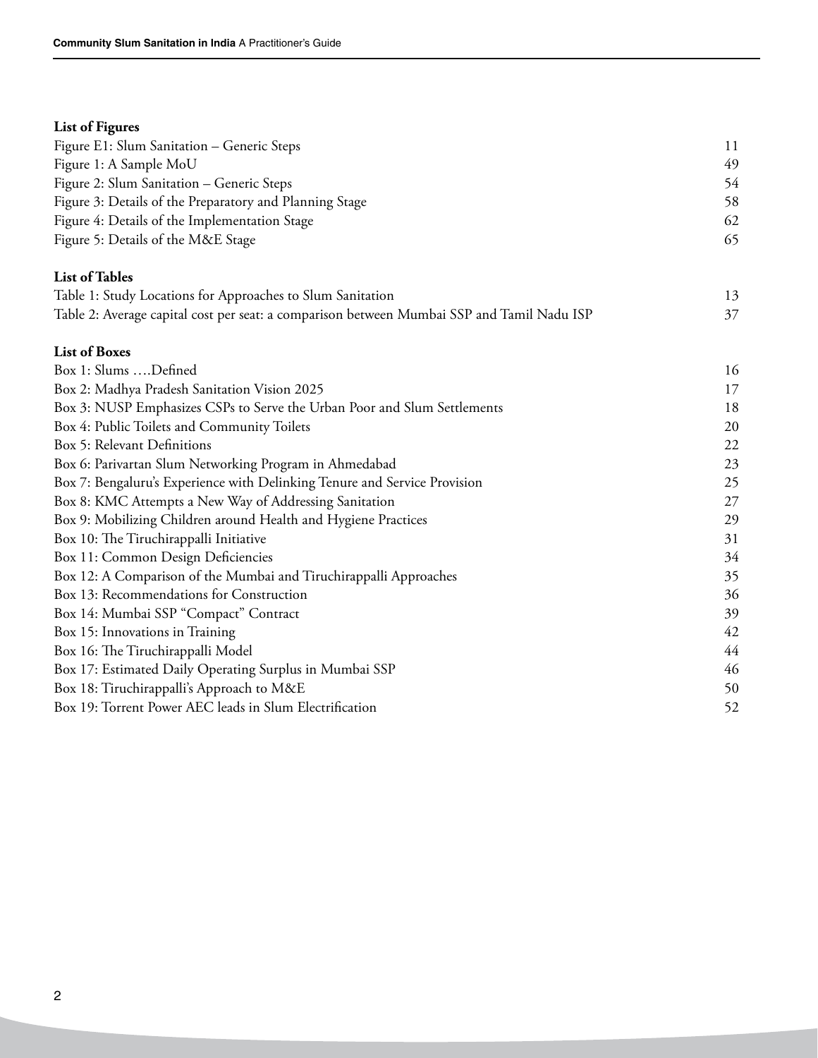**List of Figures**

| | |
|---|---|
| Figure E1: Slum Sanitation – Generic Steps | 11 |
| Figure 1: A Sample MoU | 49 |
| Figure 2: Slum Sanitation – Generic Steps | 54 |
| Figure 3: Details of the Preparatory and Planning Stage | 58 |
| Figure 4: Details of the Implementation Stage | 62 |
| Figure 5: Details of the M&E Stage | 65 |

**List of Tables**

| | |
|---|---|
| Table 1: Study Locations for Approaches to Slum Sanitation | 13 |
| Table 2: Average capital cost per seat: a comparison between Mumbai SSP and Tamil Nadu ISP | 37 |

**List of Boxes**

| | |
|---|---|
| Box 1: Slums ….Defined | 16 |
| Box 2: Madhya Pradesh Sanitation Vision 2025 | 17 |
| Box 3: NUSP Emphasizes CSPs to Serve the Urban Poor and Slum Settlements | 18 |
| Box 4: Public Toilets and Community Toilets | 20 |
| Box 5: Relevant Definitions | 22 |
| Box 6: Parivartan Slum Networking Program in Ahmedabad | 23 |
| Box 7: Bengaluru's Experience with Delinking Tenure and Service Provision | 25 |
| Box 8: KMC Attempts a New Way of Addressing Sanitation | 27 |
| Box 9: Mobilizing Children around Health and Hygiene Practices | 29 |
| Box 10: The Tiruchirappalli Initiative | 31 |
| Box 11: Common Design Deficiencies | 34 |
| Box 12: A Comparison of the Mumbai and Tiruchirappalli Approaches | 35 |
| Box 13: Recommendations for Construction | 36 |
| Box 14: Mumbai SSP "Compact" Contract | 39 |
| Box 15: Innovations in Training | 42 |
| Box 16: The Tiruchirappalli Model | 44 |
| Box 17: Estimated Daily Operating Surplus in Mumbai SSP | 46 |
| Box 18: Tiruchirappalli's Approach to M&E | 50 |
| Box 19: Torrent Power AEC leads in Slum Electrification | 52 |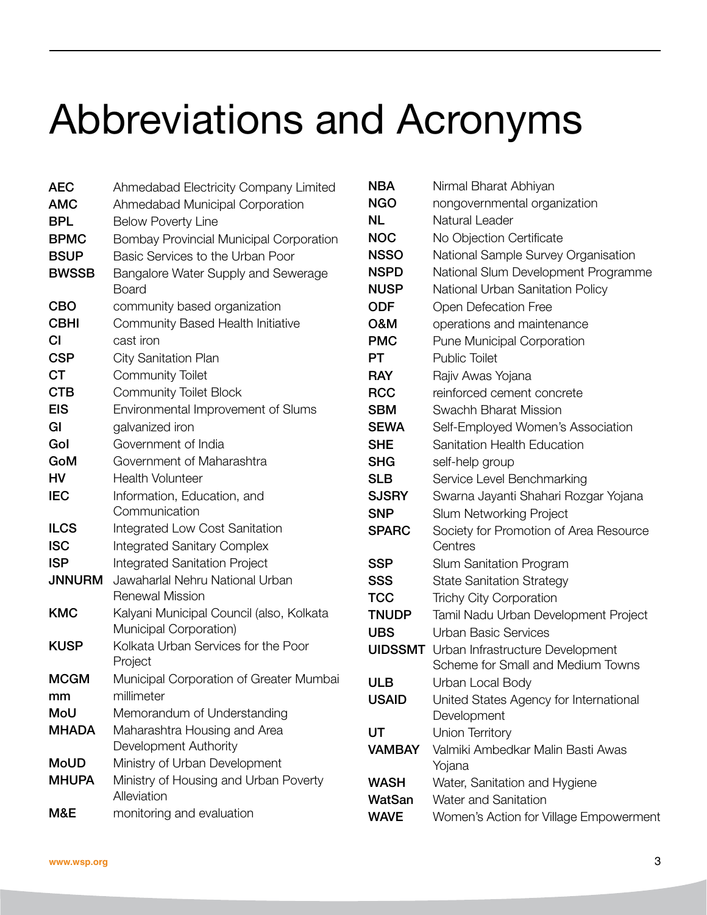# Abbreviations and Acronyms

| | |
|---|---|
| **AEC** | Ahmedabad Electricity Company Limited |
| **AMC** | Ahmedabad Municipal Corporation |
| **BPL** | Below Poverty Line |
| **BPMC** | Bombay Provincial Municipal Corporation |
| **BSUP** | Basic Services to the Urban Poor |
| **BWSSB** | Bangalore Water Supply and Sewerage Board |
| **CBO** | community based organization |
| **CBHI** | Community Based Health Initiative |
| **CI** | cast iron |
| **CSP** | City Sanitation Plan |
| **CT** | Community Toilet |
| **CTB** | Community Toilet Block |
| **EIS** | Environmental Improvement of Slums |
| **GI** | galvanized iron |
| **GoI** | Government of India |
| **GoM** | Government of Maharashtra |
| **HV** | Health Volunteer |
| **IEC** | Information, Education, and Communication |
| **ILCS** | Integrated Low Cost Sanitation |
| **ISC** | Integrated Sanitary Complex |
| **ISP** | Integrated Sanitation Project |
| **JNNURM** | Jawaharlal Nehru National Urban Renewal Mission |
| **KMC** | Kalyani Municipal Council (also, Kolkata Municipal Corporation) |
| **KUSP** | Kolkata Urban Services for the Poor Project |
| **MCGM** | Municipal Corporation of Greater Mumbai |
| **mm** | millimeter |
| **MoU** | Memorandum of Understanding |
| **MHADA** | Maharashtra Housing and Area Development Authority |
| **MoUD** | Ministry of Urban Development |
| **MHUPA** | Ministry of Housing and Urban Poverty Alleviation |
| **M&E** | monitoring and evaluation |
| **NBA** | Nirmal Bharat Abhiyan |
| **NGO** | nongovernmental organization |
| **NL** | Natural Leader |
| **NOC** | No Objection Certificate |
| **NSSO** | National Sample Survey Organisation |
| **NSPD** | National Slum Development Programme |
| **NUSP** | National Urban Sanitation Policy |
| **ODF** | Open Defecation Free |
| **O&M** | operations and maintenance |
| **PMC** | Pune Municipal Corporation |
| **PT** | Public Toilet |
| **RAY** | Rajiv Awas Yojana |
| **RCC** | reinforced cement concrete |
| **SBM** | Swachh Bharat Mission |
| **SEWA** | Self-Employed Women's Association |
| **SHE** | Sanitation Health Education |
| **SHG** | self-help group |
| **SLB** | Service Level Benchmarking |
| **SJSRY** | Swarna Jayanti Shahari Rozgar Yojana |
| **SNP** | Slum Networking Project |
| **SPARC** | Society for Promotion of Area Resource Centres |
| **SSP** | Slum Sanitation Program |
| **SSS** | State Sanitation Strategy |
| **TCC** | Trichy City Corporation |
| **TNUDP** | Tamil Nadu Urban Development Project |
| **UBS** | Urban Basic Services |
| **UIDSSMT** | Urban Infrastructure Development Scheme for Small and Medium Towns |
| **ULB** | Urban Local Body |
| **USAID** | United States Agency for International Development |
| **UT** | Union Territory |
| **VAMBAY** | Valmiki Ambedkar Malin Basti Awas Yojana |
| **WASH** | Water, Sanitation and Hygiene |
| **WatSan** | Water and Sanitation |
| **WAVE** | Women's Action for Village Empowerment |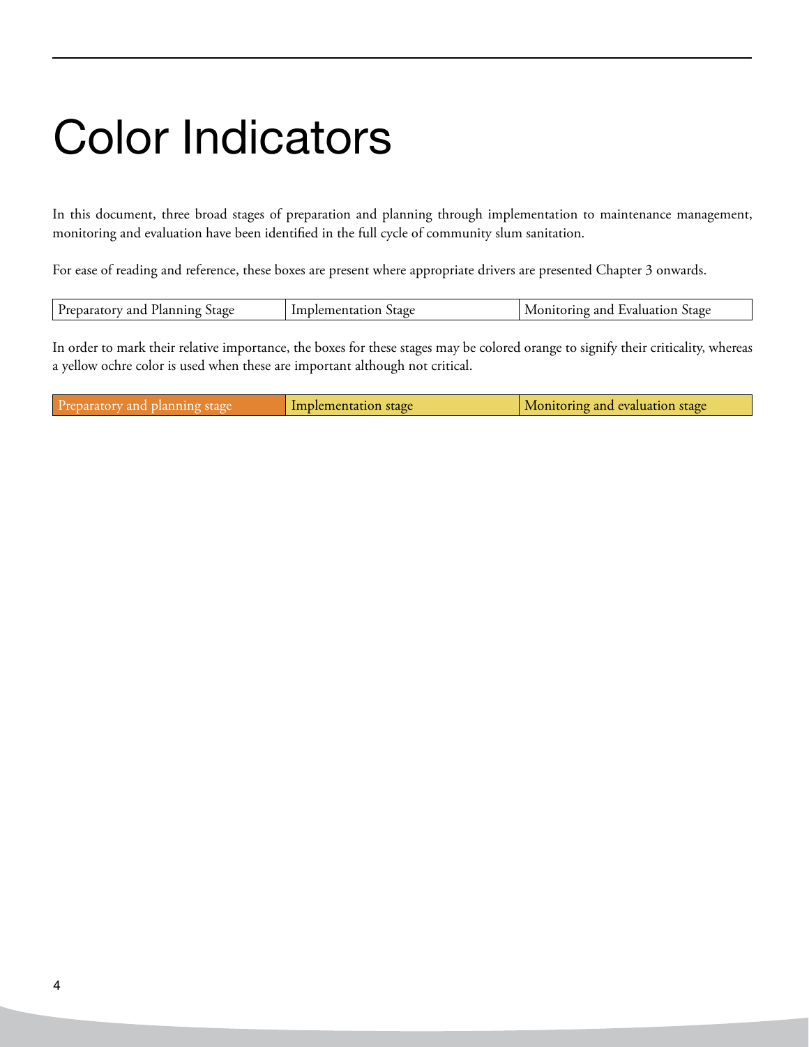# Color Indicators

In this document, three broad stages of preparation and planning through implementation to maintenance management, monitoring and evaluation have been identified in the full cycle of community slum sanitation.

For ease of reading and reference, these boxes are present where appropriate drivers are presented Chapter 3 onwards.

| Preparatory and Planning Stage | Implementation Stage | Monitoring and Evaluation Stage |
|---|---|---|

In order to mark their relative importance, the boxes for these stages may be colored orange to signify their criticality, whereas a yellow ochre color is used when these are important although not critical.

| Preparatory and planning stage | Implementation stage | Monitoring and evaluation stage |
|---|---|---|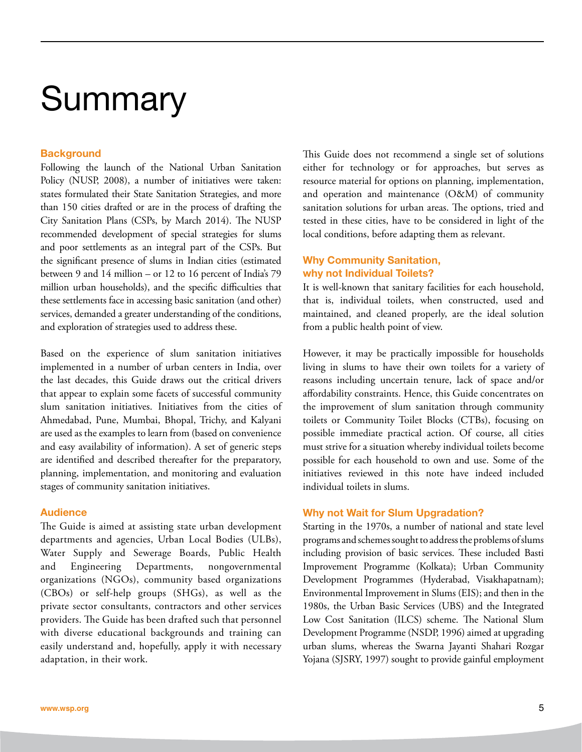# Summary

## Background

Following the launch of the National Urban Sanitation Policy (NUSP, 2008), a number of initiatives were taken: states formulated their State Sanitation Strategies, and more than 150 cities drafted or are in the process of drafting the City Sanitation Plans (CSPs, by March 2014). The NUSP recommended development of special strategies for slums and poor settlements as an integral part of the CSPs. But the significant presence of slums in Indian cities (estimated between 9 and 14 million – or 12 to 16 percent of India's 79 million urban households), and the specific difficulties that these settlements face in accessing basic sanitation (and other) services, demanded a greater understanding of the conditions, and exploration of strategies used to address these.

Based on the experience of slum sanitation initiatives implemented in a number of urban centers in India, over the last decades, this Guide draws out the critical drivers that appear to explain some facets of successful community slum sanitation initiatives. Initiatives from the cities of Ahmedabad, Pune, Mumbai, Bhopal, Trichy, and Kalyani are used as the examples to learn from (based on convenience and easy availability of information). A set of generic steps are identified and described thereafter for the preparatory, planning, implementation, and monitoring and evaluation stages of community sanitation initiatives.

## Audience

The Guide is aimed at assisting state urban development departments and agencies, Urban Local Bodies (ULBs), Water Supply and Sewerage Boards, Public Health and Engineering Departments, nongovernmental organizations (NGOs), community based organizations (CBOs) or self-help groups (SHGs), as well as the private sector consultants, contractors and other services providers. The Guide has been drafted such that personnel with diverse educational backgrounds and training can easily understand and, hopefully, apply it with necessary adaptation, in their work.

This Guide does not recommend a single set of solutions either for technology or for approaches, but serves as resource material for options on planning, implementation, and operation and maintenance (O&M) of community sanitation solutions for urban areas. The options, tried and tested in these cities, have to be considered in light of the local conditions, before adapting them as relevant.

## Why Community Sanitation, why not Individual Toilets?

It is well-known that sanitary facilities for each household, that is, individual toilets, when constructed, used and maintained, and cleaned properly, are the ideal solution from a public health point of view.

However, it may be practically impossible for households living in slums to have their own toilets for a variety of reasons including uncertain tenure, lack of space and/or affordability constraints. Hence, this Guide concentrates on the improvement of slum sanitation through community toilets or Community Toilet Blocks (CTBs), focusing on possible immediate practical action. Of course, all cities must strive for a situation whereby individual toilets become possible for each household to own and use. Some of the initiatives reviewed in this note have indeed included individual toilets in slums.

## Why not Wait for Slum Upgradation?

Starting in the 1970s, a number of national and state level programs and schemes sought to address the problems of slums including provision of basic services. These included Basti Improvement Programme (Kolkata); Urban Community Development Programmes (Hyderabad, Visakhapatnam); Environmental Improvement in Slums (EIS); and then in the 1980s, the Urban Basic Services (UBS) and the Integrated Low Cost Sanitation (ILCS) scheme. The National Slum Development Programme (NSDP, 1996) aimed at upgrading urban slums, whereas the Swarna Jayanti Shahari Rozgar Yojana (SJSRY, 1997) sought to provide gainful employment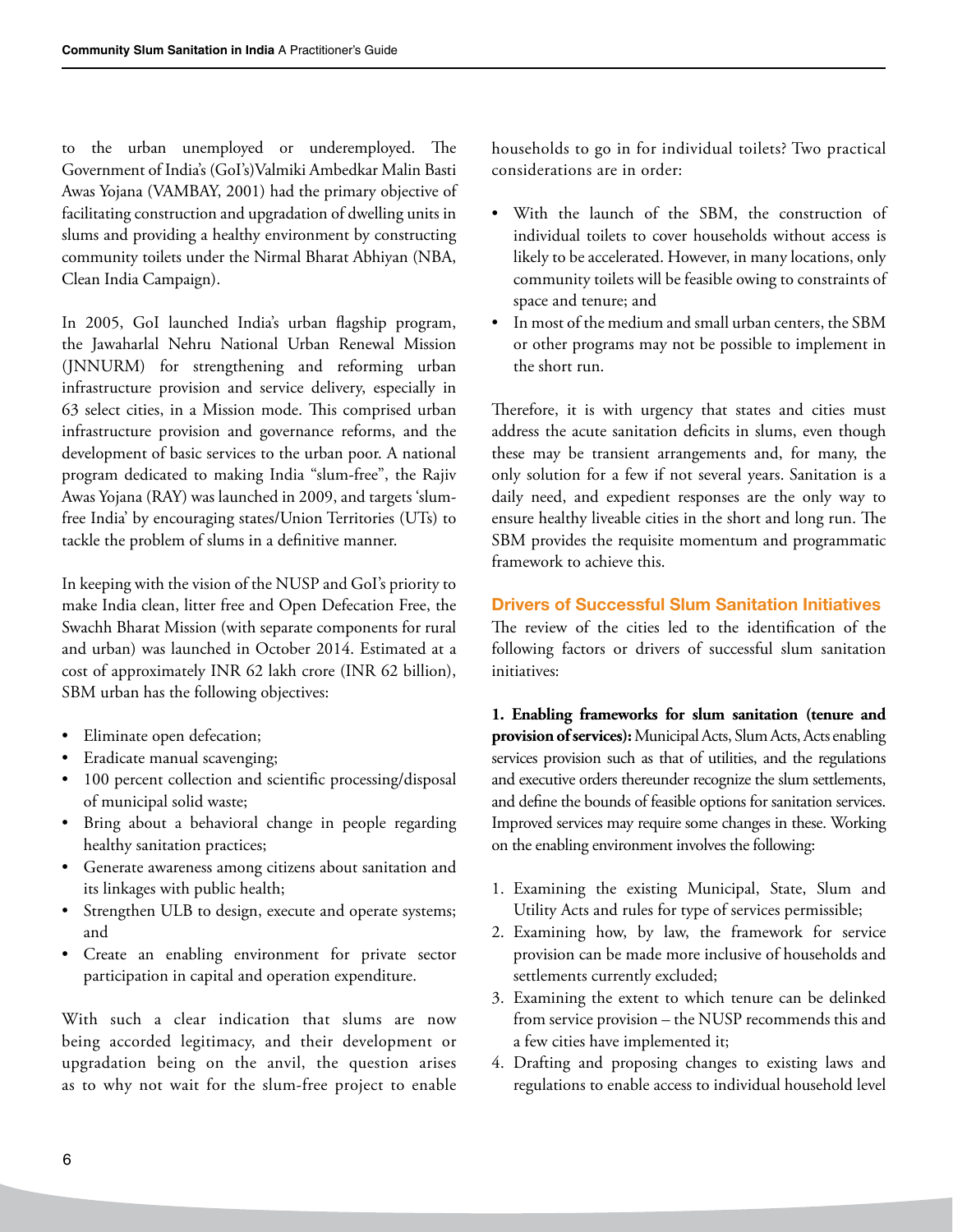to the urban unemployed or underemployed. The Government of India's (GoI's)Valmiki Ambedkar Malin Basti Awas Yojana (VAMBAY, 2001) had the primary objective of facilitating construction and upgradation of dwelling units in slums and providing a healthy environment by constructing community toilets under the Nirmal Bharat Abhiyan (NBA, Clean India Campaign).

In 2005, GoI launched India's urban flagship program, the Jawaharlal Nehru National Urban Renewal Mission (JNNURM) for strengthening and reforming urban infrastructure provision and service delivery, especially in 63 select cities, in a Mission mode. This comprised urban infrastructure provision and governance reforms, and the development of basic services to the urban poor. A national program dedicated to making India "slum-free", the Rajiv Awas Yojana (RAY) was launched in 2009, and targets 'slum-free India' by encouraging states/Union Territories (UTs) to tackle the problem of slums in a definitive manner.

In keeping with the vision of the NUSP and GoI's priority to make India clean, litter free and Open Defecation Free, the Swachh Bharat Mission (with separate components for rural and urban) was launched in October 2014. Estimated at a cost of approximately INR 62 lakh crore (INR 62 billion), SBM urban has the following objectives:

- Eliminate open defecation;
- Eradicate manual scavenging;
- 100 percent collection and scientific processing/disposal of municipal solid waste;
- Bring about a behavioral change in people regarding healthy sanitation practices;
- Generate awareness among citizens about sanitation and its linkages with public health;
- Strengthen ULB to design, execute and operate systems; and
- Create an enabling environment for private sector participation in capital and operation expenditure.

With such a clear indication that slums are now being accorded legitimacy, and their development or upgradation being on the anvil, the question arises as to why not wait for the slum-free project to enable households to go in for individual toilets? Two practical considerations are in order:

- With the launch of the SBM, the construction of individual toilets to cover households without access is likely to be accelerated. However, in many locations, only community toilets will be feasible owing to constraints of space and tenure; and
- In most of the medium and small urban centers, the SBM or other programs may not be possible to implement in the short run.

Therefore, it is with urgency that states and cities must address the acute sanitation deficits in slums, even though these may be transient arrangements and, for many, the only solution for a few if not several years. Sanitation is a daily need, and expedient responses are the only way to ensure healthy liveable cities in the short and long run. The SBM provides the requisite momentum and programmatic framework to achieve this.

### Drivers of Successful Slum Sanitation Initiatives

The review of the cities led to the identification of the following factors or drivers of successful slum sanitation initiatives:

**1. Enabling frameworks for slum sanitation (tenure and provision of services):** Municipal Acts, Slum Acts, Acts enabling services provision such as that of utilities, and the regulations and executive orders thereunder recognize the slum settlements, and define the bounds of feasible options for sanitation services. Improved services may require some changes in these. Working on the enabling environment involves the following:

1. Examining the existing Municipal, State, Slum and Utility Acts and rules for type of services permissible;
2. Examining how, by law, the framework for service provision can be made more inclusive of households and settlements currently excluded;
3. Examining the extent to which tenure can be delinked from service provision – the NUSP recommends this and a few cities have implemented it;
4. Drafting and proposing changes to existing laws and regulations to enable access to individual household level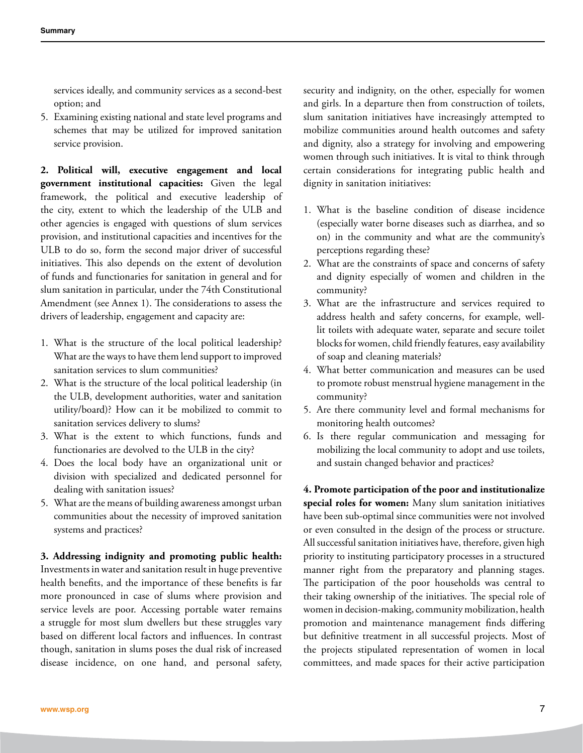services ideally, and community services as a second-best option; and

5. Examining existing national and state level programs and schemes that may be utilized for improved sanitation service provision.

**2. Political will, executive engagement and local government institutional capacities:** Given the legal framework, the political and executive leadership of the city, extent to which the leadership of the ULB and other agencies is engaged with questions of slum services provision, and institutional capacities and incentives for the ULB to do so, form the second major driver of successful initiatives. This also depends on the extent of devolution of funds and functionaries for sanitation in general and for slum sanitation in particular, under the 74th Constitutional Amendment (see Annex 1). The considerations to assess the drivers of leadership, engagement and capacity are:

1. What is the structure of the local political leadership? What are the ways to have them lend support to improved sanitation services to slum communities?
2. What is the structure of the local political leadership (in the ULB, development authorities, water and sanitation utility/board)? How can it be mobilized to commit to sanitation services delivery to slums?
3. What is the extent to which functions, funds and functionaries are devolved to the ULB in the city?
4. Does the local body have an organizational unit or division with specialized and dedicated personnel for dealing with sanitation issues?
5. What are the means of building awareness amongst urban communities about the necessity of improved sanitation systems and practices?

**3. Addressing indignity and promoting public health:** Investments in water and sanitation result in huge preventive health benefits, and the importance of these benefits is far more pronounced in case of slums where provision and service levels are poor. Accessing portable water remains a struggle for most slum dwellers but these struggles vary based on different local factors and influences. In contrast though, sanitation in slums poses the dual risk of increased disease incidence, on one hand, and personal safety, security and indignity, on the other, especially for women and girls. In a departure then from construction of toilets, slum sanitation initiatives have increasingly attempted to mobilize communities around health outcomes and safety and dignity, also a strategy for involving and empowering women through such initiatives. It is vital to think through certain considerations for integrating public health and dignity in sanitation initiatives:

1. What is the baseline condition of disease incidence (especially water borne diseases such as diarrhea, and so on) in the community and what are the community's perceptions regarding these?
2. What are the constraints of space and concerns of safety and dignity especially of women and children in the community?
3. What are the infrastructure and services required to address health and safety concerns, for example, well-lit toilets with adequate water, separate and secure toilet blocks for women, child friendly features, easy availability of soap and cleaning materials?
4. What better communication and measures can be used to promote robust menstrual hygiene management in the community?
5. Are there community level and formal mechanisms for monitoring health outcomes?
6. Is there regular communication and messaging for mobilizing the local community to adopt and use toilets, and sustain changed behavior and practices?

**4. Promote participation of the poor and institutionalize special roles for women:** Many slum sanitation initiatives have been sub-optimal since communities were not involved or even consulted in the design of the process or structure. All successful sanitation initiatives have, therefore, given high priority to instituting participatory processes in a structured manner right from the preparatory and planning stages. The participation of the poor households was central to their taking ownership of the initiatives. The special role of women in decision-making, community mobilization, health promotion and maintenance management finds differing but definitive treatment in all successful projects. Most of the projects stipulated representation of women in local committees, and made spaces for their active participation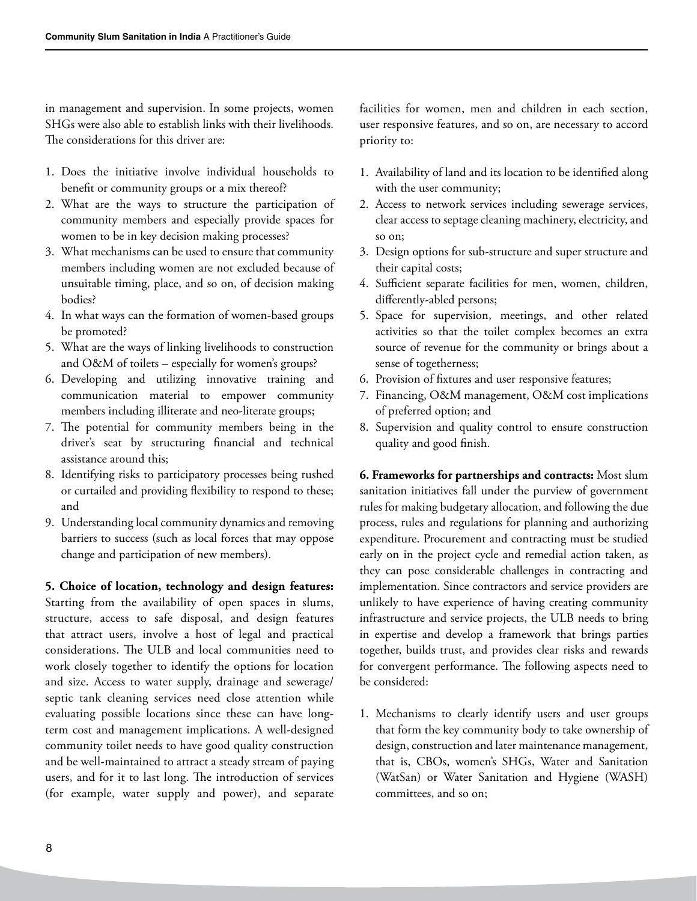in management and supervision. In some projects, women SHGs were also able to establish links with their livelihoods. The considerations for this driver are:

1. Does the initiative involve individual households to benefit or community groups or a mix thereof?
2. What are the ways to structure the participation of community members and especially provide spaces for women to be in key decision making processes?
3. What mechanisms can be used to ensure that community members including women are not excluded because of unsuitable timing, place, and so on, of decision making bodies?
4. In what ways can the formation of women-based groups be promoted?
5. What are the ways of linking livelihoods to construction and O&M of toilets – especially for women's groups?
6. Developing and utilizing innovative training and communication material to empower community members including illiterate and neo-literate groups;
7. The potential for community members being in the driver's seat by structuring financial and technical assistance around this;
8. Identifying risks to participatory processes being rushed or curtailed and providing flexibility to respond to these; and
9. Understanding local community dynamics and removing barriers to success (such as local forces that may oppose change and participation of new members).

**5. Choice of location, technology and design features:** Starting from the availability of open spaces in slums, structure, access to safe disposal, and design features that attract users, involve a host of legal and practical considerations. The ULB and local communities need to work closely together to identify the options for location and size. Access to water supply, drainage and sewerage/ septic tank cleaning services need close attention while evaluating possible locations since these can have long-term cost and management implications. A well-designed community toilet needs to have good quality construction and be well-maintained to attract a steady stream of paying users, and for it to last long. The introduction of services (for example, water supply and power), and separate facilities for women, men and children in each section, user responsive features, and so on, are necessary to accord priority to:

1. Availability of land and its location to be identified along with the user community;
2. Access to network services including sewerage services, clear access to septage cleaning machinery, electricity, and so on;
3. Design options for sub-structure and super structure and their capital costs;
4. Sufficient separate facilities for men, women, children, differently-abled persons;
5. Space for supervision, meetings, and other related activities so that the toilet complex becomes an extra source of revenue for the community or brings about a sense of togetherness;
6. Provision of fixtures and user responsive features;
7. Financing, O&M management, O&M cost implications of preferred option; and
8. Supervision and quality control to ensure construction quality and good finish.

**6. Frameworks for partnerships and contracts:** Most slum sanitation initiatives fall under the purview of government rules for making budgetary allocation, and following the due process, rules and regulations for planning and authorizing expenditure. Procurement and contracting must be studied early on in the project cycle and remedial action taken, as they can pose considerable challenges in contracting and implementation. Since contractors and service providers are unlikely to have experience of having creating community infrastructure and service projects, the ULB needs to bring in expertise and develop a framework that brings parties together, builds trust, and provides clear risks and rewards for convergent performance. The following aspects need to be considered:

1. Mechanisms to clearly identify users and user groups that form the key community body to take ownership of design, construction and later maintenance management, that is, CBOs, women's SHGs, Water and Sanitation (WatSan) or Water Sanitation and Hygiene (WASH) committees, and so on;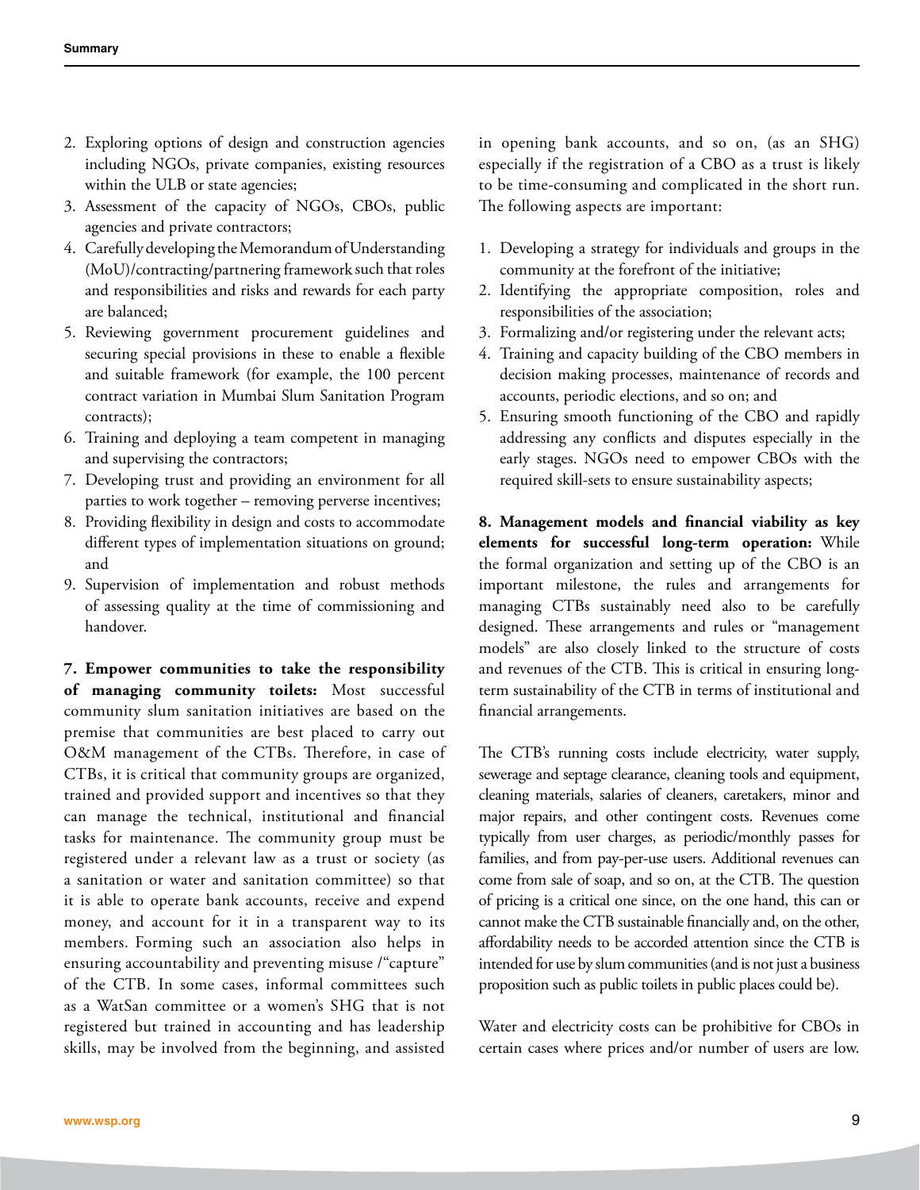2. Exploring options of design and construction agencies including NGOs, private companies, existing resources within the ULB or state agencies;
3. Assessment of the capacity of NGOs, CBOs, public agencies and private contractors;
4. Carefully developing the Memorandum of Understanding (MoU)/contracting/partnering framework such that roles and responsibilities and risks and rewards for each party are balanced;
5. Reviewing government procurement guidelines and securing special provisions in these to enable a flexible and suitable framework (for example, the 100 percent contract variation in Mumbai Slum Sanitation Program contracts);
6. Training and deploying a team competent in managing and supervising the contractors;
7. Developing trust and providing an environment for all parties to work together – removing perverse incentives;
8. Providing flexibility in design and costs to accommodate different types of implementation situations on ground; and
9. Supervision of implementation and robust methods of assessing quality at the time of commissioning and handover.

**7. Empower communities to take the responsibility of managing community toilets:** Most successful community slum sanitation initiatives are based on the premise that communities are best placed to carry out O&M management of the CTBs. Therefore, in case of CTBs, it is critical that community groups are organized, trained and provided support and incentives so that they can manage the technical, institutional and financial tasks for maintenance. The community group must be registered under a relevant law as a trust or society (as a sanitation or water and sanitation committee) so that it is able to operate bank accounts, receive and expend money, and account for it in a transparent way to its members. Forming such an association also helps in ensuring accountability and preventing misuse /"capture" of the CTB. In some cases, informal committees such as a WatSan committee or a women's SHG that is not registered but trained in accounting and has leadership skills, may be involved from the beginning, and assisted in opening bank accounts, and so on, (as an SHG) especially if the registration of a CBO as a trust is likely to be time-consuming and complicated in the short run. The following aspects are important:

1. Developing a strategy for individuals and groups in the community at the forefront of the initiative;
2. Identifying the appropriate composition, roles and responsibilities of the association;
3. Formalizing and/or registering under the relevant acts;
4. Training and capacity building of the CBO members in decision making processes, maintenance of records and accounts, periodic elections, and so on; and
5. Ensuring smooth functioning of the CBO and rapidly addressing any conflicts and disputes especially in the early stages. NGOs need to empower CBOs with the required skill-sets to ensure sustainability aspects;

**8. Management models and financial viability as key elements for successful long-term operation:** While the formal organization and setting up of the CBO is an important milestone, the rules and arrangements for managing CTBs sustainably need also to be carefully designed. These arrangements and rules or "management models" are also closely linked to the structure of costs and revenues of the CTB. This is critical in ensuring long-term sustainability of the CTB in terms of institutional and financial arrangements.

The CTB's running costs include electricity, water supply, sewerage and septage clearance, cleaning tools and equipment, cleaning materials, salaries of cleaners, caretakers, minor and major repairs, and other contingent costs. Revenues come typically from user charges, as periodic/monthly passes for families, and from pay-per-use users. Additional revenues can come from sale of soap, and so on, at the CTB. The question of pricing is a critical one since, on the one hand, this can or cannot make the CTB sustainable financially and, on the other, affordability needs to be accorded attention since the CTB is intended for use by slum communities (and is not just a business proposition such as public toilets in public places could be).

Water and electricity costs can be prohibitive for CBOs in certain cases where prices and/or number of users are low.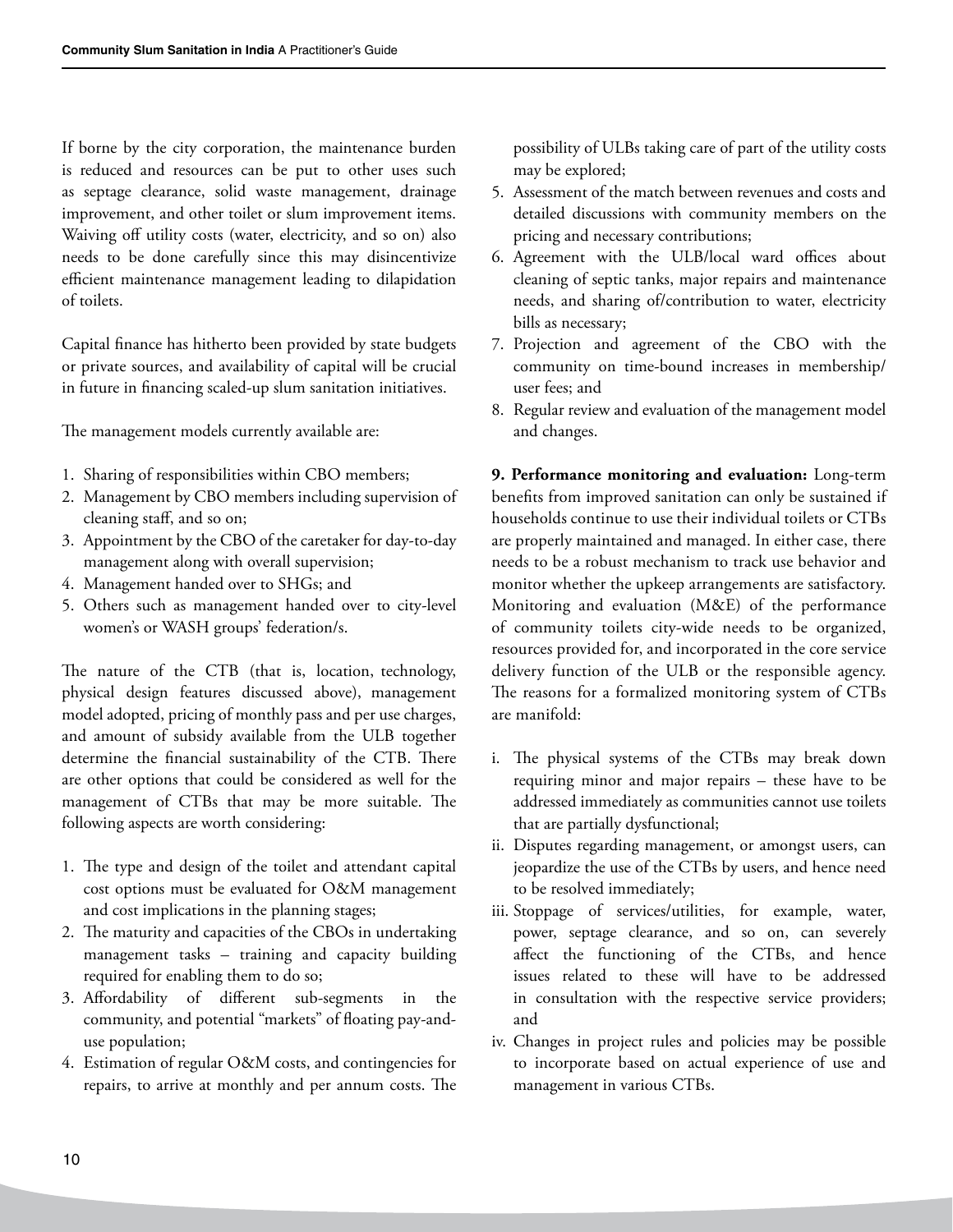If borne by the city corporation, the maintenance burden is reduced and resources can be put to other uses such as septage clearance, solid waste management, drainage improvement, and other toilet or slum improvement items. Waiving off utility costs (water, electricity, and so on) also needs to be done carefully since this may disincentivize efficient maintenance management leading to dilapidation of toilets.

Capital finance has hitherto been provided by state budgets or private sources, and availability of capital will be crucial in future in financing scaled-up slum sanitation initiatives.

The management models currently available are:

1. Sharing of responsibilities within CBO members;
2. Management by CBO members including supervision of cleaning staff, and so on;
3. Appointment by the CBO of the caretaker for day-to-day management along with overall supervision;
4. Management handed over to SHGs; and
5. Others such as management handed over to city-level women's or WASH groups' federation/s.

The nature of the CTB (that is, location, technology, physical design features discussed above), management model adopted, pricing of monthly pass and per use charges, and amount of subsidy available from the ULB together determine the financial sustainability of the CTB. There are other options that could be considered as well for the management of CTBs that may be more suitable. The following aspects are worth considering:

1. The type and design of the toilet and attendant capital cost options must be evaluated for O&M management and cost implications in the planning stages;
2. The maturity and capacities of the CBOs in undertaking management tasks – training and capacity building required for enabling them to do so;
3. Affordability of different sub-segments in the community, and potential "markets" of floating pay-and-use population;
4. Estimation of regular O&M costs, and contingencies for repairs, to arrive at monthly and per annum costs. The possibility of ULBs taking care of part of the utility costs may be explored;
5. Assessment of the match between revenues and costs and detailed discussions with community members on the pricing and necessary contributions;
6. Agreement with the ULB/local ward offices about cleaning of septic tanks, major repairs and maintenance needs, and sharing of/contribution to water, electricity bills as necessary;
7. Projection and agreement of the CBO with the community on time-bound increases in membership/ user fees; and
8. Regular review and evaluation of the management model and changes.

**9. Performance monitoring and evaluation:** Long-term benefits from improved sanitation can only be sustained if households continue to use their individual toilets or CTBs are properly maintained and managed. In either case, there needs to be a robust mechanism to track use behavior and monitor whether the upkeep arrangements are satisfactory. Monitoring and evaluation (M&E) of the performance of community toilets city-wide needs to be organized, resources provided for, and incorporated in the core service delivery function of the ULB or the responsible agency. The reasons for a formalized monitoring system of CTBs are manifold:

i. The physical systems of the CTBs may break down requiring minor and major repairs – these have to be addressed immediately as communities cannot use toilets that are partially dysfunctional;
ii. Disputes regarding management, or amongst users, can jeopardize the use of the CTBs by users, and hence need to be resolved immediately;
iii. Stoppage of services/utilities, for example, water, power, septage clearance, and so on, can severely affect the functioning of the CTBs, and hence issues related to these will have to be addressed in consultation with the respective service providers; and
iv. Changes in project rules and policies may be possible to incorporate based on actual experience of use and management in various CTBs.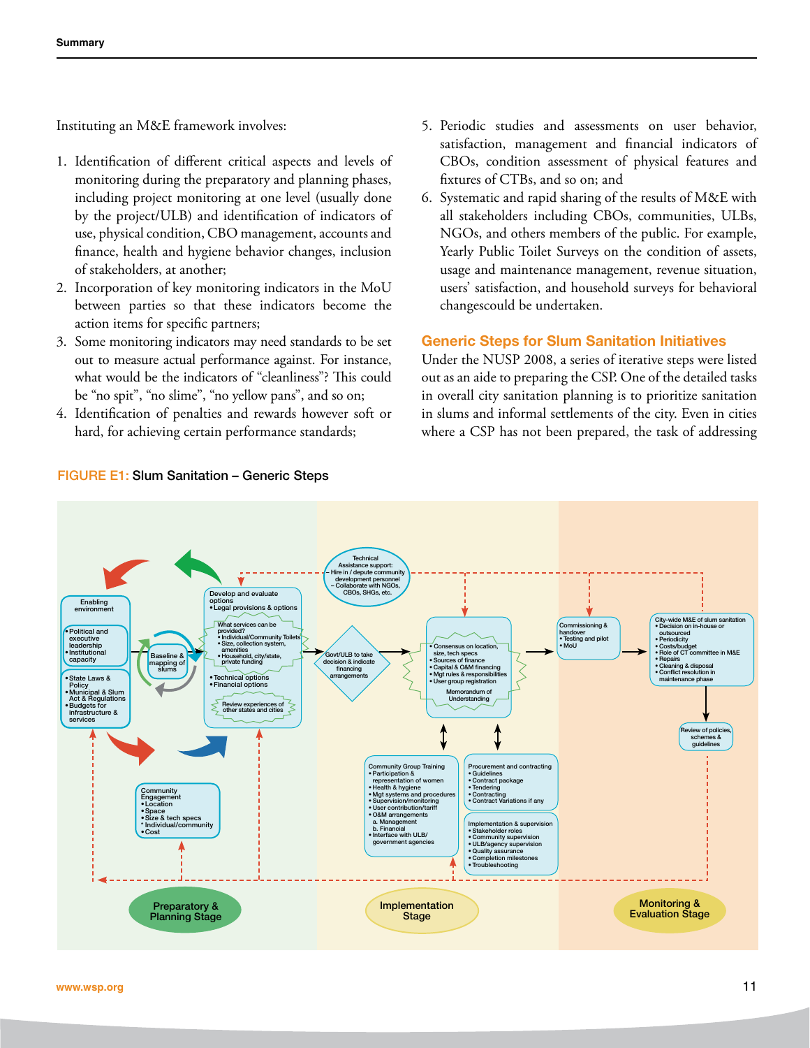Instituting an M&E framework involves:

1. Identification of different critical aspects and levels of monitoring during the preparatory and planning phases, including project monitoring at one level (usually done by the project/ULB) and identification of indicators of use, physical condition, CBO management, accounts and finance, health and hygiene behavior changes, inclusion of stakeholders, at another;
2. Incorporation of key monitoring indicators in the MoU between parties so that these indicators become the action items for specific partners;
3. Some monitoring indicators may need standards to be set out to measure actual performance against. For instance, what would be the indicators of "cleanliness"? This could be "no spit", "no slime", "no yellow pans", and so on;
4. Identification of penalties and rewards however soft or hard, for achieving certain performance standards;
5. Periodic studies and assessments on user behavior, satisfaction, management and financial indicators of CBOs, condition assessment of physical features and fixtures of CTBs, and so on; and
6. Systematic and rapid sharing of the results of M&E with all stakeholders including CBOs, communities, ULBs, NGOs, and others members of the public. For example, Yearly Public Toilet Surveys on the condition of assets, usage and maintenance management, revenue situation, users' satisfaction, and household surveys for behavioral changescould be undertaken.

## Generic Steps for Slum Sanitation Initiatives

Under the NUSP 2008, a series of iterative steps were listed out as an aide to preparing the CSP. One of the detailed tasks in overall city sanitation planning is to prioritize sanitation in slums and informal settlements of the city. Even in cities where a CSP has not been prepared, the task of addressing

FIGURE E1: Slum Sanitation – Generic Steps

Enabling environment
- Political and executive leadership
- Institutional capacity

- State Laws & Policy
- Municipal & Slum Act & Regulations
- Budgets for infrastructure & services

Baseline & mapping of slums

Develop and evaluate options
- Legal provisions & options

What services can be provided?
- Individual/Community Toilets
- Size, collection system, amenities
- Household, city/state, private funding

- Technical options
- Financial options

Review experiences of other states and cities

Community Engagement
- Location
- Space
- Size & tech specs
  * Individual/community
- Cost

Technical Assistance support:
– Hire in / depute community development personnel
– Collaborate with NGOs, CBOs, SHGs, etc.

Govt/ULB to take decision & indicate financing arrangements

- Consensus on location, size, tech specs
- Sources of finance
- Capital & O&M financing
- Mgt rules & responsibilities
- User group registration

Memorandum of Understanding

Community Group Training
- Participation & representation of women
- Health & hygiene
- Mgt systems and procedures
- Supervision/monitoring
- User contribution/tariff
- O&M arrangements
  a. Management
  b. Financial
- Interface with ULB/ government agencies

Procurement and contracting
- Guidelines
- Contract package
- Tendering
- Contracting
- Contract Variations if any

Implementation & supervision
- Stakeholder roles
- Community supervision
- ULB/agency supervision
- Quality assurance
- Completion milestones
- Troubleshooting

Commissioning & handover
- Testing and pilot
- MoU

City-wide M&E of slum sanitation
- Decision on in-house or outsourced
- Periodicity
- Costs/budget
- Role of CT committee in M&E
- Repairs
- Cleaning & disposal
- Conflict resolution in maintenance phase

Review of policies, schemes & guidelines

Preparatory & Planning Stage

Implementation Stage

Monitoring & Evaluation Stage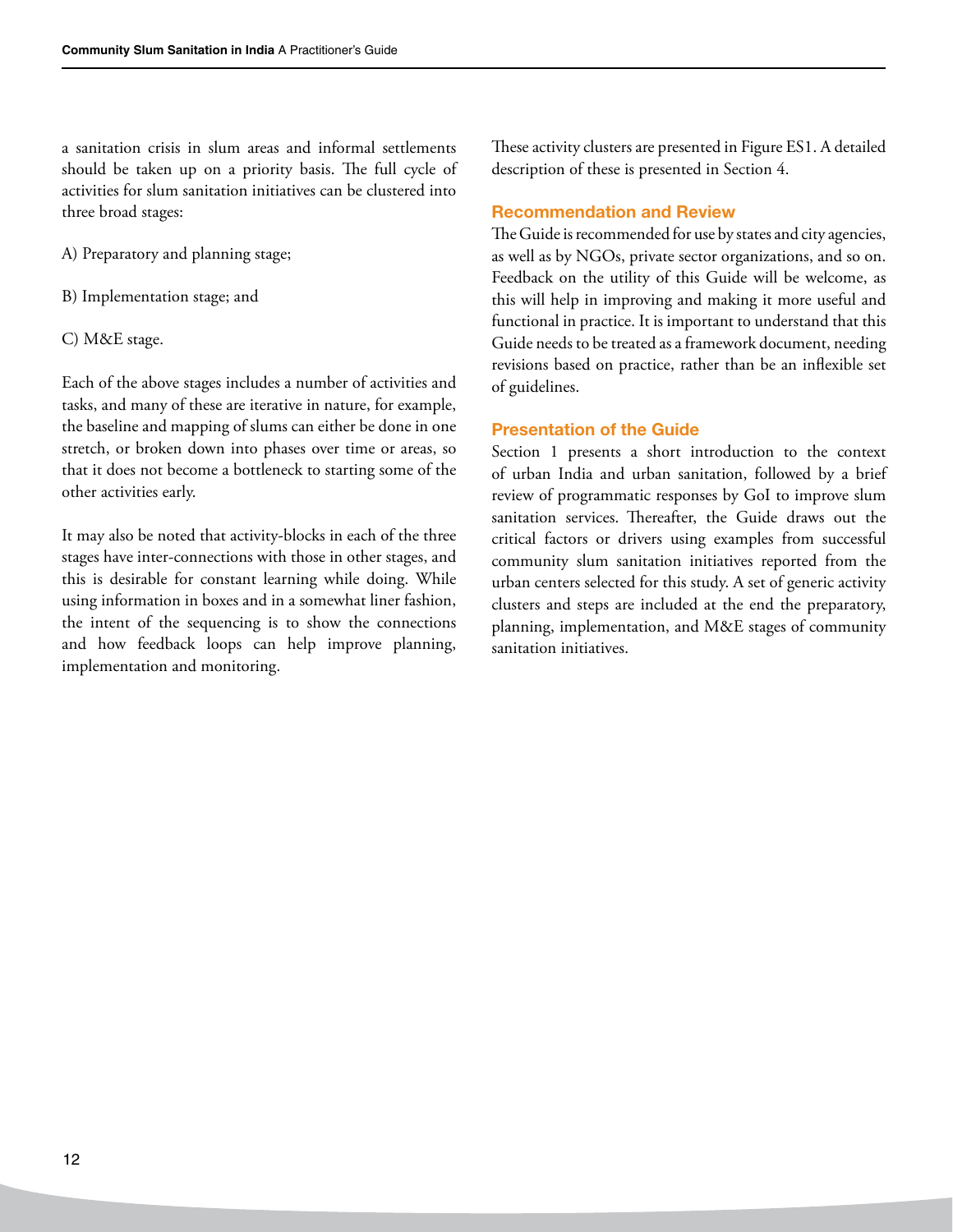a sanitation crisis in slum areas and informal settlements should be taken up on a priority basis. The full cycle of activities for slum sanitation initiatives can be clustered into three broad stages:

A) Preparatory and planning stage;

B) Implementation stage; and

C) M&E stage.

Each of the above stages includes a number of activities and tasks, and many of these are iterative in nature, for example, the baseline and mapping of slums can either be done in one stretch, or broken down into phases over time or areas, so that it does not become a bottleneck to starting some of the other activities early.

It may also be noted that activity-blocks in each of the three stages have inter-connections with those in other stages, and this is desirable for constant learning while doing. While using information in boxes and in a somewhat liner fashion, the intent of the sequencing is to show the connections and how feedback loops can help improve planning, implementation and monitoring.

These activity clusters are presented in Figure ES1. A detailed description of these is presented in Section 4.

### Recommendation and Review

The Guide is recommended for use by states and city agencies, as well as by NGOs, private sector organizations, and so on. Feedback on the utility of this Guide will be welcome, as this will help in improving and making it more useful and functional in practice. It is important to understand that this Guide needs to be treated as a framework document, needing revisions based on practice, rather than be an inflexible set of guidelines.

### Presentation of the Guide

Section 1 presents a short introduction to the context of urban India and urban sanitation, followed by a brief review of programmatic responses by GoI to improve slum sanitation services. Thereafter, the Guide draws out the critical factors or drivers using examples from successful community slum sanitation initiatives reported from the urban centers selected for this study. A set of generic activity clusters and steps are included at the end the preparatory, planning, implementation, and M&E stages of community sanitation initiatives.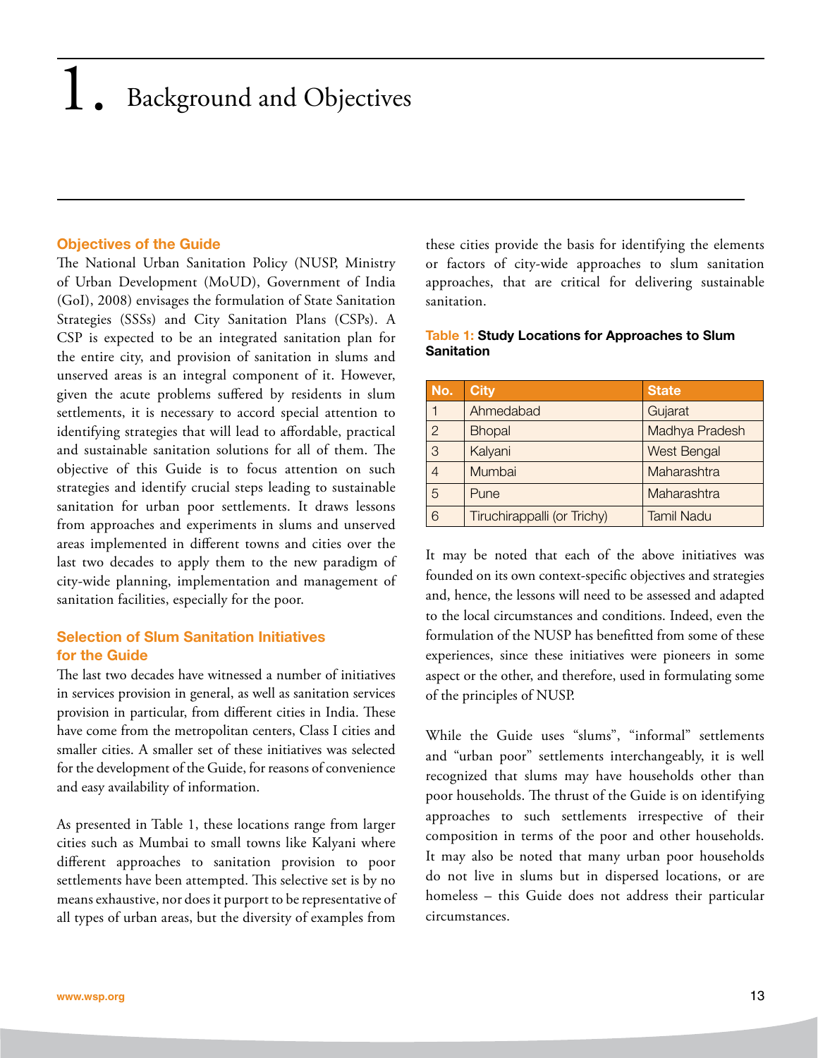# 1. Background and Objectives

### Objectives of the Guide

The National Urban Sanitation Policy (NUSP, Ministry of Urban Development (MoUD), Government of India (GoI), 2008) envisages the formulation of State Sanitation Strategies (SSSs) and City Sanitation Plans (CSPs). A CSP is expected to be an integrated sanitation plan for the entire city, and provision of sanitation in slums and unserved areas is an integral component of it. However, given the acute problems suffered by residents in slum settlements, it is necessary to accord special attention to identifying strategies that will lead to affordable, practical and sustainable sanitation solutions for all of them. The objective of this Guide is to focus attention on such strategies and identify crucial steps leading to sustainable sanitation for urban poor settlements. It draws lessons from approaches and experiments in slums and unserved areas implemented in different towns and cities over the last two decades to apply them to the new paradigm of city-wide planning, implementation and management of sanitation facilities, especially for the poor.

### Selection of Slum Sanitation Initiatives for the Guide

The last two decades have witnessed a number of initiatives in services provision in general, as well as sanitation services provision in particular, from different cities in India. These have come from the metropolitan centers, Class I cities and smaller cities. A smaller set of these initiatives was selected for the development of the Guide, for reasons of convenience and easy availability of information.

As presented in Table 1, these locations range from larger cities such as Mumbai to small towns like Kalyani where different approaches to sanitation provision to poor settlements have been attempted. This selective set is by no means exhaustive, nor does it purport to be representative of all types of urban areas, but the diversity of examples from these cities provide the basis for identifying the elements or factors of city-wide approaches to slum sanitation approaches, that are critical for delivering sustainable sanitation.

**Table 1: Study Locations for Approaches to Slum Sanitation**

| No. | City | State |
|---|---|---|
| 1 | Ahmedabad | Gujarat |
| 2 | Bhopal | Madhya Pradesh |
| 3 | Kalyani | West Bengal |
| 4 | Mumbai | Maharashtra |
| 5 | Pune | Maharashtra |
| 6 | Tiruchirappalli (or Trichy) | Tamil Nadu |

It may be noted that each of the above initiatives was founded on its own context-specific objectives and strategies and, hence, the lessons will need to be assessed and adapted to the local circumstances and conditions. Indeed, even the formulation of the NUSP has benefitted from some of these experiences, since these initiatives were pioneers in some aspect or the other, and therefore, used in formulating some of the principles of NUSP.

While the Guide uses "slums", "informal" settlements and "urban poor" settlements interchangeably, it is well recognized that slums may have households other than poor households. The thrust of the Guide is on identifying approaches to such settlements irrespective of their composition in terms of the poor and other households. It may also be noted that many urban poor households do not live in slums but in dispersed locations, or are homeless – this Guide does not address their particular circumstances.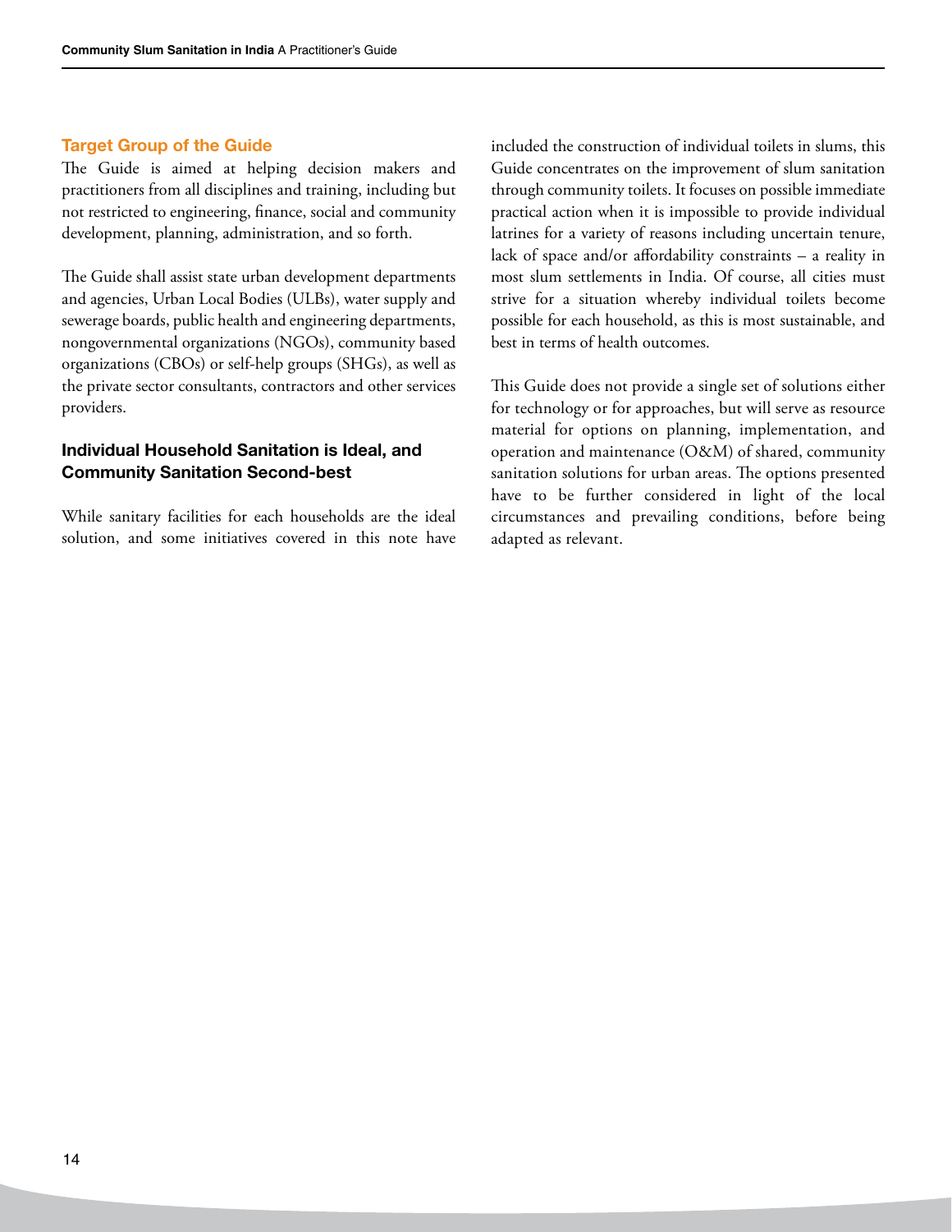### Target Group of the Guide

The Guide is aimed at helping decision makers and practitioners from all disciplines and training, including but not restricted to engineering, finance, social and community development, planning, administration, and so forth.

The Guide shall assist state urban development departments and agencies, Urban Local Bodies (ULBs), water supply and sewerage boards, public health and engineering departments, nongovernmental organizations (NGOs), community based organizations (CBOs) or self-help groups (SHGs), as well as the private sector consultants, contractors and other services providers.

### Individual Household Sanitation is Ideal, and Community Sanitation Second-best

While sanitary facilities for each households are the ideal solution, and some initiatives covered in this note have included the construction of individual toilets in slums, this Guide concentrates on the improvement of slum sanitation through community toilets. It focuses on possible immediate practical action when it is impossible to provide individual latrines for a variety of reasons including uncertain tenure, lack of space and/or affordability constraints – a reality in most slum settlements in India. Of course, all cities must strive for a situation whereby individual toilets become possible for each household, as this is most sustainable, and best in terms of health outcomes.

This Guide does not provide a single set of solutions either for technology or for approaches, but will serve as resource material for options on planning, implementation, and operation and maintenance (O&M) of shared, community sanitation solutions for urban areas. The options presented have to be further considered in light of the local circumstances and prevailing conditions, before being adapted as relevant.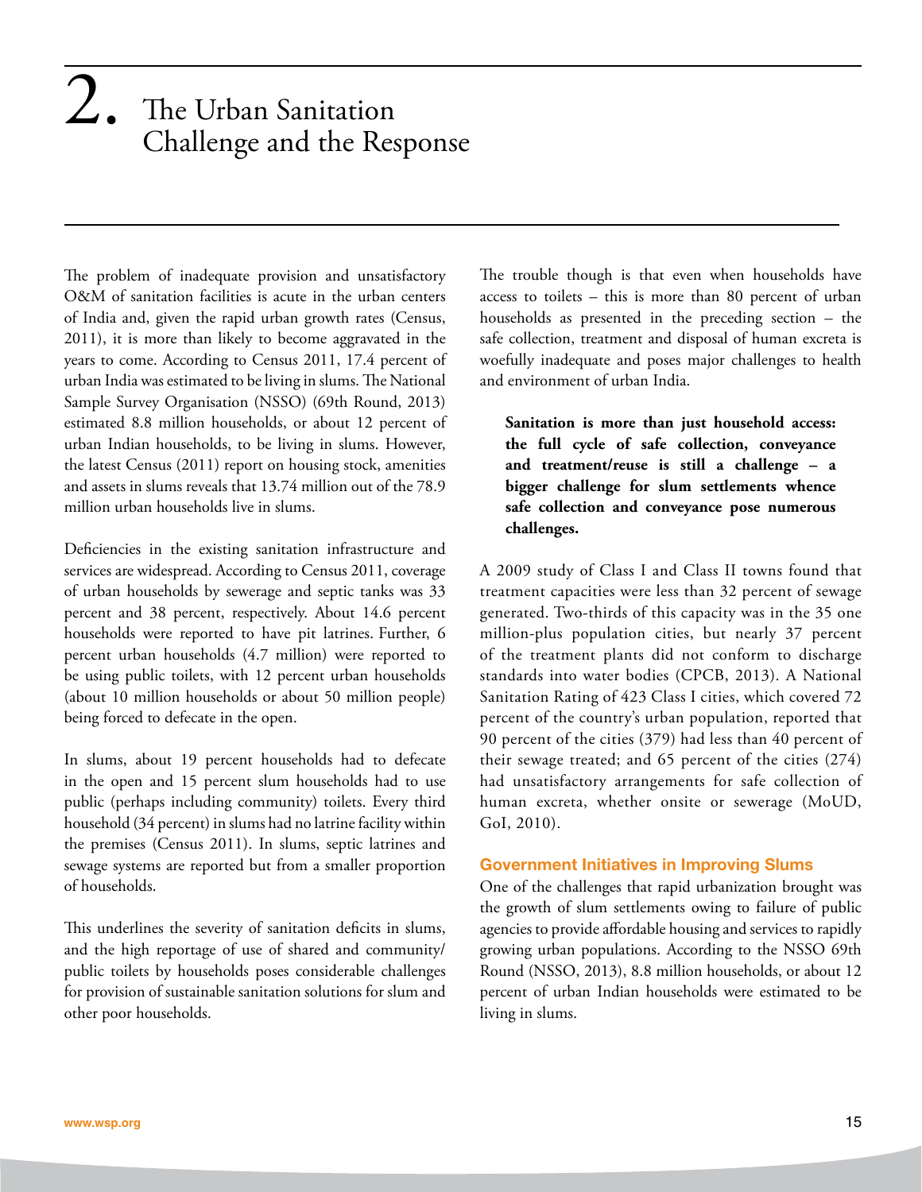# 2. The Urban Sanitation Challenge and the Response

The problem of inadequate provision and unsatisfactory O&M of sanitation facilities is acute in the urban centers of India and, given the rapid urban growth rates (Census, 2011), it is more than likely to become aggravated in the years to come. According to Census 2011, 17.4 percent of urban India was estimated to be living in slums. The National Sample Survey Organisation (NSSO) (69th Round, 2013) estimated 8.8 million households, or about 12 percent of urban Indian households, to be living in slums. However, the latest Census (2011) report on housing stock, amenities and assets in slums reveals that 13.74 million out of the 78.9 million urban households live in slums.

Deficiencies in the existing sanitation infrastructure and services are widespread. According to Census 2011, coverage of urban households by sewerage and septic tanks was 33 percent and 38 percent, respectively. About 14.6 percent households were reported to have pit latrines. Further, 6 percent urban households (4.7 million) were reported to be using public toilets, with 12 percent urban households (about 10 million households or about 50 million people) being forced to defecate in the open.

In slums, about 19 percent households had to defecate in the open and 15 percent slum households had to use public (perhaps including community) toilets. Every third household (34 percent) in slums had no latrine facility within the premises (Census 2011). In slums, septic latrines and sewage systems are reported but from a smaller proportion of households.

This underlines the severity of sanitation deficits in slums, and the high reportage of use of shared and community/ public toilets by households poses considerable challenges for provision of sustainable sanitation solutions for slum and other poor households.

The trouble though is that even when households have access to toilets – this is more than 80 percent of urban households as presented in the preceding section – the safe collection, treatment and disposal of human excreta is woefully inadequate and poses major challenges to health and environment of urban India.

**Sanitation is more than just household access: the full cycle of safe collection, conveyance and treatment/reuse is still a challenge – a bigger challenge for slum settlements whence safe collection and conveyance pose numerous challenges.**

A 2009 study of Class I and Class II towns found that treatment capacities were less than 32 percent of sewage generated. Two-thirds of this capacity was in the 35 one million-plus population cities, but nearly 37 percent of the treatment plants did not conform to discharge standards into water bodies (CPCB, 2013). A National Sanitation Rating of 423 Class I cities, which covered 72 percent of the country's urban population, reported that 90 percent of the cities (379) had less than 40 percent of their sewage treated; and 65 percent of the cities (274) had unsatisfactory arrangements for safe collection of human excreta, whether onsite or sewerage (MoUD, GoI, 2010).

### Government Initiatives in Improving Slums

One of the challenges that rapid urbanization brought was the growth of slum settlements owing to failure of public agencies to provide affordable housing and services to rapidly growing urban populations. According to the NSSO 69th Round (NSSO, 2013), 8.8 million households, or about 12 percent of urban Indian households were estimated to be living in slums.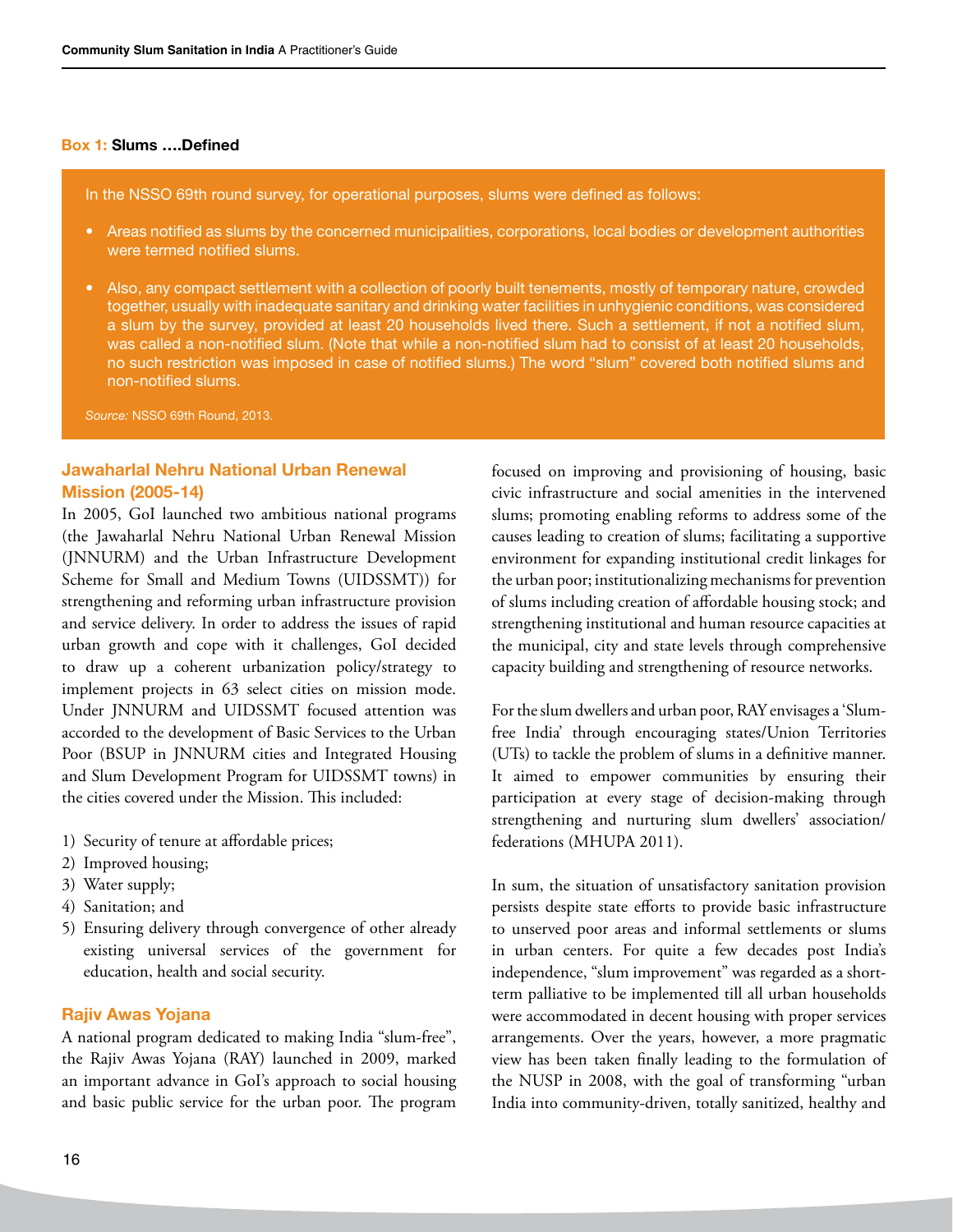**Box 1: Slums ….Defined**

In the NSSO 69th round survey, for operational purposes, slums were defined as follows:

- Areas notified as slums by the concerned municipalities, corporations, local bodies or development authorities were termed notified slums.
- Also, any compact settlement with a collection of poorly built tenements, mostly of temporary nature, crowded together, usually with inadequate sanitary and drinking water facilities in unhygienic conditions, was considered a slum by the survey, provided at least 20 households lived there. Such a settlement, if not a notified slum, was called a non-notified slum. (Note that while a non-notified slum had to consist of at least 20 households, no such restriction was imposed in case of notified slums.) The word "slum" covered both notified slums and non-notified slums.

*Source:* NSSO 69th Round, 2013.

### Jawaharlal Nehru National Urban Renewal Mission (2005-14)

In 2005, GoI launched two ambitious national programs (the Jawaharlal Nehru National Urban Renewal Mission (JNNURM) and the Urban Infrastructure Development Scheme for Small and Medium Towns (UIDSSMT)) for strengthening and reforming urban infrastructure provision and service delivery. In order to address the issues of rapid urban growth and cope with it challenges, GoI decided to draw up a coherent urbanization policy/strategy to implement projects in 63 select cities on mission mode. Under JNNURM and UIDSSMT focused attention was accorded to the development of Basic Services to the Urban Poor (BSUP in JNNURM cities and Integrated Housing and Slum Development Program for UIDSSMT towns) in the cities covered under the Mission. This included:

1) Security of tenure at affordable prices;
2) Improved housing;
3) Water supply;
4) Sanitation; and
5) Ensuring delivery through convergence of other already existing universal services of the government for education, health and social security.

### Rajiv Awas Yojana

A national program dedicated to making India "slum-free", the Rajiv Awas Yojana (RAY) launched in 2009, marked an important advance in GoI's approach to social housing and basic public service for the urban poor. The program focused on improving and provisioning of housing, basic civic infrastructure and social amenities in the intervened slums; promoting enabling reforms to address some of the causes leading to creation of slums; facilitating a supportive environment for expanding institutional credit linkages for the urban poor; institutionalizing mechanisms for prevention of slums including creation of affordable housing stock; and strengthening institutional and human resource capacities at the municipal, city and state levels through comprehensive capacity building and strengthening of resource networks.

For the slum dwellers and urban poor, RAY envisages a 'Slum-free India' through encouraging states/Union Territories (UTs) to tackle the problem of slums in a definitive manner. It aimed to empower communities by ensuring their participation at every stage of decision-making through strengthening and nurturing slum dwellers' association/federations (MHUPA 2011).

In sum, the situation of unsatisfactory sanitation provision persists despite state efforts to provide basic infrastructure to unserved poor areas and informal settlements or slums in urban centers. For quite a few decades post India's independence, "slum improvement" was regarded as a short-term palliative to be implemented till all urban households were accommodated in decent housing with proper services arrangements. Over the years, however, a more pragmatic view has been taken finally leading to the formulation of the NUSP in 2008, with the goal of transforming "urban India into community-driven, totally sanitized, healthy and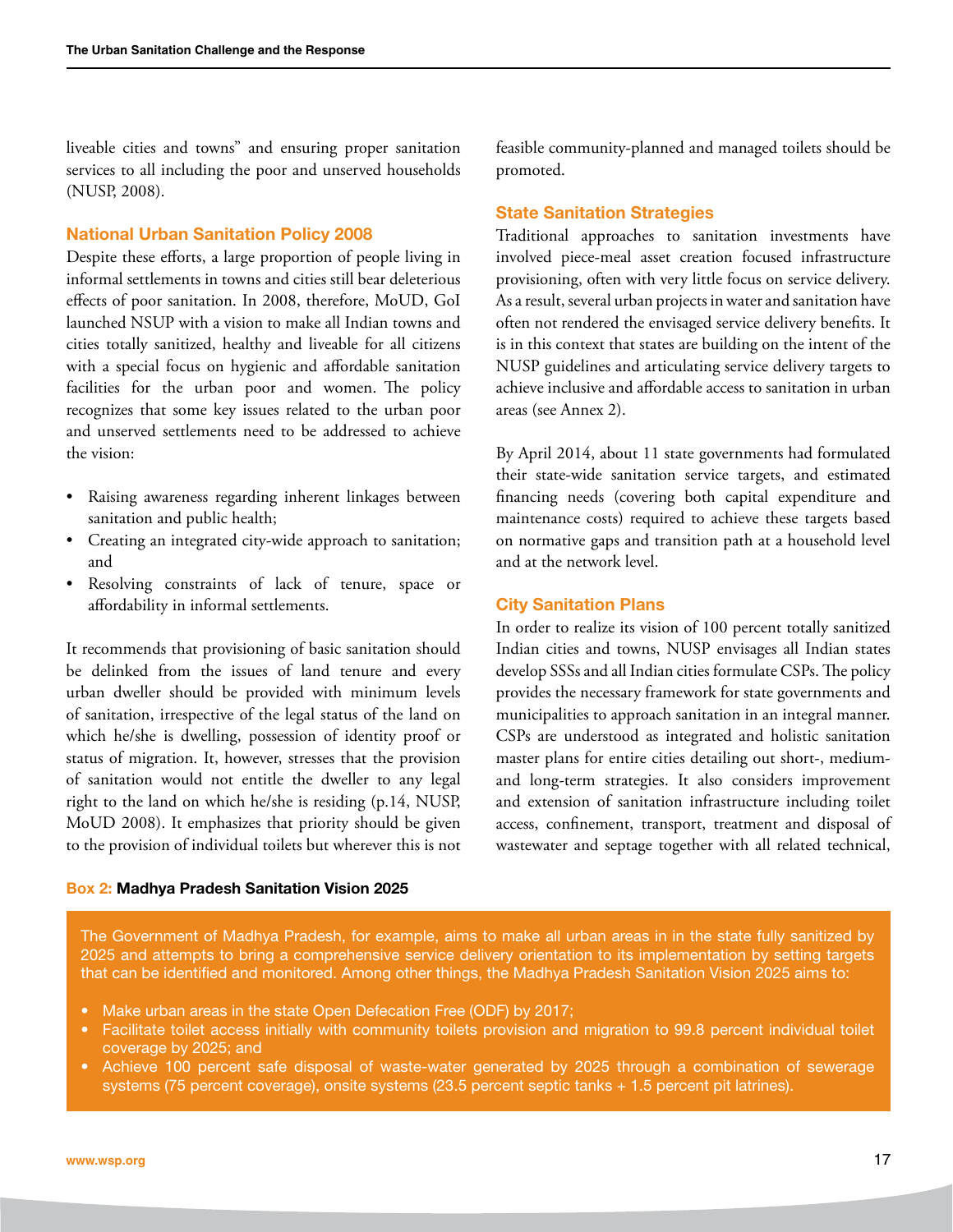liveable cities and towns" and ensuring proper sanitation services to all including the poor and unserved households (NUSP, 2008).

### National Urban Sanitation Policy 2008

Despite these efforts, a large proportion of people living in informal settlements in towns and cities still bear deleterious effects of poor sanitation. In 2008, therefore, MoUD, GoI launched NSUP with a vision to make all Indian towns and cities totally sanitized, healthy and liveable for all citizens with a special focus on hygienic and affordable sanitation facilities for the urban poor and women. The policy recognizes that some key issues related to the urban poor and unserved settlements need to be addressed to achieve the vision:

- Raising awareness regarding inherent linkages between sanitation and public health;
- Creating an integrated city-wide approach to sanitation; and
- Resolving constraints of lack of tenure, space or affordability in informal settlements.

It recommends that provisioning of basic sanitation should be delinked from the issues of land tenure and every urban dweller should be provided with minimum levels of sanitation, irrespective of the legal status of the land on which he/she is dwelling, possession of identity proof or status of migration. It, however, stresses that the provision of sanitation would not entitle the dweller to any legal right to the land on which he/she is residing (p.14, NUSP, MoUD 2008). It emphasizes that priority should be given to the provision of individual toilets but wherever this is not feasible community-planned and managed toilets should be promoted.

### State Sanitation Strategies

Traditional approaches to sanitation investments have involved piece-meal asset creation focused infrastructure provisioning, often with very little focus on service delivery. As a result, several urban projects in water and sanitation have often not rendered the envisaged service delivery benefits. It is in this context that states are building on the intent of the NUSP guidelines and articulating service delivery targets to achieve inclusive and affordable access to sanitation in urban areas (see Annex 2).

By April 2014, about 11 state governments had formulated their state-wide sanitation service targets, and estimated financing needs (covering both capital expenditure and maintenance costs) required to achieve these targets based on normative gaps and transition path at a household level and at the network level.

### City Sanitation Plans

In order to realize its vision of 100 percent totally sanitized Indian cities and towns, NUSP envisages all Indian states develop SSSs and all Indian cities formulate CSPs. The policy provides the necessary framework for state governments and municipalities to approach sanitation in an integral manner. CSPs are understood as integrated and holistic sanitation master plans for entire cities detailing out short-, medium- and long-term strategies. It also considers improvement and extension of sanitation infrastructure including toilet access, confinement, transport, treatment and disposal of wastewater and septage together with all related technical,

**Box 2: Madhya Pradesh Sanitation Vision 2025**

The Government of Madhya Pradesh, for example, aims to make all urban areas in in the state fully sanitized by 2025 and attempts to bring a comprehensive service delivery orientation to its implementation by setting targets that can be identified and monitored. Among other things, the Madhya Pradesh Sanitation Vision 2025 aims to:

- Make urban areas in the state Open Defecation Free (ODF) by 2017;
- Facilitate toilet access initially with community toilets provision and migration to 99.8 percent individual toilet coverage by 2025; and
- Achieve 100 percent safe disposal of waste-water generated by 2025 through a combination of sewerage systems (75 percent coverage), onsite systems (23.5 percent septic tanks + 1.5 percent pit latrines).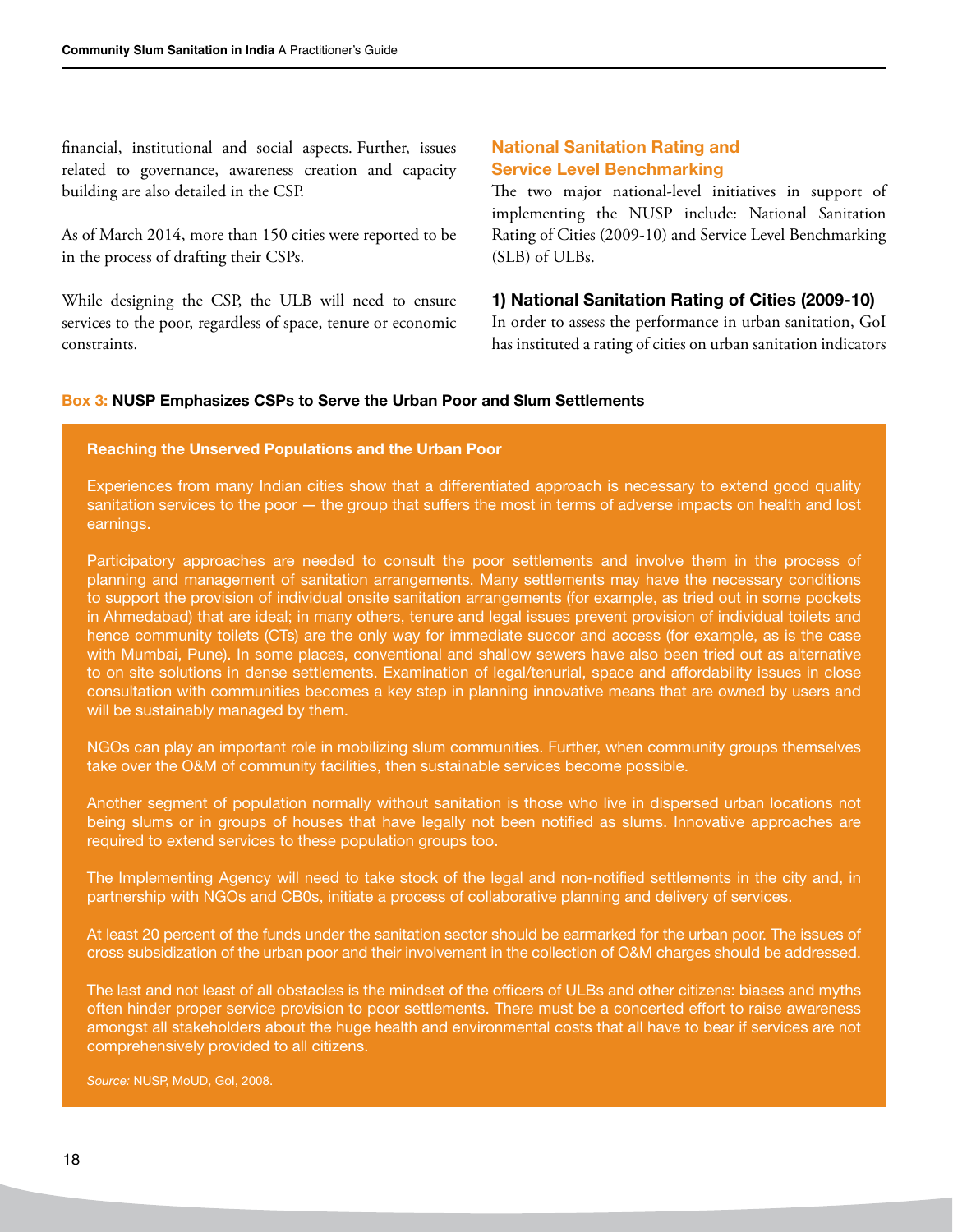financial, institutional and social aspects. Further, issues related to governance, awareness creation and capacity building are also detailed in the CSP.

As of March 2014, more than 150 cities were reported to be in the process of drafting their CSPs.

While designing the CSP, the ULB will need to ensure services to the poor, regardless of space, tenure or economic constraints.

## National Sanitation Rating and Service Level Benchmarking

The two major national-level initiatives in support of implementing the NUSP include: National Sanitation Rating of Cities (2009-10) and Service Level Benchmarking (SLB) of ULBs.

### 1) National Sanitation Rating of Cities (2009-10)

In order to assess the performance in urban sanitation, GoI has instituted a rating of cities on urban sanitation indicators

**Box 3: NUSP Emphasizes CSPs to Serve the Urban Poor and Slum Settlements**

**Reaching the Unserved Populations and the Urban Poor**

Experiences from many Indian cities show that a differentiated approach is necessary to extend good quality sanitation services to the poor — the group that suffers the most in terms of adverse impacts on health and lost earnings.

Participatory approaches are needed to consult the poor settlements and involve them in the process of planning and management of sanitation arrangements. Many settlements may have the necessary conditions to support the provision of individual onsite sanitation arrangements (for example, as tried out in some pockets in Ahmedabad) that are ideal; in many others, tenure and legal issues prevent provision of individual toilets and hence community toilets (CTs) are the only way for immediate succor and access (for example, as is the case with Mumbai, Pune). In some places, conventional and shallow sewers have also been tried out as alternative to on site solutions in dense settlements. Examination of legal/tenurial, space and affordability issues in close consultation with communities becomes a key step in planning innovative means that are owned by users and will be sustainably managed by them.

NGOs can play an important role in mobilizing slum communities. Further, when community groups themselves take over the O&M of community facilities, then sustainable services become possible.

Another segment of population normally without sanitation is those who live in dispersed urban locations not being slums or in groups of houses that have legally not been notified as slums. Innovative approaches are required to extend services to these population groups too.

The Implementing Agency will need to take stock of the legal and non-notified settlements in the city and, in partnership with NGOs and CB0s, initiate a process of collaborative planning and delivery of services.

At least 20 percent of the funds under the sanitation sector should be earmarked for the urban poor. The issues of cross subsidization of the urban poor and their involvement in the collection of O&M charges should be addressed.

The last and not least of all obstacles is the mindset of the officers of ULBs and other citizens: biases and myths often hinder proper service provision to poor settlements. There must be a concerted effort to raise awareness amongst all stakeholders about the huge health and environmental costs that all have to bear if services are not comprehensively provided to all citizens.

*Source:* NUSP, MoUD, GoI, 2008.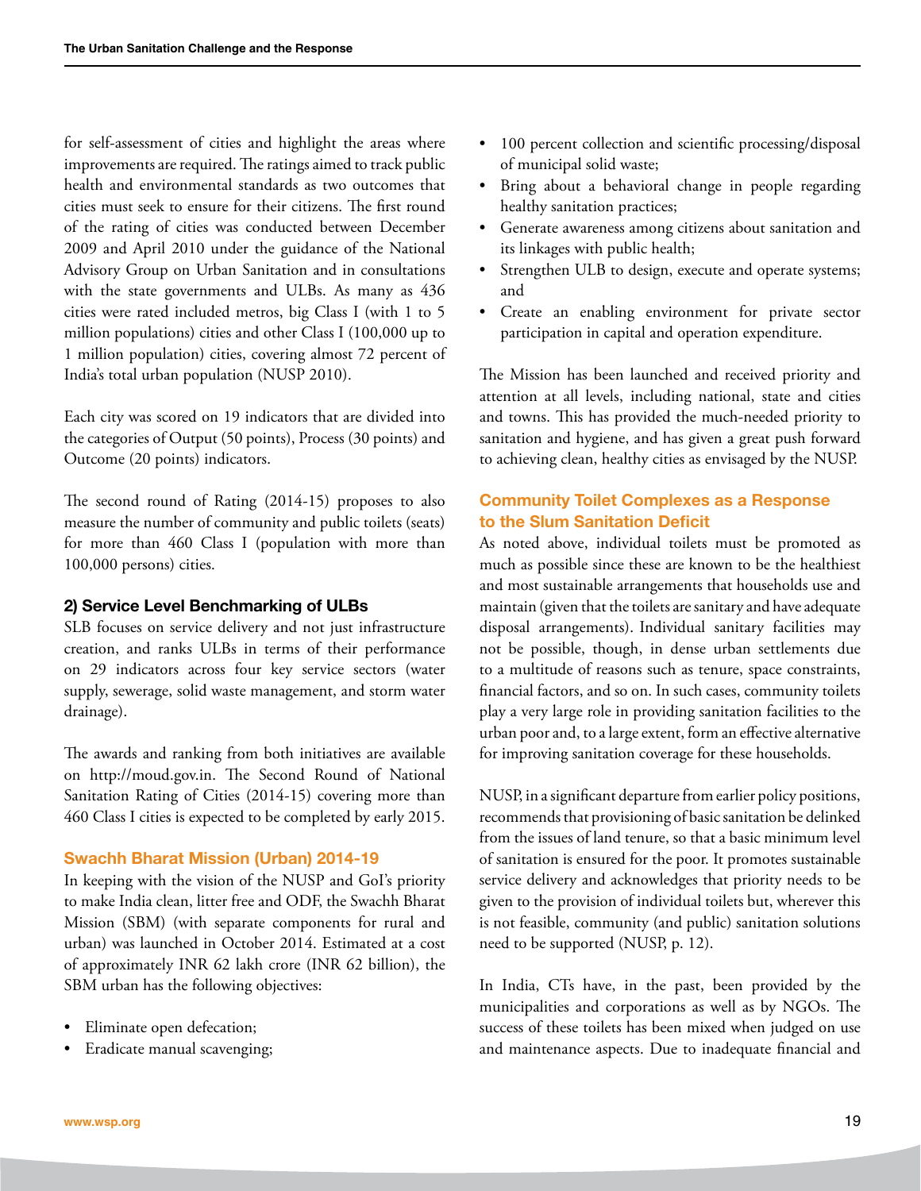for self-assessment of cities and highlight the areas where improvements are required. The ratings aimed to track public health and environmental standards as two outcomes that cities must seek to ensure for their citizens. The first round of the rating of cities was conducted between December 2009 and April 2010 under the guidance of the National Advisory Group on Urban Sanitation and in consultations with the state governments and ULBs. As many as 436 cities were rated included metros, big Class I (with 1 to 5 million populations) cities and other Class I (100,000 up to 1 million population) cities, covering almost 72 percent of India's total urban population (NUSP 2010).

Each city was scored on 19 indicators that are divided into the categories of Output (50 points), Process (30 points) and Outcome (20 points) indicators.

The second round of Rating (2014-15) proposes to also measure the number of community and public toilets (seats) for more than 460 Class I (population with more than 100,000 persons) cities.

#### 2) Service Level Benchmarking of ULBs

SLB focuses on service delivery and not just infrastructure creation, and ranks ULBs in terms of their performance on 29 indicators across four key service sectors (water supply, sewerage, solid waste management, and storm water drainage).

The awards and ranking from both initiatives are available on http://moud.gov.in. The Second Round of National Sanitation Rating of Cities (2014-15) covering more than 460 Class I cities is expected to be completed by early 2015.

### Swachh Bharat Mission (Urban) 2014-19

In keeping with the vision of the NUSP and GoI's priority to make India clean, litter free and ODF, the Swachh Bharat Mission (SBM) (with separate components for rural and urban) was launched in October 2014. Estimated at a cost of approximately INR 62 lakh crore (INR 62 billion), the SBM urban has the following objectives:

- Eliminate open defecation;
- Eradicate manual scavenging;
- 100 percent collection and scientific processing/disposal of municipal solid waste;
- Bring about a behavioral change in people regarding healthy sanitation practices;
- Generate awareness among citizens about sanitation and its linkages with public health;
- Strengthen ULB to design, execute and operate systems; and
- Create an enabling environment for private sector participation in capital and operation expenditure.

The Mission has been launched and received priority and attention at all levels, including national, state and cities and towns. This has provided the much-needed priority to sanitation and hygiene, and has given a great push forward to achieving clean, healthy cities as envisaged by the NUSP.

### Community Toilet Complexes as a Response to the Slum Sanitation Deficit

As noted above, individual toilets must be promoted as much as possible since these are known to be the healthiest and most sustainable arrangements that households use and maintain (given that the toilets are sanitary and have adequate disposal arrangements). Individual sanitary facilities may not be possible, though, in dense urban settlements due to a multitude of reasons such as tenure, space constraints, financial factors, and so on. In such cases, community toilets play a very large role in providing sanitation facilities to the urban poor and, to a large extent, form an effective alternative for improving sanitation coverage for these households.

NUSP, in a significant departure from earlier policy positions, recommends that provisioning of basic sanitation be delinked from the issues of land tenure, so that a basic minimum level of sanitation is ensured for the poor. It promotes sustainable service delivery and acknowledges that priority needs to be given to the provision of individual toilets but, wherever this is not feasible, community (and public) sanitation solutions need to be supported (NUSP, p. 12).

In India, CTs have, in the past, been provided by the municipalities and corporations as well as by NGOs. The success of these toilets has been mixed when judged on use and maintenance aspects. Due to inadequate financial and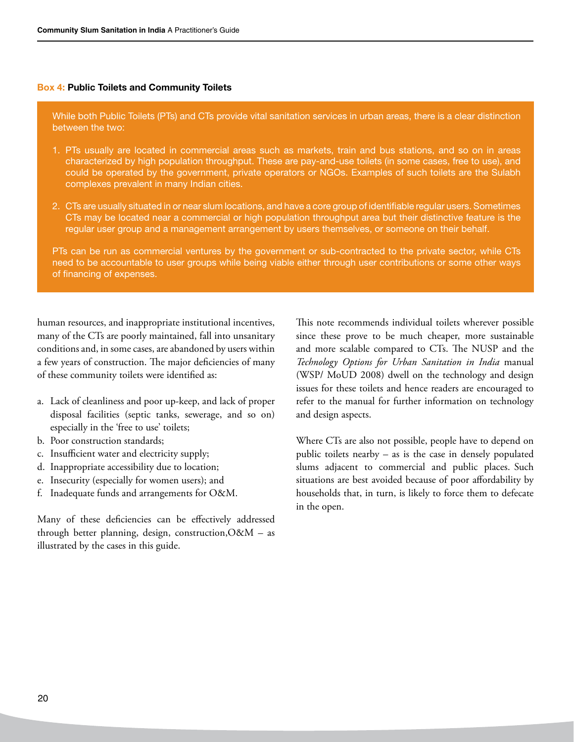**Box 4: Public Toilets and Community Toilets**

While both Public Toilets (PTs) and CTs provide vital sanitation services in urban areas, there is a clear distinction between the two:

1. PTs usually are located in commercial areas such as markets, train and bus stations, and so on in areas characterized by high population throughput. These are pay-and-use toilets (in some cases, free to use), and could be operated by the government, private operators or NGOs. Examples of such toilets are the Sulabh complexes prevalent in many Indian cities.
2. CTs are usually situated in or near slum locations, and have a core group of identifiable regular users. Sometimes CTs may be located near a commercial or high population throughput area but their distinctive feature is the regular user group and a management arrangement by users themselves, or someone on their behalf.

PTs can be run as commercial ventures by the government or sub-contracted to the private sector, while CTs need to be accountable to user groups while being viable either through user contributions or some other ways of financing of expenses.

human resources, and inappropriate institutional incentives, many of the CTs are poorly maintained, fall into unsanitary conditions and, in some cases, are abandoned by users within a few years of construction. The major deficiencies of many of these community toilets were identified as:

a. Lack of cleanliness and poor up-keep, and lack of proper disposal facilities (septic tanks, sewerage, and so on) especially in the 'free to use' toilets;
b. Poor construction standards;
c. Insufficient water and electricity supply;
d. Inappropriate accessibility due to location;
e. Insecurity (especially for women users); and
f. Inadequate funds and arrangements for O&M.

Many of these deficiencies can be effectively addressed through better planning, design, construction,O&M – as illustrated by the cases in this guide.

This note recommends individual toilets wherever possible since these prove to be much cheaper, more sustainable and more scalable compared to CTs. The NUSP and the *Technology Options for Urban Sanitation in India* manual (WSP/ MoUD 2008) dwell on the technology and design issues for these toilets and hence readers are encouraged to refer to the manual for further information on technology and design aspects.

Where CTs are also not possible, people have to depend on public toilets nearby – as is the case in densely populated slums adjacent to commercial and public places. Such situations are best avoided because of poor affordability by households that, in turn, is likely to force them to defecate in the open.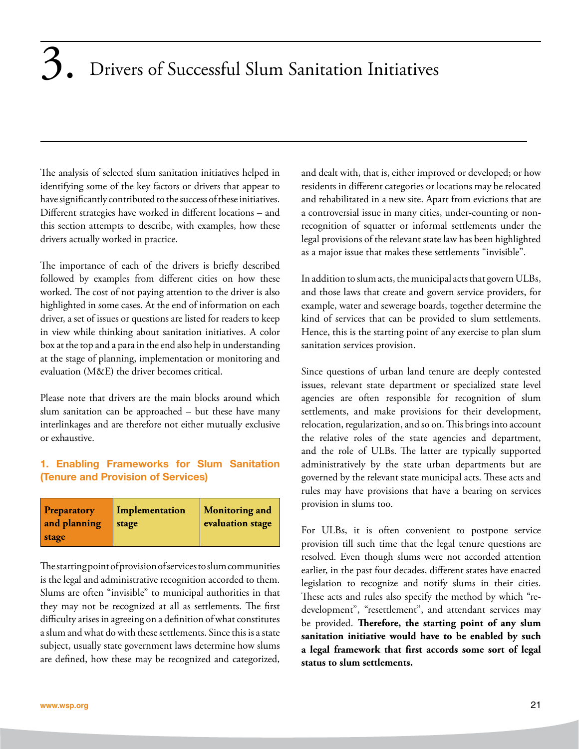// Ends and begins
# 3. Drivers of Successful Slum Sanitation Initiatives

The analysis of selected slum sanitation initiatives helped in identifying some of the key factors or drivers that appear to have significantly contributed to the success of these initiatives. Different strategies have worked in different locations – and this section attempts to describe, with examples, how these drivers actually worked in practice.

The importance of each of the drivers is briefly described followed by examples from different cities on how these worked. The cost of not paying attention to the driver is also highlighted in some cases. At the end of information on each driver, a set of issues or questions are listed for readers to keep in view while thinking about sanitation initiatives. A color box at the top and a para in the end also help in understanding at the stage of planning, implementation or monitoring and evaluation (M&E) the driver becomes critical.

Please note that drivers are the main blocks around which slum sanitation can be approached – but these have many interlinkages and are therefore not either mutually exclusive or exhaustive.

## 1. Enabling Frameworks for Slum Sanitation (Tenure and Provision of Services)

| Preparatory and planning stage | Implementation stage | Monitoring and evaluation stage |
|---|---|---|

The starting point of provision of services to slum communities is the legal and administrative recognition accorded to them. Slums are often "invisible" to municipal authorities in that they may not be recognized at all as settlements. The first difficulty arises in agreeing on a definition of what constitutes a slum and what do with these settlements. Since this is a state subject, usually state government laws determine how slums are defined, how these may be recognized and categorized, and dealt with, that is, either improved or developed; or how residents in different categories or locations may be relocated and rehabilitated in a new site. Apart from evictions that are a controversial issue in many cities, under-counting or non-recognition of squatter or informal settlements under the legal provisions of the relevant state law has been highlighted as a major issue that makes these settlements "invisible".

In addition to slum acts, the municipal acts that govern ULBs, and those laws that create and govern service providers, for example, water and sewerage boards, together determine the kind of services that can be provided to slum settlements. Hence, this is the starting point of any exercise to plan slum sanitation services provision.

Since questions of urban land tenure are deeply contested issues, relevant state department or specialized state level agencies are often responsible for recognition of slum settlements, and make provisions for their development, relocation, regularization, and so on. This brings into account the relative roles of the state agencies and department, and the role of ULBs. The latter are typically supported administratively by the state urban departments but are governed by the relevant state municipal acts. These acts and rules may have provisions that have a bearing on services provision in slums too.

For ULBs, it is often convenient to postpone service provision till such time that the legal tenure questions are resolved. Even though slums were not accorded attention earlier, in the past four decades, different states have enacted legislation to recognize and notify slums in their cities. These acts and rules also specify the method by which "re-development", "resettlement", and attendant services may be provided. **Therefore, the starting point of any slum sanitation initiative would have to be enabled by such a legal framework that first accords some sort of legal status to slum settlements.**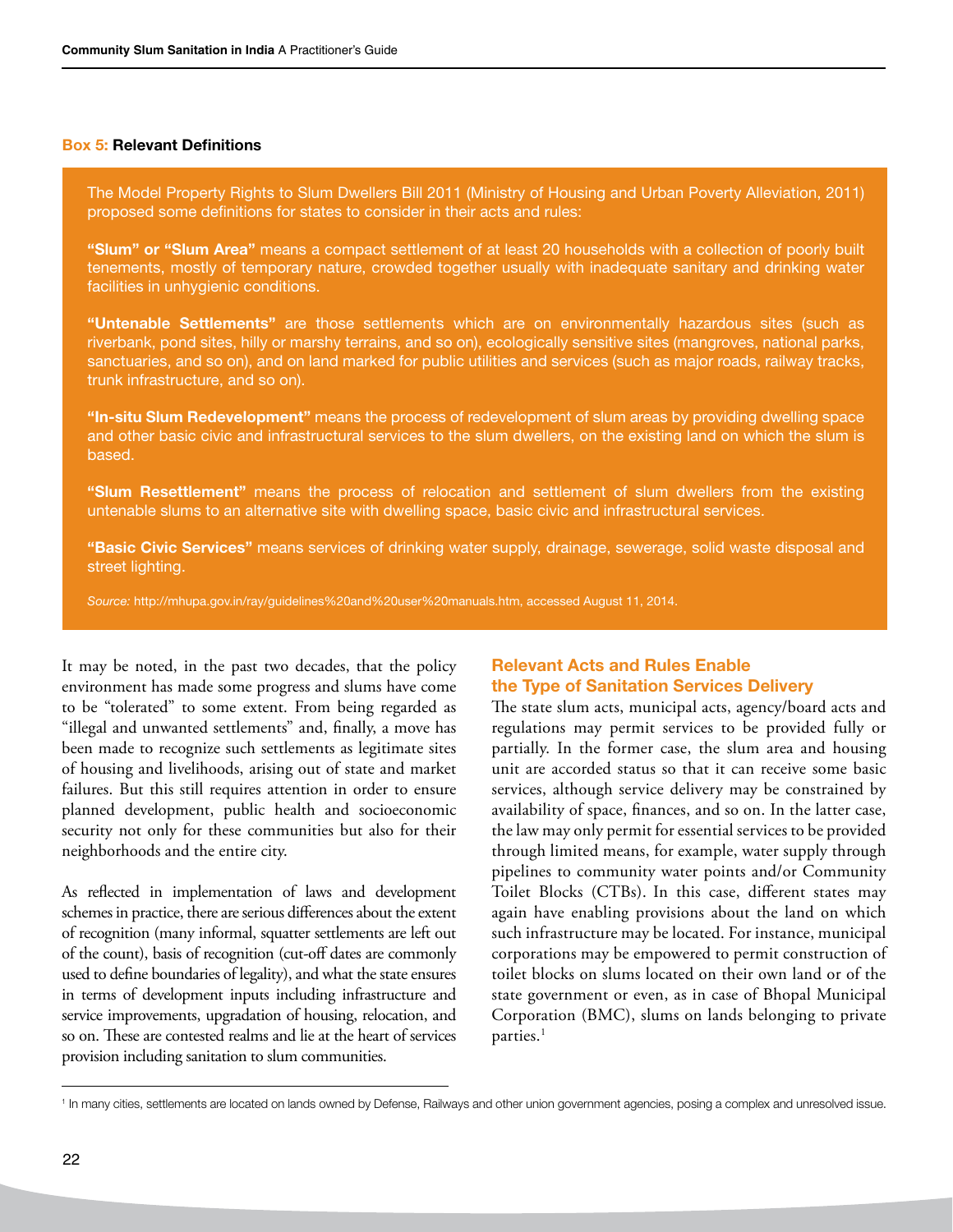**Box 5: Relevant Definitions**

The Model Property Rights to Slum Dwellers Bill 2011 (Ministry of Housing and Urban Poverty Alleviation, 2011) proposed some definitions for states to consider in their acts and rules:

**"Slum" or "Slum Area"** means a compact settlement of at least 20 households with a collection of poorly built tenements, mostly of temporary nature, crowded together usually with inadequate sanitary and drinking water facilities in unhygienic conditions.

**"Untenable Settlements"** are those settlements which are on environmentally hazardous sites (such as riverbank, pond sites, hilly or marshy terrains, and so on), ecologically sensitive sites (mangroves, national parks, sanctuaries, and so on), and on land marked for public utilities and services (such as major roads, railway tracks, trunk infrastructure, and so on).

**"In-situ Slum Redevelopment"** means the process of redevelopment of slum areas by providing dwelling space and other basic civic and infrastructural services to the slum dwellers, on the existing land on which the slum is based.

**"Slum Resettlement"** means the process of relocation and settlement of slum dwellers from the existing untenable slums to an alternative site with dwelling space, basic civic and infrastructural services.

**"Basic Civic Services"** means services of drinking water supply, drainage, sewerage, solid waste disposal and street lighting.

*Source:* http://mhupa.gov.in/ray/guidelines%20and%20user%20manuals.htm, accessed August 11, 2014.

It may be noted, in the past two decades, that the policy environment has made some progress and slums have come to be "tolerated" to some extent. From being regarded as "illegal and unwanted settlements" and, finally, a move has been made to recognize such settlements as legitimate sites of housing and livelihoods, arising out of state and market failures. But this still requires attention in order to ensure planned development, public health and socioeconomic security not only for these communities but also for their neighborhoods and the entire city.

As reflected in implementation of laws and development schemes in practice, there are serious differences about the extent of recognition (many informal, squatter settlements are left out of the count), basis of recognition (cut-off dates are commonly used to define boundaries of legality), and what the state ensures in terms of development inputs including infrastructure and service improvements, upgradation of housing, relocation, and so on. These are contested realms and lie at the heart of services provision including sanitation to slum communities.

## Relevant Acts and Rules Enable the Type of Sanitation Services Delivery

The state slum acts, municipal acts, agency/board acts and regulations may permit services to be provided fully or partially. In the former case, the slum area and housing unit are accorded status so that it can receive some basic services, although service delivery may be constrained by availability of space, finances, and so on. In the latter case, the law may only permit for essential services to be provided through limited means, for example, water supply through pipelines to community water points and/or Community Toilet Blocks (CTBs). In this case, different states may again have enabling provisions about the land on which such infrastructure may be located. For instance, municipal corporations may be empowered to permit construction of toilet blocks on slums located on their own land or of the state government or even, as in case of Bhopal Municipal Corporation (BMC), slums on lands belonging to private parties.[1]

[1] In many cities, settlements are located on lands owned by Defense, Railways and other union government agencies, posing a complex and unresolved issue.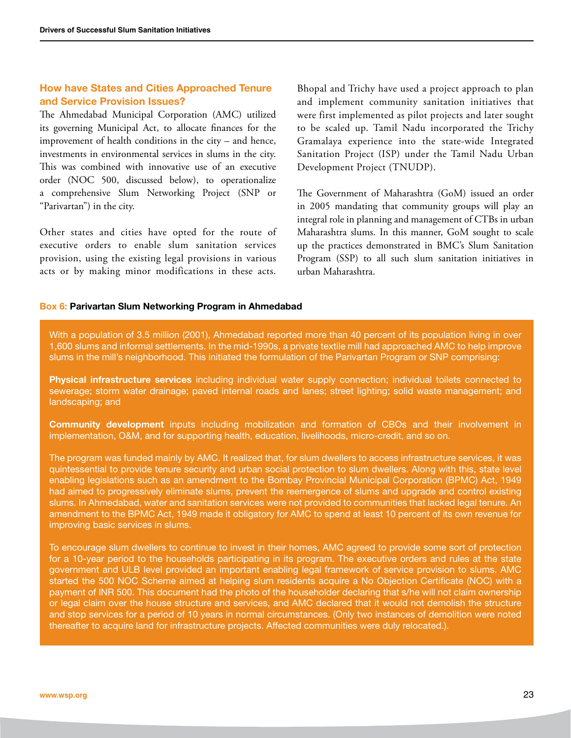## How have States and Cities Approached Tenure and Service Provision Issues?

The Ahmedabad Municipal Corporation (AMC) utilized its governing Municipal Act, to allocate finances for the improvement of health conditions in the city – and hence, investments in environmental services in slums in the city. This was combined with innovative use of an executive order (NOC 500, discussed below), to operationalize a comprehensive Slum Networking Project (SNP or "Parivartan") in the city.

Other states and cities have opted for the route of executive orders to enable slum sanitation services provision, using the existing legal provisions in various acts or by making minor modifications in these acts. Bhopal and Trichy have used a project approach to plan and implement community sanitation initiatives that were first implemented as pilot projects and later sought to be scaled up. Tamil Nadu incorporated the Trichy Gramalaya experience into the state-wide Integrated Sanitation Project (ISP) under the Tamil Nadu Urban Development Project (TNUDP).

The Government of Maharashtra (GoM) issued an order in 2005 mandating that community groups will play an integral role in planning and management of CTBs in urban Maharashtra slums. In this manner, GoM sought to scale up the practices demonstrated in BMC's Slum Sanitation Program (SSP) to all such slum sanitation initiatives in urban Maharashtra.

**Box 6: Parivartan Slum Networking Program in Ahmedabad**

With a population of 3.5 million (2001), Ahmedabad reported more than 40 percent of its population living in over 1,600 slums and informal settlements. In the mid-1990s, a private textile mill had approached AMC to help improve slums in the mill's neighborhood. This initiated the formulation of the Parivartan Program or SNP comprising:

**Physical infrastructure services** including individual water supply connection; individual toilets connected to sewerage; storm water drainage; paved internal roads and lanes; street lighting; solid waste management; and landscaping; and

**Community development** inputs including mobilization and formation of CBOs and their involvement in implementation, O&M, and for supporting health, education, livelihoods, micro-credit, and so on.

The program was funded mainly by AMC. It realized that, for slum dwellers to access infrastructure services, it was quintessential to provide tenure security and urban social protection to slum dwellers. Along with this, state level enabling legislations such as an amendment to the Bombay Provincial Municipal Corporation (BPMC) Act, 1949 had aimed to progressively eliminate slums, prevent the reemergence of slums and upgrade and control existing slums. In Ahmedabad, water and sanitation services were not provided to communities that lacked legal tenure. An amendment to the BPMC Act, 1949 made it obligatory for AMC to spend at least 10 percent of its own revenue for improving basic services in slums.

To encourage slum dwellers to continue to invest in their homes, AMC agreed to provide some sort of protection for a 10-year period to the households participating in its program. The executive orders and rules at the state government and ULB level provided an important enabling legal framework of service provision to slums. AMC started the 500 NOC Scheme aimed at helping slum residents acquire a No Objection Certificate (NOC) with a payment of INR 500. This document had the photo of the householder declaring that s/he will not claim ownership or legal claim over the house structure and services, and AMC declared that it would not demolish the structure and stop services for a period of 10 years in normal circumstances. (Only two instances of demolition were noted thereafter to acquire land for infrastructure projects. Affected communities were duly relocated.).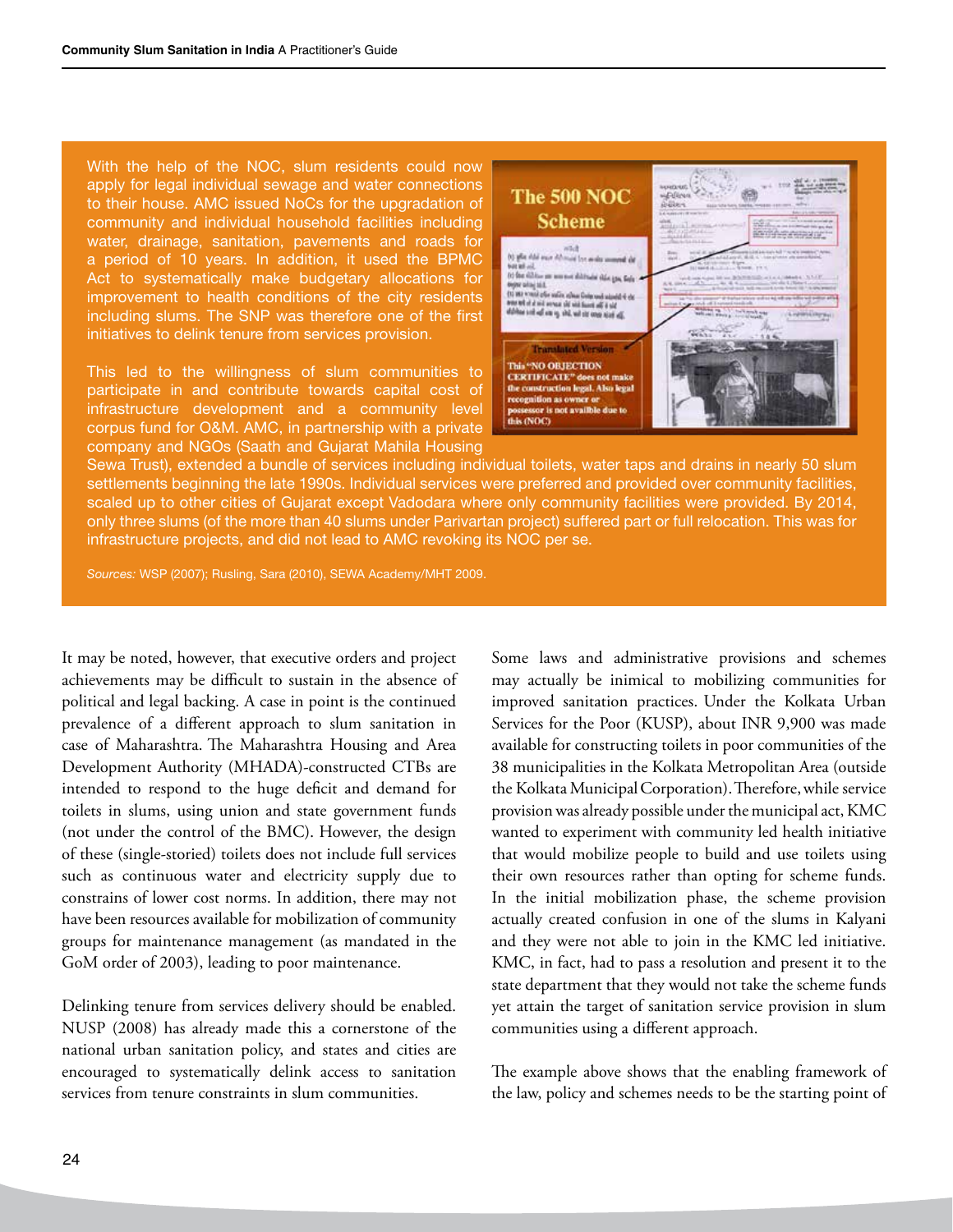With the help of the NOC, slum residents could now apply for legal individual sewage and water connections to their house. AMC issued NoCs for the upgradation of community and individual household facilities including water, drainage, sanitation, pavements and roads for a period of 10 years. In addition, it used the BPMC Act to systematically make budgetary allocations for improvement to health conditions of the city residents including slums. The SNP was therefore one of the first initiatives to delink tenure from services provision.

This led to the willingness of slum communities to participate in and contribute towards capital cost of infrastructure development and a community level corpus fund for O&M. AMC, in partnership with a private company and NGOs (Saath and Gujarat Mahila Housing Sewa Trust), extended a bundle of services including individual toilets, water taps and drains in nearly 50 slum settlements beginning the late 1990s. Individual services were preferred and provided over community facilities, scaled up to other cities of Gujarat except Vadodara where only community facilities were provided. By 2014, only three slums (of the more than 40 slums under Parivartan project) suffered part or full relocation. This was for infrastructure projects, and did not lead to AMC revoking its NOC per se.

*Sources:* WSP (2007); Rusling, Sara (2010), SEWA Academy/MHT 2009.

It may be noted, however, that executive orders and project achievements may be difficult to sustain in the absence of political and legal backing. A case in point is the continued prevalence of a different approach to slum sanitation in case of Maharashtra. The Maharashtra Housing and Area Development Authority (MHADA)-constructed CTBs are intended to respond to the huge deficit and demand for toilets in slums, using union and state government funds (not under the control of the BMC). However, the design of these (single-storied) toilets does not include full services such as continuous water and electricity supply due to constrains of lower cost norms. In addition, there may not have been resources available for mobilization of community groups for maintenance management (as mandated in the GoM order of 2003), leading to poor maintenance.

Delinking tenure from services delivery should be enabled. NUSP (2008) has already made this a cornerstone of the national urban sanitation policy, and states and cities are encouraged to systematically delink access to sanitation services from tenure constraints in slum communities.

Some laws and administrative provisions and schemes may actually be inimical to mobilizing communities for improved sanitation practices. Under the Kolkata Urban Services for the Poor (KUSP), about INR 9,900 was made available for constructing toilets in poor communities of the 38 municipalities in the Kolkata Metropolitan Area (outside the Kolkata Municipal Corporation). Therefore, while service provision was already possible under the municipal act, KMC wanted to experiment with community led health initiative that would mobilize people to build and use toilets using their own resources rather than opting for scheme funds. In the initial mobilization phase, the scheme provision actually created confusion in one of the slums in Kalyani and they were not able to join in the KMC led initiative. KMC, in fact, had to pass a resolution and present it to the state department that they would not take the scheme funds yet attain the target of sanitation service provision in slum communities using a different approach.

The example above shows that the enabling framework of the law, policy and schemes needs to be the starting point of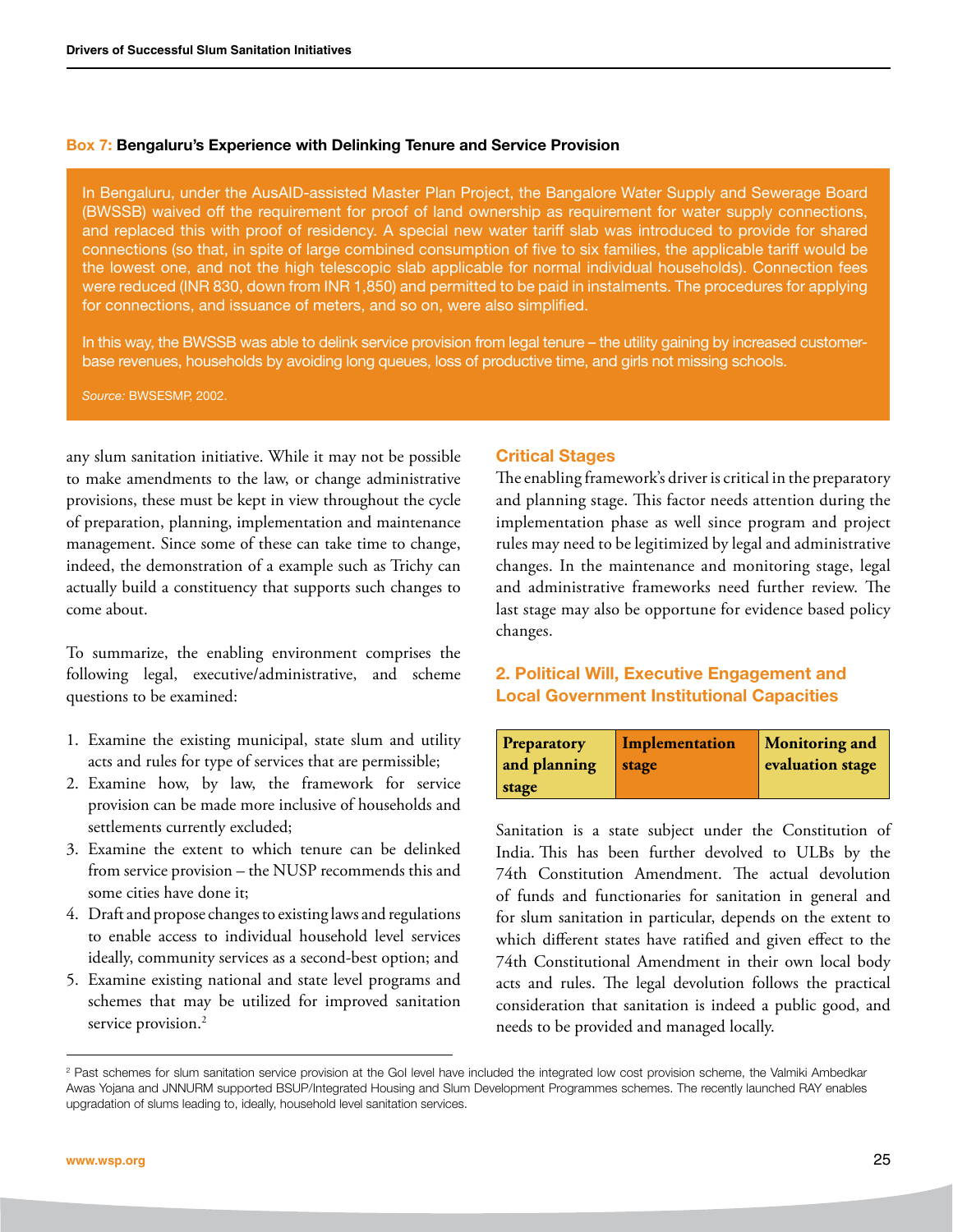**Box 7: Bengaluru's Experience with Delinking Tenure and Service Provision**

In Bengaluru, under the AusAID-assisted Master Plan Project, the Bangalore Water Supply and Sewerage Board (BWSSB) waived off the requirement for proof of land ownership as requirement for water supply connections, and replaced this with proof of residency. A special new water tariff slab was introduced to provide for shared connections (so that, in spite of large combined consumption of five to six families, the applicable tariff would be the lowest one, and not the high telescopic slab applicable for normal individual households). Connection fees were reduced (INR 830, down from INR 1,850) and permitted to be paid in instalments. The procedures for applying for connections, and issuance of meters, and so on, were also simplified.

In this way, the BWSSB was able to delink service provision from legal tenure – the utility gaining by increased customer-base revenues, households by avoiding long queues, loss of productive time, and girls not missing schools.

*Source:* BWSESMP, 2002.

any slum sanitation initiative. While it may not be possible to make amendments to the law, or change administrative provisions, these must be kept in view throughout the cycle of preparation, planning, implementation and maintenance management. Since some of these can take time to change, indeed, the demonstration of a example such as Trichy can actually build a constituency that supports such changes to come about.

To summarize, the enabling environment comprises the following legal, executive/administrative, and scheme questions to be examined:

1. Examine the existing municipal, state slum and utility acts and rules for type of services that are permissible;
2. Examine how, by law, the framework for service provision can be made more inclusive of households and settlements currently excluded;
3. Examine the extent to which tenure can be delinked from service provision – the NUSP recommends this and some cities have done it;
4. Draft and propose changes to existing laws and regulations to enable access to individual household level services ideally, community services as a second-best option; and
5. Examine existing national and state level programs and schemes that may be utilized for improved sanitation service provision.[2]

### Critical Stages

The enabling framework's driver is critical in the preparatory and planning stage. This factor needs attention during the implementation phase as well since program and project rules may need to be legitimized by legal and administrative changes. In the maintenance and monitoring stage, legal and administrative frameworks need further review. The last stage may also be opportune for evidence based policy changes.

## 2. Political Will, Executive Engagement and Local Government Institutional Capacities

| Preparatory and planning stage | Implementation stage | Monitoring and evaluation stage |
|---|---|---|

Sanitation is a state subject under the Constitution of India. This has been further devolved to ULBs by the 74th Constitution Amendment. The actual devolution of funds and functionaries for sanitation in general and for slum sanitation in particular, depends on the extent to which different states have ratified and given effect to the 74th Constitutional Amendment in their own local body acts and rules. The legal devolution follows the practical consideration that sanitation is indeed a public good, and needs to be provided and managed locally.

[2] Past schemes for slum sanitation service provision at the GoI level have included the integrated low cost provision scheme, the Valmiki Ambedkar Awas Yojana and JNNURM supported BSUP/Integrated Housing and Slum Development Programmes schemes. The recently launched RAY enables upgradation of slums leading to, ideally, household level sanitation services.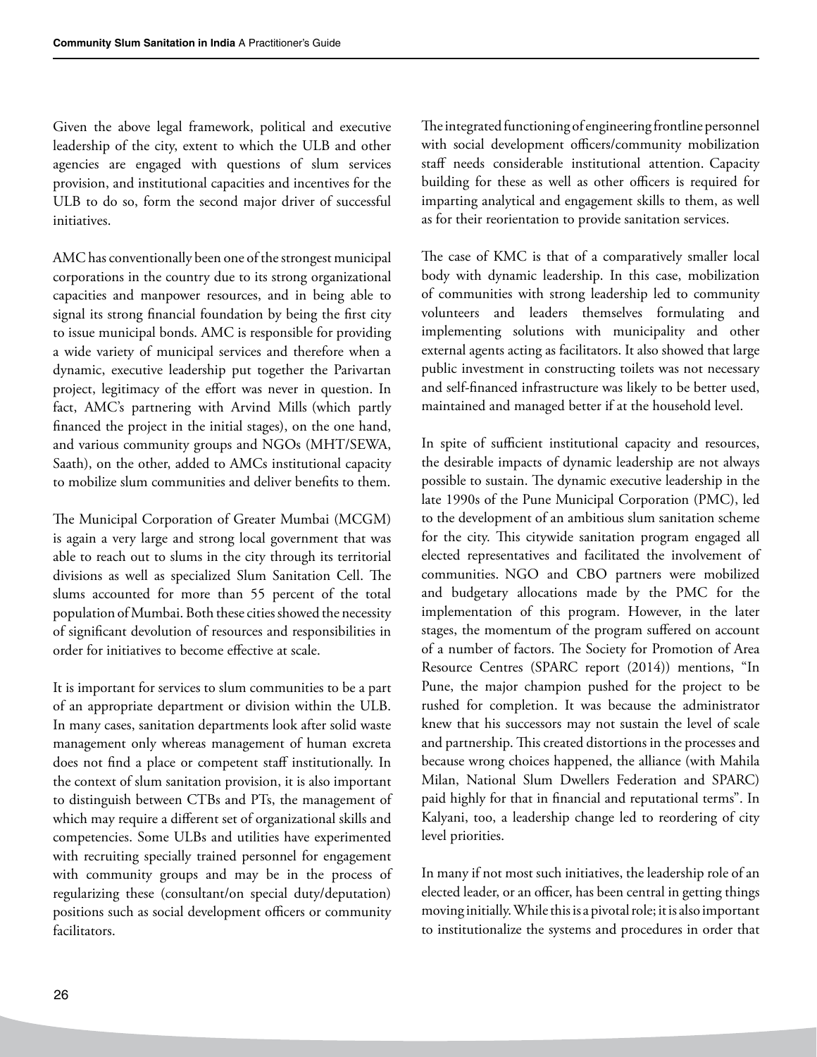Given the above legal framework, political and executive leadership of the city, extent to which the ULB and other agencies are engaged with questions of slum services provision, and institutional capacities and incentives for the ULB to do so, form the second major driver of successful initiatives.

AMC has conventionally been one of the strongest municipal corporations in the country due to its strong organizational capacities and manpower resources, and in being able to signal its strong financial foundation by being the first city to issue municipal bonds. AMC is responsible for providing a wide variety of municipal services and therefore when a dynamic, executive leadership put together the Parivartan project, legitimacy of the effort was never in question. In fact, AMC's partnering with Arvind Mills (which partly financed the project in the initial stages), on the one hand, and various community groups and NGOs (MHT/SEWA, Saath), on the other, added to AMCs institutional capacity to mobilize slum communities and deliver benefits to them.

The Municipal Corporation of Greater Mumbai (MCGM) is again a very large and strong local government that was able to reach out to slums in the city through its territorial divisions as well as specialized Slum Sanitation Cell. The slums accounted for more than 55 percent of the total population of Mumbai. Both these cities showed the necessity of significant devolution of resources and responsibilities in order for initiatives to become effective at scale.

It is important for services to slum communities to be a part of an appropriate department or division within the ULB. In many cases, sanitation departments look after solid waste management only whereas management of human excreta does not find a place or competent staff institutionally. In the context of slum sanitation provision, it is also important to distinguish between CTBs and PTs, the management of which may require a different set of organizational skills and competencies. Some ULBs and utilities have experimented with recruiting specially trained personnel for engagement with community groups and may be in the process of regularizing these (consultant/on special duty/deputation) positions such as social development officers or community facilitators.

The integrated functioning of engineering frontline personnel with social development officers/community mobilization staff needs considerable institutional attention. Capacity building for these as well as other officers is required for imparting analytical and engagement skills to them, as well as for their reorientation to provide sanitation services.

The case of KMC is that of a comparatively smaller local body with dynamic leadership. In this case, mobilization of communities with strong leadership led to community volunteers and leaders themselves formulating and implementing solutions with municipality and other external agents acting as facilitators. It also showed that large public investment in constructing toilets was not necessary and self-financed infrastructure was likely to be better used, maintained and managed better if at the household level.

In spite of sufficient institutional capacity and resources, the desirable impacts of dynamic leadership are not always possible to sustain. The dynamic executive leadership in the late 1990s of the Pune Municipal Corporation (PMC), led to the development of an ambitious slum sanitation scheme for the city. This citywide sanitation program engaged all elected representatives and facilitated the involvement of communities. NGO and CBO partners were mobilized and budgetary allocations made by the PMC for the implementation of this program. However, in the later stages, the momentum of the program suffered on account of a number of factors. The Society for Promotion of Area Resource Centres (SPARC report (2014)) mentions, "In Pune, the major champion pushed for the project to be rushed for completion. It was because the administrator knew that his successors may not sustain the level of scale and partnership. This created distortions in the processes and because wrong choices happened, the alliance (with Mahila Milan, National Slum Dwellers Federation and SPARC) paid highly for that in financial and reputational terms". In Kalyani, too, a leadership change led to reordering of city level priorities.

In many if not most such initiatives, the leadership role of an elected leader, or an officer, has been central in getting things moving initially. While this is a pivotal role; it is also important to institutionalize the systems and procedures in order that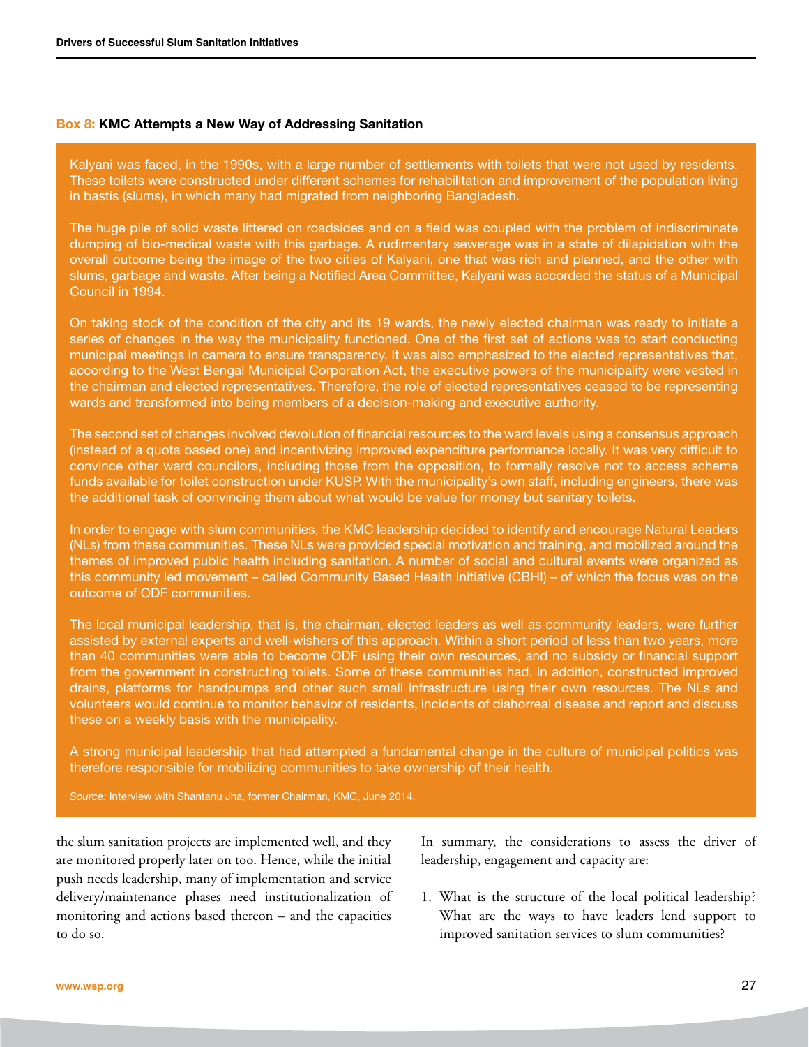### Box 8: KMC Attempts a New Way of Addressing Sanitation

Kalyani was faced, in the 1990s, with a large number of settlements with toilets that were not used by residents. These toilets were constructed under different schemes for rehabilitation and improvement of the population living in bastis (slums), in which many had migrated from neighboring Bangladesh.

The huge pile of solid waste littered on roadsides and on a field was coupled with the problem of indiscriminate dumping of bio-medical waste with this garbage. A rudimentary sewerage was in a state of dilapidation with the overall outcome being the image of the two cities of Kalyani, one that was rich and planned, and the other with slums, garbage and waste. After being a Notified Area Committee, Kalyani was accorded the status of a Municipal Council in 1994.

On taking stock of the condition of the city and its 19 wards, the newly elected chairman was ready to initiate a series of changes in the way the municipality functioned. One of the first set of actions was to start conducting municipal meetings in camera to ensure transparency. It was also emphasized to the elected representatives that, according to the West Bengal Municipal Corporation Act, the executive powers of the municipality were vested in the chairman and elected representatives. Therefore, the role of elected representatives ceased to be representing wards and transformed into being members of a decision-making and executive authority.

The second set of changes involved devolution of financial resources to the ward levels using a consensus approach (instead of a quota based one) and incentivizing improved expenditure performance locally. It was very difficult to convince other ward councilors, including those from the opposition, to formally resolve not to access scheme funds available for toilet construction under KUSP. With the municipality's own staff, including engineers, there was the additional task of convincing them about what would be value for money but sanitary toilets.

In order to engage with slum communities, the KMC leadership decided to identify and encourage Natural Leaders (NLs) from these communities. These NLs were provided special motivation and training, and mobilized around the themes of improved public health including sanitation. A number of social and cultural events were organized as this community led movement – called Community Based Health Initiative (CBHI) – of which the focus was on the outcome of ODF communities.

The local municipal leadership, that is, the chairman, elected leaders as well as community leaders, were further assisted by external experts and well-wishers of this approach. Within a short period of less than two years, more than 40 communities were able to become ODF using their own resources, and no subsidy or financial support from the government in constructing toilets. Some of these communities had, in addition, constructed improved drains, platforms for handpumps and other such small infrastructure using their own resources. The NLs and volunteers would continue to monitor behavior of residents, incidents of diahorreal disease and report and discuss these on a weekly basis with the municipality.

A strong municipal leadership that had attempted a fundamental change in the culture of municipal politics was therefore responsible for mobilizing communities to take ownership of their health.

*Source:* Interview with Shantanu Jha, former Chairman, KMC, June 2014.

the slum sanitation projects are implemented well, and they are monitored properly later on too. Hence, while the initial push needs leadership, many of implementation and service delivery/maintenance phases need institutionalization of monitoring and actions based thereon – and the capacities to do so.

In summary, the considerations to assess the driver of leadership, engagement and capacity are:

1. What is the structure of the local political leadership? What are the ways to have leaders lend support to improved sanitation services to slum communities?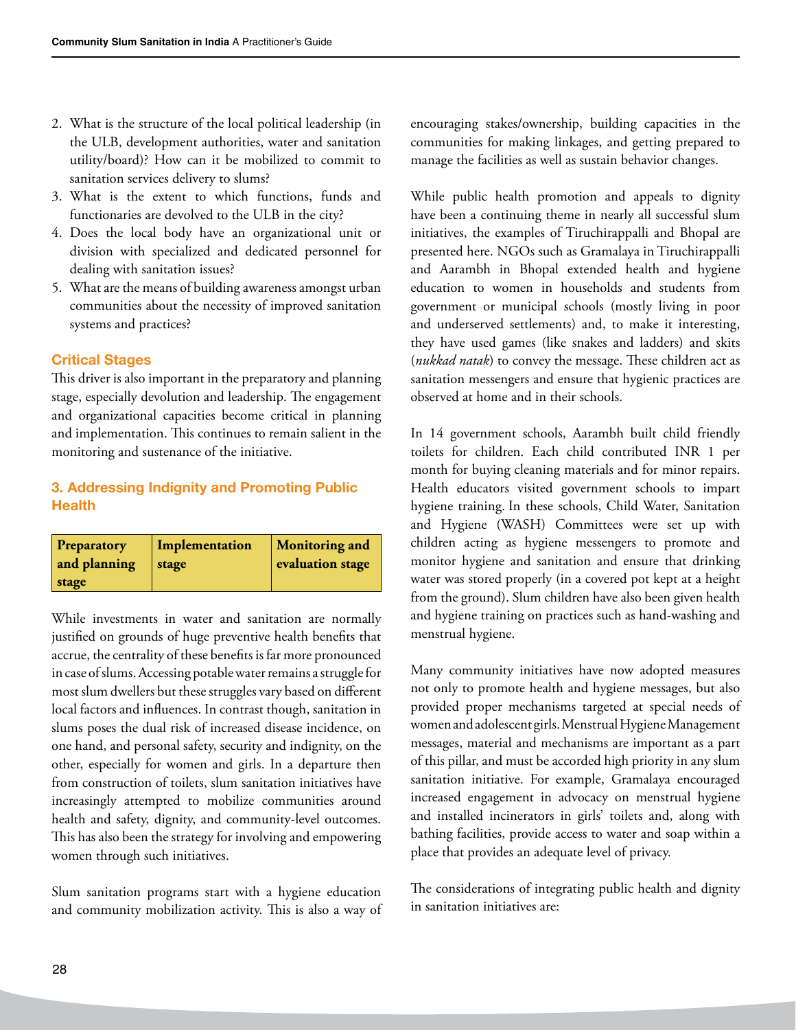2. What is the structure of the local political leadership (in the ULB, development authorities, water and sanitation utility/board)? How can it be mobilized to commit to sanitation services delivery to slums?
3. What is the extent to which functions, funds and functionaries are devolved to the ULB in the city?
4. Does the local body have an organizational unit or division with specialized and dedicated personnel for dealing with sanitation issues?
5. What are the means of building awareness amongst urban communities about the necessity of improved sanitation systems and practices?

### Critical Stages

This driver is also important in the preparatory and planning stage, especially devolution and leadership. The engagement and organizational capacities become critical in planning and implementation. This continues to remain salient in the monitoring and sustenance of the initiative.

### 3. Addressing Indignity and Promoting Public Health

| Preparatory and planning stage | Implementation stage | Monitoring and evaluation stage |
|---|---|---|

While investments in water and sanitation are normally justified on grounds of huge preventive health benefits that accrue, the centrality of these benefits is far more pronounced in case of slums. Accessing potable water remains a struggle for most slum dwellers but these struggles vary based on different local factors and influences. In contrast though, sanitation in slums poses the dual risk of increased disease incidence, on one hand, and personal safety, security and indignity, on the other, especially for women and girls. In a departure then from construction of toilets, slum sanitation initiatives have increasingly attempted to mobilize communities around health and safety, dignity, and community-level outcomes. This has also been the strategy for involving and empowering women through such initiatives.

Slum sanitation programs start with a hygiene education and community mobilization activity. This is also a way of encouraging stakes/ownership, building capacities in the communities for making linkages, and getting prepared to manage the facilities as well as sustain behavior changes.

While public health promotion and appeals to dignity have been a continuing theme in nearly all successful slum initiatives, the examples of Tiruchirappalli and Bhopal are presented here. NGOs such as Gramalaya in Tiruchirappalli and Aarambh in Bhopal extended health and hygiene education to women in households and students from government or municipal schools (mostly living in poor and underserved settlements) and, to make it interesting, they have used games (like snakes and ladders) and skits (*nukkad natak*) to convey the message. These children act as sanitation messengers and ensure that hygienic practices are observed at home and in their schools.

In 14 government schools, Aarambh built child friendly toilets for children. Each child contributed INR 1 per month for buying cleaning materials and for minor repairs. Health educators visited government schools to impart hygiene training. In these schools, Child Water, Sanitation and Hygiene (WASH) Committees were set up with children acting as hygiene messengers to promote and monitor hygiene and sanitation and ensure that drinking water was stored properly (in a covered pot kept at a height from the ground). Slum children have also been given health and hygiene training on practices such as hand-washing and menstrual hygiene.

Many community initiatives have now adopted measures not only to promote health and hygiene messages, but also provided proper mechanisms targeted at special needs of women and adolescent girls. Menstrual Hygiene Management messages, material and mechanisms are important as a part of this pillar, and must be accorded high priority in any slum sanitation initiative. For example, Gramalaya encouraged increased engagement in advocacy on menstrual hygiene and installed incinerators in girls' toilets and, along with bathing facilities, provide access to water and soap within a place that provides an adequate level of privacy.

The considerations of integrating public health and dignity in sanitation initiatives are: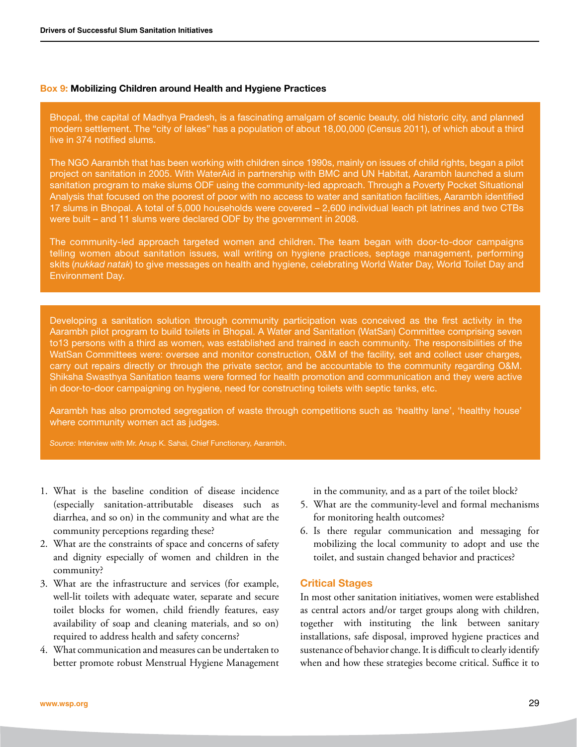**Box 9: Mobilizing Children around Health and Hygiene Practices**

Bhopal, the capital of Madhya Pradesh, is a fascinating amalgam of scenic beauty, old historic city, and planned modern settlement. The "city of lakes" has a population of about 18,00,000 (Census 2011), of which about a third live in 374 notified slums.

The NGO Aarambh that has been working with children since 1990s, mainly on issues of child rights, began a pilot project on sanitation in 2005. With WaterAid in partnership with BMC and UN Habitat, Aarambh launched a slum sanitation program to make slums ODF using the community-led approach. Through a Poverty Pocket Situational Analysis that focused on the poorest of poor with no access to water and sanitation facilities, Aarambh identified 17 slums in Bhopal. A total of 5,000 households were covered – 2,600 individual leach pit latrines and two CTBs were built – and 11 slums were declared ODF by the government in 2008.

The community-led approach targeted women and children. The team began with door-to-door campaigns telling women about sanitation issues, wall writing on hygiene practices, septage management, performing skits (*nukkad natak*) to give messages on health and hygiene, celebrating World Water Day, World Toilet Day and Environment Day.

Developing a sanitation solution through community participation was conceived as the first activity in the Aarambh pilot program to build toilets in Bhopal. A Water and Sanitation (WatSan) Committee comprising seven to13 persons with a third as women, was established and trained in each community. The responsibilities of the WatSan Committees were: oversee and monitor construction, O&M of the facility, set and collect user charges, carry out repairs directly or through the private sector, and be accountable to the community regarding O&M. Shiksha Swasthya Sanitation teams were formed for health promotion and communication and they were active in door-to-door campaigning on hygiene, need for constructing toilets with septic tanks, etc.

Aarambh has also promoted segregation of waste through competitions such as 'healthy lane', 'healthy house' where community women act as judges.

*Source:* Interview with Mr. Anup K. Sahai, Chief Functionary, Aarambh.

1. What is the baseline condition of disease incidence (especially sanitation-attributable diseases such as diarrhea, and so on) in the community and what are the community perceptions regarding these?
2. What are the constraints of space and concerns of safety and dignity especially of women and children in the community?
3. What are the infrastructure and services (for example, well-lit toilets with adequate water, separate and secure toilet blocks for women, child friendly features, easy availability of soap and cleaning materials, and so on) required to address health and safety concerns?
4. What communication and measures can be undertaken to better promote robust Menstrual Hygiene Management in the community, and as a part of the toilet block?
5. What are the community-level and formal mechanisms for monitoring health outcomes?
6. Is there regular communication and messaging for mobilizing the local community to adopt and use the toilet, and sustain changed behavior and practices?

### Critical Stages

In most other sanitation initiatives, women were established as central actors and/or target groups along with children, together with instituting the link between sanitary installations, safe disposal, improved hygiene practices and sustenance of behavior change. It is difficult to clearly identify when and how these strategies become critical. Suffice it to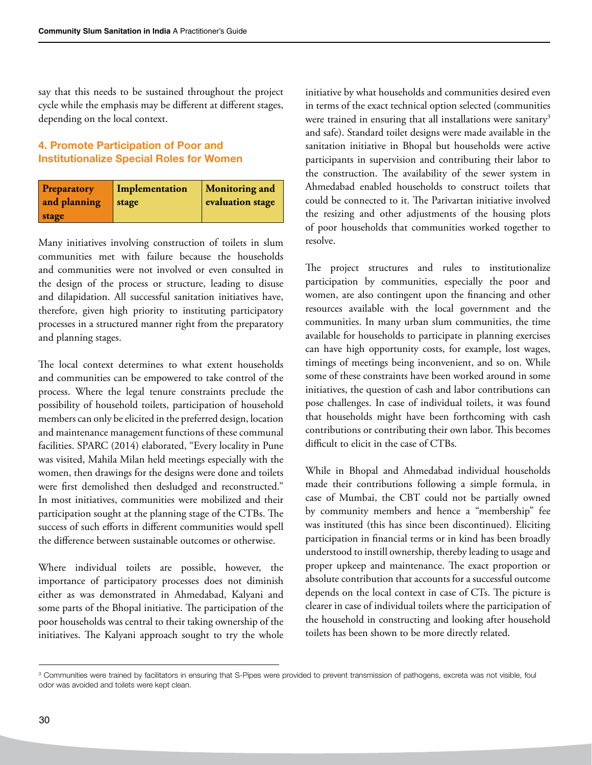say that this needs to be sustained throughout the project cycle while the emphasis may be different at different stages, depending on the local context.

### 4. Promote Participation of Poor and Institutionalize Special Roles for Women

| Preparatory and planning stage | Implementation stage | Monitoring and evaluation stage |
|---|---|---|

Many initiatives involving construction of toilets in slum communities met with failure because the households and communities were not involved or even consulted in the design of the process or structure, leading to disuse and dilapidation. All successful sanitation initiatives have, therefore, given high priority to instituting participatory processes in a structured manner right from the preparatory and planning stages.

The local context determines to what extent households and communities can be empowered to take control of the process. Where the legal tenure constraints preclude the possibility of household toilets, participation of household members can only be elicited in the preferred design, location and maintenance management functions of these communal facilities. SPARC (2014) elaborated, "Every locality in Pune was visited, Mahila Milan held meetings especially with the women, then drawings for the designs were done and toilets were first demolished then desludged and reconstructed." In most initiatives, communities were mobilized and their participation sought at the planning stage of the CTBs. The success of such efforts in different communities would spell the difference between sustainable outcomes or otherwise.

Where individual toilets are possible, however, the importance of participatory processes does not diminish either as was demonstrated in Ahmedabad, Kalyani and some parts of the Bhopal initiative. The participation of the poor households was central to their taking ownership of the initiatives. The Kalyani approach sought to try the whole initiative by what households and communities desired even in terms of the exact technical option selected (communities were trained in ensuring that all installations were sanitary[3] and safe). Standard toilet designs were made available in the sanitation initiative in Bhopal but households were active participants in supervision and contributing their labor to the construction. The availability of the sewer system in Ahmedabad enabled households to construct toilets that could be connected to it. The Parivartan initiative involved the resizing and other adjustments of the housing plots of poor households that communities worked together to resolve.

The project structures and rules to institutionalize participation by communities, especially the poor and women, are also contingent upon the financing and other resources available with the local government and the communities. In many urban slum communities, the time available for households to participate in planning exercises can have high opportunity costs, for example, lost wages, timings of meetings being inconvenient, and so on. While some of these constraints have been worked around in some initiatives, the question of cash and labor contributions can pose challenges. In case of individual toilets, it was found that households might have been forthcoming with cash contributions or contributing their own labor. This becomes difficult to elicit in the case of CTBs.

While in Bhopal and Ahmedabad individual households made their contributions following a simple formula, in case of Mumbai, the CBT could not be partially owned by community members and hence a "membership" fee was instituted (this has since been discontinued). Eliciting participation in financial terms or in kind has been broadly understood to instill ownership, thereby leading to usage and proper upkeep and maintenance. The exact proportion or absolute contribution that accounts for a successful outcome depends on the local context in case of CTs. The picture is clearer in case of individual toilets where the participation of the household in constructing and looking after household toilets has been shown to be more directly related.

---

[3] Communities were trained by facilitators in ensuring that S-Pipes were provided to prevent transmission of pathogens, excreta was not visible, foul odor was avoided and toilets were kept clean.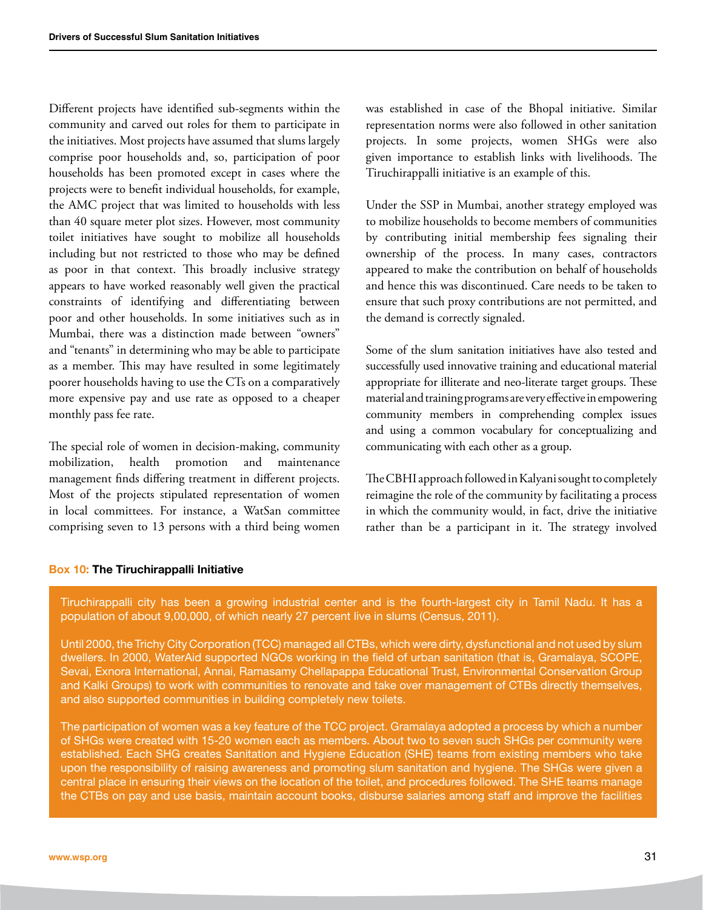Different projects have identified sub-segments within the community and carved out roles for them to participate in the initiatives. Most projects have assumed that slums largely comprise poor households and, so, participation of poor households has been promoted except in cases where the projects were to benefit individual households, for example, the AMC project that was limited to households with less than 40 square meter plot sizes. However, most community toilet initiatives have sought to mobilize all households including but not restricted to those who may be defined as poor in that context. This broadly inclusive strategy appears to have worked reasonably well given the practical constraints of identifying and differentiating between poor and other households. In some initiatives such as in Mumbai, there was a distinction made between "owners" and "tenants" in determining who may be able to participate as a member. This may have resulted in some legitimately poorer households having to use the CTs on a comparatively more expensive pay and use rate as opposed to a cheaper monthly pass fee rate.

The special role of women in decision-making, community mobilization, health promotion and maintenance management finds differing treatment in different projects. Most of the projects stipulated representation of women in local committees. For instance, a WatSan committee comprising seven to 13 persons with a third being women was established in case of the Bhopal initiative. Similar representation norms were also followed in other sanitation projects. In some projects, women SHGs were also given importance to establish links with livelihoods. The Tiruchirappalli initiative is an example of this.

Under the SSP in Mumbai, another strategy employed was to mobilize households to become members of communities by contributing initial membership fees signaling their ownership of the process. In many cases, contractors appeared to make the contribution on behalf of households and hence this was discontinued. Care needs to be taken to ensure that such proxy contributions are not permitted, and the demand is correctly signaled.

Some of the slum sanitation initiatives have also tested and successfully used innovative training and educational material appropriate for illiterate and neo-literate target groups. These material and training programs are very effective in empowering community members in comprehending complex issues and using a common vocabulary for conceptualizing and communicating with each other as a group.

The CBHI approach followed in Kalyani sought to completely reimagine the role of the community by facilitating a process in which the community would, in fact, drive the initiative rather than be a participant in it. The strategy involved

**Box 10: The Tiruchirappalli Initiative**

Tiruchirappalli city has been a growing industrial center and is the fourth-largest city in Tamil Nadu. It has a population of about 9,00,000, of which nearly 27 percent live in slums (Census, 2011).

Until 2000, the Trichy City Corporation (TCC) managed all CTBs, which were dirty, dysfunctional and not used by slum dwellers. In 2000, WaterAid supported NGOs working in the field of urban sanitation (that is, Gramalaya, SCOPE, Sevai, Exnora International, Annai, Ramasamy Chellapappa Educational Trust, Environmental Conservation Group and Kalki Groups) to work with communities to renovate and take over management of CTBs directly themselves, and also supported communities in building completely new toilets.

The participation of women was a key feature of the TCC project. Gramalaya adopted a process by which a number of SHGs were created with 15-20 women each as members. About two to seven such SHGs per community were established. Each SHG creates Sanitation and Hygiene Education (SHE) teams from existing members who take upon the responsibility of raising awareness and promoting slum sanitation and hygiene. The SHGs were given a central place in ensuring their views on the location of the toilet, and procedures followed. The SHE teams manage the CTBs on pay and use basis, maintain account books, disburse salaries among staff and improve the facilities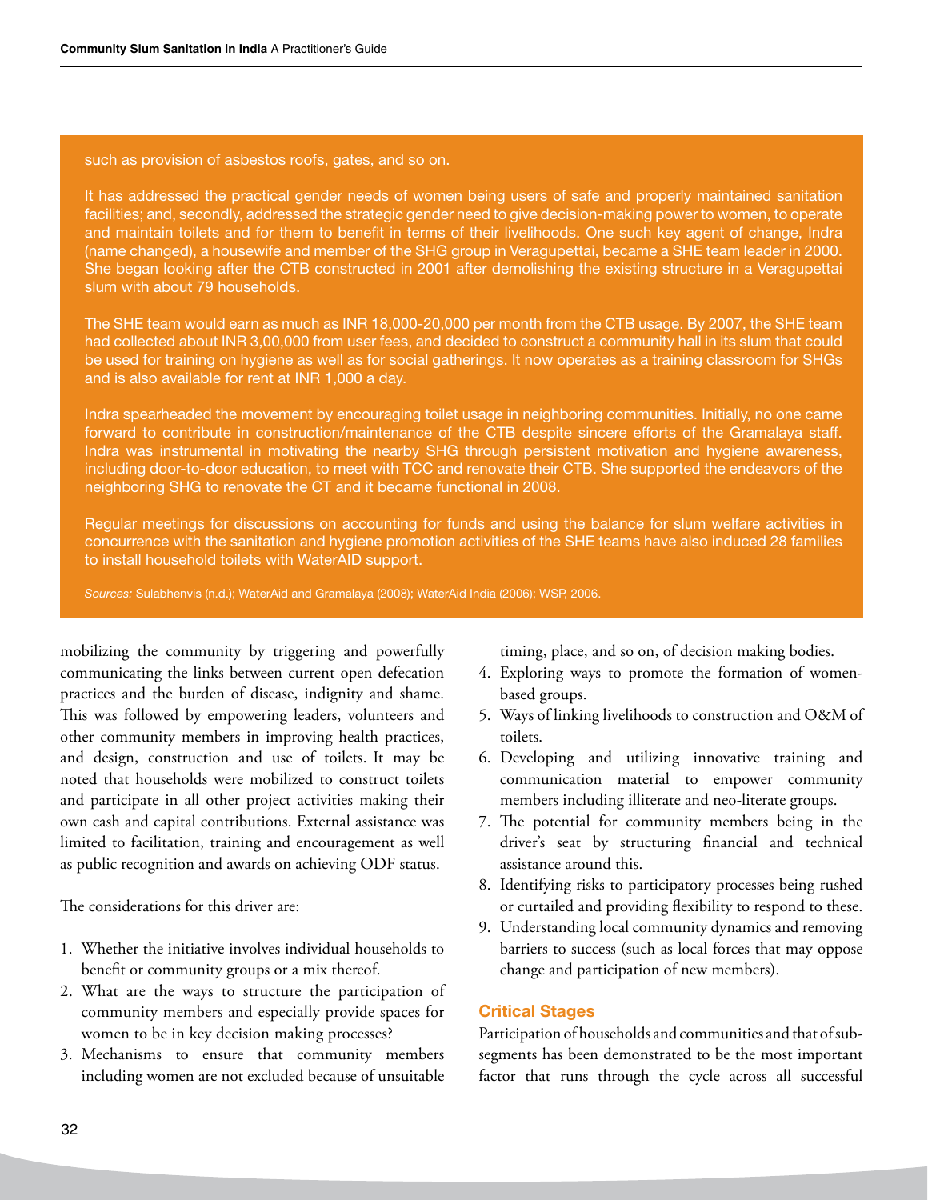such as provision of asbestos roofs, gates, and so on.

It has addressed the practical gender needs of women being users of safe and properly maintained sanitation facilities; and, secondly, addressed the strategic gender need to give decision-making power to women, to operate and maintain toilets and for them to benefit in terms of their livelihoods. One such key agent of change, Indra (name changed), a housewife and member of the SHG group in Veragupettai, became a SHE team leader in 2000. She began looking after the CTB constructed in 2001 after demolishing the existing structure in a Veragupettai slum with about 79 households.

The SHE team would earn as much as INR 18,000-20,000 per month from the CTB usage. By 2007, the SHE team had collected about INR 3,00,000 from user fees, and decided to construct a community hall in its slum that could be used for training on hygiene as well as for social gatherings. It now operates as a training classroom for SHGs and is also available for rent at INR 1,000 a day.

Indra spearheaded the movement by encouraging toilet usage in neighboring communities. Initially, no one came forward to contribute in construction/maintenance of the CTB despite sincere efforts of the Gramalaya staff. Indra was instrumental in motivating the nearby SHG through persistent motivation and hygiene awareness, including door-to-door education, to meet with TCC and renovate their CTB. She supported the endeavors of the neighboring SHG to renovate the CT and it became functional in 2008.

Regular meetings for discussions on accounting for funds and using the balance for slum welfare activities in concurrence with the sanitation and hygiene promotion activities of the SHE teams have also induced 28 families to install household toilets with WaterAID support.

*Sources:* Sulabhenvis (n.d.); WaterAid and Gramalaya (2008); WaterAid India (2006); WSP, 2006.

mobilizing the community by triggering and powerfully communicating the links between current open defecation practices and the burden of disease, indignity and shame. This was followed by empowering leaders, volunteers and other community members in improving health practices, and design, construction and use of toilets. It may be noted that households were mobilized to construct toilets and participate in all other project activities making their own cash and capital contributions. External assistance was limited to facilitation, training and encouragement as well as public recognition and awards on achieving ODF status.

The considerations for this driver are:

1. Whether the initiative involves individual households to benefit or community groups or a mix thereof.
2. What are the ways to structure the participation of community members and especially provide spaces for women to be in key decision making processes?
3. Mechanisms to ensure that community members including women are not excluded because of unsuitable timing, place, and so on, of decision making bodies.
4. Exploring ways to promote the formation of women-based groups.
5. Ways of linking livelihoods to construction and O&M of toilets.
6. Developing and utilizing innovative training and communication material to empower community members including illiterate and neo-literate groups.
7. The potential for community members being in the driver's seat by structuring financial and technical assistance around this.
8. Identifying risks to participatory processes being rushed or curtailed and providing flexibility to respond to these.
9. Understanding local community dynamics and removing barriers to success (such as local forces that may oppose change and participation of new members).

### Critical Stages

Participation of households and communities and that of sub-segments has been demonstrated to be the most important factor that runs through the cycle across all successful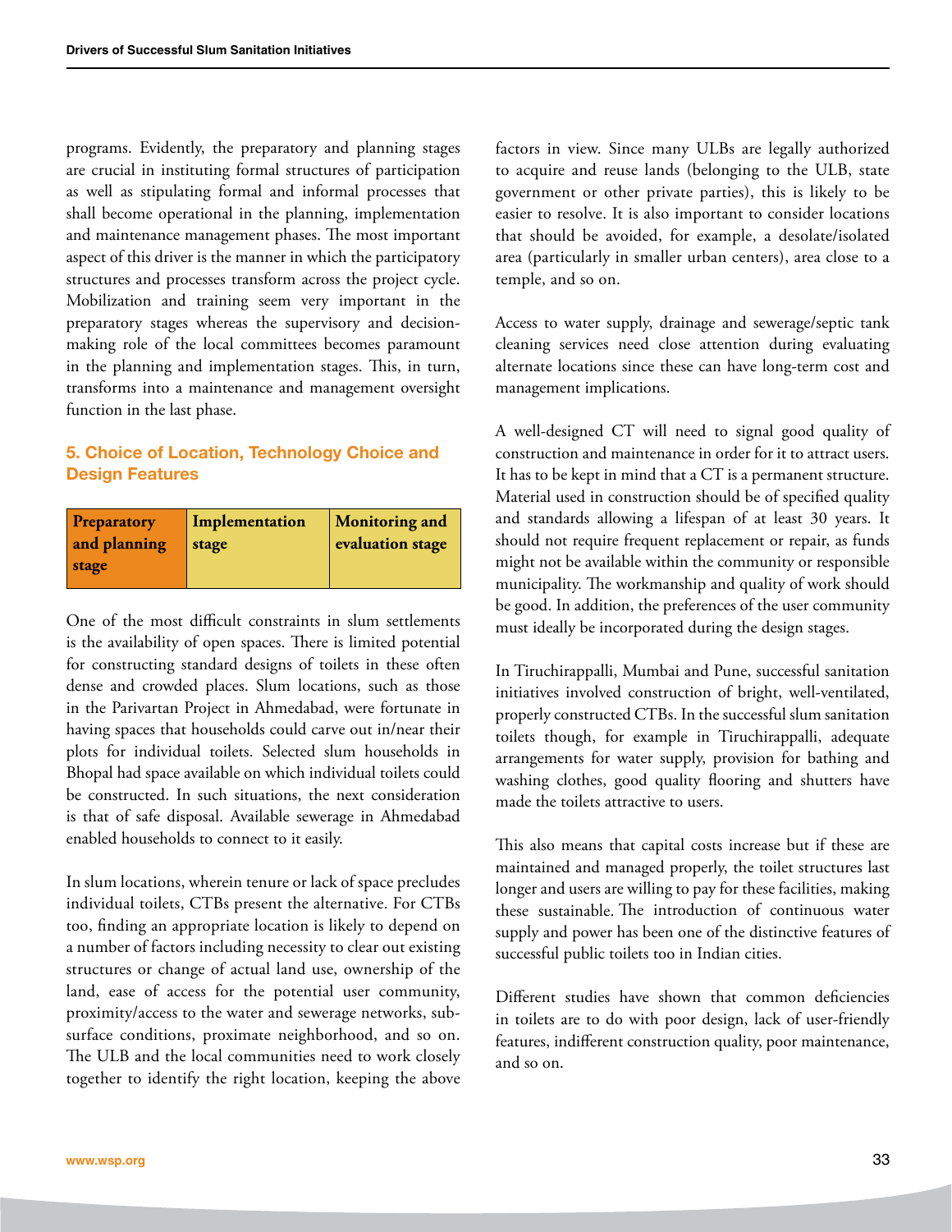programs. Evidently, the preparatory and planning stages are crucial in instituting formal structures of participation as well as stipulating formal and informal processes that shall become operational in the planning, implementation and maintenance management phases. The most important aspect of this driver is the manner in which the participatory structures and processes transform across the project cycle. Mobilization and training seem very important in the preparatory stages whereas the supervisory and decision-making role of the local committees becomes paramount in the planning and implementation stages. This, in turn, transforms into a maintenance and management oversight function in the last phase.

### 5. Choice of Location, Technology Choice and Design Features

| Preparatory and planning stage | Implementation stage | Monitoring and evaluation stage |
|---|---|---|

One of the most difficult constraints in slum settlements is the availability of open spaces. There is limited potential for constructing standard designs of toilets in these often dense and crowded places. Slum locations, such as those in the Parivartan Project in Ahmedabad, were fortunate in having spaces that households could carve out in/near their plots for individual toilets. Selected slum households in Bhopal had space available on which individual toilets could be constructed. In such situations, the next consideration is that of safe disposal. Available sewerage in Ahmedabad enabled households to connect to it easily.

In slum locations, wherein tenure or lack of space precludes individual toilets, CTBs present the alternative. For CTBs too, finding an appropriate location is likely to depend on a number of factors including necessity to clear out existing structures or change of actual land use, ownership of the land, ease of access for the potential user community, proximity/access to the water and sewerage networks, sub-surface conditions, proximate neighborhood, and so on. The ULB and the local communities need to work closely together to identify the right location, keeping the above factors in view. Since many ULBs are legally authorized to acquire and reuse lands (belonging to the ULB, state government or other private parties), this is likely to be easier to resolve. It is also important to consider locations that should be avoided, for example, a desolate/isolated area (particularly in smaller urban centers), area close to a temple, and so on.

Access to water supply, drainage and sewerage/septic tank cleaning services need close attention during evaluating alternate locations since these can have long-term cost and management implications.

A well-designed CT will need to signal good quality of construction and maintenance in order for it to attract users. It has to be kept in mind that a CT is a permanent structure. Material used in construction should be of specified quality and standards allowing a lifespan of at least 30 years. It should not require frequent replacement or repair, as funds might not be available within the community or responsible municipality. The workmanship and quality of work should be good. In addition, the preferences of the user community must ideally be incorporated during the design stages.

In Tiruchirappalli, Mumbai and Pune, successful sanitation initiatives involved construction of bright, well-ventilated, properly constructed CTBs. In the successful slum sanitation toilets though, for example in Tiruchirappalli, adequate arrangements for water supply, provision for bathing and washing clothes, good quality flooring and shutters have made the toilets attractive to users.

This also means that capital costs increase but if these are maintained and managed properly, the toilet structures last longer and users are willing to pay for these facilities, making these sustainable. The introduction of continuous water supply and power has been one of the distinctive features of successful public toilets too in Indian cities.

Different studies have shown that common deficiencies in toilets are to do with poor design, lack of user-friendly features, indifferent construction quality, poor maintenance, and so on.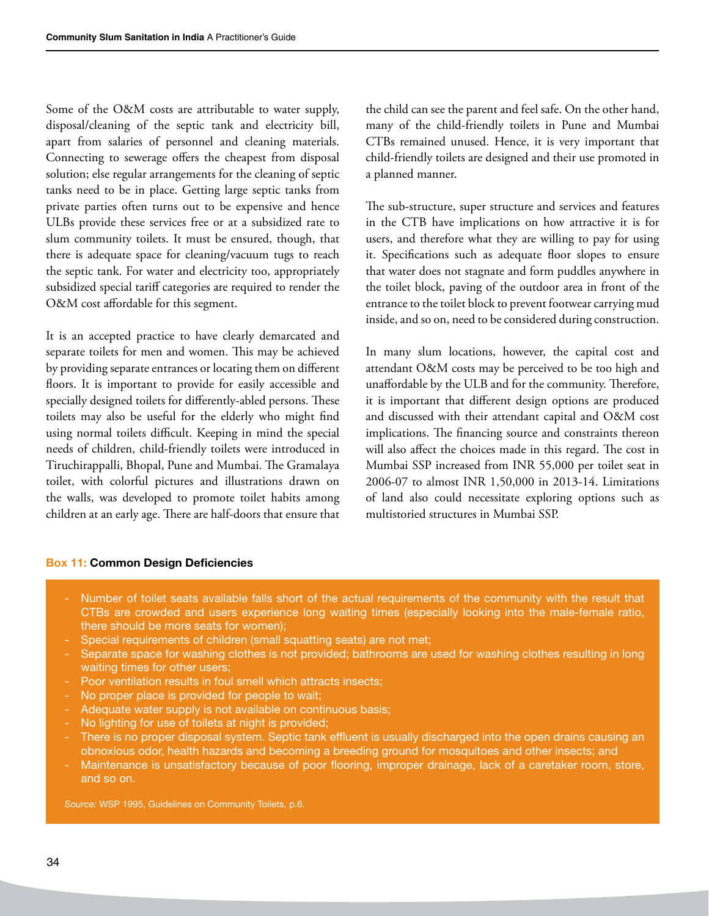Some of the O&M costs are attributable to water supply, disposal/cleaning of the septic tank and electricity bill, apart from salaries of personnel and cleaning materials. Connecting to sewerage offers the cheapest from disposal solution; else regular arrangements for the cleaning of septic tanks need to be in place. Getting large septic tanks from private parties often turns out to be expensive and hence ULBs provide these services free or at a subsidized rate to slum community toilets. It must be ensured, though, that there is adequate space for cleaning/vacuum tugs to reach the septic tank. For water and electricity too, appropriately subsidized special tariff categories are required to render the O&M cost affordable for this segment.

It is an accepted practice to have clearly demarcated and separate toilets for men and women. This may be achieved by providing separate entrances or locating them on different floors. It is important to provide for easily accessible and specially designed toilets for differently-abled persons. These toilets may also be useful for the elderly who might find using normal toilets difficult. Keeping in mind the special needs of children, child-friendly toilets were introduced in Tiruchirappalli, Bhopal, Pune and Mumbai. The Gramalaya toilet, with colorful pictures and illustrations drawn on the walls, was developed to promote toilet habits among children at an early age. There are half-doors that ensure that the child can see the parent and feel safe. On the other hand, many of the child-friendly toilets in Pune and Mumbai CTBs remained unused. Hence, it is very important that child-friendly toilets are designed and their use promoted in a planned manner.

The sub-structure, super structure and services and features in the CTB have implications on how attractive it is for users, and therefore what they are willing to pay for using it. Specifications such as adequate floor slopes to ensure that water does not stagnate and form puddles anywhere in the toilet block, paving of the outdoor area in front of the entrance to the toilet block to prevent footwear carrying mud inside, and so on, need to be considered during construction.

In many slum locations, however, the capital cost and attendant O&M costs may be perceived to be too high and unaffordable by the ULB and for the community. Therefore, it is important that different design options are produced and discussed with their attendant capital and O&M cost implications. The financing source and constraints thereon will also affect the choices made in this regard. The cost in Mumbai SSP increased from INR 55,000 per toilet seat in 2006-07 to almost INR 1,50,000 in 2013-14. Limitations of land also could necessitate exploring options such as multistoried structures in Mumbai SSP.

**Box 11: Common Design Deficiencies**

- Number of toilet seats available falls short of the actual requirements of the community with the result that CTBs are crowded and users experience long waiting times (especially looking into the male-female ratio, there should be more seats for women);
- Special requirements of children (small squatting seats) are not met;
- Separate space for washing clothes is not provided; bathrooms are used for washing clothes resulting in long waiting times for other users;
- Poor ventilation results in foul smell which attracts insects;
- No proper place is provided for people to wait;
- Adequate water supply is not available on continuous basis;
- No lighting for use of toilets at night is provided;
- There is no proper disposal system. Septic tank effluent is usually discharged into the open drains causing an obnoxious odor, health hazards and becoming a breeding ground for mosquitoes and other insects; and
- Maintenance is unsatisfactory because of poor flooring, improper drainage, lack of a caretaker room, store, and so on.

*Source:* WSP 1995, Guidelines on Community Toilets, p.6.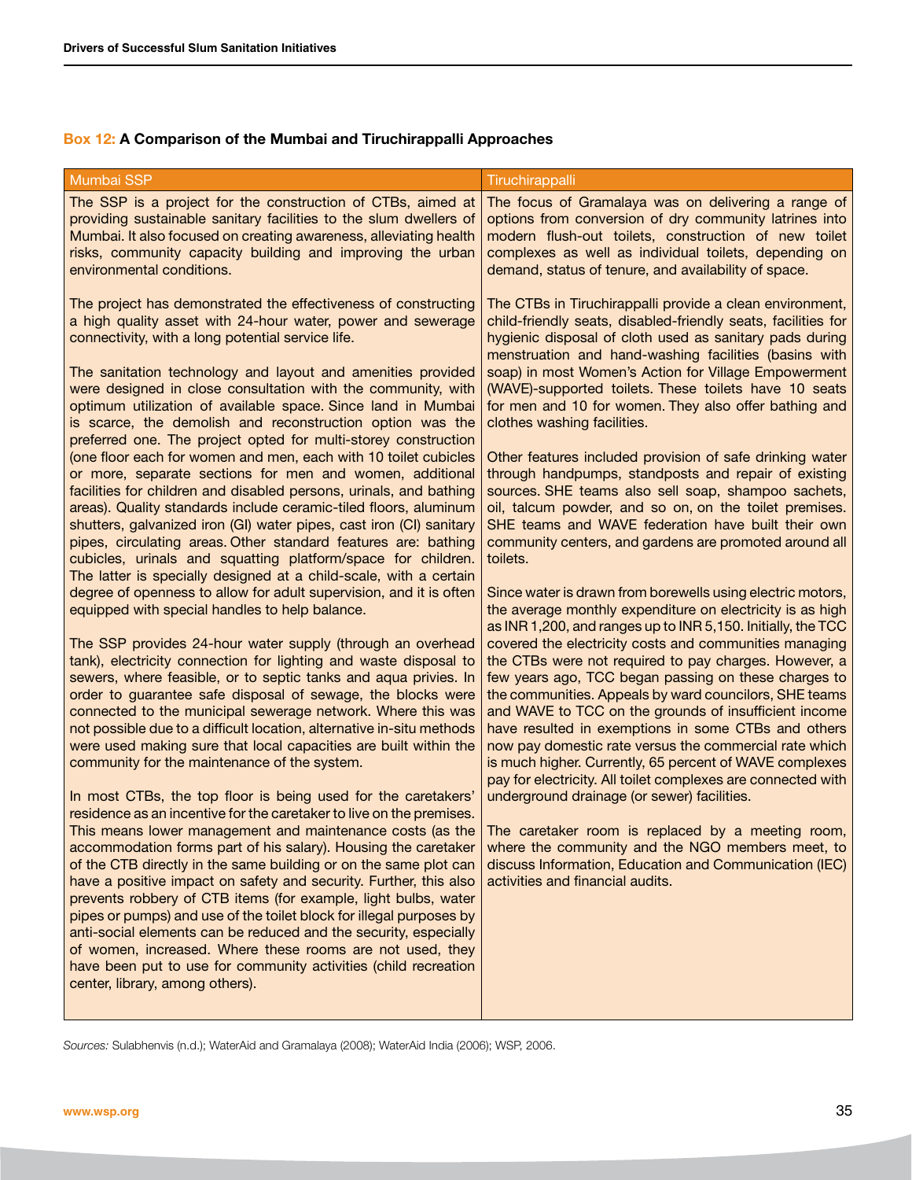### Box 12: A Comparison of the Mumbai and Tiruchirappalli Approaches

| Mumbai SSP | Tiruchirappalli |
|---|---|
| The SSP is a project for the construction of CTBs, aimed at providing sustainable sanitary facilities to the slum dwellers of Mumbai. It also focused on creating awareness, alleviating health risks, community capacity building and improving the urban environmental conditions.<br><br>The project has demonstrated the effectiveness of constructing a high quality asset with 24-hour water, power and sewerage connectivity, with a long potential service life.<br><br>The sanitation technology and layout and amenities provided were designed in close consultation with the community, with optimum utilization of available space. Since land in Mumbai is scarce, the demolish and reconstruction option was the preferred one. The project opted for multi-storey construction (one floor each for women and men, each with 10 toilet cubicles or more, separate sections for men and women, additional facilities for children and disabled persons, urinals, and bathing areas). Quality standards include ceramic-tiled floors, aluminum shutters, galvanized iron (GI) water pipes, cast iron (CI) sanitary pipes, circulating areas. Other standard features are: bathing cubicles, urinals and squatting platform/space for children. The latter is specially designed at a child-scale, with a certain degree of openness to allow for adult supervision, and it is often equipped with special handles to help balance.<br><br>The SSP provides 24-hour water supply (through an overhead tank), electricity connection for lighting and waste disposal to sewers, where feasible, or to septic tanks and aqua privies. In order to guarantee safe disposal of sewage, the blocks were connected to the municipal sewerage network. Where this was not possible due to a difficult location, alternative in-situ methods were used making sure that local capacities are built within the community for the maintenance of the system.<br><br>In most CTBs, the top floor is being used for the caretakers' residence as an incentive for the caretaker to live on the premises. This means lower management and maintenance costs (as the accommodation forms part of his salary). Housing the caretaker of the CTB directly in the same building or on the same plot can have a positive impact on safety and security. Further, this also prevents robbery of CTB items (for example, light bulbs, water pipes or pumps) and use of the toilet block for illegal purposes by anti-social elements can be reduced and the security, especially of women, increased. Where these rooms are not used, they have been put to use for community activities (child recreation center, library, among others). | The focus of Gramalaya was on delivering a range of options from conversion of dry community latrines into modern flush-out toilets, construction of new toilet complexes as well as individual toilets, depending on demand, status of tenure, and availability of space.<br><br>The CTBs in Tiruchirappalli provide a clean environment, child-friendly seats, disabled-friendly seats, facilities for hygienic disposal of cloth used as sanitary pads during menstruation and hand-washing facilities (basins with soap) in most Women's Action for Village Empowerment (WAVE)-supported toilets. These toilets have 10 seats for men and 10 for women. They also offer bathing and clothes washing facilities.<br><br>Other features included provision of safe drinking water through handpumps, standposts and repair of existing sources. SHE teams also sell soap, shampoo sachets, oil, talcum powder, and so on, on the toilet premises. SHE teams and WAVE federation have built their own community centers, and gardens are promoted around all toilets.<br><br>Since water is drawn from borewells using electric motors, the average monthly expenditure on electricity is as high as INR 1,200, and ranges up to INR 5,150. Initially, the TCC covered the electricity costs and communities managing the CTBs were not required to pay charges. However, a few years ago, TCC began passing on these charges to the communities. Appeals by ward councilors, SHE teams and WAVE to TCC on the grounds of insufficient income have resulted in exemptions in some CTBs and others now pay domestic rate versus the commercial rate which is much higher. Currently, 65 percent of WAVE complexes pay for electricity. All toilet complexes are connected with underground drainage (or sewer) facilities.<br><br>The caretaker room is replaced by a meeting room, where the community and the NGO members meet, to discuss Information, Education and Communication (IEC) activities and financial audits. |

*Sources:* Sulabhenvis (n.d.); WaterAid and Gramalaya (2008); WaterAid India (2006); WSP, 2006.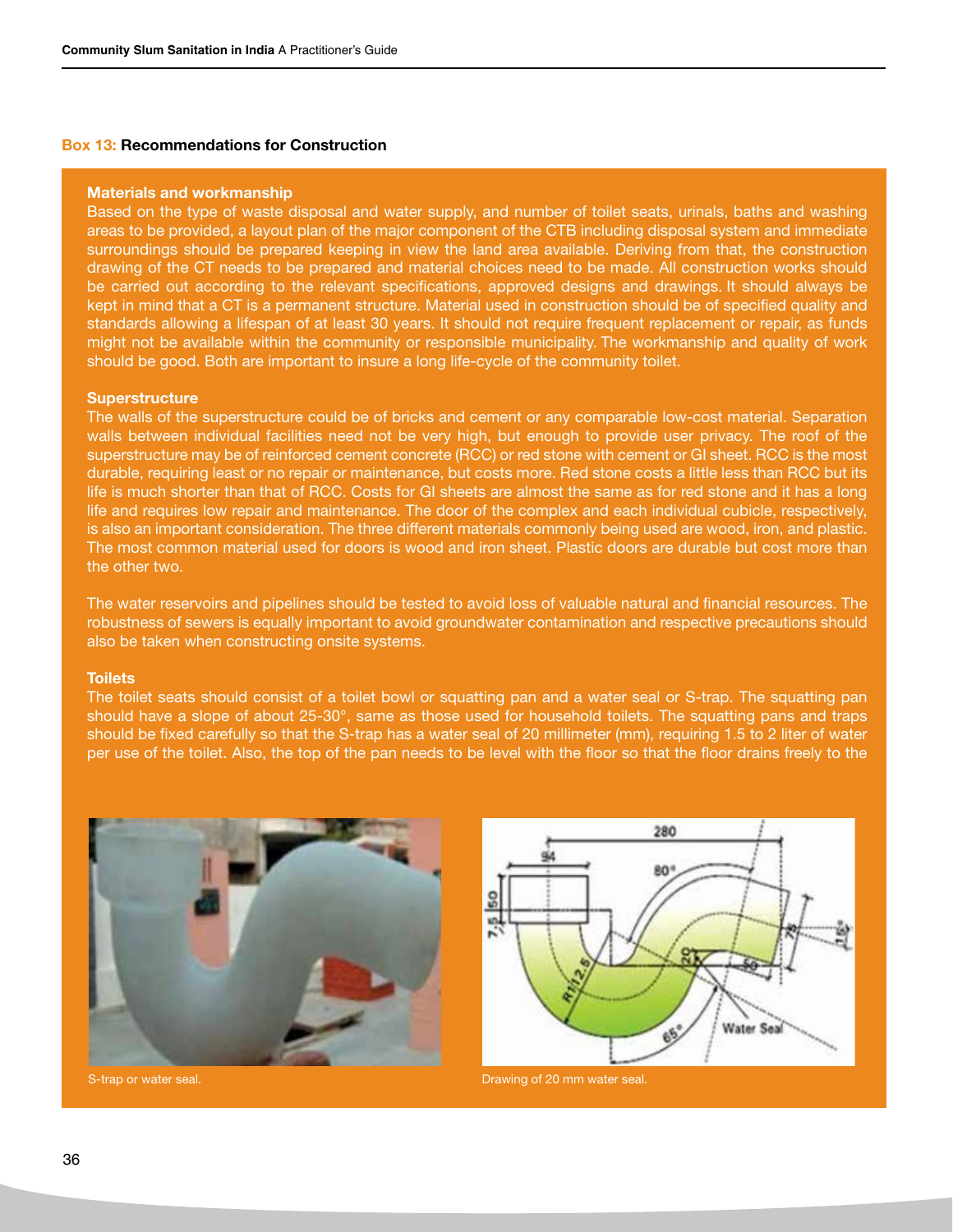### Box 13: Recommendations for Construction

**Materials and workmanship**

Based on the type of waste disposal and water supply, and number of toilet seats, urinals, baths and washing areas to be provided, a layout plan of the major component of the CTB including disposal system and immediate surroundings should be prepared keeping in view the land area available. Deriving from that, the construction drawing of the CT needs to be prepared and material choices need to be made. All construction works should be carried out according to the relevant specifications, approved designs and drawings. It should always be kept in mind that a CT is a permanent structure. Material used in construction should be of specified quality and standards allowing a lifespan of at least 30 years. It should not require frequent replacement or repair, as funds might not be available within the community or responsible municipality. The workmanship and quality of work should be good. Both are important to insure a long life-cycle of the community toilet.

**Superstructure**

The walls of the superstructure could be of bricks and cement or any comparable low-cost material. Separation walls between individual facilities need not be very high, but enough to provide user privacy. The roof of the superstructure may be of reinforced cement concrete (RCC) or red stone with cement or GI sheet. RCC is the most durable, requiring least or no repair or maintenance, but costs more. Red stone costs a little less than RCC but its life is much shorter than that of RCC. Costs for GI sheets are almost the same as for red stone and it has a long life and requires low repair and maintenance. The door of the complex and each individual cubicle, respectively, is also an important consideration. The three different materials commonly being used are wood, iron, and plastic. The most common material used for doors is wood and iron sheet. Plastic doors are durable but cost more than the other two.

The water reservoirs and pipelines should be tested to avoid loss of valuable natural and financial resources. The robustness of sewers is equally important to avoid groundwater contamination and respective precautions should also be taken when constructing onsite systems.

**Toilets**

The toilet seats should consist of a toilet bowl or squatting pan and a water seal or S-trap. The squatting pan should have a slope of about 25-30°, same as those used for household toilets. The squatting pans and traps should be fixed carefully so that the S-trap has a water seal of 20 millimeter (mm), requiring 1.5 to 2 liter of water per use of the toilet. Also, the top of the pan needs to be level with the floor so that the floor drains freely to the

S-trap or water seal.

Drawing of 20 mm water seal.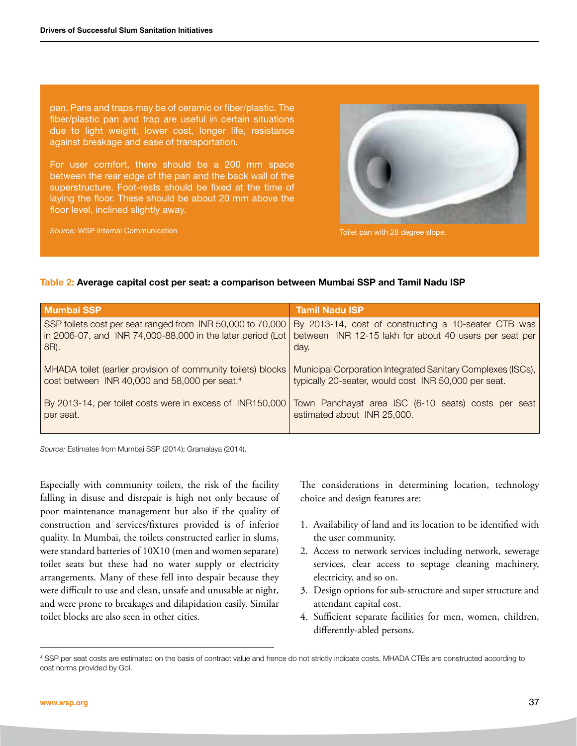pan. Pans and traps may be of ceramic or fiber/plastic. The fiber/plastic pan and trap are useful in certain situations due to light weight, lower cost, longer life, resistance against breakage and ease of transportation.

For user comfort, there should be a 200 mm space between the rear edge of the pan and the back wall of the superstructure. Foot-rests should be fixed at the time of laying the floor. These should be about 20 mm above the floor level, inclined slightly away.

*Source:* WSP Internal Communication

Toilet pan with 28 degree slope.

**Table 2: Average capital cost per seat: a comparison between Mumbai SSP and Tamil Nadu ISP**

| Mumbai SSP | Tamil Nadu ISP |
|---|---|
| SSP toilets cost per seat ranged from INR 50,000 to 70,000 in 2006-07, and INR 74,000-88,000 in the later period (Lot 8R). | By 2013-14, cost of constructing a 10-seater CTB was between INR 12-15 lakh for about 40 users per seat per day. |
| MHADA toilet (earlier provision of community toilets) blocks cost between INR 40,000 and 58,000 per seat.[4] | Municipal Corporation Integrated Sanitary Complexes (ISCs), typically 20-seater, would cost INR 50,000 per seat. |
| By 2013-14, per toilet costs were in excess of INR150,000 per seat. | Town Panchayat area ISC (6-10 seats) costs per seat estimated about INR 25,000. |

*Source:* Estimates from Mumbai SSP (2014); Gramalaya (2014).

Especially with community toilets, the risk of the facility falling in disuse and disrepair is high not only because of poor maintenance management but also if the quality of construction and services/fixtures provided is of inferior quality. In Mumbai, the toilets constructed earlier in slums, were standard batteries of 10X10 (men and women separate) toilet seats but these had no water supply or electricity arrangements. Many of these fell into despair because they were difficult to use and clean, unsafe and unusable at night, and were prone to breakages and dilapidation easily. Similar toilet blocks are also seen in other cities.

The considerations in determining location, technology choice and design features are:

1. Availability of land and its location to be identified with the user community.
2. Access to network services including network, sewerage services, clear access to septage cleaning machinery, electricity, and so on.
3. Design options for sub-structure and super structure and attendant capital cost.
4. Sufficient separate facilities for men, women, children, differently-abled persons.

[4] SSP per seat costs are estimated on the basis of contract value and hence do not strictly indicate costs. MHADA CTBs are constructed according to cost norms provided by GoI.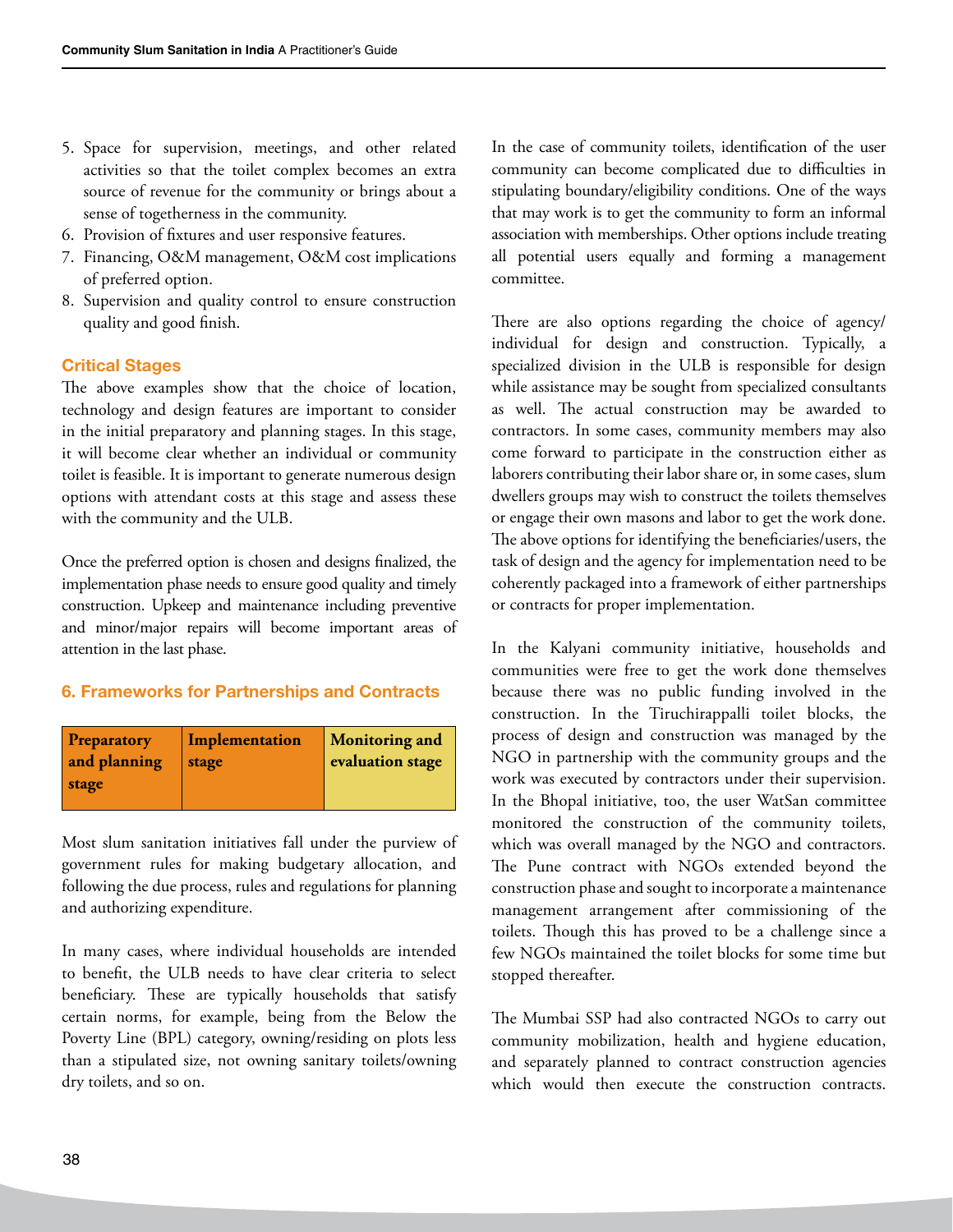5. Space for supervision, meetings, and other related activities so that the toilet complex becomes an extra source of revenue for the community or brings about a sense of togetherness in the community.
6. Provision of fixtures and user responsive features.
7. Financing, O&M management, O&M cost implications of preferred option.
8. Supervision and quality control to ensure construction quality and good finish.

### Critical Stages

The above examples show that the choice of location, technology and design features are important to consider in the initial preparatory and planning stages. In this stage, it will become clear whether an individual or community toilet is feasible. It is important to generate numerous design options with attendant costs at this stage and assess these with the community and the ULB.

Once the preferred option is chosen and designs finalized, the implementation phase needs to ensure good quality and timely construction. Upkeep and maintenance including preventive and minor/major repairs will become important areas of attention in the last phase.

## 6. Frameworks for Partnerships and Contracts

| Preparatory and planning stage | Implementation stage | Monitoring and evaluation stage |
|---|---|---|

Most slum sanitation initiatives fall under the purview of government rules for making budgetary allocation, and following the due process, rules and regulations for planning and authorizing expenditure.

In many cases, where individual households are intended to benefit, the ULB needs to have clear criteria to select beneficiary. These are typically households that satisfy certain norms, for example, being from the Below the Poverty Line (BPL) category, owning/residing on plots less than a stipulated size, not owning sanitary toilets/owning dry toilets, and so on.

In the case of community toilets, identification of the user community can become complicated due to difficulties in stipulating boundary/eligibility conditions. One of the ways that may work is to get the community to form an informal association with memberships. Other options include treating all potential users equally and forming a management committee.

There are also options regarding the choice of agency/individual for design and construction. Typically, a specialized division in the ULB is responsible for design while assistance may be sought from specialized consultants as well. The actual construction may be awarded to contractors. In some cases, community members may also come forward to participate in the construction either as laborers contributing their labor share or, in some cases, slum dwellers groups may wish to construct the toilets themselves or engage their own masons and labor to get the work done. The above options for identifying the beneficiaries/users, the task of design and the agency for implementation need to be coherently packaged into a framework of either partnerships or contracts for proper implementation.

In the Kalyani community initiative, households and communities were free to get the work done themselves because there was no public funding involved in the construction. In the Tiruchirappalli toilet blocks, the process of design and construction was managed by the NGO in partnership with the community groups and the work was executed by contractors under their supervision. In the Bhopal initiative, too, the user WatSan committee monitored the construction of the community toilets, which was overall managed by the NGO and contractors. The Pune contract with NGOs extended beyond the construction phase and sought to incorporate a maintenance management arrangement after commissioning of the toilets. Though this has proved to be a challenge since a few NGOs maintained the toilet blocks for some time but stopped thereafter.

The Mumbai SSP had also contracted NGOs to carry out community mobilization, health and hygiene education, and separately planned to contract construction agencies which would then execute the construction contracts.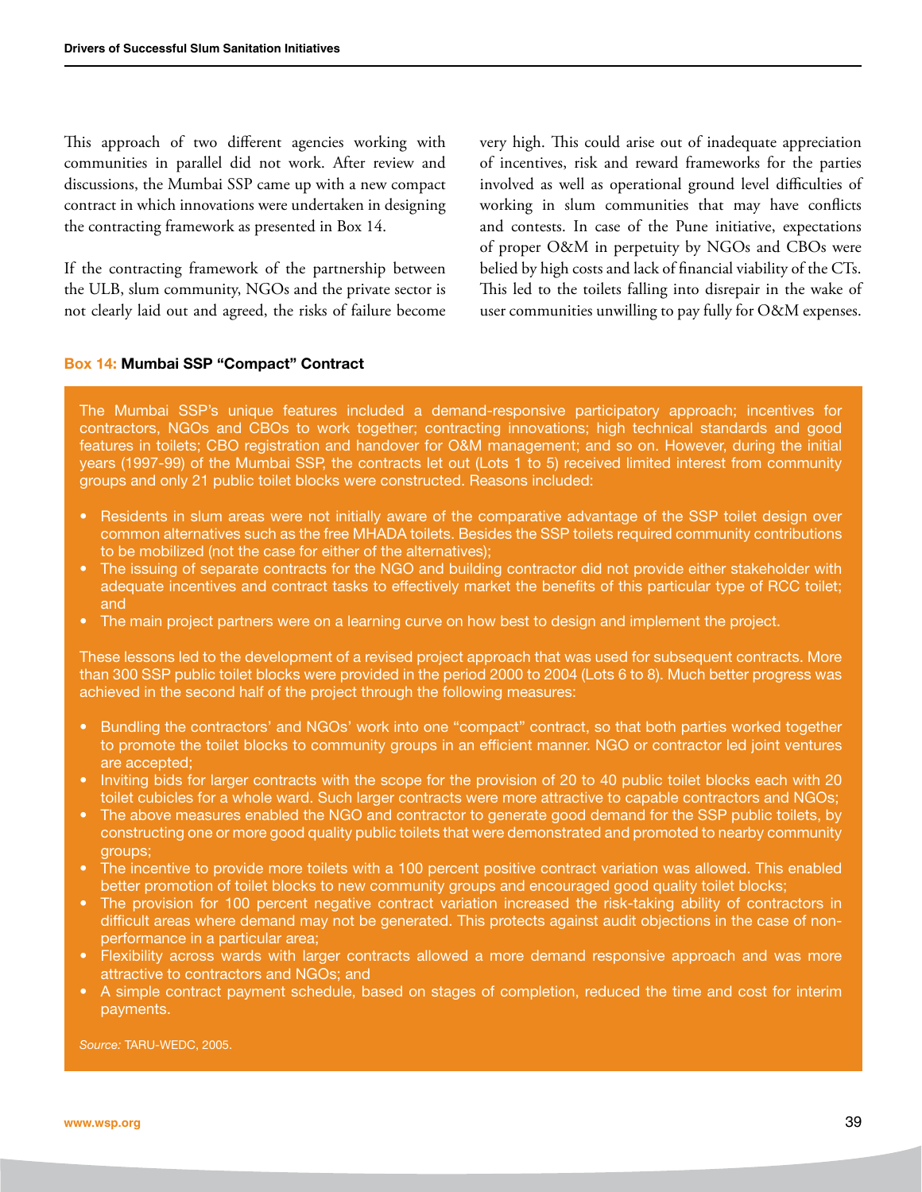This approach of two different agencies working with communities in parallel did not work. After review and discussions, the Mumbai SSP came up with a new compact contract in which innovations were undertaken in designing the contracting framework as presented in Box 14.

If the contracting framework of the partnership between the ULB, slum community, NGOs and the private sector is not clearly laid out and agreed, the risks of failure become very high. This could arise out of inadequate appreciation of incentives, risk and reward frameworks for the parties involved as well as operational ground level difficulties of working in slum communities that may have conflicts and contests. In case of the Pune initiative, expectations of proper O&M in perpetuity by NGOs and CBOs were belied by high costs and lack of financial viability of the CTs. This led to the toilets falling into disrepair in the wake of user communities unwilling to pay fully for O&M expenses.

**Box 14: Mumbai SSP "Compact" Contract**

The Mumbai SSP's unique features included a demand-responsive participatory approach; incentives for contractors, NGOs and CBOs to work together; contracting innovations; high technical standards and good features in toilets; CBO registration and handover for O&M management; and so on. However, during the initial years (1997-99) of the Mumbai SSP, the contracts let out (Lots 1 to 5) received limited interest from community groups and only 21 public toilet blocks were constructed. Reasons included:

- Residents in slum areas were not initially aware of the comparative advantage of the SSP toilet design over common alternatives such as the free MHADA toilets. Besides the SSP toilets required community contributions to be mobilized (not the case for either of the alternatives);
- The issuing of separate contracts for the NGO and building contractor did not provide either stakeholder with adequate incentives and contract tasks to effectively market the benefits of this particular type of RCC toilet; and
- The main project partners were on a learning curve on how best to design and implement the project.

These lessons led to the development of a revised project approach that was used for subsequent contracts. More than 300 SSP public toilet blocks were provided in the period 2000 to 2004 (Lots 6 to 8). Much better progress was achieved in the second half of the project through the following measures:

- Bundling the contractors' and NGOs' work into one "compact" contract, so that both parties worked together to promote the toilet blocks to community groups in an efficient manner. NGO or contractor led joint ventures are accepted;
- Inviting bids for larger contracts with the scope for the provision of 20 to 40 public toilet blocks each with 20 toilet cubicles for a whole ward. Such larger contracts were more attractive to capable contractors and NGOs;
- The above measures enabled the NGO and contractor to generate good demand for the SSP public toilets, by constructing one or more good quality public toilets that were demonstrated and promoted to nearby community groups;
- The incentive to provide more toilets with a 100 percent positive contract variation was allowed. This enabled better promotion of toilet blocks to new community groups and encouraged good quality toilet blocks;
- The provision for 100 percent negative contract variation increased the risk-taking ability of contractors in difficult areas where demand may not be generated. This protects against audit objections in the case of non-performance in a particular area;
- Flexibility across wards with larger contracts allowed a more demand responsive approach and was more attractive to contractors and NGOs; and
- A simple contract payment schedule, based on stages of completion, reduced the time and cost for interim payments.

*Source:* TARU-WEDC, 2005.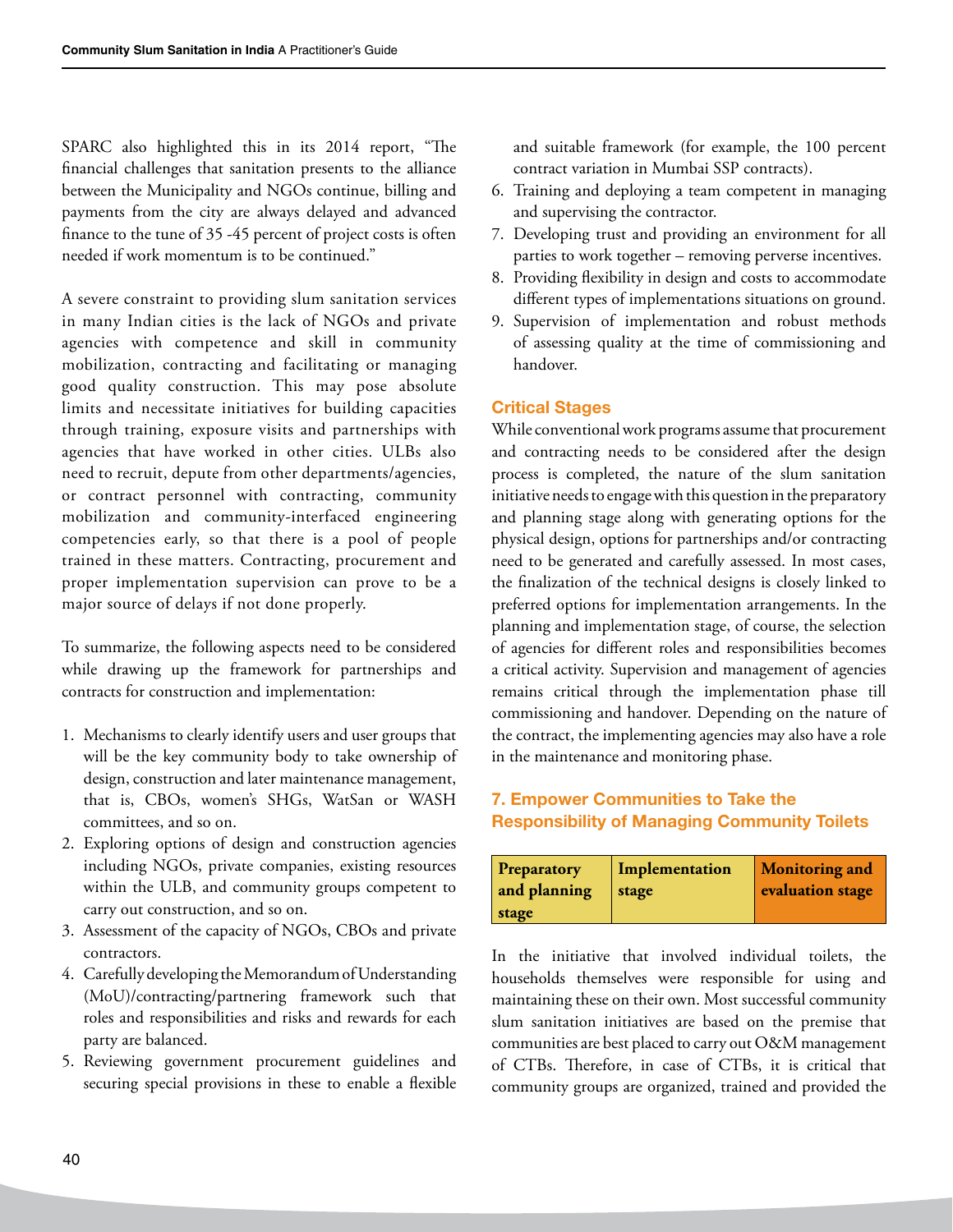SPARC also highlighted this in its 2014 report, "The financial challenges that sanitation presents to the alliance between the Municipality and NGOs continue, billing and payments from the city are always delayed and advanced finance to the tune of 35 -45 percent of project costs is often needed if work momentum is to be continued."

A severe constraint to providing slum sanitation services in many Indian cities is the lack of NGOs and private agencies with competence and skill in community mobilization, contracting and facilitating or managing good quality construction. This may pose absolute limits and necessitate initiatives for building capacities through training, exposure visits and partnerships with agencies that have worked in other cities. ULBs also need to recruit, depute from other departments/agencies, or contract personnel with contracting, community mobilization and community-interfaced engineering competencies early, so that there is a pool of people trained in these matters. Contracting, procurement and proper implementation supervision can prove to be a major source of delays if not done properly.

To summarize, the following aspects need to be considered while drawing up the framework for partnerships and contracts for construction and implementation:

1. Mechanisms to clearly identify users and user groups that will be the key community body to take ownership of design, construction and later maintenance management, that is, CBOs, women's SHGs, WatSan or WASH committees, and so on.
2. Exploring options of design and construction agencies including NGOs, private companies, existing resources within the ULB, and community groups competent to carry out construction, and so on.
3. Assessment of the capacity of NGOs, CBOs and private contractors.
4. Carefully developing the Memorandum of Understanding (MoU)/contracting/partnering framework such that roles and responsibilities and risks and rewards for each party are balanced.
5. Reviewing government procurement guidelines and securing special provisions in these to enable a flexible and suitable framework (for example, the 100 percent contract variation in Mumbai SSP contracts).
6. Training and deploying a team competent in managing and supervising the contractor.
7. Developing trust and providing an environment for all parties to work together – removing perverse incentives.
8. Providing flexibility in design and costs to accommodate different types of implementations situations on ground.
9. Supervision of implementation and robust methods of assessing quality at the time of commissioning and handover.

### Critical Stages

While conventional work programs assume that procurement and contracting needs to be considered after the design process is completed, the nature of the slum sanitation initiative needs to engage with this question in the preparatory and planning stage along with generating options for the physical design, options for partnerships and/or contracting need to be generated and carefully assessed. In most cases, the finalization of the technical designs is closely linked to preferred options for implementation arrangements. In the planning and implementation stage, of course, the selection of agencies for different roles and responsibilities becomes a critical activity. Supervision and management of agencies remains critical through the implementation phase till commissioning and handover. Depending on the nature of the contract, the implementing agencies may also have a role in the maintenance and monitoring phase.

## 7. Empower Communities to Take the Responsibility of Managing Community Toilets

| Preparatory and planning stage | Implementation stage | Monitoring and evaluation stage |
|---|---|---|

In the initiative that involved individual toilets, the households themselves were responsible for using and maintaining these on their own. Most successful community slum sanitation initiatives are based on the premise that communities are best placed to carry out O&M management of CTBs. Therefore, in case of CTBs, it is critical that community groups are organized, trained and provided the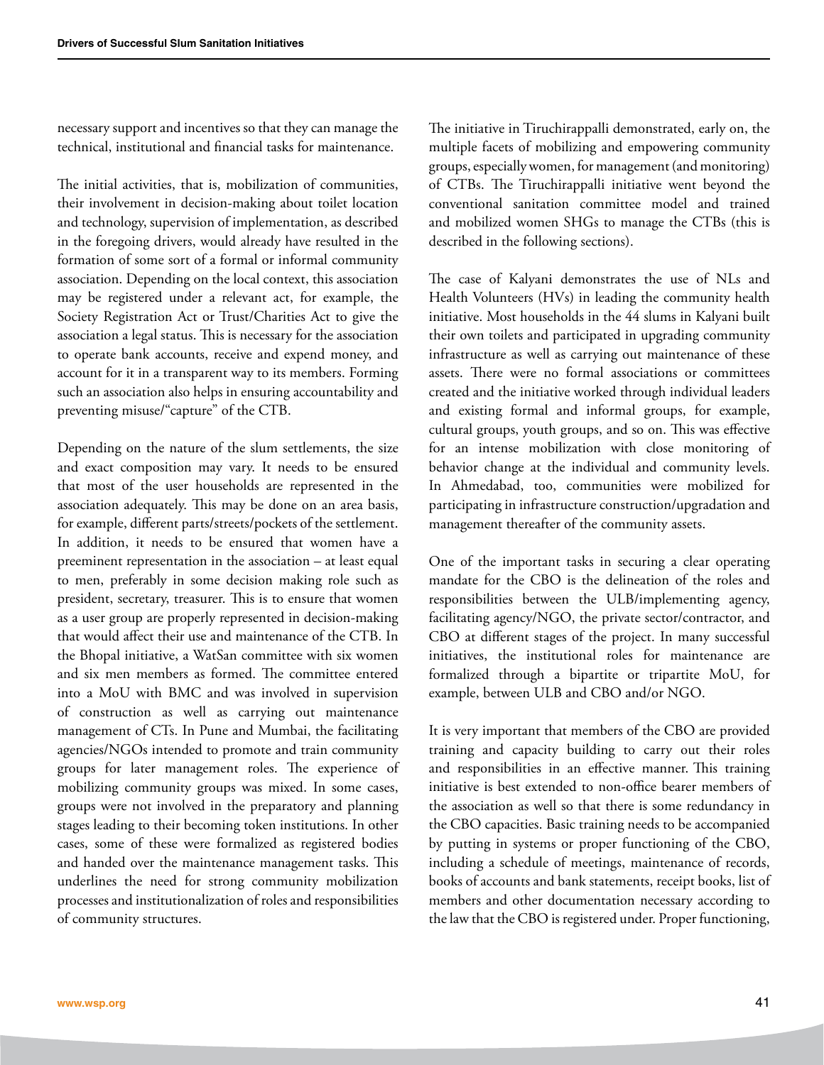necessary support and incentives so that they can manage the technical, institutional and financial tasks for maintenance.

The initial activities, that is, mobilization of communities, their involvement in decision-making about toilet location and technology, supervision of implementation, as described in the foregoing drivers, would already have resulted in the formation of some sort of a formal or informal community association. Depending on the local context, this association may be registered under a relevant act, for example, the Society Registration Act or Trust/Charities Act to give the association a legal status. This is necessary for the association to operate bank accounts, receive and expend money, and account for it in a transparent way to its members. Forming such an association also helps in ensuring accountability and preventing misuse/"capture" of the CTB.

Depending on the nature of the slum settlements, the size and exact composition may vary. It needs to be ensured that most of the user households are represented in the association adequately. This may be done on an area basis, for example, different parts/streets/pockets of the settlement. In addition, it needs to be ensured that women have a preeminent representation in the association – at least equal to men, preferably in some decision making role such as president, secretary, treasurer. This is to ensure that women as a user group are properly represented in decision-making that would affect their use and maintenance of the CTB. In the Bhopal initiative, a WatSan committee with six women and six men members as formed. The committee entered into a MoU with BMC and was involved in supervision of construction as well as carrying out maintenance management of CTs. In Pune and Mumbai, the facilitating agencies/NGOs intended to promote and train community groups for later management roles. The experience of mobilizing community groups was mixed. In some cases, groups were not involved in the preparatory and planning stages leading to their becoming token institutions. In other cases, some of these were formalized as registered bodies and handed over the maintenance management tasks. This underlines the need for strong community mobilization processes and institutionalization of roles and responsibilities of community structures.

The initiative in Tiruchirappalli demonstrated, early on, the multiple facets of mobilizing and empowering community groups, especially women, for management (and monitoring) of CTBs. The Tiruchirappalli initiative went beyond the conventional sanitation committee model and trained and mobilized women SHGs to manage the CTBs (this is described in the following sections).

The case of Kalyani demonstrates the use of NLs and Health Volunteers (HVs) in leading the community health initiative. Most households in the 44 slums in Kalyani built their own toilets and participated in upgrading community infrastructure as well as carrying out maintenance of these assets. There were no formal associations or committees created and the initiative worked through individual leaders and existing formal and informal groups, for example, cultural groups, youth groups, and so on. This was effective for an intense mobilization with close monitoring of behavior change at the individual and community levels. In Ahmedabad, too, communities were mobilized for participating in infrastructure construction/upgradation and management thereafter of the community assets.

One of the important tasks in securing a clear operating mandate for the CBO is the delineation of the roles and responsibilities between the ULB/implementing agency, facilitating agency/NGO, the private sector/contractor, and CBO at different stages of the project. In many successful initiatives, the institutional roles for maintenance are formalized through a bipartite or tripartite MoU, for example, between ULB and CBO and/or NGO.

It is very important that members of the CBO are provided training and capacity building to carry out their roles and responsibilities in an effective manner. This training initiative is best extended to non-office bearer members of the association as well so that there is some redundancy in the CBO capacities. Basic training needs to be accompanied by putting in systems or proper functioning of the CBO, including a schedule of meetings, maintenance of records, books of accounts and bank statements, receipt books, list of members and other documentation necessary according to the law that the CBO is registered under. Proper functioning,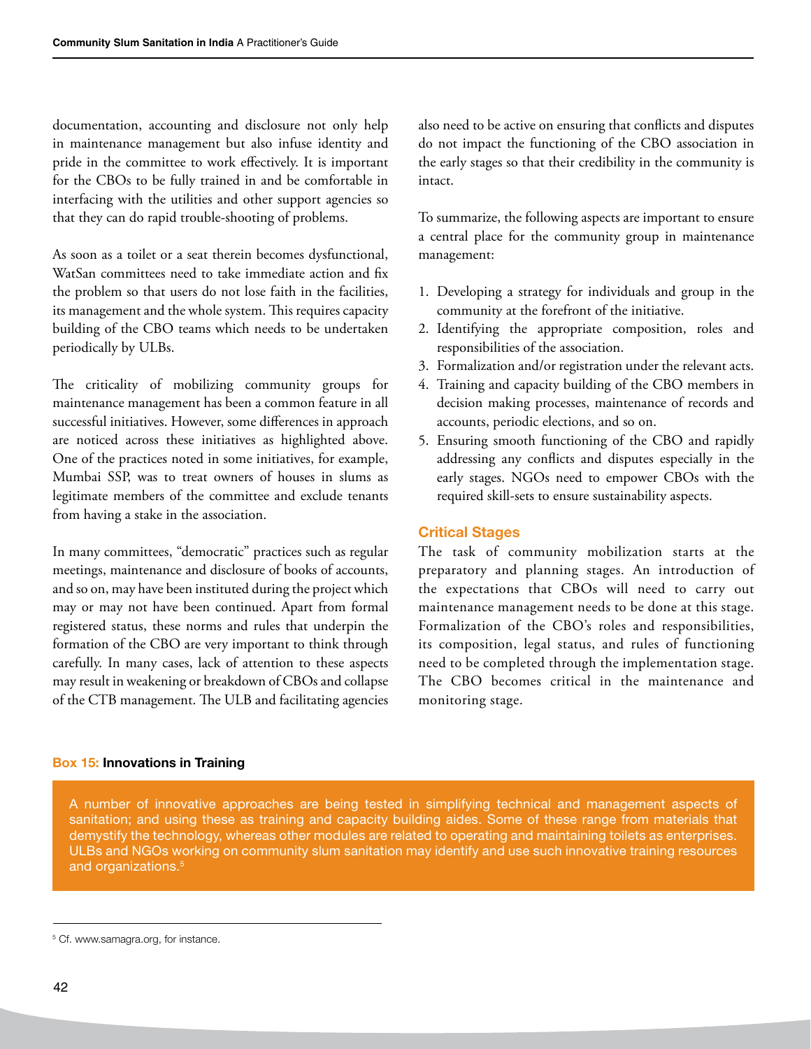documentation, accounting and disclosure not only help in maintenance management but also infuse identity and pride in the committee to work effectively. It is important for the CBOs to be fully trained in and be comfortable in interfacing with the utilities and other support agencies so that they can do rapid trouble-shooting of problems.

As soon as a toilet or a seat therein becomes dysfunctional, WatSan committees need to take immediate action and fix the problem so that users do not lose faith in the facilities, its management and the whole system. This requires capacity building of the CBO teams which needs to be undertaken periodically by ULBs.

The criticality of mobilizing community groups for maintenance management has been a common feature in all successful initiatives. However, some differences in approach are noticed across these initiatives as highlighted above. One of the practices noted in some initiatives, for example, Mumbai SSP, was to treat owners of houses in slums as legitimate members of the committee and exclude tenants from having a stake in the association.

In many committees, "democratic" practices such as regular meetings, maintenance and disclosure of books of accounts, and so on, may have been instituted during the project which may or may not have been continued. Apart from formal registered status, these norms and rules that underpin the formation of the CBO are very important to think through carefully. In many cases, lack of attention to these aspects may result in weakening or breakdown of CBOs and collapse of the CTB management. The ULB and facilitating agencies also need to be active on ensuring that conflicts and disputes do not impact the functioning of the CBO association in the early stages so that their credibility in the community is intact.

To summarize, the following aspects are important to ensure a central place for the community group in maintenance management:

1. Developing a strategy for individuals and group in the community at the forefront of the initiative.
2. Identifying the appropriate composition, roles and responsibilities of the association.
3. Formalization and/or registration under the relevant acts.
4. Training and capacity building of the CBO members in decision making processes, maintenance of records and accounts, periodic elections, and so on.
5. Ensuring smooth functioning of the CBO and rapidly addressing any conflicts and disputes especially in the early stages. NGOs need to empower CBOs with the required skill-sets to ensure sustainability aspects.

### Critical Stages

The task of community mobilization starts at the preparatory and planning stages. An introduction of the expectations that CBOs will need to carry out maintenance management needs to be done at this stage. Formalization of the CBO's roles and responsibilities, its composition, legal status, and rules of functioning need to be completed through the implementation stage. The CBO becomes critical in the maintenance and monitoring stage.

**Box 15: Innovations in Training**

A number of innovative approaches are being tested in simplifying technical and management aspects of sanitation; and using these as training and capacity building aides. Some of these range from materials that demystify the technology, whereas other modules are related to operating and maintaining toilets as enterprises. ULBs and NGOs working on community slum sanitation may identify and use such innovative training resources and organizations.[5]

[5] Cf. www.samagra.org, for instance.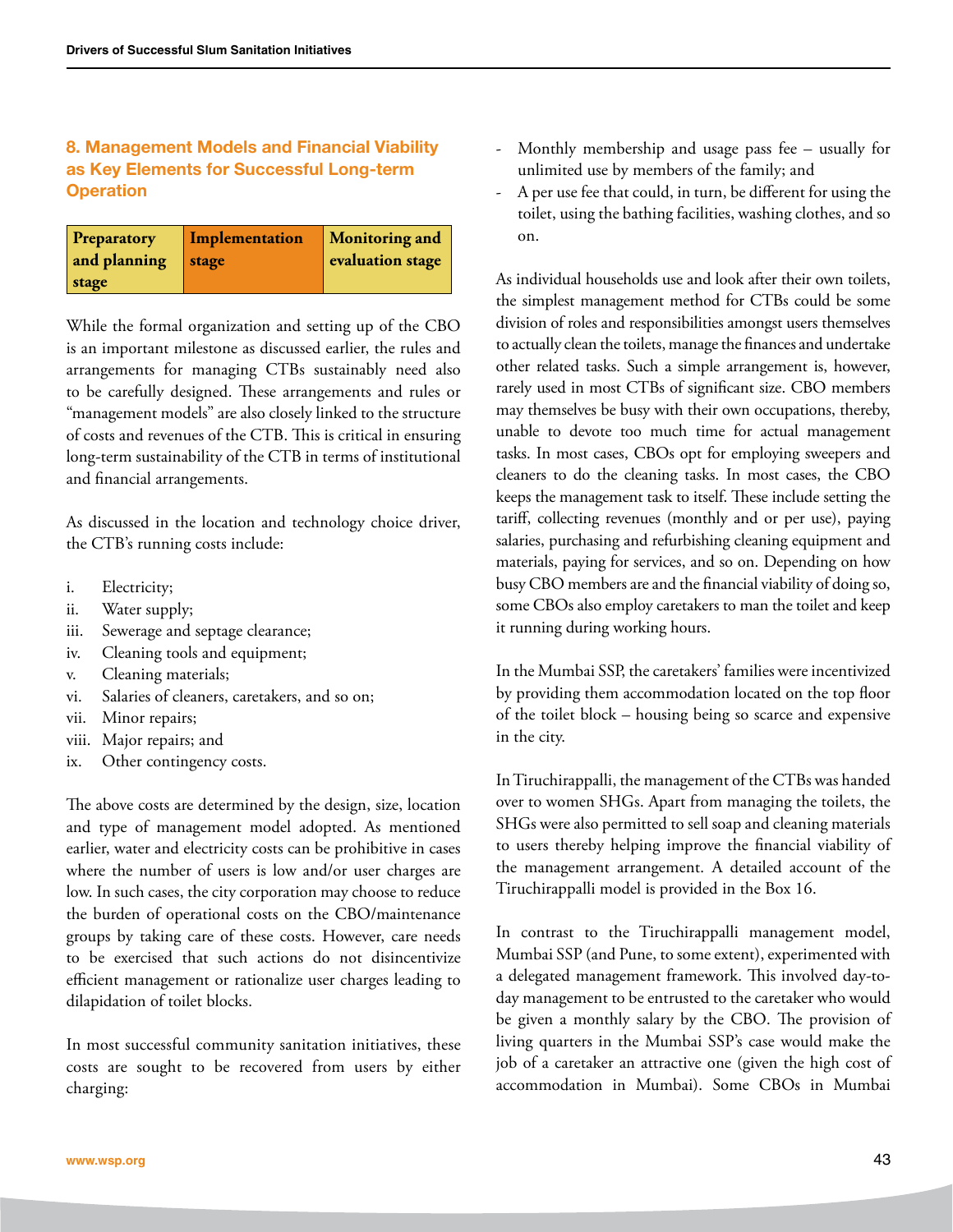## 8. Management Models and Financial Viability as Key Elements for Successful Long-term Operation

| Preparatory and planning stage | Implementation stage | Monitoring and evaluation stage |
|---|---|---|

While the formal organization and setting up of the CBO is an important milestone as discussed earlier, the rules and arrangements for managing CTBs sustainably need also to be carefully designed. These arrangements and rules or "management models" are also closely linked to the structure of costs and revenues of the CTB. This is critical in ensuring long-term sustainability of the CTB in terms of institutional and financial arrangements.

As discussed in the location and technology choice driver, the CTB's running costs include:

i. Electricity;
ii. Water supply;
iii. Sewerage and septage clearance;
iv. Cleaning tools and equipment;
v. Cleaning materials;
vi. Salaries of cleaners, caretakers, and so on;
vii. Minor repairs;
viii. Major repairs; and
ix. Other contingency costs.

The above costs are determined by the design, size, location and type of management model adopted. As mentioned earlier, water and electricity costs can be prohibitive in cases where the number of users is low and/or user charges are low. In such cases, the city corporation may choose to reduce the burden of operational costs on the CBO/maintenance groups by taking care of these costs. However, care needs to be exercised that such actions do not disincentivize efficient management or rationalize user charges leading to dilapidation of toilet blocks.

In most successful community sanitation initiatives, these costs are sought to be recovered from users by either charging:

- Monthly membership and usage pass fee – usually for unlimited use by members of the family; and
- A per use fee that could, in turn, be different for using the toilet, using the bathing facilities, washing clothes, and so on.

As individual households use and look after their own toilets, the simplest management method for CTBs could be some division of roles and responsibilities amongst users themselves to actually clean the toilets, manage the finances and undertake other related tasks. Such a simple arrangement is, however, rarely used in most CTBs of significant size. CBO members may themselves be busy with their own occupations, thereby, unable to devote too much time for actual management tasks. In most cases, CBOs opt for employing sweepers and cleaners to do the cleaning tasks. In most cases, the CBO keeps the management task to itself. These include setting the tariff, collecting revenues (monthly and or per use), paying salaries, purchasing and refurbishing cleaning equipment and materials, paying for services, and so on. Depending on how busy CBO members are and the financial viability of doing so, some CBOs also employ caretakers to man the toilet and keep it running during working hours.

In the Mumbai SSP, the caretakers' families were incentivized by providing them accommodation located on the top floor of the toilet block – housing being so scarce and expensive in the city.

In Tiruchirappalli, the management of the CTBs was handed over to women SHGs. Apart from managing the toilets, the SHGs were also permitted to sell soap and cleaning materials to users thereby helping improve the financial viability of the management arrangement. A detailed account of the Tiruchirappalli model is provided in the Box 16.

In contrast to the Tiruchirappalli management model, Mumbai SSP (and Pune, to some extent), experimented with a delegated management framework. This involved day-to-day management to be entrusted to the caretaker who would be given a monthly salary by the CBO. The provision of living quarters in the Mumbai SSP's case would make the job of a caretaker an attractive one (given the high cost of accommodation in Mumbai). Some CBOs in Mumbai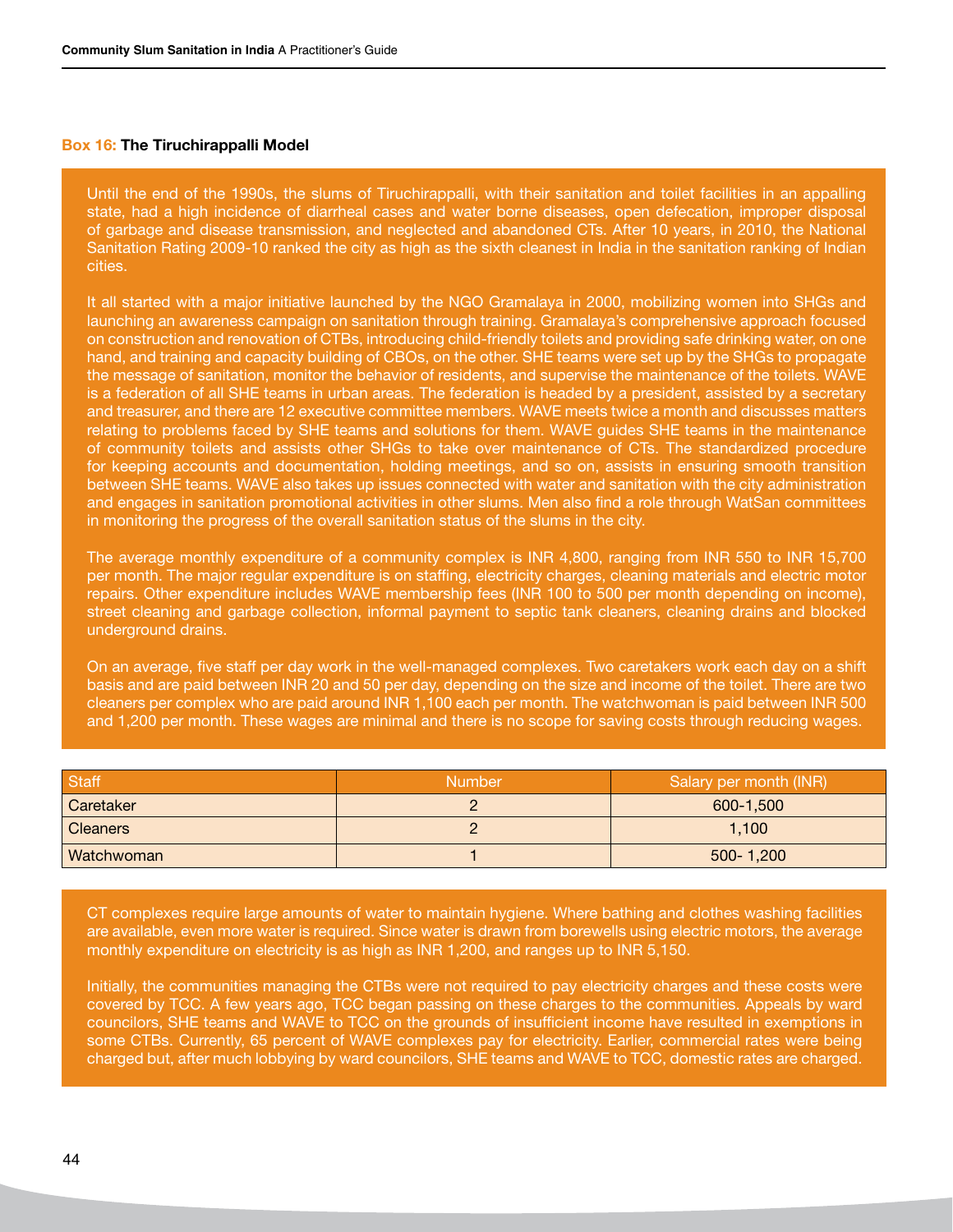**Box 16: The Tiruchirappalli Model**

Until the end of the 1990s, the slums of Tiruchirappalli, with their sanitation and toilet facilities in an appalling state, had a high incidence of diarrheal cases and water borne diseases, open defecation, improper disposal of garbage and disease transmission, and neglected and abandoned CTs. After 10 years, in 2010, the National Sanitation Rating 2009-10 ranked the city as high as the sixth cleanest in India in the sanitation ranking of Indian cities.

It all started with a major initiative launched by the NGO Gramalaya in 2000, mobilizing women into SHGs and launching an awareness campaign on sanitation through training. Gramalaya's comprehensive approach focused on construction and renovation of CTBs, introducing child-friendly toilets and providing safe drinking water, on one hand, and training and capacity building of CBOs, on the other. SHE teams were set up by the SHGs to propagate the message of sanitation, monitor the behavior of residents, and supervise the maintenance of the toilets. WAVE is a federation of all SHE teams in urban areas. The federation is headed by a president, assisted by a secretary and treasurer, and there are 12 executive committee members. WAVE meets twice a month and discusses matters relating to problems faced by SHE teams and solutions for them. WAVE guides SHE teams in the maintenance of community toilets and assists other SHGs to take over maintenance of CTs. The standardized procedure for keeping accounts and documentation, holding meetings, and so on, assists in ensuring smooth transition between SHE teams. WAVE also takes up issues connected with water and sanitation with the city administration and engages in sanitation promotional activities in other slums. Men also find a role through WatSan committees in monitoring the progress of the overall sanitation status of the slums in the city.

The average monthly expenditure of a community complex is INR 4,800, ranging from INR 550 to INR 15,700 per month. The major regular expenditure is on staffing, electricity charges, cleaning materials and electric motor repairs. Other expenditure includes WAVE membership fees (INR 100 to 500 per month depending on income), street cleaning and garbage collection, informal payment to septic tank cleaners, cleaning drains and blocked underground drains.

On an average, five staff per day work in the well-managed complexes. Two caretakers work each day on a shift basis and are paid between INR 20 and 50 per day, depending on the size and income of the toilet. There are two cleaners per complex who are paid around INR 1,100 each per month. The watchwoman is paid between INR 500 and 1,200 per month. These wages are minimal and there is no scope for saving costs through reducing wages.

| Staff | Number | Salary per month (INR) |
|---|---|---|
| Caretaker | 2 | 600-1,500 |
| Cleaners | 2 | 1,100 |
| Watchwoman | 1 | 500- 1,200 |

CT complexes require large amounts of water to maintain hygiene. Where bathing and clothes washing facilities are available, even more water is required. Since water is drawn from borewells using electric motors, the average monthly expenditure on electricity is as high as INR 1,200, and ranges up to INR 5,150.

Initially, the communities managing the CTBs were not required to pay electricity charges and these costs were covered by TCC. A few years ago, TCC began passing on these charges to the communities. Appeals by ward councilors, SHE teams and WAVE to TCC on the grounds of insufficient income have resulted in exemptions in some CTBs. Currently, 65 percent of WAVE complexes pay for electricity. Earlier, commercial rates were being charged but, after much lobbying by ward councilors, SHE teams and WAVE to TCC, domestic rates are charged.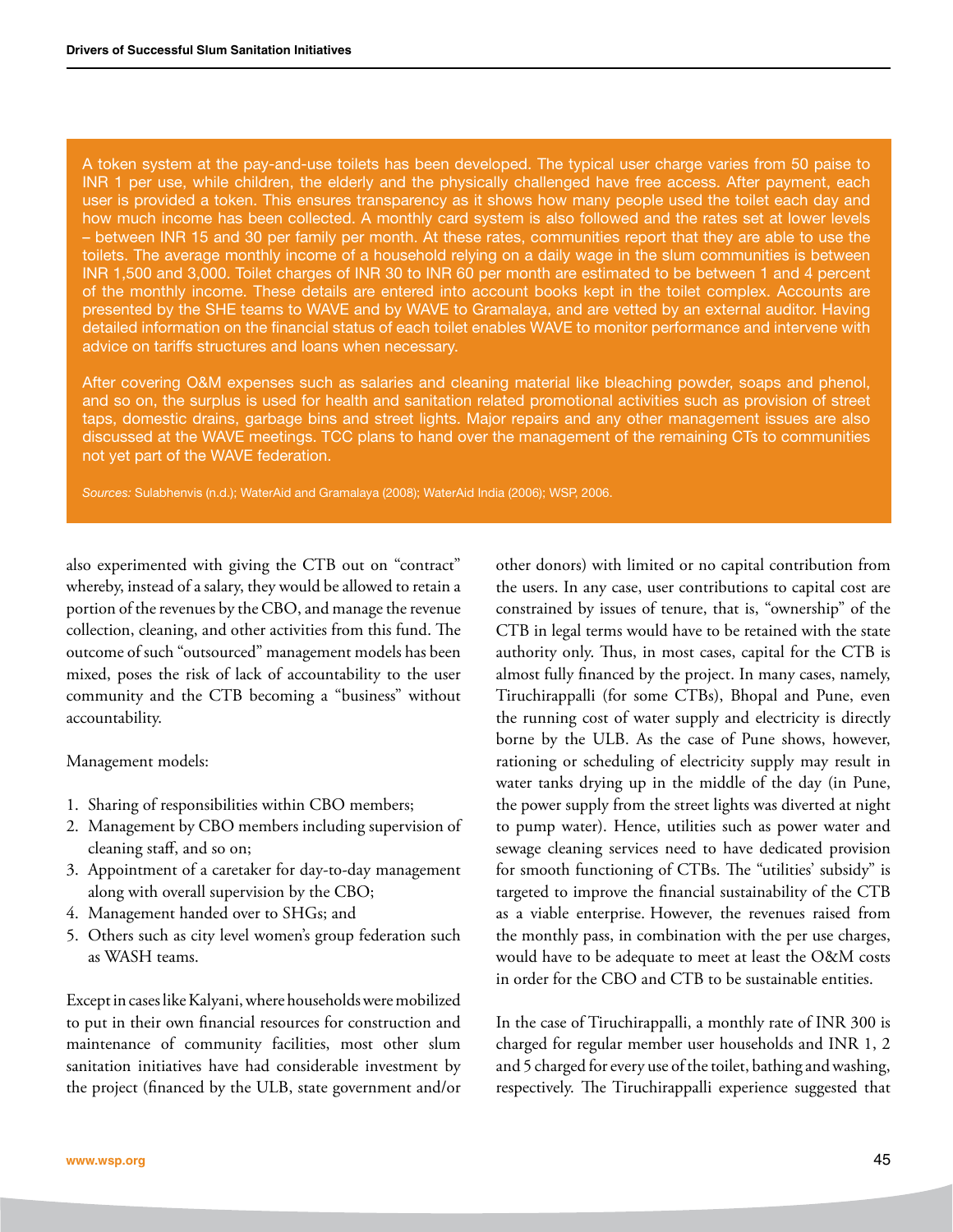A token system at the pay-and-use toilets has been developed. The typical user charge varies from 50 paise to INR 1 per use, while children, the elderly and the physically challenged have free access. After payment, each user is provided a token. This ensures transparency as it shows how many people used the toilet each day and how much income has been collected. A monthly card system is also followed and the rates set at lower levels – between INR 15 and 30 per family per month. At these rates, communities report that they are able to use the toilets. The average monthly income of a household relying on a daily wage in the slum communities is between INR 1,500 and 3,000. Toilet charges of INR 30 to INR 60 per month are estimated to be between 1 and 4 percent of the monthly income. These details are entered into account books kept in the toilet complex. Accounts are presented by the SHE teams to WAVE and by WAVE to Gramalaya, and are vetted by an external auditor. Having detailed information on the financial status of each toilet enables WAVE to monitor performance and intervene with advice on tariffs structures and loans when necessary.

After covering O&M expenses such as salaries and cleaning material like bleaching powder, soaps and phenol, and so on, the surplus is used for health and sanitation related promotional activities such as provision of street taps, domestic drains, garbage bins and street lights. Major repairs and any other management issues are also discussed at the WAVE meetings. TCC plans to hand over the management of the remaining CTs to communities not yet part of the WAVE federation.

*Sources:* Sulabhenvis (n.d.); WaterAid and Gramalaya (2008); WaterAid India (2006); WSP, 2006.

also experimented with giving the CTB out on "contract" whereby, instead of a salary, they would be allowed to retain a portion of the revenues by the CBO, and manage the revenue collection, cleaning, and other activities from this fund. The outcome of such "outsourced" management models has been mixed, poses the risk of lack of accountability to the user community and the CTB becoming a "business" without accountability.

Management models:

1. Sharing of responsibilities within CBO members;
2. Management by CBO members including supervision of cleaning staff, and so on;
3. Appointment of a caretaker for day-to-day management along with overall supervision by the CBO;
4. Management handed over to SHGs; and
5. Others such as city level women's group federation such as WASH teams.

Except in cases like Kalyani, where households were mobilized to put in their own financial resources for construction and maintenance of community facilities, most other slum sanitation initiatives have had considerable investment by the project (financed by the ULB, state government and/or other donors) with limited or no capital contribution from the users. In any case, user contributions to capital cost are constrained by issues of tenure, that is, "ownership" of the CTB in legal terms would have to be retained with the state authority only. Thus, in most cases, capital for the CTB is almost fully financed by the project. In many cases, namely, Tiruchirappalli (for some CTBs), Bhopal and Pune, even the running cost of water supply and electricity is directly borne by the ULB. As the case of Pune shows, however, rationing or scheduling of electricity supply may result in water tanks drying up in the middle of the day (in Pune, the power supply from the street lights was diverted at night to pump water). Hence, utilities such as power water and sewage cleaning services need to have dedicated provision for smooth functioning of CTBs. The "utilities' subsidy" is targeted to improve the financial sustainability of the CTB as a viable enterprise. However, the revenues raised from the monthly pass, in combination with the per use charges, would have to be adequate to meet at least the O&M costs in order for the CBO and CTB to be sustainable entities.

In the case of Tiruchirappalli, a monthly rate of INR 300 is charged for regular member user households and INR 1, 2 and 5 charged for every use of the toilet, bathing and washing, respectively. The Tiruchirappalli experience suggested that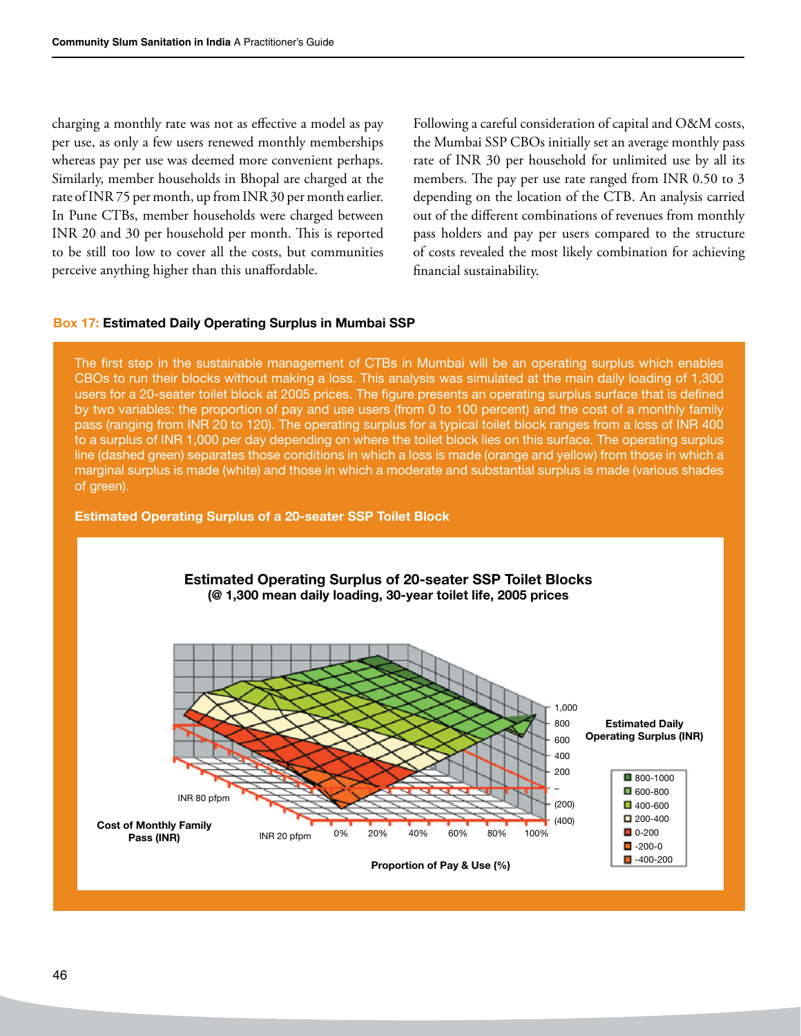charging a monthly rate was not as effective a model as pay per use, as only a few users renewed monthly memberships whereas pay per use was deemed more convenient perhaps. Similarly, member households in Bhopal are charged at the rate of INR 75 per month, up from INR 30 per month earlier. In Pune CTBs, member households were charged between INR 20 and 30 per household per month. This is reported to be still too low to cover all the costs, but communities perceive anything higher than this unaffordable.

Following a careful consideration of capital and O&M costs, the Mumbai SSP CBOs initially set an average monthly pass rate of INR 30 per household for unlimited use by all its members. The pay per use rate ranged from INR 0.50 to 3 depending on the location of the CTB. An analysis carried out of the different combinations of revenues from monthly pass holders and pay per users compared to the structure of costs revealed the most likely combination for achieving financial sustainability.

**Box 17: Estimated Daily Operating Surplus in Mumbai SSP**

The first step in the sustainable management of CTBs in Mumbai will be an operating surplus which enables CBOs to run their blocks without making a loss. This analysis was simulated at the main daily loading of 1,300 users for a 20-seater toilet block at 2005 prices. The figure presents an operating surplus surface that is defined by two variables: the proportion of pay and use users (from 0 to 100 percent) and the cost of a monthly family pass (ranging from INR 20 to 120). The operating surplus for a typical toilet block ranges from a loss of INR 400 to a surplus of INR 1,000 per day depending on where the toilet block lies on this surface. The operating surplus line (dashed green) separates those conditions in which a loss is made (orange and yellow) from those in which a marginal surplus is made (white) and those in which a moderate and substantial surplus is made (various shades of green).

**Estimated Operating Surplus of a 20-seater SSP Toilet Block**

**Estimated Operating Surplus of 20-seater SSP Toilet Blocks**
**(@ 1,300 mean daily loading, 30-year toilet life, 2005 prices**

Estimated Daily Operating Surplus (INR): 1,000; 800; 600; 400; 200; –; (200); (400)

Cost of Monthly Family Pass (INR): INR 80 pfpm; INR 20 pfpm

Proportion of Pay & Use (%): 0%; 20%; 40%; 60%; 80%; 100%

Legend: 800-1000; 600-800; 400-600; 200-400; 0-200; -200-0; -400-200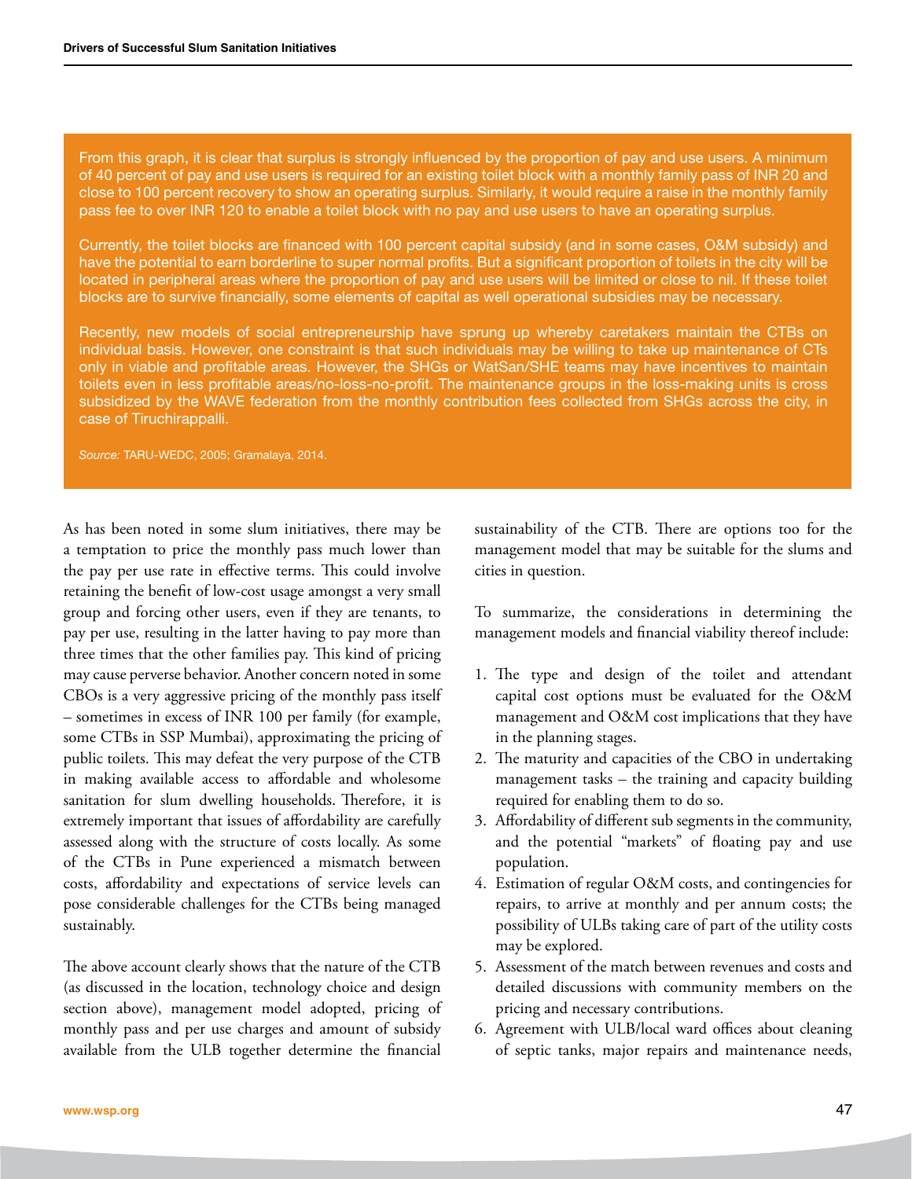From this graph, it is clear that surplus is strongly influenced by the proportion of pay and use users. A minimum of 40 percent of pay and use users is required for an existing toilet block with a monthly family pass of INR 20 and close to 100 percent recovery to show an operating surplus. Similarly, it would require a raise in the monthly family pass fee to over INR 120 to enable a toilet block with no pay and use users to have an operating surplus.

Currently, the toilet blocks are financed with 100 percent capital subsidy (and in some cases, O&M subsidy) and have the potential to earn borderline to super normal profits. But a significant proportion of toilets in the city will be located in peripheral areas where the proportion of pay and use users will be limited or close to nil. If these toilet blocks are to survive financially, some elements of capital as well operational subsidies may be necessary.

Recently, new models of social entrepreneurship have sprung up whereby caretakers maintain the CTBs on individual basis. However, one constraint is that such individuals may be willing to take up maintenance of CTs only in viable and profitable areas. However, the SHGs or WatSan/SHE teams may have incentives to maintain toilets even in less profitable areas/no-loss-no-profit. The maintenance groups in the loss-making units is cross subsidized by the WAVE federation from the monthly contribution fees collected from SHGs across the city, in case of Tiruchirappalli.

*Source:* TARU-WEDC, 2005; Gramalaya, 2014.

As has been noted in some slum initiatives, there may be a temptation to price the monthly pass much lower than the pay per use rate in effective terms. This could involve retaining the benefit of low-cost usage amongst a very small group and forcing other users, even if they are tenants, to pay per use, resulting in the latter having to pay more than three times that the other families pay. This kind of pricing may cause perverse behavior. Another concern noted in some CBOs is a very aggressive pricing of the monthly pass itself – sometimes in excess of INR 100 per family (for example, some CTBs in SSP Mumbai), approximating the pricing of public toilets. This may defeat the very purpose of the CTB in making available access to affordable and wholesome sanitation for slum dwelling households. Therefore, it is extremely important that issues of affordability are carefully assessed along with the structure of costs locally. As some of the CTBs in Pune experienced a mismatch between costs, affordability and expectations of service levels can pose considerable challenges for the CTBs being managed sustainably.

The above account clearly shows that the nature of the CTB (as discussed in the location, technology choice and design section above), management model adopted, pricing of monthly pass and per use charges and amount of subsidy available from the ULB together determine the financial sustainability of the CTB. There are options too for the management model that may be suitable for the slums and cities in question.

To summarize, the considerations in determining the management models and financial viability thereof include:

1. The type and design of the toilet and attendant capital cost options must be evaluated for the O&M management and O&M cost implications that they have in the planning stages.
2. The maturity and capacities of the CBO in undertaking management tasks – the training and capacity building required for enabling them to do so.
3. Affordability of different sub segments in the community, and the potential "markets" of floating pay and use population.
4. Estimation of regular O&M costs, and contingencies for repairs, to arrive at monthly and per annum costs; the possibility of ULBs taking care of part of the utility costs may be explored.
5. Assessment of the match between revenues and costs and detailed discussions with community members on the pricing and necessary contributions.
6. Agreement with ULB/local ward offices about cleaning of septic tanks, major repairs and maintenance needs,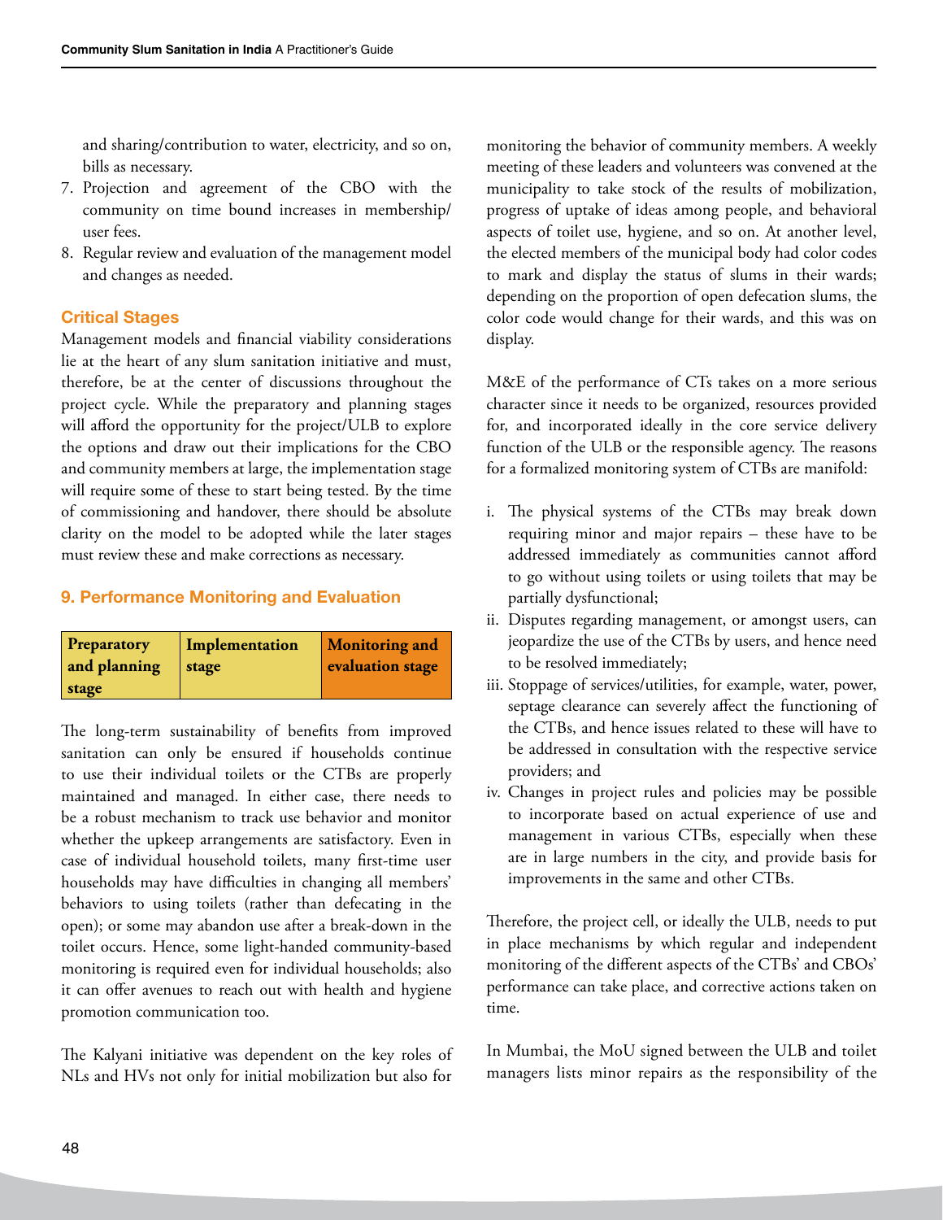and sharing/contribution to water, electricity, and so on, bills as necessary.

7. Projection and agreement of the CBO with the community on time bound increases in membership/ user fees.
8. Regular review and evaluation of the management model and changes as needed.

### Critical Stages

Management models and financial viability considerations lie at the heart of any slum sanitation initiative and must, therefore, be at the center of discussions throughout the project cycle. While the preparatory and planning stages will afford the opportunity for the project/ULB to explore the options and draw out their implications for the CBO and community members at large, the implementation stage will require some of these to start being tested. By the time of commissioning and handover, there should be absolute clarity on the model to be adopted while the later stages must review these and make corrections as necessary.

## 9. Performance Monitoring and Evaluation

| Preparatory and planning stage | Implementation stage | Monitoring and evaluation stage |
|---|---|---|

The long-term sustainability of benefits from improved sanitation can only be ensured if households continue to use their individual toilets or the CTBs are properly maintained and managed. In either case, there needs to be a robust mechanism to track use behavior and monitor whether the upkeep arrangements are satisfactory. Even in case of individual household toilets, many first-time user households may have difficulties in changing all members' behaviors to using toilets (rather than defecating in the open); or some may abandon use after a break-down in the toilet occurs. Hence, some light-handed community-based monitoring is required even for individual households; also it can offer avenues to reach out with health and hygiene promotion communication too.

The Kalyani initiative was dependent on the key roles of NLs and HVs not only for initial mobilization but also for monitoring the behavior of community members. A weekly meeting of these leaders and volunteers was convened at the municipality to take stock of the results of mobilization, progress of uptake of ideas among people, and behavioral aspects of toilet use, hygiene, and so on. At another level, the elected members of the municipal body had color codes to mark and display the status of slums in their wards; depending on the proportion of open defecation slums, the color code would change for their wards, and this was on display.

M&E of the performance of CTs takes on a more serious character since it needs to be organized, resources provided for, and incorporated ideally in the core service delivery function of the ULB or the responsible agency. The reasons for a formalized monitoring system of CTBs are manifold:

i. The physical systems of the CTBs may break down requiring minor and major repairs – these have to be addressed immediately as communities cannot afford to go without using toilets or using toilets that may be partially dysfunctional;
ii. Disputes regarding management, or amongst users, can jeopardize the use of the CTBs by users, and hence need to be resolved immediately;
iii. Stoppage of services/utilities, for example, water, power, septage clearance can severely affect the functioning of the CTBs, and hence issues related to these will have to be addressed in consultation with the respective service providers; and
iv. Changes in project rules and policies may be possible to incorporate based on actual experience of use and management in various CTBs, especially when these are in large numbers in the city, and provide basis for improvements in the same and other CTBs.

Therefore, the project cell, or ideally the ULB, needs to put in place mechanisms by which regular and independent monitoring of the different aspects of the CTBs' and CBOs' performance can take place, and corrective actions taken on time.

In Mumbai, the MoU signed between the ULB and toilet managers lists minor repairs as the responsibility of the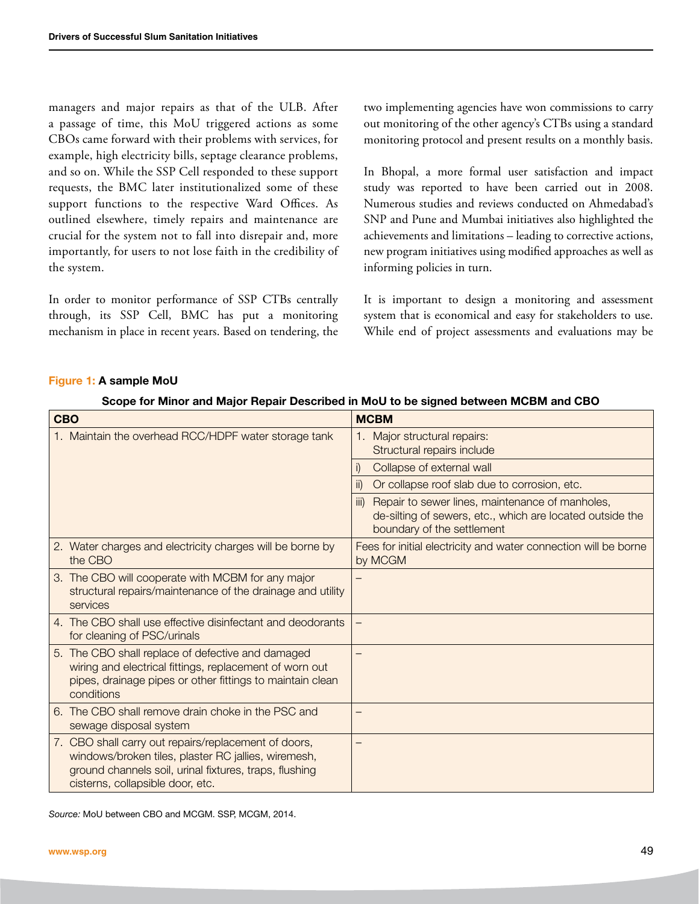managers and major repairs as that of the ULB. After a passage of time, this MoU triggered actions as some CBOs came forward with their problems with services, for example, high electricity bills, septage clearance problems, and so on. While the SSP Cell responded to these support requests, the BMC later institutionalized some of these support functions to the respective Ward Offices. As outlined elsewhere, timely repairs and maintenance are crucial for the system not to fall into disrepair and, more importantly, for users to not lose faith in the credibility of the system.

In order to monitor performance of SSP CTBs centrally through, its SSP Cell, BMC has put a monitoring mechanism in place in recent years. Based on tendering, the two implementing agencies have won commissions to carry out monitoring of the other agency's CTBs using a standard monitoring protocol and present results on a monthly basis.

In Bhopal, a more formal user satisfaction and impact study was reported to have been carried out in 2008. Numerous studies and reviews conducted on Ahmedabad's SNP and Pune and Mumbai initiatives also highlighted the achievements and limitations – leading to corrective actions, new program initiatives using modified approaches as well as informing policies in turn.

It is important to design a monitoring and assessment system that is economical and easy for stakeholders to use. While end of project assessments and evaluations may be

**Figure 1: A sample MoU**

**Scope for Minor and Major Repair Described in MoU to be signed between MCBM and CBO**

| CBO | MCBM |
|---|---|
| 1. Maintain the overhead RCC/HDPF water storage tank | 1. Major structural repairs: Structural repairs include |
| | i) Collapse of external wall |
| | ii) Or collapse roof slab due to corrosion, etc. |
| | iii) Repair to sewer lines, maintenance of manholes, de-silting of sewers, etc., which are located outside the boundary of the settlement |
| 2. Water charges and electricity charges will be borne by the CBO | Fees for initial electricity and water connection will be borne by MCGM |
| 3. The CBO will cooperate with MCBM for any major structural repairs/maintenance of the drainage and utility services | – |
| 4. The CBO shall use effective disinfectant and deodorants for cleaning of PSC/urinals | – |
| 5. The CBO shall replace of defective and damaged wiring and electrical fittings, replacement of worn out pipes, drainage pipes or other fittings to maintain clean conditions | – |
| 6. The CBO shall remove drain choke in the PSC and sewage disposal system | – |
| 7. CBO shall carry out repairs/replacement of doors, windows/broken tiles, plaster RC jallies, wiremesh, ground channels soil, urinal fixtures, traps, flushing cisterns, collapsible door, etc. | – |

*Source:* MoU between CBO and MCGM. SSP, MCGM, 2014.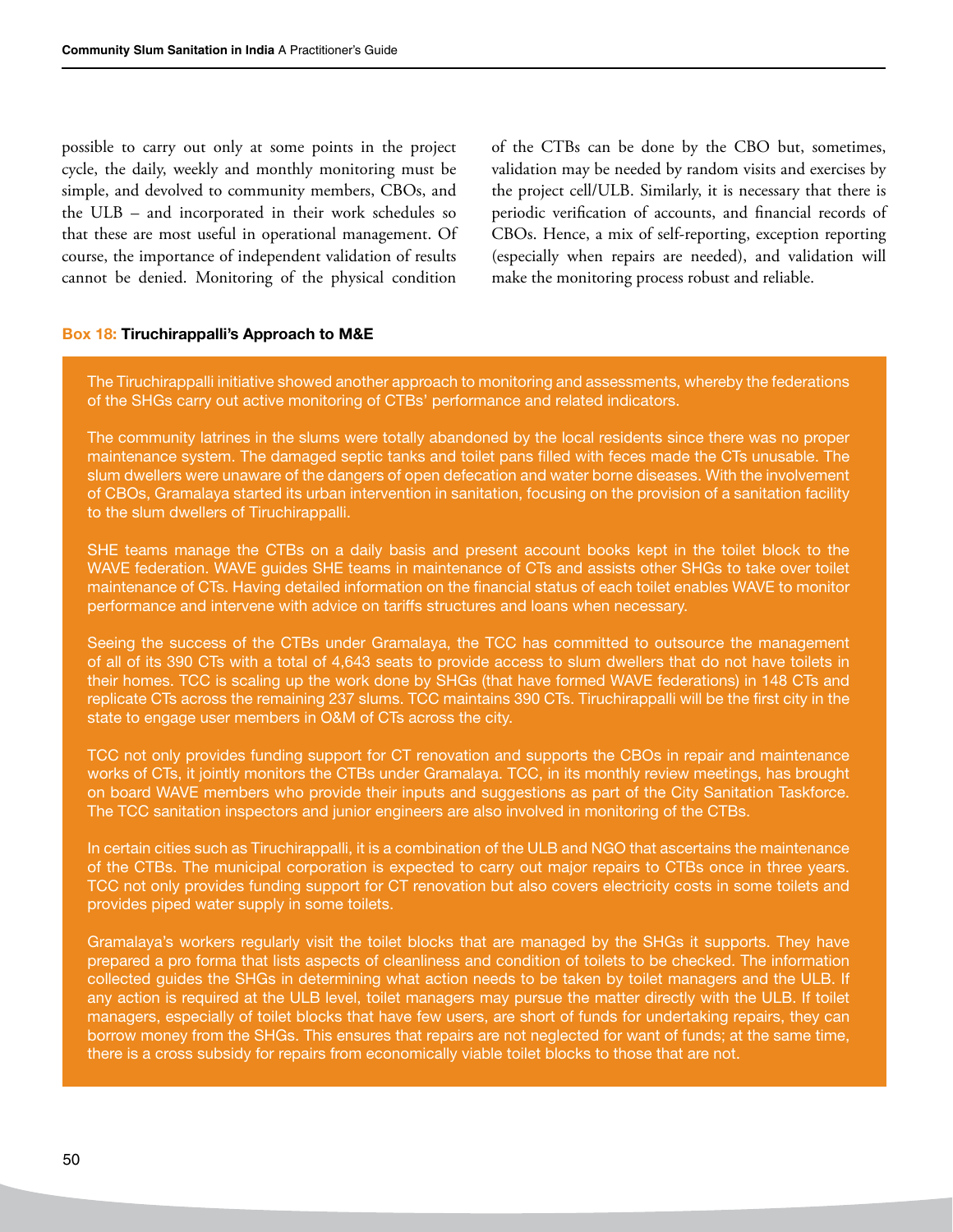possible to carry out only at some points in the project cycle, the daily, weekly and monthly monitoring must be simple, and devolved to community members, CBOs, and the ULB – and incorporated in their work schedules so that these are most useful in operational management. Of course, the importance of independent validation of results cannot be denied. Monitoring of the physical condition of the CTBs can be done by the CBO but, sometimes, validation may be needed by random visits and exercises by the project cell/ULB. Similarly, it is necessary that there is periodic verification of accounts, and financial records of CBOs. Hence, a mix of self-reporting, exception reporting (especially when repairs are needed), and validation will make the monitoring process robust and reliable.

**Box 18: Tiruchirappalli's Approach to M&E**

The Tiruchirappalli initiative showed another approach to monitoring and assessments, whereby the federations of the SHGs carry out active monitoring of CTBs' performance and related indicators.

The community latrines in the slums were totally abandoned by the local residents since there was no proper maintenance system. The damaged septic tanks and toilet pans filled with feces made the CTs unusable. The slum dwellers were unaware of the dangers of open defecation and water borne diseases. With the involvement of CBOs, Gramalaya started its urban intervention in sanitation, focusing on the provision of a sanitation facility to the slum dwellers of Tiruchirappalli.

SHE teams manage the CTBs on a daily basis and present account books kept in the toilet block to the WAVE federation. WAVE guides SHE teams in maintenance of CTs and assists other SHGs to take over toilet maintenance of CTs. Having detailed information on the financial status of each toilet enables WAVE to monitor performance and intervene with advice on tariffs structures and loans when necessary.

Seeing the success of the CTBs under Gramalaya, the TCC has committed to outsource the management of all of its 390 CTs with a total of 4,643 seats to provide access to slum dwellers that do not have toilets in their homes. TCC is scaling up the work done by SHGs (that have formed WAVE federations) in 148 CTs and replicate CTs across the remaining 237 slums. TCC maintains 390 CTs. Tiruchirappalli will be the first city in the state to engage user members in O&M of CTs across the city.

TCC not only provides funding support for CT renovation and supports the CBOs in repair and maintenance works of CTs, it jointly monitors the CTBs under Gramalaya. TCC, in its monthly review meetings, has brought on board WAVE members who provide their inputs and suggestions as part of the City Sanitation Taskforce. The TCC sanitation inspectors and junior engineers are also involved in monitoring of the CTBs.

In certain cities such as Tiruchirappalli, it is a combination of the ULB and NGO that ascertains the maintenance of the CTBs. The municipal corporation is expected to carry out major repairs to CTBs once in three years. TCC not only provides funding support for CT renovation but also covers electricity costs in some toilets and provides piped water supply in some toilets.

Gramalaya's workers regularly visit the toilet blocks that are managed by the SHGs it supports. They have prepared a pro forma that lists aspects of cleanliness and condition of toilets to be checked. The information collected guides the SHGs in determining what action needs to be taken by toilet managers and the ULB. If any action is required at the ULB level, toilet managers may pursue the matter directly with the ULB. If toilet managers, especially of toilet blocks that have few users, are short of funds for undertaking repairs, they can borrow money from the SHGs. This ensures that repairs are not neglected for want of funds; at the same time, there is a cross subsidy for repairs from economically viable toilet blocks to those that are not.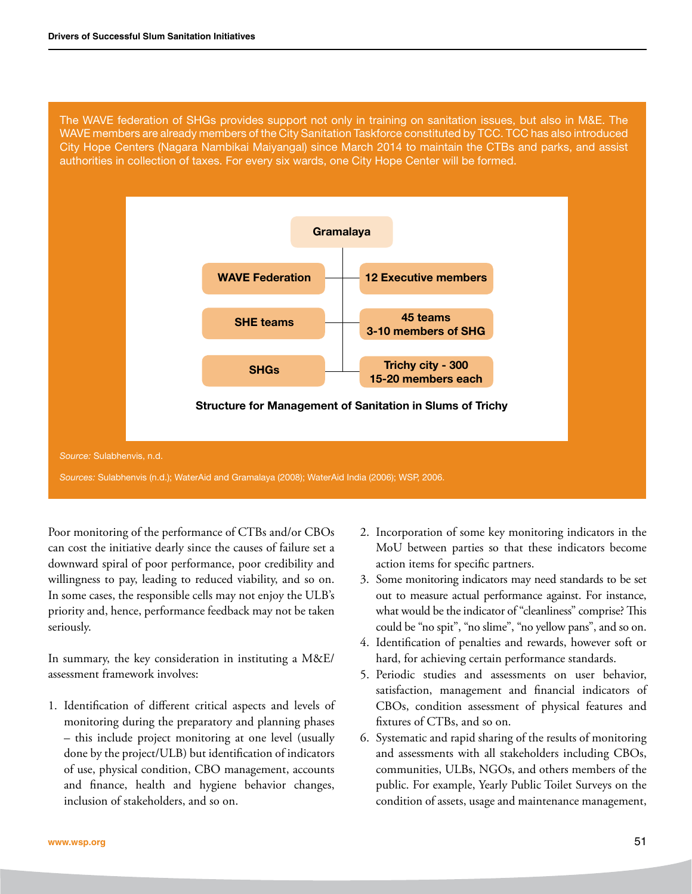The WAVE federation of SHGs provides support not only in training on sanitation issues, but also in M&E. The WAVE members are already members of the City Sanitation Taskforce constituted by TCC. TCC has also introduced City Hope Centers (Nagara Nambikai Maiyangal) since March 2014 to maintain the CTBs and parks, and assist authorities in collection of taxes. For every six wards, one City Hope Center will be formed.

| Gramalaya | |
|---|---|
| WAVE Federation | 12 Executive members |
| SHE teams | 45 teams 3-10 members of SHG |
| SHGs | Trichy city - 300 15-20 members each |

**Structure for Management of Sanitation in Slums of Trichy**

*Source:* Sulabhenvis, n.d.

*Sources:* Sulabhenvis (n.d.); WaterAid and Gramalaya (2008); WaterAid India (2006); WSP, 2006.

Poor monitoring of the performance of CTBs and/or CBOs can cost the initiative dearly since the causes of failure set a downward spiral of poor performance, poor credibility and willingness to pay, leading to reduced viability, and so on. In some cases, the responsible cells may not enjoy the ULB's priority and, hence, performance feedback may not be taken seriously.

In summary, the key consideration in instituting a M&E/assessment framework involves:

1. Identification of different critical aspects and levels of monitoring during the preparatory and planning phases – this include project monitoring at one level (usually done by the project/ULB) but identification of indicators of use, physical condition, CBO management, accounts and finance, health and hygiene behavior changes, inclusion of stakeholders, and so on.
2. Incorporation of some key monitoring indicators in the MoU between parties so that these indicators become action items for specific partners.
3. Some monitoring indicators may need standards to be set out to measure actual performance against. For instance, what would be the indicator of "cleanliness" comprise? This could be "no spit", "no slime", "no yellow pans", and so on.
4. Identification of penalties and rewards, however soft or hard, for achieving certain performance standards.
5. Periodic studies and assessments on user behavior, satisfaction, management and financial indicators of CBOs, condition assessment of physical features and fixtures of CTBs, and so on.
6. Systematic and rapid sharing of the results of monitoring and assessments with all stakeholders including CBOs, communities, ULBs, NGOs, and others members of the public. For example, Yearly Public Toilet Surveys on the condition of assets, usage and maintenance management,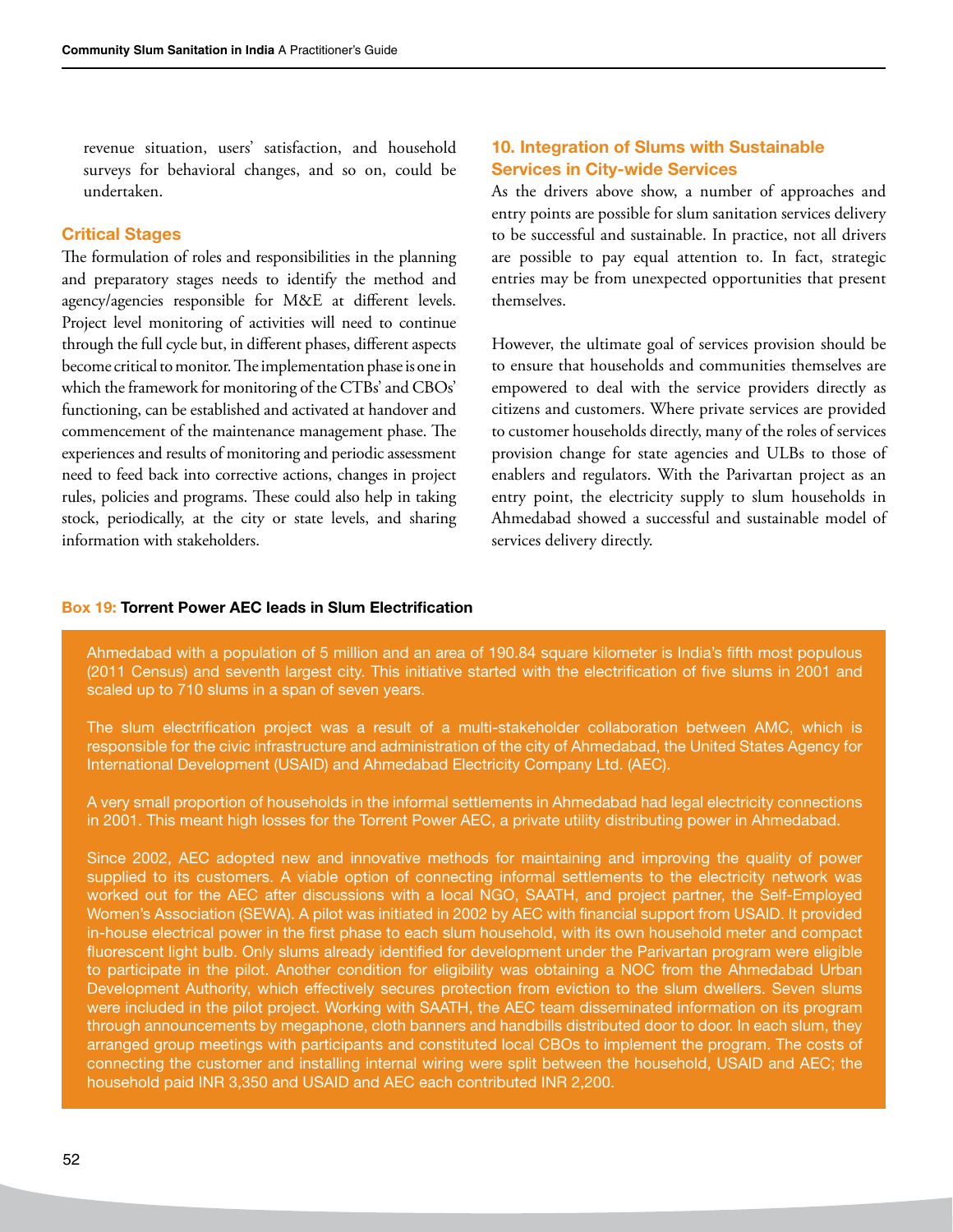revenue situation, users' satisfaction, and household surveys for behavioral changes, and so on, could be undertaken.

### Critical Stages

The formulation of roles and responsibilities in the planning and preparatory stages needs to identify the method and agency/agencies responsible for M&E at different levels. Project level monitoring of activities will need to continue through the full cycle but, in different phases, different aspects become critical to monitor. The implementation phase is one in which the framework for monitoring of the CTBs' and CBOs' functioning, can be established and activated at handover and commencement of the maintenance management phase. The experiences and results of monitoring and periodic assessment need to feed back into corrective actions, changes in project rules, policies and programs. These could also help in taking stock, periodically, at the city or state levels, and sharing information with stakeholders.

## 10. Integration of Slums with Sustainable Services in City-wide Services

As the drivers above show, a number of approaches and entry points are possible for slum sanitation services delivery to be successful and sustainable. In practice, not all drivers are possible to pay equal attention to. In fact, strategic entries may be from unexpected opportunities that present themselves.

However, the ultimate goal of services provision should be to ensure that households and communities themselves are empowered to deal with the service providers directly as citizens and customers. Where private services are provided to customer households directly, many of the roles of services provision change for state agencies and ULBs to those of enablers and regulators. With the Parivartan project as an entry point, the electricity supply to slum households in Ahmedabad showed a successful and sustainable model of services delivery directly.

**Box 19: Torrent Power AEC leads in Slum Electrification**

Ahmedabad with a population of 5 million and an area of 190.84 square kilometer is India's fifth most populous (2011 Census) and seventh largest city. This initiative started with the electrification of five slums in 2001 and scaled up to 710 slums in a span of seven years.

The slum electrification project was a result of a multi-stakeholder collaboration between AMC, which is responsible for the civic infrastructure and administration of the city of Ahmedabad, the United States Agency for International Development (USAID) and Ahmedabad Electricity Company Ltd. (AEC).

A very small proportion of households in the informal settlements in Ahmedabad had legal electricity connections in 2001. This meant high losses for the Torrent Power AEC, a private utility distributing power in Ahmedabad.

Since 2002, AEC adopted new and innovative methods for maintaining and improving the quality of power supplied to its customers. A viable option of connecting informal settlements to the electricity network was worked out for the AEC after discussions with a local NGO, SAATH, and project partner, the Self-Employed Women's Association (SEWA). A pilot was initiated in 2002 by AEC with financial support from USAID. It provided in-house electrical power in the first phase to each slum household, with its own household meter and compact fluorescent light bulb. Only slums already identified for development under the Parivartan program were eligible to participate in the pilot. Another condition for eligibility was obtaining a NOC from the Ahmedabad Urban Development Authority, which effectively secures protection from eviction to the slum dwellers. Seven slums were included in the pilot project. Working with SAATH, the AEC team disseminated information on its program through announcements by megaphone, cloth banners and handbills distributed door to door. In each slum, they arranged group meetings with participants and constituted local CBOs to implement the program. The costs of connecting the customer and installing internal wiring were split between the household, USAID and AEC; the household paid INR 3,350 and USAID and AEC each contributed INR 2,200.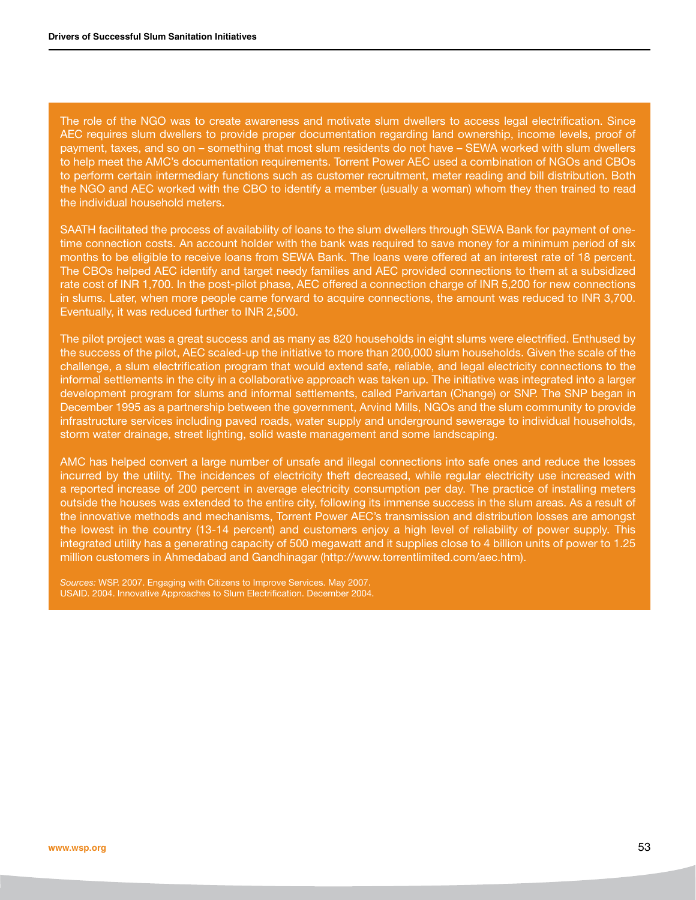The role of the NGO was to create awareness and motivate slum dwellers to access legal electrification. Since AEC requires slum dwellers to provide proper documentation regarding land ownership, income levels, proof of payment, taxes, and so on – something that most slum residents do not have – SEWA worked with slum dwellers to help meet the AMC's documentation requirements. Torrent Power AEC used a combination of NGOs and CBOs to perform certain intermediary functions such as customer recruitment, meter reading and bill distribution. Both the NGO and AEC worked with the CBO to identify a member (usually a woman) whom they then trained to read the individual household meters.

SAATH facilitated the process of availability of loans to the slum dwellers through SEWA Bank for payment of one-time connection costs. An account holder with the bank was required to save money for a minimum period of six months to be eligible to receive loans from SEWA Bank. The loans were offered at an interest rate of 18 percent. The CBOs helped AEC identify and target needy families and AEC provided connections to them at a subsidized rate cost of INR 1,700. In the post-pilot phase, AEC offered a connection charge of INR 5,200 for new connections in slums. Later, when more people came forward to acquire connections, the amount was reduced to INR 3,700. Eventually, it was reduced further to INR 2,500.

The pilot project was a great success and as many as 820 households in eight slums were electrified. Enthused by the success of the pilot, AEC scaled-up the initiative to more than 200,000 slum households. Given the scale of the challenge, a slum electrification program that would extend safe, reliable, and legal electricity connections to the informal settlements in the city in a collaborative approach was taken up. The initiative was integrated into a larger development program for slums and informal settlements, called Parivartan (Change) or SNP. The SNP began in December 1995 as a partnership between the government, Arvind Mills, NGOs and the slum community to provide infrastructure services including paved roads, water supply and underground sewerage to individual households, storm water drainage, street lighting, solid waste management and some landscaping.

AMC has helped convert a large number of unsafe and illegal connections into safe ones and reduce the losses incurred by the utility. The incidences of electricity theft decreased, while regular electricity use increased with a reported increase of 200 percent in average electricity consumption per day. The practice of installing meters outside the houses was extended to the entire city, following its immense success in the slum areas. As a result of the innovative methods and mechanisms, Torrent Power AEC's transmission and distribution losses are amongst the lowest in the country (13-14 percent) and customers enjoy a high level of reliability of power supply. This integrated utility has a generating capacity of 500 megawatt and it supplies close to 4 billion units of power to 1.25 million customers in Ahmedabad and Gandhinagar (http://www.torrentlimited.com/aec.htm).

*Sources:* WSP. 2007. Engaging with Citizens to Improve Services. May 2007.
USAID. 2004. Innovative Approaches to Slum Electrification. December 2004.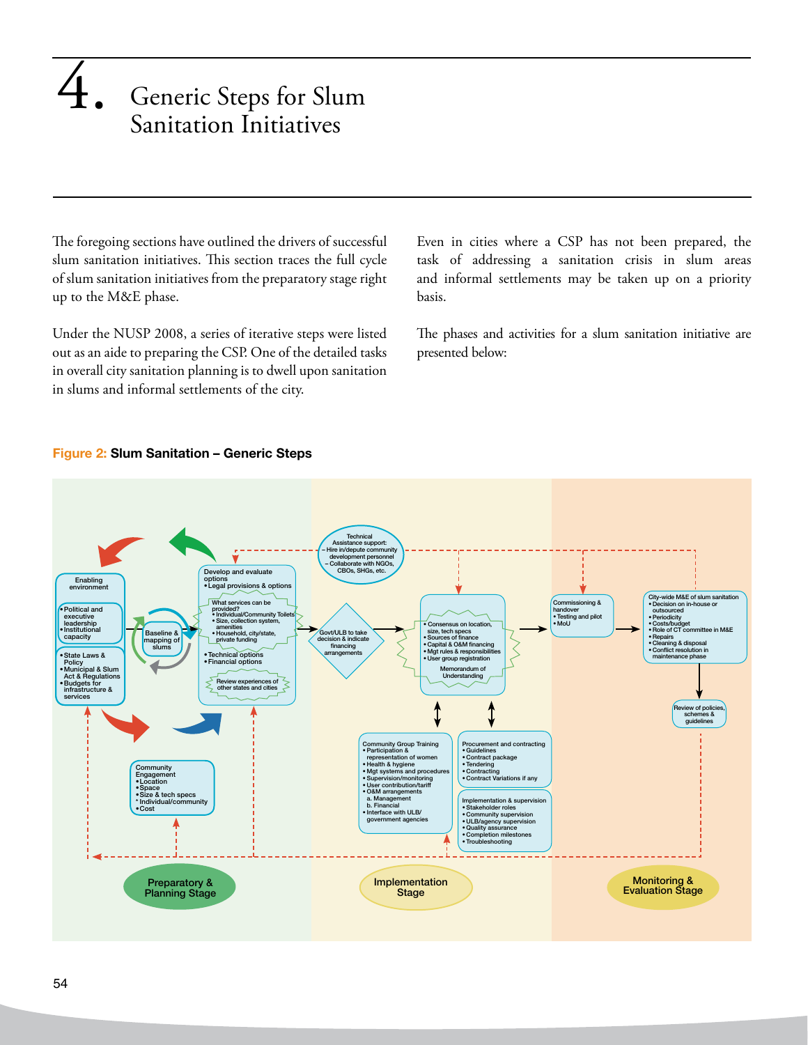# 4. Generic Steps for Slum Sanitation Initiatives

The foregoing sections have outlined the drivers of successful slum sanitation initiatives. This section traces the full cycle of slum sanitation initiatives from the preparatory stage right up to the M&E phase.

Under the NUSP 2008, a series of iterative steps were listed out as an aide to preparing the CSP. One of the detailed tasks in overall city sanitation planning is to dwell upon sanitation in slums and informal settlements of the city.

Even in cities where a CSP has not been prepared, the task of addressing a sanitation crisis in slum areas and informal settlements may be taken up on a priority basis.

The phases and activities for a slum sanitation initiative are presented below:

**Figure 2: Slum Sanitation – Generic Steps**

Enabling environment
- Political and executive leadership
- Institutional capacity
- State Laws & Policy
- Municipal & Slum Act & Regulations
- Budgets for infrastructure & services

Baseline & mapping of slums

Develop and evaluate options
- Legal provisions & options

What services can be provided?
- Individual/Community Toilets
- Size, collection system, amenities
- Household, city/state, private funding

- Technical options
- Financial options

Review experiences of other states and cities

Community Engagement
- Location
- Space
- Size & tech specs
- Individual/community
- Cost

Technical Assistance support:
– Hire in/depute community development personnel
– Collaborate with NGOs, CBOs, SHGs, etc.

Govt/ULB to take decision & indicate financing arrangements

- Consensus on location, size, tech specs
- Sources of finance
- Capital & O&M financing
- Mgt rules & responsibilities
- User group registration

Memorandum of Understanding

Community Group Training
- Participation & representation of women
- Health & hygiene
- Mgt systems and procedures
- Supervision/monitoring
- User contribution/tariff
- O&M arrangements
  a. Management
  b. Financial
- Interface with ULB/government agencies

Procurement and contracting
- Guidelines
- Contract package
- Tendering
- Contracting
- Contract Variations if any

Implementation & supervision
- Stakeholder roles
- Community supervision
- ULB/agency supervision
- Quality assurance
- Completion milestones
- Troubleshooting

Commissioning & handover
- Testing and pilot
- MoU

City-wide M&E of slum sanitation
- Decision on in-house or outsourced
- Periodicity
- Costs/budget
- Role of CT committee in M&E
- Repairs
- Cleaning & disposal
- Conflict resolution in maintenance phase

Review of policies, schemes & guidelines

Preparatory & Planning Stage

Implementation Stage

Monitoring & Evaluation Stage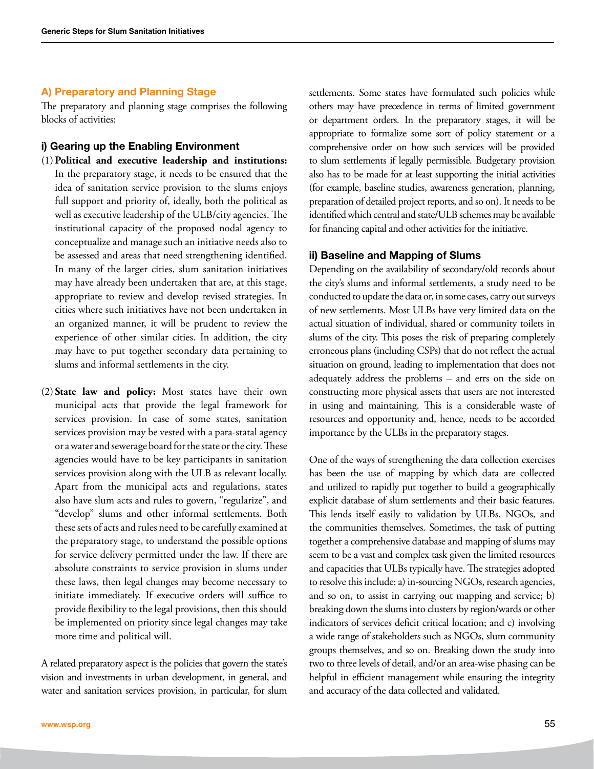## A) Preparatory and Planning Stage

The preparatory and planning stage comprises the following blocks of activities:

### i) Gearing up the Enabling Environment

(1) **Political and executive leadership and institutions:** In the preparatory stage, it needs to be ensured that the idea of sanitation service provision to the slums enjoys full support and priority of, ideally, both the political as well as executive leadership of the ULB/city agencies. The institutional capacity of the proposed nodal agency to conceptualize and manage such an initiative needs also to be assessed and areas that need strengthening identified. In many of the larger cities, slum sanitation initiatives may have already been undertaken that are, at this stage, appropriate to review and develop revised strategies. In cities where such initiatives have not been undertaken in an organized manner, it will be prudent to review the experience of other similar cities. In addition, the city may have to put together secondary data pertaining to slums and informal settlements in the city.

(2) **State law and policy:** Most states have their own municipal acts that provide the legal framework for services provision. In case of some states, sanitation services provision may be vested with a para-statal agency or a water and sewerage board for the state or the city. These agencies would have to be key participants in sanitation services provision along with the ULB as relevant locally. Apart from the municipal acts and regulations, states also have slum acts and rules to govern, "regularize", and "develop" slums and other informal settlements. Both these sets of acts and rules need to be carefully examined at the preparatory stage, to understand the possible options for service delivery permitted under the law. If there are absolute constraints to service provision in slums under these laws, then legal changes may become necessary to initiate immediately. If executive orders will suffice to provide flexibility to the legal provisions, then this should be implemented on priority since legal changes may take more time and political will.

A related preparatory aspect is the policies that govern the state's vision and investments in urban development, in general, and water and sanitation services provision, in particular, for slum settlements. Some states have formulated such policies while others may have precedence in terms of limited government or department orders. In the preparatory stages, it will be appropriate to formalize some sort of policy statement or a comprehensive order on how such services will be provided to slum settlements if legally permissible. Budgetary provision also has to be made for at least supporting the initial activities (for example, baseline studies, awareness generation, planning, preparation of detailed project reports, and so on). It needs to be identified which central and state/ULB schemes may be available for financing capital and other activities for the initiative.

### ii) Baseline and Mapping of Slums

Depending on the availability of secondary/old records about the city's slums and informal settlements, a study need to be conducted to update the data or, in some cases, carry out surveys of new settlements. Most ULBs have very limited data on the actual situation of individual, shared or community toilets in slums of the city. This poses the risk of preparing completely erroneous plans (including CSPs) that do not reflect the actual situation on ground, leading to implementation that does not adequately address the problems – and errs on the side on constructing more physical assets that users are not interested in using and maintaining. This is a considerable waste of resources and opportunity and, hence, needs to be accorded importance by the ULBs in the preparatory stages.

One of the ways of strengthening the data collection exercises has been the use of mapping by which data are collected and utilized to rapidly put together to build a geographically explicit database of slum settlements and their basic features. This lends itself easily to validation by ULBs, NGOs, and the communities themselves. Sometimes, the task of putting together a comprehensive database and mapping of slums may seem to be a vast and complex task given the limited resources and capacities that ULBs typically have. The strategies adopted to resolve this include: a) in-sourcing NGOs, research agencies, and so on, to assist in carrying out mapping and service; b) breaking down the slums into clusters by region/wards or other indicators of services deficit critical location; and c) involving a wide range of stakeholders such as NGOs, slum community groups themselves, and so on. Breaking down the study into two to three levels of detail, and/or an area-wise phasing can be helpful in efficient management while ensuring the integrity and accuracy of the data collected and validated.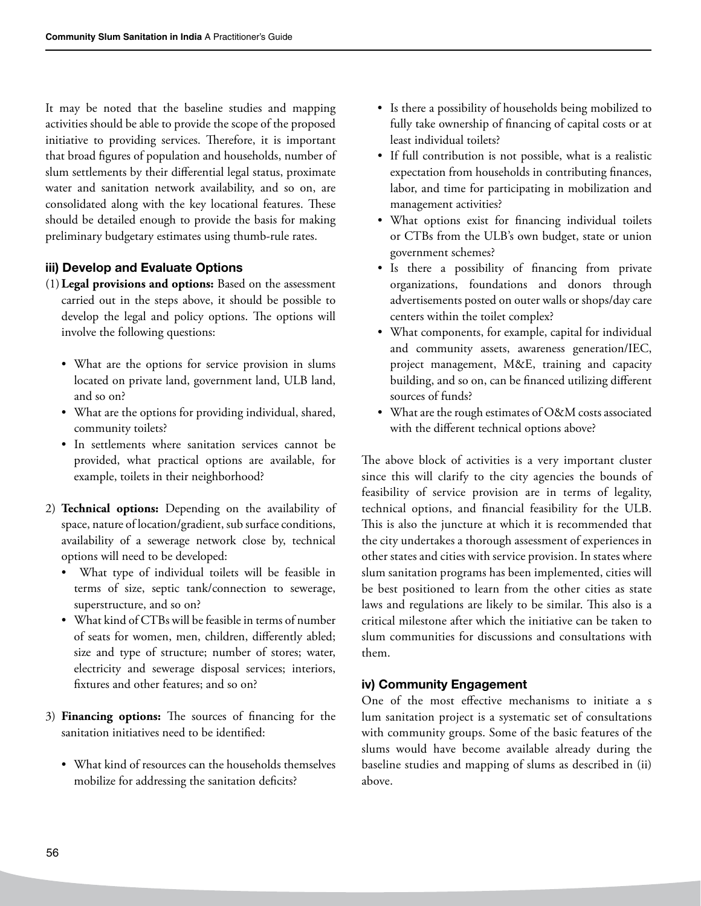It may be noted that the baseline studies and mapping activities should be able to provide the scope of the proposed initiative to providing services. Therefore, it is important that broad figures of population and households, number of slum settlements by their differential legal status, proximate water and sanitation network availability, and so on, are consolidated along with the key locational features. These should be detailed enough to provide the basis for making preliminary budgetary estimates using thumb-rule rates.

### iii) Develop and Evaluate Options

(1) **Legal provisions and options:** Based on the assessment carried out in the steps above, it should be possible to develop the legal and policy options. The options will involve the following questions:

- What are the options for service provision in slums located on private land, government land, ULB land, and so on?
- What are the options for providing individual, shared, community toilets?
- In settlements where sanitation services cannot be provided, what practical options are available, for example, toilets in their neighborhood?

2) **Technical options:** Depending on the availability of space, nature of location/gradient, sub surface conditions, availability of a sewerage network close by, technical options will need to be developed:

- What type of individual toilets will be feasible in terms of size, septic tank/connection to sewerage, superstructure, and so on?
- What kind of CTBs will be feasible in terms of number of seats for women, men, children, differently abled; size and type of structure; number of stores; water, electricity and sewerage disposal services; interiors, fixtures and other features; and so on?

3) **Financing options:** The sources of financing for the sanitation initiatives need to be identified:

- What kind of resources can the households themselves mobilize for addressing the sanitation deficits?
- Is there a possibility of households being mobilized to fully take ownership of financing of capital costs or at least individual toilets?
- If full contribution is not possible, what is a realistic expectation from households in contributing finances, labor, and time for participating in mobilization and management activities?
- What options exist for financing individual toilets or CTBs from the ULB's own budget, state or union government schemes?
- Is there a possibility of financing from private organizations, foundations and donors through advertisements posted on outer walls or shops/day care centers within the toilet complex?
- What components, for example, capital for individual and community assets, awareness generation/IEC, project management, M&E, training and capacity building, and so on, can be financed utilizing different sources of funds?
- What are the rough estimates of O&M costs associated with the different technical options above?

The above block of activities is a very important cluster since this will clarify to the city agencies the bounds of feasibility of service provision are in terms of legality, technical options, and financial feasibility for the ULB. This is also the juncture at which it is recommended that the city undertakes a thorough assessment of experiences in other states and cities with service provision. In states where slum sanitation programs has been implemented, cities will be best positioned to learn from the other cities as state laws and regulations are likely to be similar. This also is a critical milestone after which the initiative can be taken to slum communities for discussions and consultations with them.

### iv) Community Engagement

One of the most effective mechanisms to initiate a s lum sanitation project is a systematic set of consultations with community groups. Some of the basic features of the slums would have become available already during the baseline studies and mapping of slums as described in (ii) above.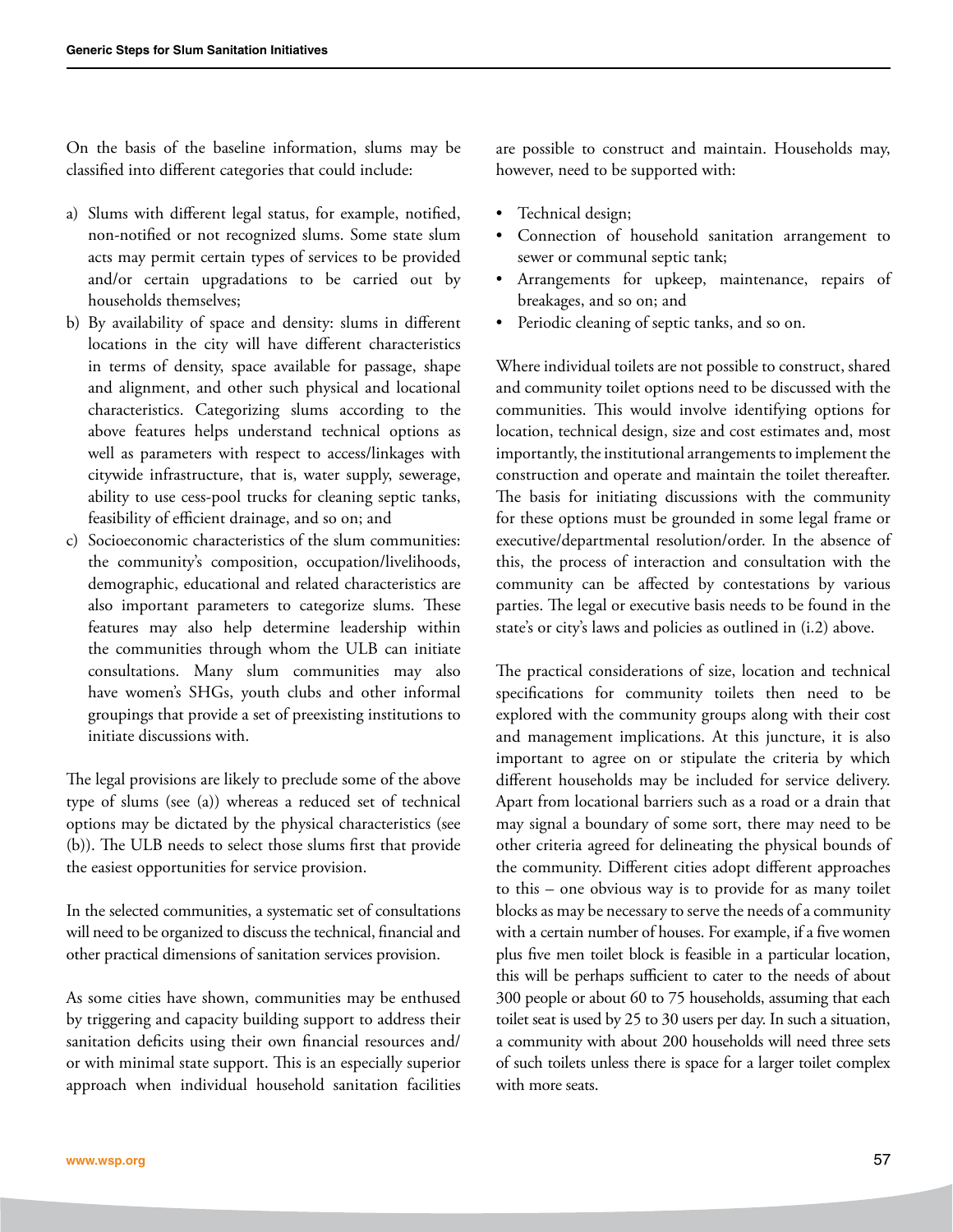On the basis of the baseline information, slums may be classified into different categories that could include:

a) Slums with different legal status, for example, notified, non-notified or not recognized slums. Some state slum acts may permit certain types of services to be provided and/or certain upgradations to be carried out by households themselves;
b) By availability of space and density: slums in different locations in the city will have different characteristics in terms of density, space available for passage, shape and alignment, and other such physical and locational characteristics. Categorizing slums according to the above features helps understand technical options as well as parameters with respect to access/linkages with citywide infrastructure, that is, water supply, sewerage, ability to use cess-pool trucks for cleaning septic tanks, feasibility of efficient drainage, and so on; and
c) Socioeconomic characteristics of the slum communities: the community's composition, occupation/livelihoods, demographic, educational and related characteristics are also important parameters to categorize slums. These features may also help determine leadership within the communities through whom the ULB can initiate consultations. Many slum communities may also have women's SHGs, youth clubs and other informal groupings that provide a set of preexisting institutions to initiate discussions with.

The legal provisions are likely to preclude some of the above type of slums (see (a)) whereas a reduced set of technical options may be dictated by the physical characteristics (see (b)). The ULB needs to select those slums first that provide the easiest opportunities for service provision.

In the selected communities, a systematic set of consultations will need to be organized to discuss the technical, financial and other practical dimensions of sanitation services provision.

As some cities have shown, communities may be enthused by triggering and capacity building support to address their sanitation deficits using their own financial resources and/or with minimal state support. This is an especially superior approach when individual household sanitation facilities are possible to construct and maintain. Households may, however, need to be supported with:

- Technical design;
- Connection of household sanitation arrangement to sewer or communal septic tank;
- Arrangements for upkeep, maintenance, repairs of breakages, and so on; and
- Periodic cleaning of septic tanks, and so on.

Where individual toilets are not possible to construct, shared and community toilet options need to be discussed with the communities. This would involve identifying options for location, technical design, size and cost estimates and, most importantly, the institutional arrangements to implement the construction and operate and maintain the toilet thereafter. The basis for initiating discussions with the community for these options must be grounded in some legal frame or executive/departmental resolution/order. In the absence of this, the process of interaction and consultation with the community can be affected by contestations by various parties. The legal or executive basis needs to be found in the state's or city's laws and policies as outlined in (i.2) above.

The practical considerations of size, location and technical specifications for community toilets then need to be explored with the community groups along with their cost and management implications. At this juncture, it is also important to agree on or stipulate the criteria by which different households may be included for service delivery. Apart from locational barriers such as a road or a drain that may signal a boundary of some sort, there may need to be other criteria agreed for delineating the physical bounds of the community. Different cities adopt different approaches to this – one obvious way is to provide for as many toilet blocks as may be necessary to serve the needs of a community with a certain number of houses. For example, if a five women plus five men toilet block is feasible in a particular location, this will be perhaps sufficient to cater to the needs of about 300 people or about 60 to 75 households, assuming that each toilet seat is used by 25 to 30 users per day. In such a situation, a community with about 200 households will need three sets of such toilets unless there is space for a larger toilet complex with more seats.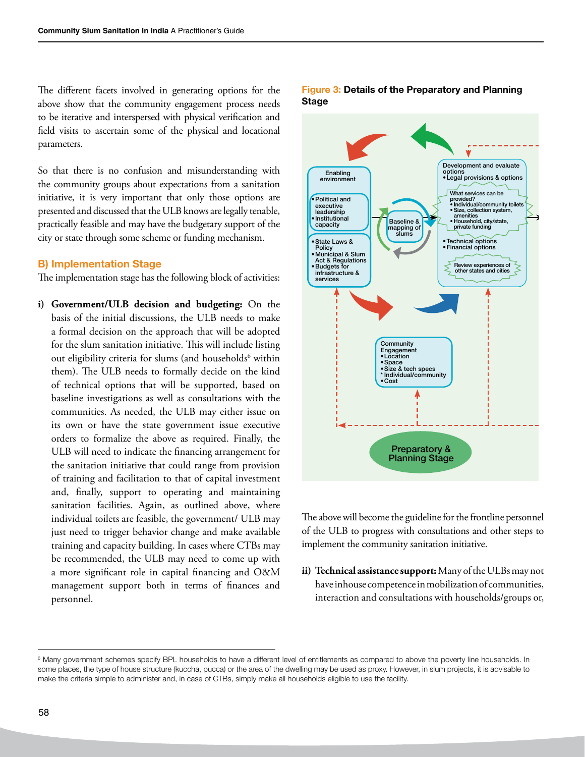The different facets involved in generating options for the above show that the community engagement process needs to be iterative and interspersed with physical verification and field visits to ascertain some of the physical and locational parameters.

So that there is no confusion and misunderstanding with the community groups about expectations from a sanitation initiative, it is very important that only those options are presented and discussed that the ULB knows are legally tenable, practically feasible and may have the budgetary support of the city or state through some scheme or funding mechanism.

### B) Implementation Stage

The implementation stage has the following block of activities:

i) **Government/ULB decision and budgeting:** On the basis of the initial discussions, the ULB needs to make a formal decision on the approach that will be adopted for the slum sanitation initiative. This will include listing out eligibility criteria for slums (and households[6] within them). The ULB needs to formally decide on the kind of technical options that will be supported, based on baseline investigations as well as consultations with the communities. As needed, the ULB may either issue on its own or have the state government issue executive orders to formalize the above as required. Finally, the ULB will need to indicate the financing arrangement for the sanitation initiative that could range from provision of training and facilitation to that of capital investment and, finally, support to operating and maintaining sanitation facilities. Again, as outlined above, where individual toilets are feasible, the government/ ULB may just need to trigger behavior change and make available training and capacity building. In cases where CTBs may be recommended, the ULB may need to come up with a more significant role in capital financing and O&M management support both in terms of finances and personnel.

**Figure 3: Details of the Preparatory and Planning Stage**

Enabling environment
- Political and executive leadership
- Institutional capacity
- State Laws & Policy
- Municipal & Slum Act & Regulations
- Budgets for infrastructure & services

Baseline & mapping of slums

Development and evaluate options
- Legal provisions & options

What services can be provided?
- Individual/community toilets
- Size, collection system, amenities
- Household, city/state, private funding

- Technical options
- Financial options

Review experiences of other states and cities

Community Engagement
- Location
- Space
- Size & tech specs
- Individual/community
- Cost

Preparatory & Planning Stage

The above will become the guideline for the frontline personnel of the ULB to progress with consultations and other steps to implement the community sanitation initiative.

ii) **Technical assistance support:** Many of the ULBs may not have inhouse competence in mobilization of communities, interaction and consultations with households/groups or,

[6] Many government schemes specify BPL households to have a different level of entitlements as compared to above the poverty line households. In some places, the type of house structure (kuccha, pucca) or the area of the dwelling may be used as proxy. However, in slum projects, it is advisable to make the criteria simple to administer and, in case of CTBs, simply make all households eligible to use the facility.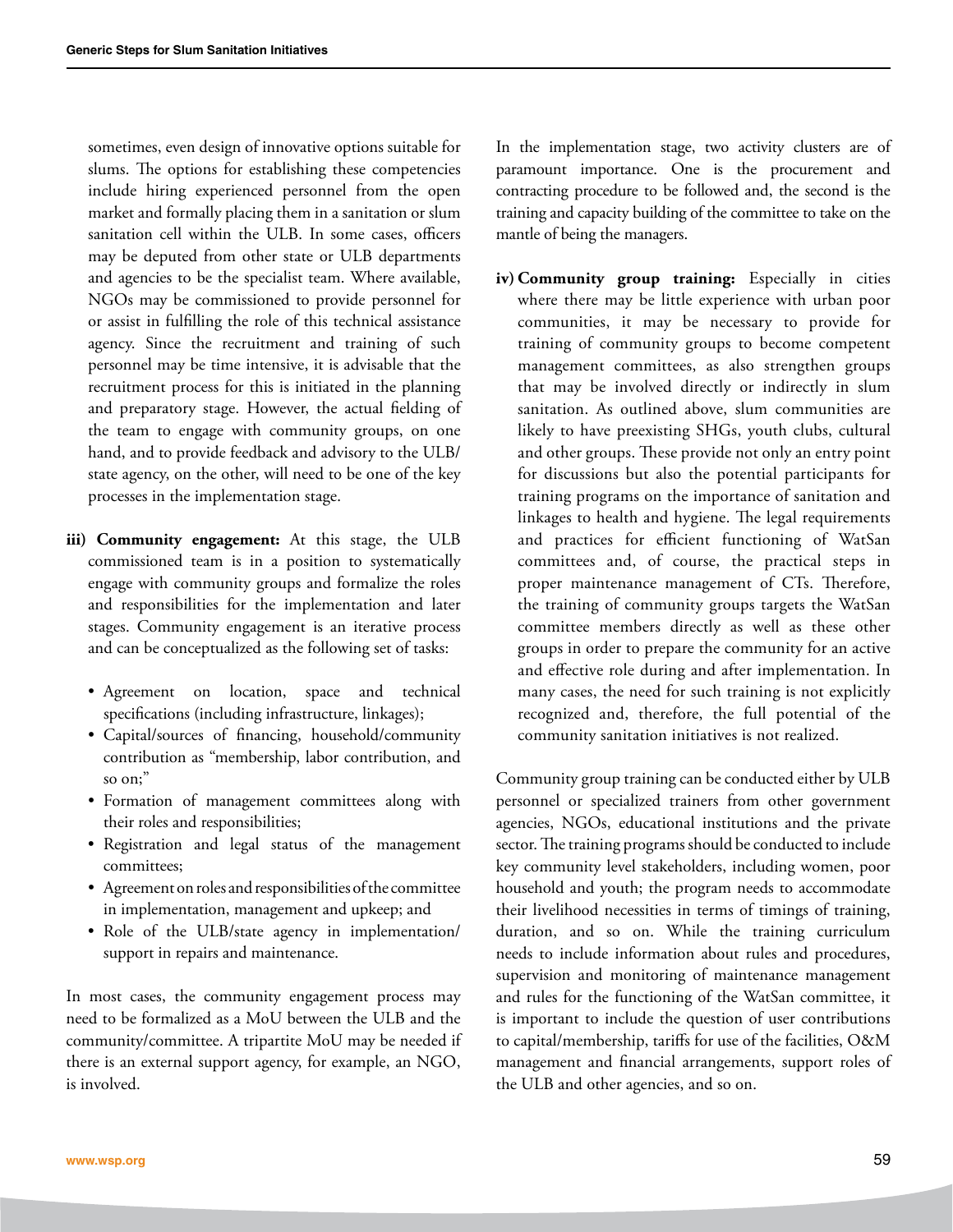sometimes, even design of innovative options suitable for slums. The options for establishing these competencies include hiring experienced personnel from the open market and formally placing them in a sanitation or slum sanitation cell within the ULB. In some cases, officers may be deputed from other state or ULB departments and agencies to be the specialist team. Where available, NGOs may be commissioned to provide personnel for or assist in fulfilling the role of this technical assistance agency. Since the recruitment and training of such personnel may be time intensive, it is advisable that the recruitment process for this is initiated in the planning and preparatory stage. However, the actual fielding of the team to engage with community groups, on one hand, and to provide feedback and advisory to the ULB/ state agency, on the other, will need to be one of the key processes in the implementation stage.

iii) **Community engagement:** At this stage, the ULB commissioned team is in a position to systematically engage with community groups and formalize the roles and responsibilities for the implementation and later stages. Community engagement is an iterative process and can be conceptualized as the following set of tasks:

- Agreement on location, space and technical specifications (including infrastructure, linkages);
- Capital/sources of financing, household/community contribution as "membership, labor contribution, and so on;"
- Formation of management committees along with their roles and responsibilities;
- Registration and legal status of the management committees;
- Agreement on roles and responsibilities of the committee in implementation, management and upkeep; and
- Role of the ULB/state agency in implementation/ support in repairs and maintenance.

In most cases, the community engagement process may need to be formalized as a MoU between the ULB and the community/committee. A tripartite MoU may be needed if there is an external support agency, for example, an NGO, is involved.

In the implementation stage, two activity clusters are of paramount importance. One is the procurement and contracting procedure to be followed and, the second is the training and capacity building of the committee to take on the mantle of being the managers.

iv) **Community group training:** Especially in cities where there may be little experience with urban poor communities, it may be necessary to provide for training of community groups to become competent management committees, as also strengthen groups that may be involved directly or indirectly in slum sanitation. As outlined above, slum communities are likely to have preexisting SHGs, youth clubs, cultural and other groups. These provide not only an entry point for discussions but also the potential participants for training programs on the importance of sanitation and linkages to health and hygiene. The legal requirements and practices for efficient functioning of WatSan committees and, of course, the practical steps in proper maintenance management of CTs. Therefore, the training of community groups targets the WatSan committee members directly as well as these other groups in order to prepare the community for an active and effective role during and after implementation. In many cases, the need for such training is not explicitly recognized and, therefore, the full potential of the community sanitation initiatives is not realized.

Community group training can be conducted either by ULB personnel or specialized trainers from other government agencies, NGOs, educational institutions and the private sector. The training programs should be conducted to include key community level stakeholders, including women, poor household and youth; the program needs to accommodate their livelihood necessities in terms of timings of training, duration, and so on. While the training curriculum needs to include information about rules and procedures, supervision and monitoring of maintenance management and rules for the functioning of the WatSan committee, it is important to include the question of user contributions to capital/membership, tariffs for use of the facilities, O&M management and financial arrangements, support roles of the ULB and other agencies, and so on.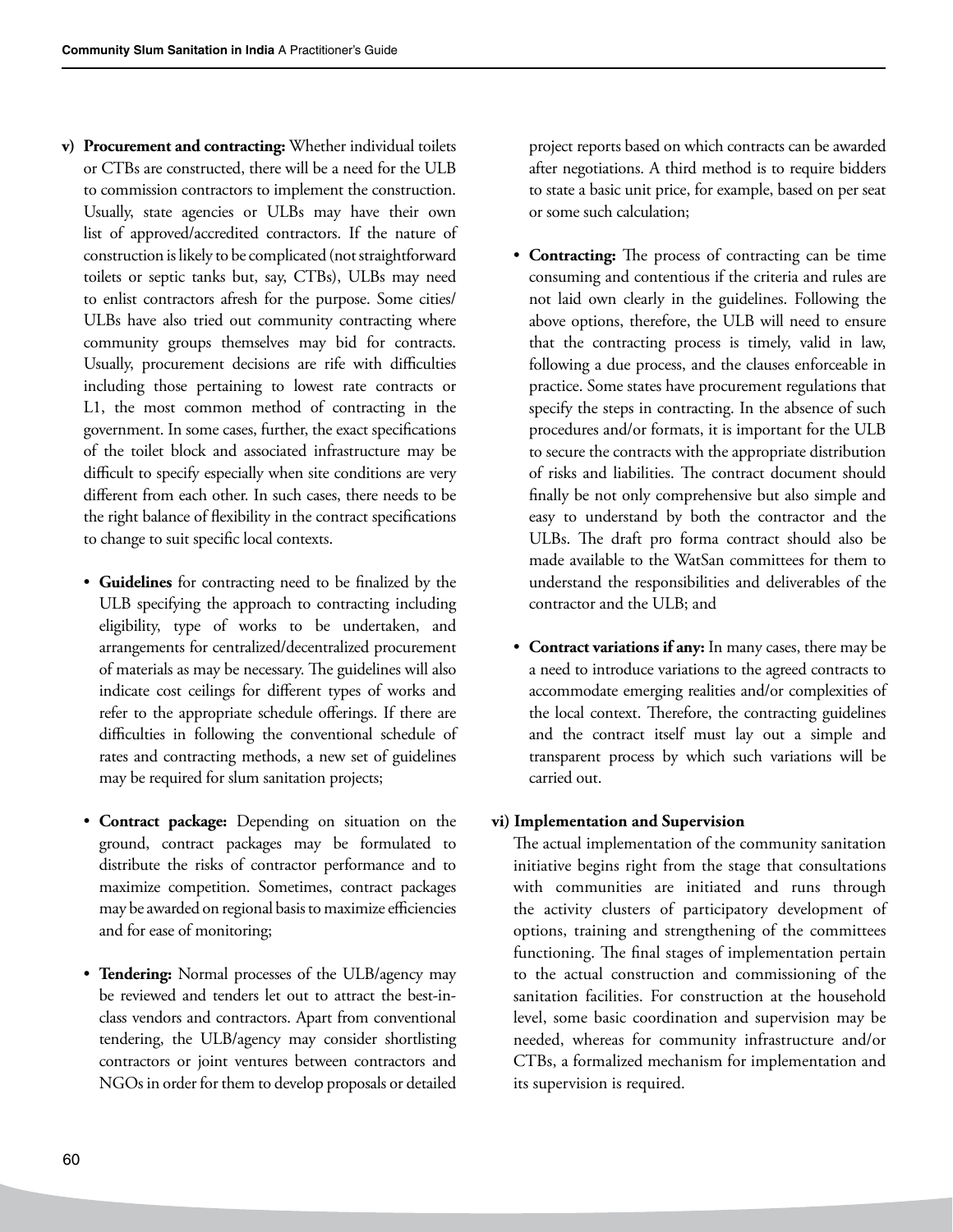**v) Procurement and contracting:** Whether individual toilets or CTBs are constructed, there will be a need for the ULB to commission contractors to implement the construction. Usually, state agencies or ULBs may have their own list of approved/accredited contractors. If the nature of construction is likely to be complicated (not straightforward toilets or septic tanks but, say, CTBs), ULBs may need to enlist contractors afresh for the purpose. Some cities/ ULBs have also tried out community contracting where community groups themselves may bid for contracts. Usually, procurement decisions are rife with difficulties including those pertaining to lowest rate contracts or L1, the most common method of contracting in the government. In some cases, further, the exact specifications of the toilet block and associated infrastructure may be difficult to specify especially when site conditions are very different from each other. In such cases, there needs to be the right balance of flexibility in the contract specifications to change to suit specific local contexts.

- **Guidelines** for contracting need to be finalized by the ULB specifying the approach to contracting including eligibility, type of works to be undertaken, and arrangements for centralized/decentralized procurement of materials as may be necessary. The guidelines will also indicate cost ceilings for different types of works and refer to the appropriate schedule offerings. If there are difficulties in following the conventional schedule of rates and contracting methods, a new set of guidelines may be required for slum sanitation projects;

- **Contract package:** Depending on situation on the ground, contract packages may be formulated to distribute the risks of contractor performance and to maximize competition. Sometimes, contract packages may be awarded on regional basis to maximize efficiencies and for ease of monitoring;

- **Tendering:** Normal processes of the ULB/agency may be reviewed and tenders let out to attract the best-in-class vendors and contractors. Apart from conventional tendering, the ULB/agency may consider shortlisting contractors or joint ventures between contractors and NGOs in order for them to develop proposals or detailed project reports based on which contracts can be awarded after negotiations. A third method is to require bidders to state a basic unit price, for example, based on per seat or some such calculation;

- **Contracting:** The process of contracting can be time consuming and contentious if the criteria and rules are not laid own clearly in the guidelines. Following the above options, therefore, the ULB will need to ensure that the contracting process is timely, valid in law, following a due process, and the clauses enforceable in practice. Some states have procurement regulations that specify the steps in contracting. In the absence of such procedures and/or formats, it is important for the ULB to secure the contracts with the appropriate distribution of risks and liabilities. The contract document should finally be not only comprehensive but also simple and easy to understand by both the contractor and the ULBs. The draft pro forma contract should also be made available to the WatSan committees for them to understand the responsibilities and deliverables of the contractor and the ULB; and

- **Contract variations if any:** In many cases, there may be a need to introduce variations to the agreed contracts to accommodate emerging realities and/or complexities of the local context. Therefore, the contracting guidelines and the contract itself must lay out a simple and transparent process by which such variations will be carried out.

**vi) Implementation and Supervision**

The actual implementation of the community sanitation initiative begins right from the stage that consultations with communities are initiated and runs through the activity clusters of participatory development of options, training and strengthening of the committees functioning. The final stages of implementation pertain to the actual construction and commissioning of the sanitation facilities. For construction at the household level, some basic coordination and supervision may be needed, whereas for community infrastructure and/or CTBs, a formalized mechanism for implementation and its supervision is required.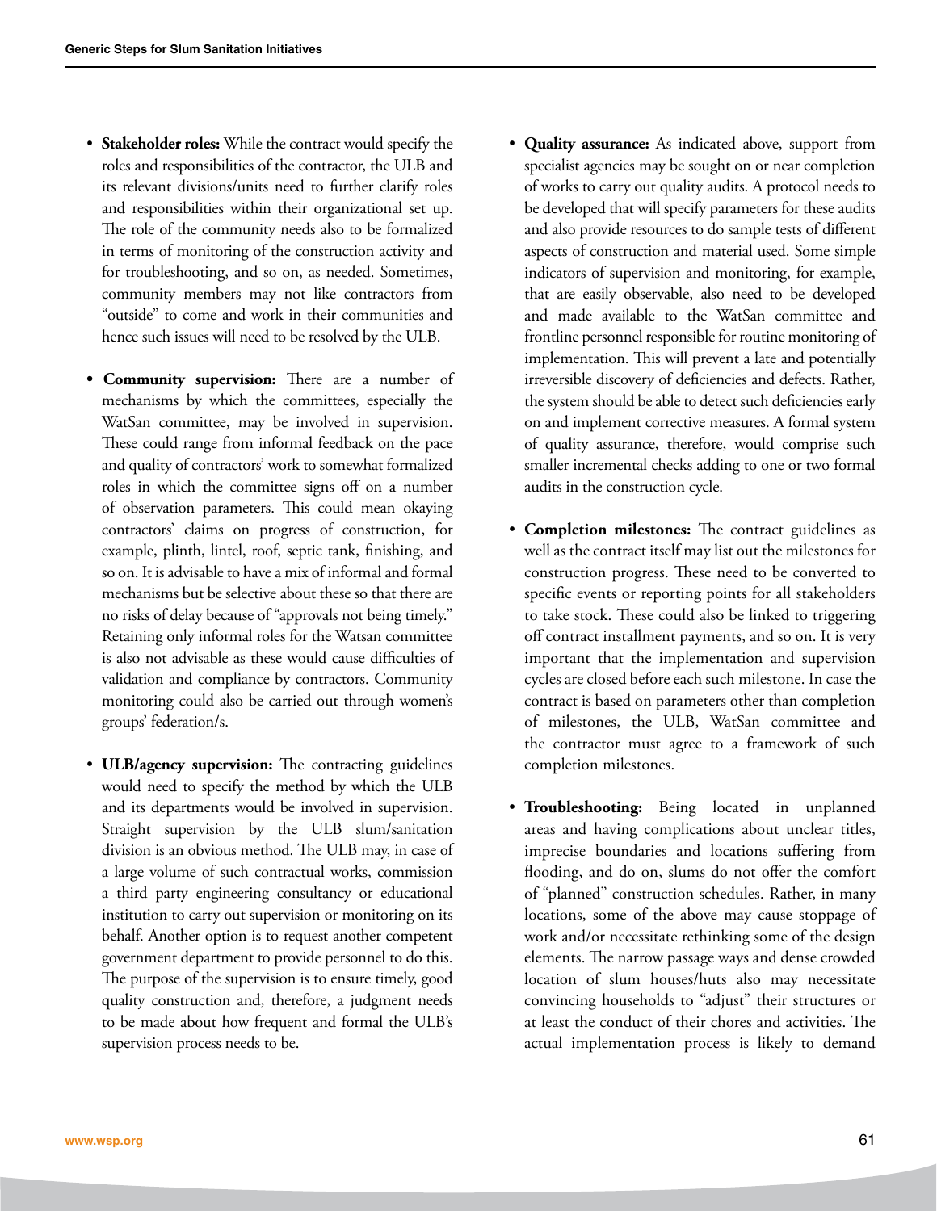- **Stakeholder roles:** While the contract would specify the roles and responsibilities of the contractor, the ULB and its relevant divisions/units need to further clarify roles and responsibilities within their organizational set up. The role of the community needs also to be formalized in terms of monitoring of the construction activity and for troubleshooting, and so on, as needed. Sometimes, community members may not like contractors from "outside" to come and work in their communities and hence such issues will need to be resolved by the ULB.

- **Community supervision:** There are a number of mechanisms by which the committees, especially the WatSan committee, may be involved in supervision. These could range from informal feedback on the pace and quality of contractors' work to somewhat formalized roles in which the committee signs off on a number of observation parameters. This could mean okaying contractors' claims on progress of construction, for example, plinth, lintel, roof, septic tank, finishing, and so on. It is advisable to have a mix of informal and formal mechanisms but be selective about these so that there are no risks of delay because of "approvals not being timely." Retaining only informal roles for the Watsan committee is also not advisable as these would cause difficulties of validation and compliance by contractors. Community monitoring could also be carried out through women's groups' federation/s.

- **ULB/agency supervision:** The contracting guidelines would need to specify the method by which the ULB and its departments would be involved in supervision. Straight supervision by the ULB slum/sanitation division is an obvious method. The ULB may, in case of a large volume of such contractual works, commission a third party engineering consultancy or educational institution to carry out supervision or monitoring on its behalf. Another option is to request another competent government department to provide personnel to do this. The purpose of the supervision is to ensure timely, good quality construction and, therefore, a judgment needs to be made about how frequent and formal the ULB's supervision process needs to be.

- **Quality assurance:** As indicated above, support from specialist agencies may be sought on or near completion of works to carry out quality audits. A protocol needs to be developed that will specify parameters for these audits and also provide resources to do sample tests of different aspects of construction and material used. Some simple indicators of supervision and monitoring, for example, that are easily observable, also need to be developed and made available to the WatSan committee and frontline personnel responsible for routine monitoring of implementation. This will prevent a late and potentially irreversible discovery of deficiencies and defects. Rather, the system should be able to detect such deficiencies early on and implement corrective measures. A formal system of quality assurance, therefore, would comprise such smaller incremental checks adding to one or two formal audits in the construction cycle.

- **Completion milestones:** The contract guidelines as well as the contract itself may list out the milestones for construction progress. These need to be converted to specific events or reporting points for all stakeholders to take stock. These could also be linked to triggering off contract installment payments, and so on. It is very important that the implementation and supervision cycles are closed before each such milestone. In case the contract is based on parameters other than completion of milestones, the ULB, WatSan committee and the contractor must agree to a framework of such completion milestones.

- **Troubleshooting:** Being located in unplanned areas and having complications about unclear titles, imprecise boundaries and locations suffering from flooding, and do on, slums do not offer the comfort of "planned" construction schedules. Rather, in many locations, some of the above may cause stoppage of work and/or necessitate rethinking some of the design elements. The narrow passage ways and dense crowded location of slum houses/huts also may necessitate convincing households to "adjust" their structures or at least the conduct of their chores and activities. The actual implementation process is likely to demand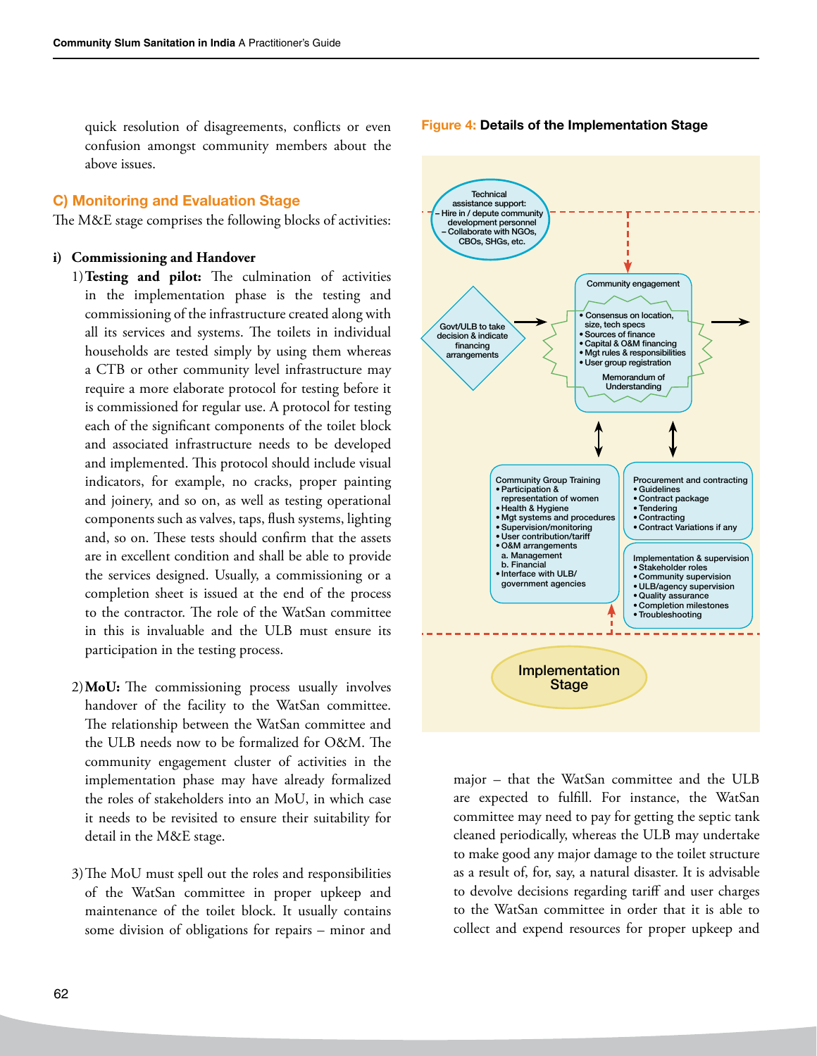quick resolution of disagreements, conflicts or even confusion amongst community members about the above issues.

## C) Monitoring and Evaluation Stage

The M&E stage comprises the following blocks of activities:

### i) Commissioning and Handover

1) **Testing and pilot:** The culmination of activities in the implementation phase is the testing and commissioning of the infrastructure created along with all its services and systems. The toilets in individual households are tested simply by using them whereas a CTB or other community level infrastructure may require a more elaborate protocol for testing before it is commissioned for regular use. A protocol for testing each of the significant components of the toilet block and associated infrastructure needs to be developed and implemented. This protocol should include visual indicators, for example, no cracks, proper painting and joinery, and so on, as well as testing operational components such as valves, taps, flush systems, lighting and, so on. These tests should confirm that the assets are in excellent condition and shall be able to provide the services designed. Usually, a commissioning or a completion sheet is issued at the end of the process to the contractor. The role of the WatSan committee in this is invaluable and the ULB must ensure its participation in the testing process.

2) **MoU:** The commissioning process usually involves handover of the facility to the WatSan committee. The relationship between the WatSan committee and the ULB needs now to be formalized for O&M. The community engagement cluster of activities in the implementation phase may have already formalized the roles of stakeholders into an MoU, in which case it needs to be revisited to ensure their suitability for detail in the M&E stage.

3) The MoU must spell out the roles and responsibilities of the WatSan committee in proper upkeep and maintenance of the toilet block. It usually contains some division of obligations for repairs – minor and major – that the WatSan committee and the ULB are expected to fulfill. For instance, the WatSan committee may need to pay for getting the septic tank cleaned periodically, whereas the ULB may undertake to make good any major damage to the toilet structure as a result of, for, say, a natural disaster. It is advisable to devolve decisions regarding tariff and user charges to the WatSan committee in order that it is able to collect and expend resources for proper upkeep and

**Figure 4: Details of the Implementation Stage**

Technical assistance support:
– Hire in / depute community development personnel
– Collaborate with NGOs, CBOs, SHGs, etc.

Govt/ULB to take decision & indicate financing arrangements

Community engagement
- Consensus on location, size, tech specs
- Sources of finance
- Capital & O&M financing
- Mgt rules & responsibilities
- User group registration

Memorandum of Understanding

Community Group Training
- Participation & representation of women
- Health & Hygiene
- Mgt systems and procedures
- Supervision/monitoring
- User contribution/tariff
- O&M arrangements
  a. Management
  b. Financial
- Interface with ULB/ government agencies

Procurement and contracting
- Guidelines
- Contract package
- Tendering
- Contracting
- Contract Variations if any

Implementation & supervision
- Stakeholder roles
- Community supervision
- ULB/agency supervision
- Quality assurance
- Completion milestones
- Troubleshooting

Implementation Stage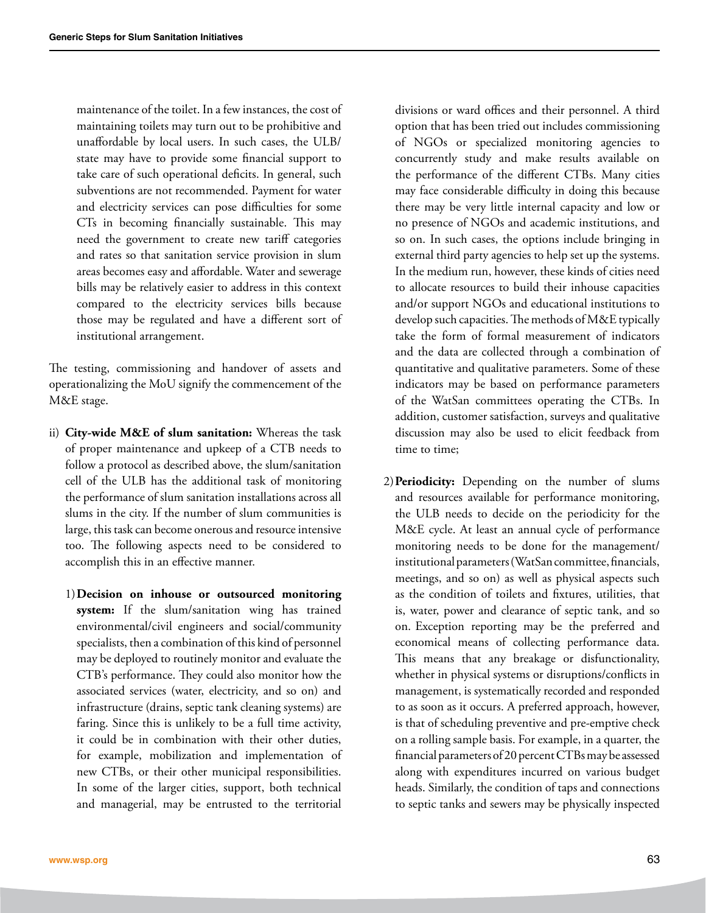maintenance of the toilet. In a few instances, the cost of maintaining toilets may turn out to be prohibitive and unaffordable by local users. In such cases, the ULB/ state may have to provide some financial support to take care of such operational deficits. In general, such subventions are not recommended. Payment for water and electricity services can pose difficulties for some CTs in becoming financially sustainable. This may need the government to create new tariff categories and rates so that sanitation service provision in slum areas becomes easy and affordable. Water and sewerage bills may be relatively easier to address in this context compared to the electricity services bills because those may be regulated and have a different sort of institutional arrangement.

The testing, commissioning and handover of assets and operationalizing the MoU signify the commencement of the M&E stage.

ii) **City-wide M&E of slum sanitation:** Whereas the task of proper maintenance and upkeep of a CTB needs to follow a protocol as described above, the slum/sanitation cell of the ULB has the additional task of monitoring the performance of slum sanitation installations across all slums in the city. If the number of slum communities is large, this task can become onerous and resource intensive too. The following aspects need to be considered to accomplish this in an effective manner.

   1) **Decision on inhouse or outsourced monitoring system:** If the slum/sanitation wing has trained environmental/civil engineers and social/community specialists, then a combination of this kind of personnel may be deployed to routinely monitor and evaluate the CTB's performance. They could also monitor how the associated services (water, electricity, and so on) and infrastructure (drains, septic tank cleaning systems) are faring. Since this is unlikely to be a full time activity, it could be in combination with their other duties, for example, mobilization and implementation of new CTBs, or their other municipal responsibilities. In some of the larger cities, support, both technical and managerial, may be entrusted to the territorial divisions or ward offices and their personnel. A third option that has been tried out includes commissioning of NGOs or specialized monitoring agencies to concurrently study and make results available on the performance of the different CTBs. Many cities may face considerable difficulty in doing this because there may be very little internal capacity and low or no presence of NGOs and academic institutions, and so on. In such cases, the options include bringing in external third party agencies to help set up the systems. In the medium run, however, these kinds of cities need to allocate resources to build their inhouse capacities and/or support NGOs and educational institutions to develop such capacities. The methods of M&E typically take the form of formal measurement of indicators and the data are collected through a combination of quantitative and qualitative parameters. Some of these indicators may be based on performance parameters of the WatSan committees operating the CTBs. In addition, customer satisfaction, surveys and qualitative discussion may also be used to elicit feedback from time to time;

   2) **Periodicity:** Depending on the number of slums and resources available for performance monitoring, the ULB needs to decide on the periodicity for the M&E cycle. At least an annual cycle of performance monitoring needs to be done for the management/ institutional parameters (WatSan committee, financials, meetings, and so on) as well as physical aspects such as the condition of toilets and fixtures, utilities, that is, water, power and clearance of septic tank, and so on. Exception reporting may be the preferred and economical means of collecting performance data. This means that any breakage or disfunctionality, whether in physical systems or disruptions/conflicts in management, is systematically recorded and responded to as soon as it occurs. A preferred approach, however, is that of scheduling preventive and pre-emptive check on a rolling sample basis. For example, in a quarter, the financial parameters of 20 percent CTBs may be assessed along with expenditures incurred on various budget heads. Similarly, the condition of taps and connections to septic tanks and sewers may be physically inspected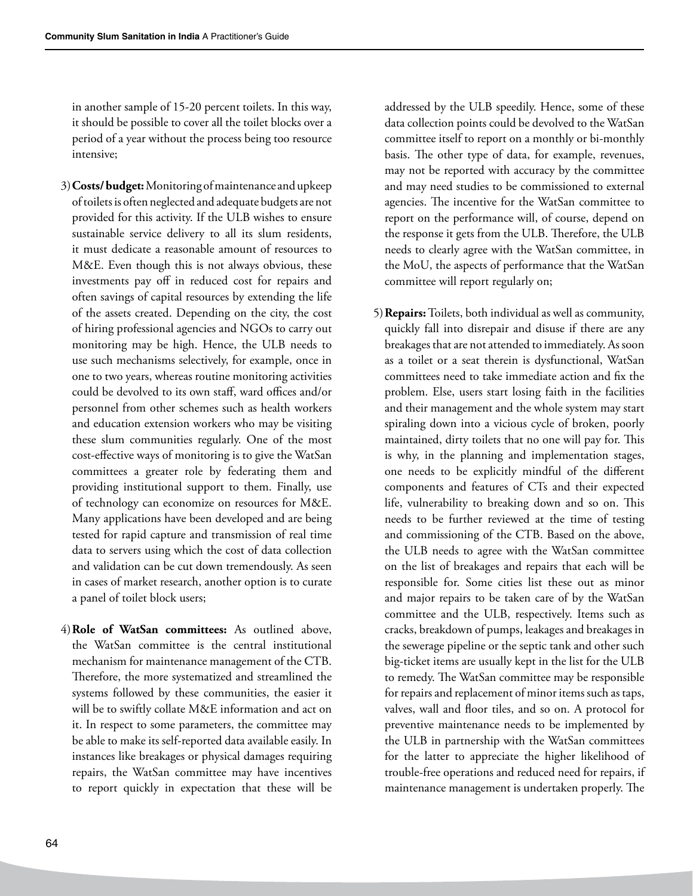in another sample of 15-20 percent toilets. In this way, it should be possible to cover all the toilet blocks over a period of a year without the process being too resource intensive;

3) **Costs/ budget:** Monitoring of maintenance and upkeep of toilets is often neglected and adequate budgets are not provided for this activity. If the ULB wishes to ensure sustainable service delivery to all its slum residents, it must dedicate a reasonable amount of resources to M&E. Even though this is not always obvious, these investments pay off in reduced cost for repairs and often savings of capital resources by extending the life of the assets created. Depending on the city, the cost of hiring professional agencies and NGOs to carry out monitoring may be high. Hence, the ULB needs to use such mechanisms selectively, for example, once in one to two years, whereas routine monitoring activities could be devolved to its own staff, ward offices and/or personnel from other schemes such as health workers and education extension workers who may be visiting these slum communities regularly. One of the most cost-effective ways of monitoring is to give the WatSan committees a greater role by federating them and providing institutional support to them. Finally, use of technology can economize on resources for M&E. Many applications have been developed and are being tested for rapid capture and transmission of real time data to servers using which the cost of data collection and validation can be cut down tremendously. As seen in cases of market research, another option is to curate a panel of toilet block users;

4) **Role of WatSan committees:** As outlined above, the WatSan committee is the central institutional mechanism for maintenance management of the CTB. Therefore, the more systematized and streamlined the systems followed by these communities, the easier it will be to swiftly collate M&E information and act on it. In respect to some parameters, the committee may be able to make its self-reported data available easily. In instances like breakages or physical damages requiring repairs, the WatSan committee may have incentives to report quickly in expectation that these will be addressed by the ULB speedily. Hence, some of these data collection points could be devolved to the WatSan committee itself to report on a monthly or bi-monthly basis. The other type of data, for example, revenues, may not be reported with accuracy by the committee and may need studies to be commissioned to external agencies. The incentive for the WatSan committee to report on the performance will, of course, depend on the response it gets from the ULB. Therefore, the ULB needs to clearly agree with the WatSan committee, in the MoU, the aspects of performance that the WatSan committee will report regularly on;

5) **Repairs:** Toilets, both individual as well as community, quickly fall into disrepair and disuse if there are any breakages that are not attended to immediately. As soon as a toilet or a seat therein is dysfunctional, WatSan committees need to take immediate action and fix the problem. Else, users start losing faith in the facilities and their management and the whole system may start spiraling down into a vicious cycle of broken, poorly maintained, dirty toilets that no one will pay for. This is why, in the planning and implementation stages, one needs to be explicitly mindful of the different components and features of CTs and their expected life, vulnerability to breaking down and so on. This needs to be further reviewed at the time of testing and commissioning of the CTB. Based on the above, the ULB needs to agree with the WatSan committee on the list of breakages and repairs that each will be responsible for. Some cities list these out as minor and major repairs to be taken care of by the WatSan committee and the ULB, respectively. Items such as cracks, breakdown of pumps, leakages and breakages in the sewerage pipeline or the septic tank and other such big-ticket items are usually kept in the list for the ULB to remedy. The WatSan committee may be responsible for repairs and replacement of minor items such as taps, valves, wall and floor tiles, and so on. A protocol for preventive maintenance needs to be implemented by the ULB in partnership with the WatSan committees for the latter to appreciate the higher likelihood of trouble-free operations and reduced need for repairs, if maintenance management is undertaken properly. The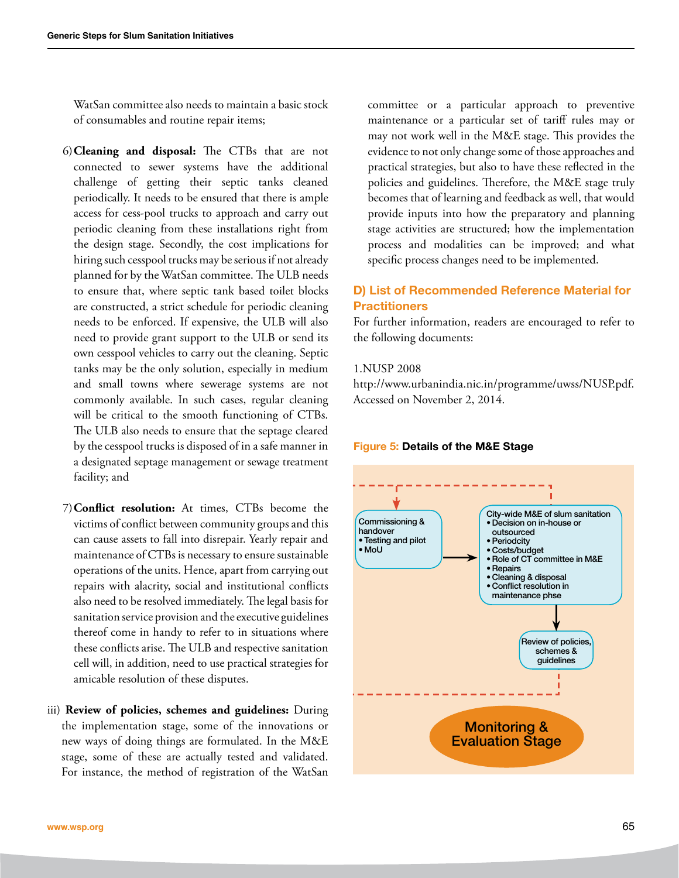WatSan committee also needs to maintain a basic stock of consumables and routine repair items;

6) **Cleaning and disposal:** The CTBs that are not connected to sewer systems have the additional challenge of getting their septic tanks cleaned periodically. It needs to be ensured that there is ample access for cess-pool trucks to approach and carry out periodic cleaning from these installations right from the design stage. Secondly, the cost implications for hiring such cesspool trucks may be serious if not already planned for by the WatSan committee. The ULB needs to ensure that, where septic tank based toilet blocks are constructed, a strict schedule for periodic cleaning needs to be enforced. If expensive, the ULB will also need to provide grant support to the ULB or send its own cesspool vehicles to carry out the cleaning. Septic tanks may be the only solution, especially in medium and small towns where sewerage systems are not commonly available. In such cases, regular cleaning will be critical to the smooth functioning of CTBs. The ULB also needs to ensure that the septage cleared by the cesspool trucks is disposed of in a safe manner in a designated septage management or sewage treatment facility; and

7) **Conflict resolution:** At times, CTBs become the victims of conflict between community groups and this can cause assets to fall into disrepair. Yearly repair and maintenance of CTBs is necessary to ensure sustainable operations of the units. Hence, apart from carrying out repairs with alacrity, social and institutional conflicts also need to be resolved immediately. The legal basis for sanitation service provision and the executive guidelines thereof come in handy to refer to in situations where these conflicts arise. The ULB and respective sanitation cell will, in addition, need to use practical strategies for amicable resolution of these disputes.

iii) **Review of policies, schemes and guidelines:** During the implementation stage, some of the innovations or new ways of doing things are formulated. In the M&E stage, some of these are actually tested and validated. For instance, the method of registration of the WatSan committee or a particular approach to preventive maintenance or a particular set of tariff rules may or may not work well in the M&E stage. This provides the evidence to not only change some of those approaches and practical strategies, but also to have these reflected in the policies and guidelines. Therefore, the M&E stage truly becomes that of learning and feedback as well, that would provide inputs into how the preparatory and planning stage activities are structured; how the implementation process and modalities can be improved; and what specific process changes need to be implemented.

## D) List of Recommended Reference Material for Practitioners

For further information, readers are encouraged to refer to the following documents:

1.NUSP 2008
http://www.urbanindia.nic.in/programme/uwss/NUSP.pdf. Accessed on November 2, 2014.

**Figure 5: Details of the M&E Stage**

Commissioning & handover
- Testing and pilot
- MoU

City-wide M&E of slum sanitation
- Decision on in-house or outsourced
- Periodcity
- Costs/budget
- Role of CT committee in M&E
- Repairs
- Cleaning & disposal
- Conflict resolution in maintenance phse

Review of policies, schemes & guidelines

Monitoring & Evaluation Stage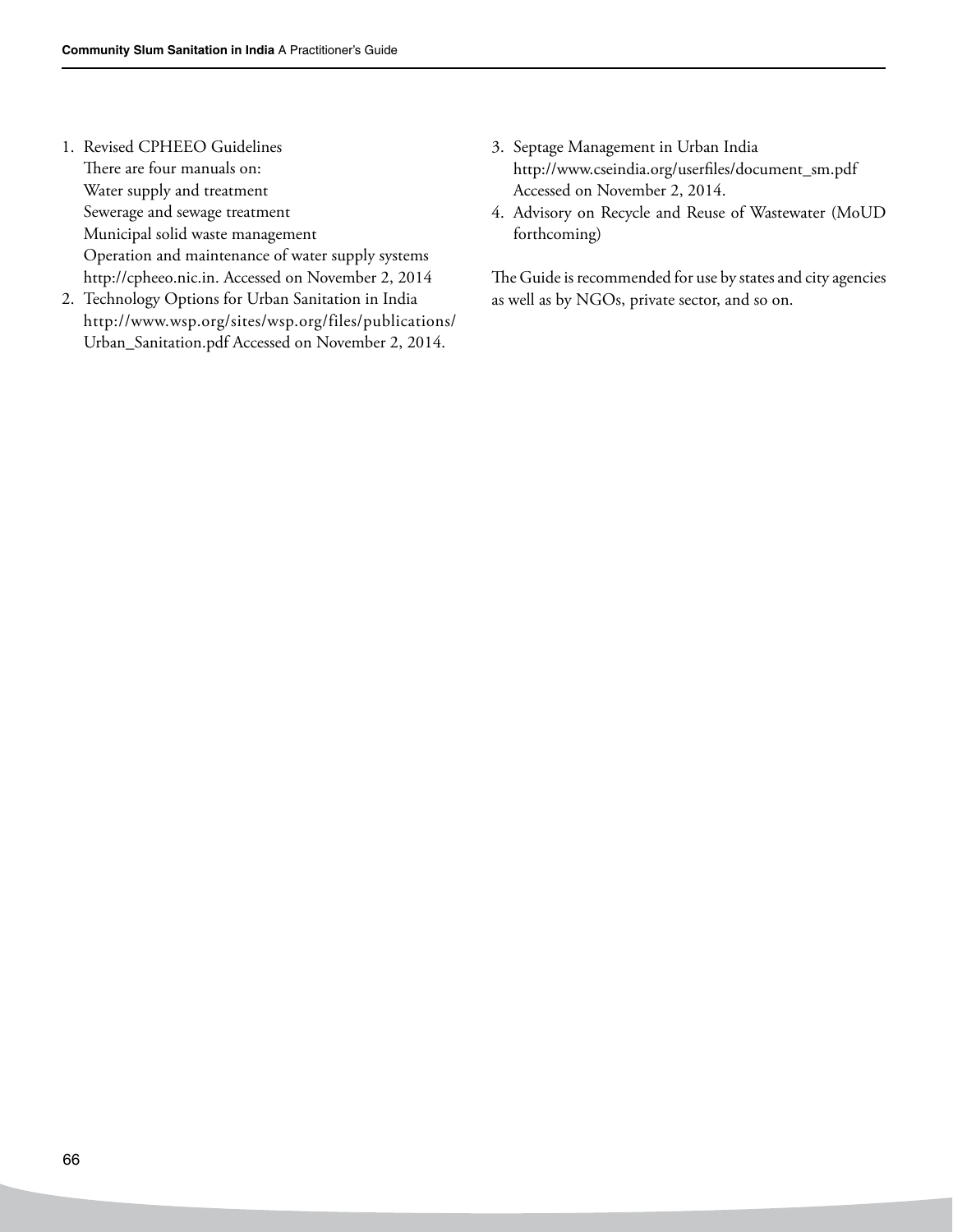1. Revised CPHEEO Guidelines
   There are four manuals on:
   Water supply and treatment
   Sewerage and sewage treatment
   Municipal solid waste management
   Operation and maintenance of water supply systems
   http://cpheeo.nic.in. Accessed on November 2, 2014
2. Technology Options for Urban Sanitation in India
   http://www.wsp.org/sites/wsp.org/files/publications/Urban_Sanitation.pdf Accessed on November 2, 2014.
3. Septage Management in Urban India
   http://www.cseindia.org/userfiles/document_sm.pdf
   Accessed on November 2, 2014.
4. Advisory on Recycle and Reuse of Wastewater (MoUD forthcoming)

The Guide is recommended for use by states and city agencies as well as by NGOs, private sector, and so on.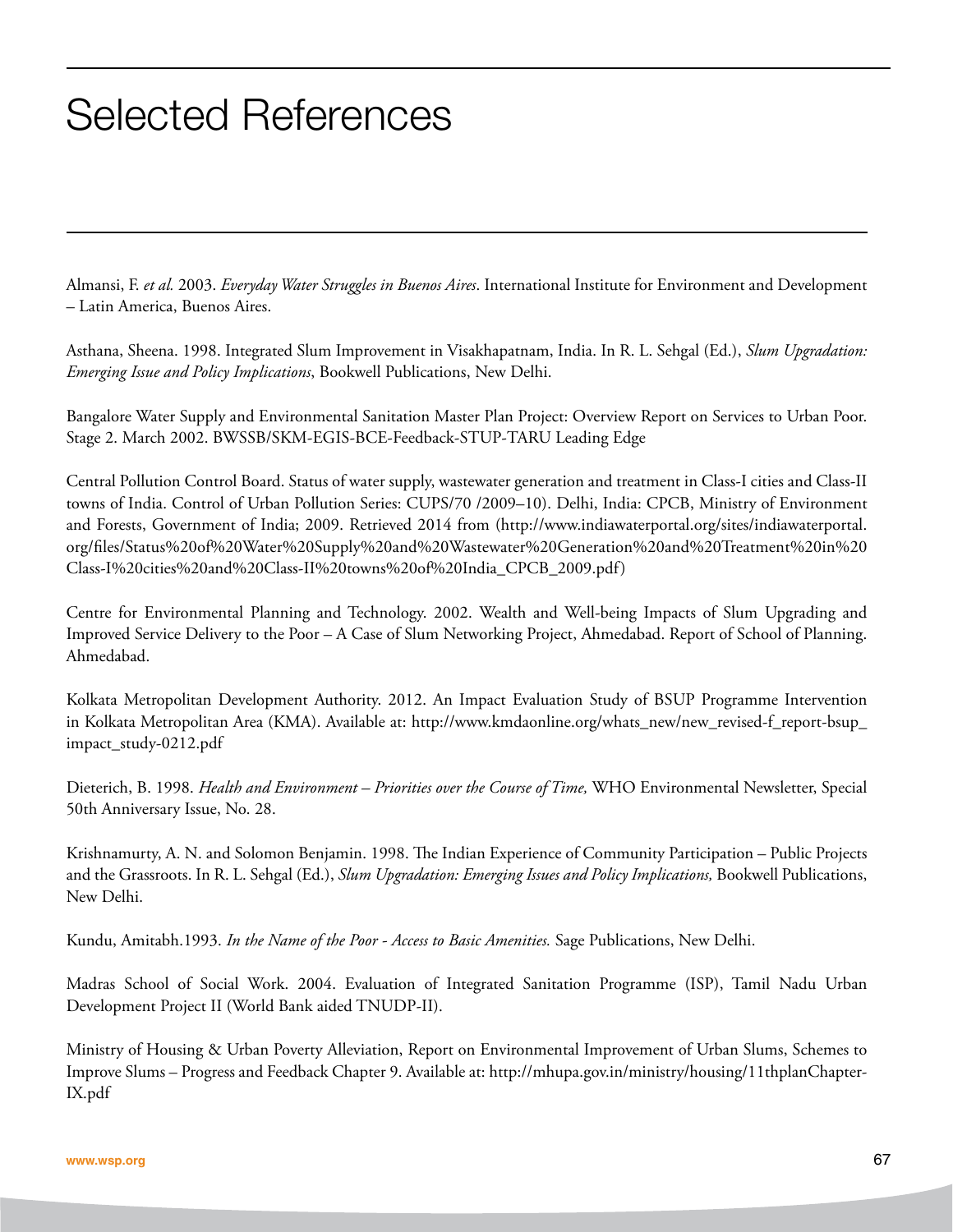# Selected References

Almansi, F. *et al.* 2003. *Everyday Water Struggles in Buenos Aires*. International Institute for Environment and Development – Latin America, Buenos Aires.

Asthana, Sheena. 1998. Integrated Slum Improvement in Visakhapatnam, India. In R. L. Sehgal (Ed.), *Slum Upgradation: Emerging Issue and Policy Implications*, Bookwell Publications, New Delhi.

Bangalore Water Supply and Environmental Sanitation Master Plan Project: Overview Report on Services to Urban Poor. Stage 2. March 2002. BWSSB/SKM-EGIS-BCE-Feedback-STUP-TARU Leading Edge

Central Pollution Control Board. Status of water supply, wastewater generation and treatment in Class-I cities and Class-II towns of India. Control of Urban Pollution Series: CUPS/70 /2009–10). Delhi, India: CPCB, Ministry of Environment and Forests, Government of India; 2009. Retrieved 2014 from (http://www.indiawaterportal.org/sites/indiawaterportal.org/files/Status%20of%20Water%20Supply%20and%20Wastewater%20Generation%20and%20Treatment%20in%20Class-I%20cities%20and%20Class-II%20towns%20of%20India_CPCB_2009.pdf)

Centre for Environmental Planning and Technology. 2002. Wealth and Well-being Impacts of Slum Upgrading and Improved Service Delivery to the Poor – A Case of Slum Networking Project, Ahmedabad. Report of School of Planning. Ahmedabad.

Kolkata Metropolitan Development Authority. 2012. An Impact Evaluation Study of BSUP Programme Intervention in Kolkata Metropolitan Area (KMA). Available at: http://www.kmdaonline.org/whats_new/new_revised-f_report-bsup_impact_study-0212.pdf

Dieterich, B. 1998. *Health and Environment – Priorities over the Course of Time,* WHO Environmental Newsletter, Special 50th Anniversary Issue, No. 28.

Krishnamurty, A. N. and Solomon Benjamin. 1998. The Indian Experience of Community Participation – Public Projects and the Grassroots. In R. L. Sehgal (Ed.), *Slum Upgradation: Emerging Issues and Policy Implications,* Bookwell Publications, New Delhi.

Kundu, Amitabh.1993. *In the Name of the Poor - Access to Basic Amenities.* Sage Publications, New Delhi.

Madras School of Social Work. 2004. Evaluation of Integrated Sanitation Programme (ISP), Tamil Nadu Urban Development Project II (World Bank aided TNUDP-II).

Ministry of Housing & Urban Poverty Alleviation, Report on Environmental Improvement of Urban Slums, Schemes to Improve Slums – Progress and Feedback Chapter 9. Available at: http://mhupa.gov.in/ministry/housing/11thplanChapter-IX.pdf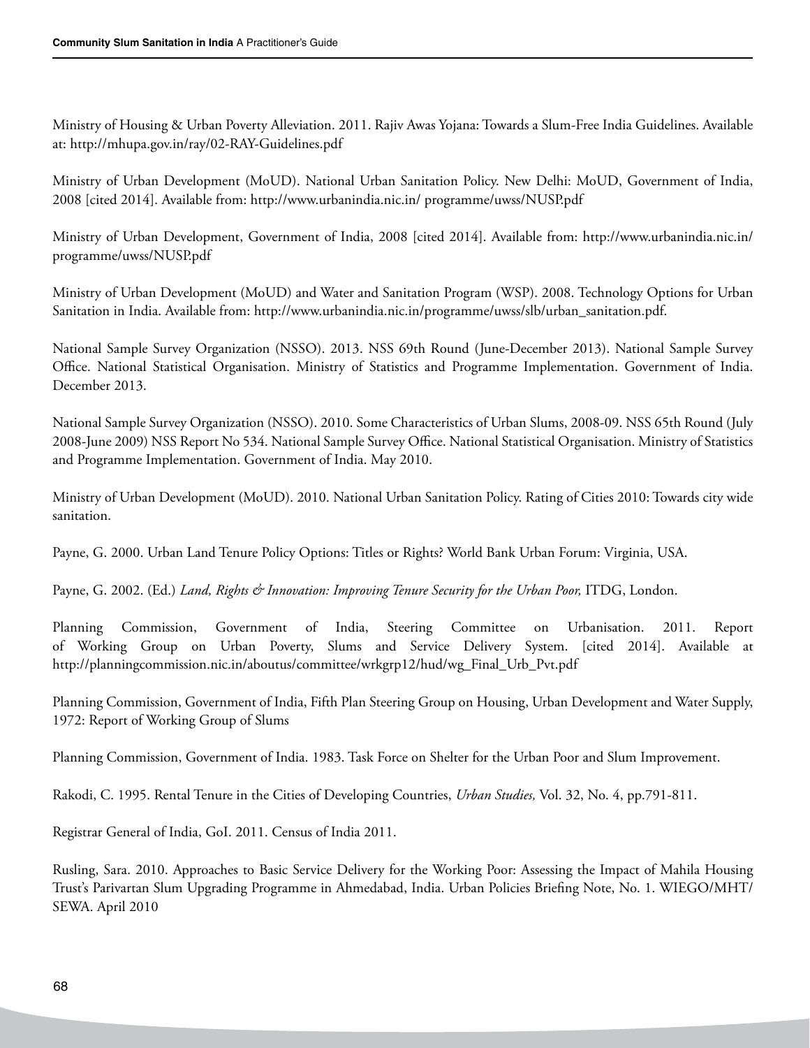Ministry of Housing & Urban Poverty Alleviation. 2011. Rajiv Awas Yojana: Towards a Slum-Free India Guidelines. Available at: http://mhupa.gov.in/ray/02-RAY-Guidelines.pdf

Ministry of Urban Development (MoUD). National Urban Sanitation Policy. New Delhi: MoUD, Government of India, 2008 [cited 2014]. Available from: http://www.urbanindia.nic.in/ programme/uwss/NUSP.pdf

Ministry of Urban Development, Government of India, 2008 [cited 2014]. Available from: http://www.urbanindia.nic.in/ programme/uwss/NUSP.pdf

Ministry of Urban Development (MoUD) and Water and Sanitation Program (WSP). 2008. Technology Options for Urban Sanitation in India. Available from: http://www.urbanindia.nic.in/programme/uwss/slb/urban_sanitation.pdf.

National Sample Survey Organization (NSSO). 2013. NSS 69th Round (June-December 2013). National Sample Survey Office. National Statistical Organisation. Ministry of Statistics and Programme Implementation. Government of India. December 2013.

National Sample Survey Organization (NSSO). 2010. Some Characteristics of Urban Slums, 2008-09. NSS 65th Round (July 2008-June 2009) NSS Report No 534. National Sample Survey Office. National Statistical Organisation. Ministry of Statistics and Programme Implementation. Government of India. May 2010.

Ministry of Urban Development (MoUD). 2010. National Urban Sanitation Policy. Rating of Cities 2010: Towards city wide sanitation.

Payne, G. 2000. Urban Land Tenure Policy Options: Titles or Rights? World Bank Urban Forum: Virginia, USA.

Payne, G. 2002. (Ed.) *Land, Rights & Innovation: Improving Tenure Security for the Urban Poor,* ITDG, London.

Planning Commission, Government of India, Steering Committee on Urbanisation. 2011. Report of Working Group on Urban Poverty, Slums and Service Delivery System. [cited 2014]. Available at http://planningcommission.nic.in/aboutus/committee/wrkgrp12/hud/wg_Final_Urb_Pvt.pdf

Planning Commission, Government of India, Fifth Plan Steering Group on Housing, Urban Development and Water Supply, 1972: Report of Working Group of Slums

Planning Commission, Government of India. 1983. Task Force on Shelter for the Urban Poor and Slum Improvement.

Rakodi, C. 1995. Rental Tenure in the Cities of Developing Countries, *Urban Studies,* Vol. 32, No. 4, pp.791-811.

Registrar General of India, GoI. 2011. Census of India 2011.

Rusling, Sara. 2010. Approaches to Basic Service Delivery for the Working Poor: Assessing the Impact of Mahila Housing Trust's Parivartan Slum Upgrading Programme in Ahmedabad, India. Urban Policies Briefing Note, No. 1. WIEGO/MHT/ SEWA. April 2010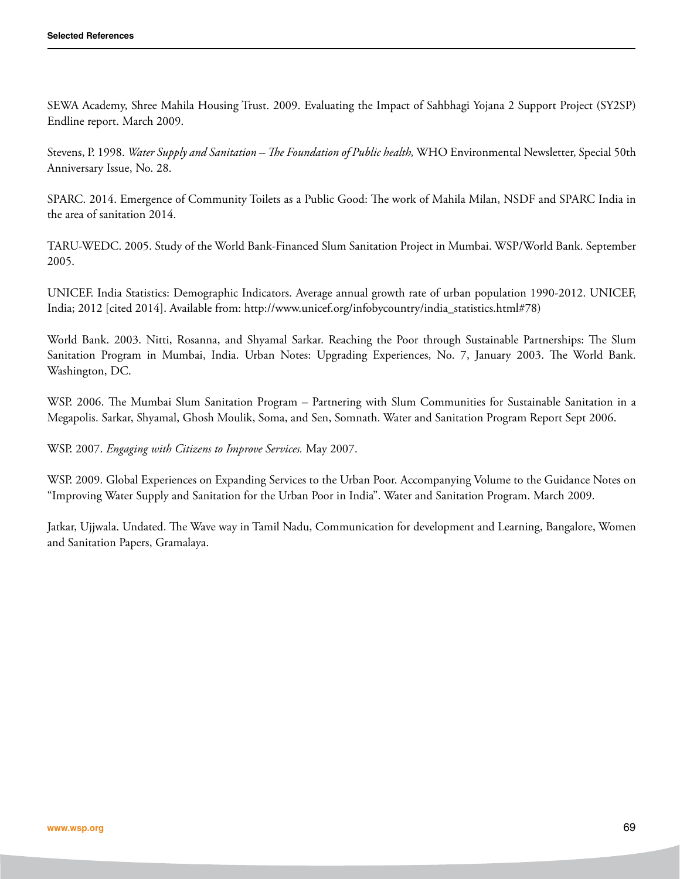SEWA Academy, Shree Mahila Housing Trust. 2009. Evaluating the Impact of Sahbhagi Yojana 2 Support Project (SY2SP) Endline report. March 2009.

Stevens, P. 1998. *Water Supply and Sanitation – The Foundation of Public health,* WHO Environmental Newsletter, Special 50th Anniversary Issue, No. 28.

SPARC. 2014. Emergence of Community Toilets as a Public Good: The work of Mahila Milan, NSDF and SPARC India in the area of sanitation 2014.

TARU-WEDC. 2005. Study of the World Bank-Financed Slum Sanitation Project in Mumbai. WSP/World Bank. September 2005.

UNICEF. India Statistics: Demographic Indicators. Average annual growth rate of urban population 1990-2012. UNICEF, India; 2012 [cited 2014]. Available from: http://www.unicef.org/infobycountry/india_statistics.html#78)

World Bank. 2003. Nitti, Rosanna, and Shyamal Sarkar. Reaching the Poor through Sustainable Partnerships: The Slum Sanitation Program in Mumbai, India. Urban Notes: Upgrading Experiences, No. 7, January 2003. The World Bank. Washington, DC.

WSP. 2006. The Mumbai Slum Sanitation Program – Partnering with Slum Communities for Sustainable Sanitation in a Megapolis. Sarkar, Shyamal, Ghosh Moulik, Soma, and Sen, Somnath. Water and Sanitation Program Report Sept 2006.

WSP. 2007. *Engaging with Citizens to Improve Services.* May 2007.

WSP. 2009. Global Experiences on Expanding Services to the Urban Poor. Accompanying Volume to the Guidance Notes on "Improving Water Supply and Sanitation for the Urban Poor in India". Water and Sanitation Program. March 2009.

Jatkar, Ujjwala. Undated. The Wave way in Tamil Nadu, Communication for development and Learning, Bangalore, Women and Sanitation Papers, Gramalaya.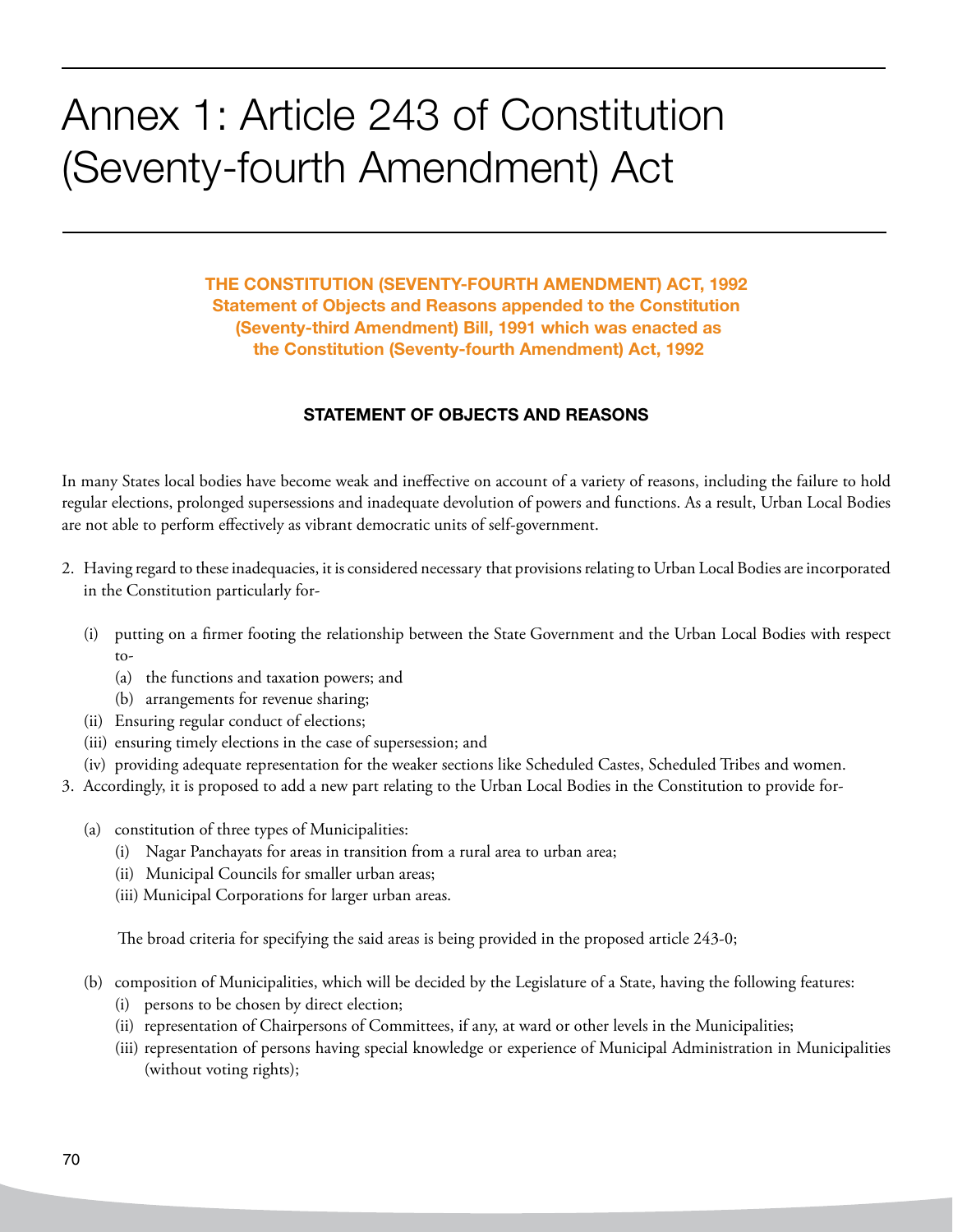# Annex 1: Article 243 of Constitution (Seventy-fourth Amendment) Act

**THE CONSTITUTION (SEVENTY-FOURTH AMENDMENT) ACT, 1992**
**Statement of Objects and Reasons appended to the Constitution (Seventy-third Amendment) Bill, 1991 which was enacted as the Constitution (Seventy-fourth Amendment) Act, 1992**

## STATEMENT OF OBJECTS AND REASONS

In many States local bodies have become weak and ineffective on account of a variety of reasons, including the failure to hold regular elections, prolonged supersessions and inadequate devolution of powers and functions. As a result, Urban Local Bodies are not able to perform effectively as vibrant democratic units of self-government.

2. Having regard to these inadequacies, it is considered necessary that provisions relating to Urban Local Bodies are incorporated in the Constitution particularly for-
   - (i) putting on a firmer footing the relationship between the State Government and the Urban Local Bodies with respect to-
     - (a) the functions and taxation powers; and
     - (b) arrangements for revenue sharing;
   - (ii) Ensuring regular conduct of elections;
   - (iii) ensuring timely elections in the case of supersession; and
   - (iv) providing adequate representation for the weaker sections like Scheduled Castes, Scheduled Tribes and women.
3. Accordingly, it is proposed to add a new part relating to the Urban Local Bodies in the Constitution to provide for-
   - (a) constitution of three types of Municipalities:
     - (i) Nagar Panchayats for areas in transition from a rural area to urban area;
     - (ii) Municipal Councils for smaller urban areas;
     - (iii) Municipal Corporations for larger urban areas.

     The broad criteria for specifying the said areas is being provided in the proposed article 243-0;
   - (b) composition of Municipalities, which will be decided by the Legislature of a State, having the following features:
     - (i) persons to be chosen by direct election;
     - (ii) representation of Chairpersons of Committees, if any, at ward or other levels in the Municipalities;
     - (iii) representation of persons having special knowledge or experience of Municipal Administration in Municipalities (without voting rights);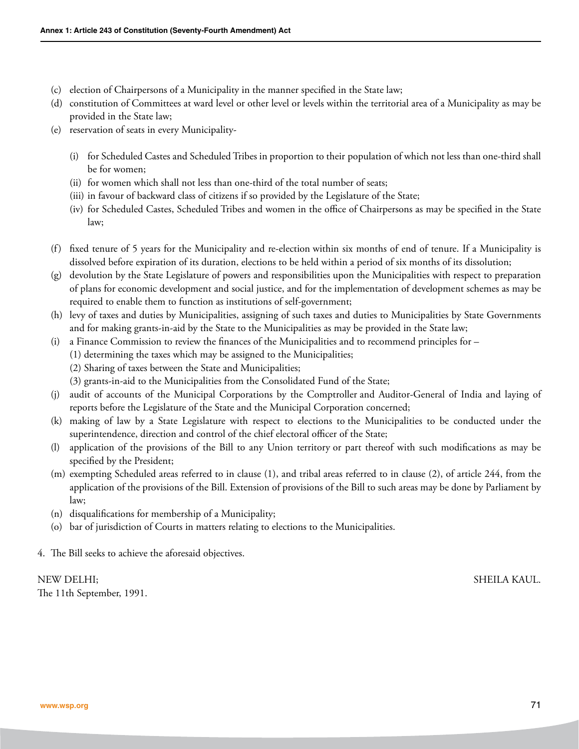(c) election of Chairpersons of a Municipality in the manner specified in the State law;

(d) constitution of Committees at ward level or other level or levels within the territorial area of a Municipality as may be provided in the State law;

(e) reservation of seats in every Municipality-

    (i) for Scheduled Castes and Scheduled Tribes in proportion to their population of which not less than one-third shall be for women;

    (ii) for women which shall not less than one-third of the total number of seats;

    (iii) in favour of backward class of citizens if so provided by the Legislature of the State;

    (iv) for Scheduled Castes, Scheduled Tribes and women in the office of Chairpersons as may be specified in the State law;

(f) fixed tenure of 5 years for the Municipality and re-election within six months of end of tenure. If a Municipality is dissolved before expiration of its duration, elections to be held within a period of six months of its dissolution;

(g) devolution by the State Legislature of powers and responsibilities upon the Municipalities with respect to preparation of plans for economic development and social justice, and for the implementation of development schemes as may be required to enable them to function as institutions of self-government;

(h) levy of taxes and duties by Municipalities, assigning of such taxes and duties to Municipalities by State Governments and for making grants-in-aid by the State to the Municipalities as may be provided in the State law;

(i) a Finance Commission to review the finances of the Municipalities and to recommend principles for –

    (1) determining the taxes which may be assigned to the Municipalities;

    (2) Sharing of taxes between the State and Municipalities;

    (3) grants-in-aid to the Municipalities from the Consolidated Fund of the State;

(j) audit of accounts of the Municipal Corporations by the Comptroller and Auditor-General of India and laying of reports before the Legislature of the State and the Municipal Corporation concerned;

(k) making of law by a State Legislature with respect to elections to the Municipalities to be conducted under the superintendence, direction and control of the chief electoral officer of the State;

(l) application of the provisions of the Bill to any Union territory or part thereof with such modifications as may be specified by the President;

(m) exempting Scheduled areas referred to in clause (1), and tribal areas referred to in clause (2), of article 244, from the application of the provisions of the Bill. Extension of provisions of the Bill to such areas may be done by Parliament by law;

(n) disqualifications for membership of a Municipality;

(o) bar of jurisdiction of Courts in matters relating to elections to the Municipalities.

4. The Bill seeks to achieve the aforesaid objectives.

NEW DELHI;
The 11th September, 1991.

SHEILA KAUL.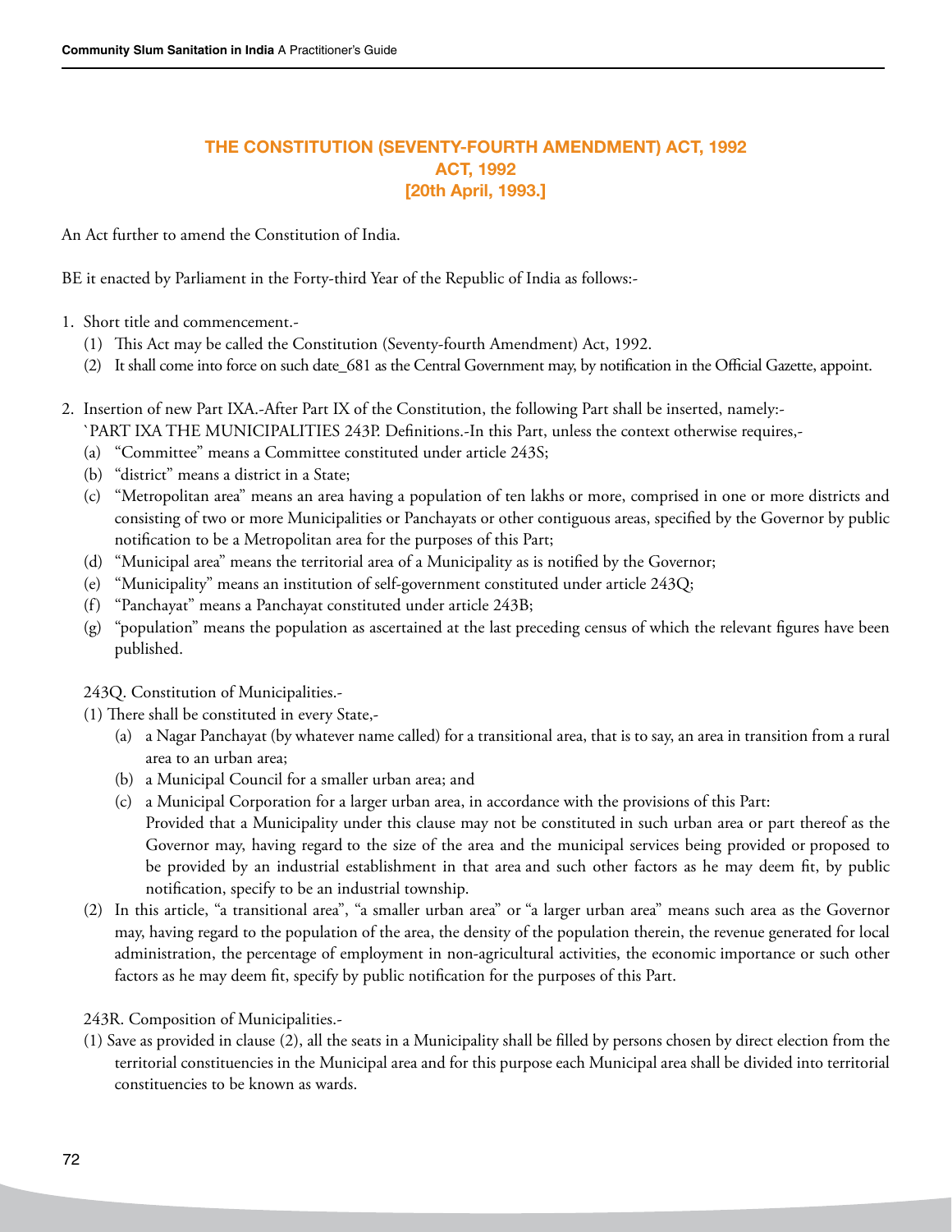## THE CONSTITUTION (SEVENTY-FOURTH AMENDMENT) ACT, 1992
## ACT, 1992
## [20th April, 1993.]

An Act further to amend the Constitution of India.

BE it enacted by Parliament in the Forty-third Year of the Republic of India as follows:-

1. Short title and commencement.-
   (1) This Act may be called the Constitution (Seventy-fourth Amendment) Act, 1992.
   (2) It shall come into force on such date_681 as the Central Government may, by notification in the Official Gazette, appoint.

2. Insertion of new Part IXA.-After Part IX of the Constitution, the following Part shall be inserted, namely:-
   `PART IXA THE MUNICIPALITIES 243P. Definitions.-In this Part, unless the context otherwise requires,-
   (a) "Committee" means a Committee constituted under article 243S;
   (b) "district" means a district in a State;
   (c) "Metropolitan area" means an area having a population of ten lakhs or more, comprised in one or more districts and consisting of two or more Municipalities or Panchayats or other contiguous areas, specified by the Governor by public notification to be a Metropolitan area for the purposes of this Part;
   (d) "Municipal area" means the territorial area of a Municipality as is notified by the Governor;
   (e) "Municipality" means an institution of self-government constituted under article 243Q;
   (f) "Panchayat" means a Panchayat constituted under article 243B;
   (g) "population" means the population as ascertained at the last preceding census of which the relevant figures have been published.

   243Q. Constitution of Municipalities.-
   (1) There shall be constituted in every State,-
      (a) a Nagar Panchayat (by whatever name called) for a transitional area, that is to say, an area in transition from a rural area to an urban area;
      (b) a Municipal Council for a smaller urban area; and
      (c) a Municipal Corporation for a larger urban area, in accordance with the provisions of this Part:
      Provided that a Municipality under this clause may not be constituted in such urban area or part thereof as the Governor may, having regard to the size of the area and the municipal services being provided or proposed to be provided by an industrial establishment in that area and such other factors as he may deem fit, by public notification, specify to be an industrial township.
   (2) In this article, "a transitional area", "a smaller urban area" or "a larger urban area" means such area as the Governor may, having regard to the population of the area, the density of the population therein, the revenue generated for local administration, the percentage of employment in non-agricultural activities, the economic importance or such other factors as he may deem fit, specify by public notification for the purposes of this Part.

   243R. Composition of Municipalities.-
   (1) Save as provided in clause (2), all the seats in a Municipality shall be filled by persons chosen by direct election from the territorial constituencies in the Municipal area and for this purpose each Municipal area shall be divided into territorial constituencies to be known as wards.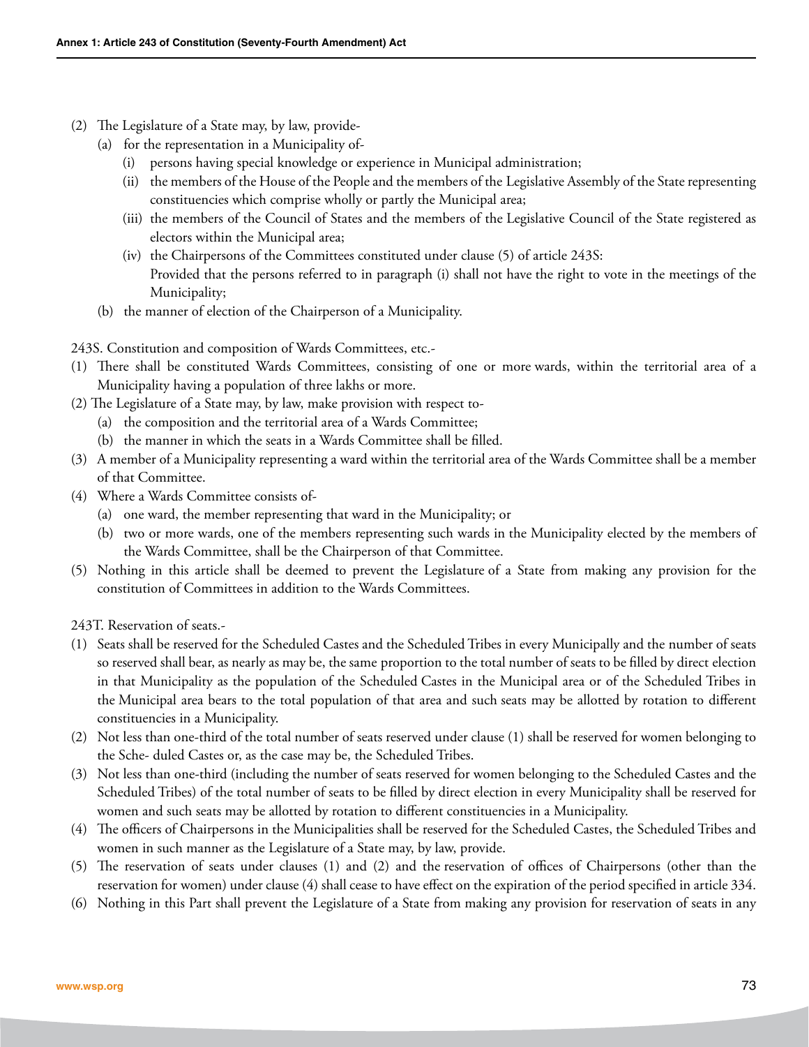(2) The Legislature of a State may, by law, provide-
   (a) for the representation in a Municipality of-
      (i) persons having special knowledge or experience in Municipal administration;
      (ii) the members of the House of the People and the members of the Legislative Assembly of the State representing constituencies which comprise wholly or partly the Municipal area;
      (iii) the members of the Council of States and the members of the Legislative Council of the State registered as electors within the Municipal area;
      (iv) the Chairpersons of the Committees constituted under clause (5) of article 243S:
      Provided that the persons referred to in paragraph (i) shall not have the right to vote in the meetings of the Municipality;
   (b) the manner of election of the Chairperson of a Municipality.

243S. Constitution and composition of Wards Committees, etc.-

(1) There shall be constituted Wards Committees, consisting of one or more wards, within the territorial area of a Municipality having a population of three lakhs or more.
(2) The Legislature of a State may, by law, make provision with respect to-
   (a) the composition and the territorial area of a Wards Committee;
   (b) the manner in which the seats in a Wards Committee shall be filled.
(3) A member of a Municipality representing a ward within the territorial area of the Wards Committee shall be a member of that Committee.
(4) Where a Wards Committee consists of-
   (a) one ward, the member representing that ward in the Municipality; or
   (b) two or more wards, one of the members representing such wards in the Municipality elected by the members of the Wards Committee, shall be the Chairperson of that Committee.
(5) Nothing in this article shall be deemed to prevent the Legislature of a State from making any provision for the constitution of Committees in addition to the Wards Committees.

243T. Reservation of seats.-

(1) Seats shall be reserved for the Scheduled Castes and the Scheduled Tribes in every Municipally and the number of seats so reserved shall bear, as nearly as may be, the same proportion to the total number of seats to be filled by direct election in that Municipality as the population of the Scheduled Castes in the Municipal area or of the Scheduled Tribes in the Municipal area bears to the total population of that area and such seats may be allotted by rotation to different constituencies in a Municipality.
(2) Not less than one-third of the total number of seats reserved under clause (1) shall be reserved for women belonging to the Sche- duled Castes or, as the case may be, the Scheduled Tribes.
(3) Not less than one-third (including the number of seats reserved for women belonging to the Scheduled Castes and the Scheduled Tribes) of the total number of seats to be filled by direct election in every Municipality shall be reserved for women and such seats may be allotted by rotation to different constituencies in a Municipality.
(4) The officers of Chairpersons in the Municipalities shall be reserved for the Scheduled Castes, the Scheduled Tribes and women in such manner as the Legislature of a State may, by law, provide.
(5) The reservation of seats under clauses (1) and (2) and the reservation of offices of Chairpersons (other than the reservation for women) under clause (4) shall cease to have effect on the expiration of the period specified in article 334.
(6) Nothing in this Part shall prevent the Legislature of a State from making any provision for reservation of seats in any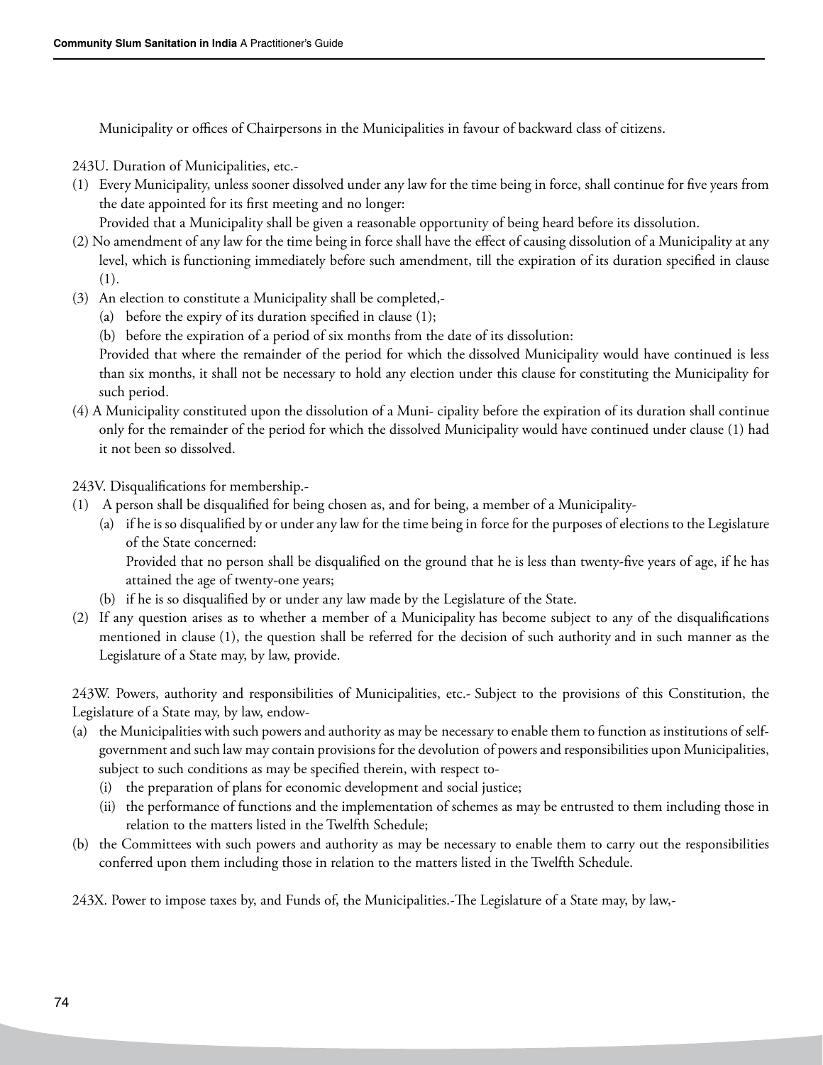Municipality or offices of Chairpersons in the Municipalities in favour of backward class of citizens.

243U. Duration of Municipalities, etc.-

(1) Every Municipality, unless sooner dissolved under any law for the time being in force, shall continue for five years from the date appointed for its first meeting and no longer:
    Provided that a Municipality shall be given a reasonable opportunity of being heard before its dissolution.
(2) No amendment of any law for the time being in force shall have the effect of causing dissolution of a Municipality at any level, which is functioning immediately before such amendment, till the expiration of its duration specified in clause (1).
(3) An election to constitute a Municipality shall be completed,-
    (a) before the expiry of its duration specified in clause (1);
    (b) before the expiration of a period of six months from the date of its dissolution:
    Provided that where the remainder of the period for which the dissolved Municipality would have continued is less than six months, it shall not be necessary to hold any election under this clause for constituting the Municipality for such period.
(4) A Municipality constituted upon the dissolution of a Muni- cipality before the expiration of its duration shall continue only for the remainder of the period for which the dissolved Municipality would have continued under clause (1) had it not been so dissolved.

243V. Disqualifications for membership.-

(1) A person shall be disqualified for being chosen as, and for being, a member of a Municipality-
    (a) if he is so disqualified by or under any law for the time being in force for the purposes of elections to the Legislature of the State concerned:
        Provided that no person shall be disqualified on the ground that he is less than twenty-five years of age, if he has attained the age of twenty-one years;
    (b) if he is so disqualified by or under any law made by the Legislature of the State.
(2) If any question arises as to whether a member of a Municipality has become subject to any of the disqualifications mentioned in clause (1), the question shall be referred for the decision of such authority and in such manner as the Legislature of a State may, by law, provide.

243W. Powers, authority and responsibilities of Municipalities, etc.- Subject to the provisions of this Constitution, the Legislature of a State may, by law, endow-

(a) the Municipalities with such powers and authority as may be necessary to enable them to function as institutions of self-government and such law may contain provisions for the devolution of powers and responsibilities upon Municipalities, subject to such conditions as may be specified therein, with respect to-
    (i) the preparation of plans for economic development and social justice;
    (ii) the performance of functions and the implementation of schemes as may be entrusted to them including those in relation to the matters listed in the Twelfth Schedule;
(b) the Committees with such powers and authority as may be necessary to enable them to carry out the responsibilities conferred upon them including those in relation to the matters listed in the Twelfth Schedule.

243X. Power to impose taxes by, and Funds of, the Municipalities.-The Legislature of a State may, by law,-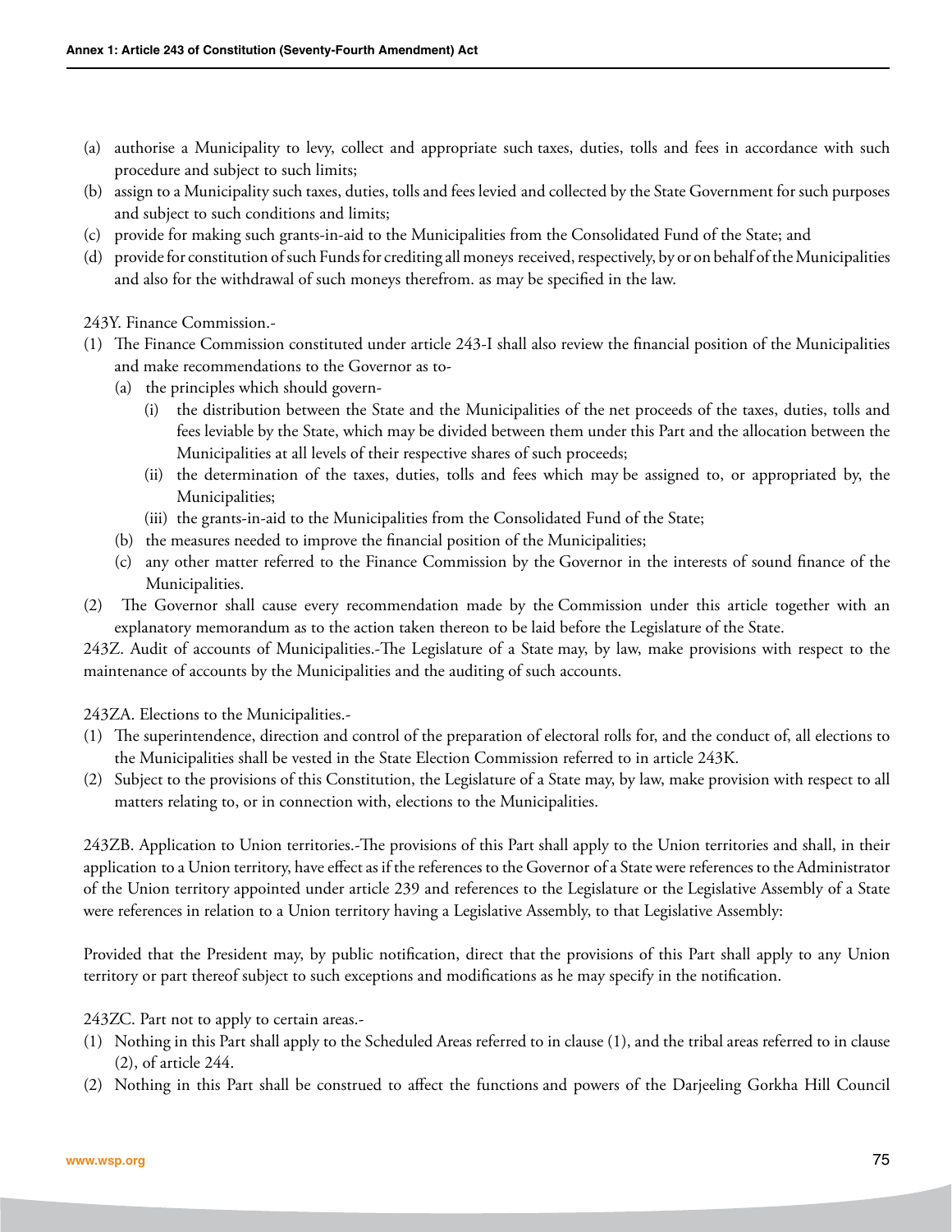(a) authorise a Municipality to levy, collect and appropriate such taxes, duties, tolls and fees in accordance with such procedure and subject to such limits;
(b) assign to a Municipality such taxes, duties, tolls and fees levied and collected by the State Government for such purposes and subject to such conditions and limits;
(c) provide for making such grants-in-aid to the Municipalities from the Consolidated Fund of the State; and
(d) provide for constitution of such Funds for crediting all moneys received, respectively, by or on behalf of the Municipalities and also for the withdrawal of such moneys therefrom. as may be specified in the law.

243Y. Finance Commission.-

(1) The Finance Commission constituted under article 243-I shall also review the financial position of the Municipalities and make recommendations to the Governor as to-
   (a) the principles which should govern-
      (i) the distribution between the State and the Municipalities of the net proceeds of the taxes, duties, tolls and fees leviable by the State, which may be divided between them under this Part and the allocation between the Municipalities at all levels of their respective shares of such proceeds;
      (ii) the determination of the taxes, duties, tolls and fees which may be assigned to, or appropriated by, the Municipalities;
      (iii) the grants-in-aid to the Municipalities from the Consolidated Fund of the State;
   (b) the measures needed to improve the financial position of the Municipalities;
   (c) any other matter referred to the Finance Commission by the Governor in the interests of sound finance of the Municipalities.
(2) The Governor shall cause every recommendation made by the Commission under this article together with an explanatory memorandum as to the action taken thereon to be laid before the Legislature of the State.

243Z. Audit of accounts of Municipalities.-The Legislature of a State may, by law, make provisions with respect to the maintenance of accounts by the Municipalities and the auditing of such accounts.

243ZA. Elections to the Municipalities.-

(1) The superintendence, direction and control of the preparation of electoral rolls for, and the conduct of, all elections to the Municipalities shall be vested in the State Election Commission referred to in article 243K.
(2) Subject to the provisions of this Constitution, the Legislature of a State may, by law, make provision with respect to all matters relating to, or in connection with, elections to the Municipalities.

243ZB. Application to Union territories.-The provisions of this Part shall apply to the Union territories and shall, in their application to a Union territory, have effect as if the references to the Governor of a State were references to the Administrator of the Union territory appointed under article 239 and references to the Legislature or the Legislative Assembly of a State were references in relation to a Union territory having a Legislative Assembly, to that Legislative Assembly:

Provided that the President may, by public notification, direct that the provisions of this Part shall apply to any Union territory or part thereof subject to such exceptions and modifications as he may specify in the notification.

243ZC. Part not to apply to certain areas.-

(1) Nothing in this Part shall apply to the Scheduled Areas referred to in clause (1), and the tribal areas referred to in clause (2), of article 244.
(2) Nothing in this Part shall be construed to affect the functions and powers of the Darjeeling Gorkha Hill Council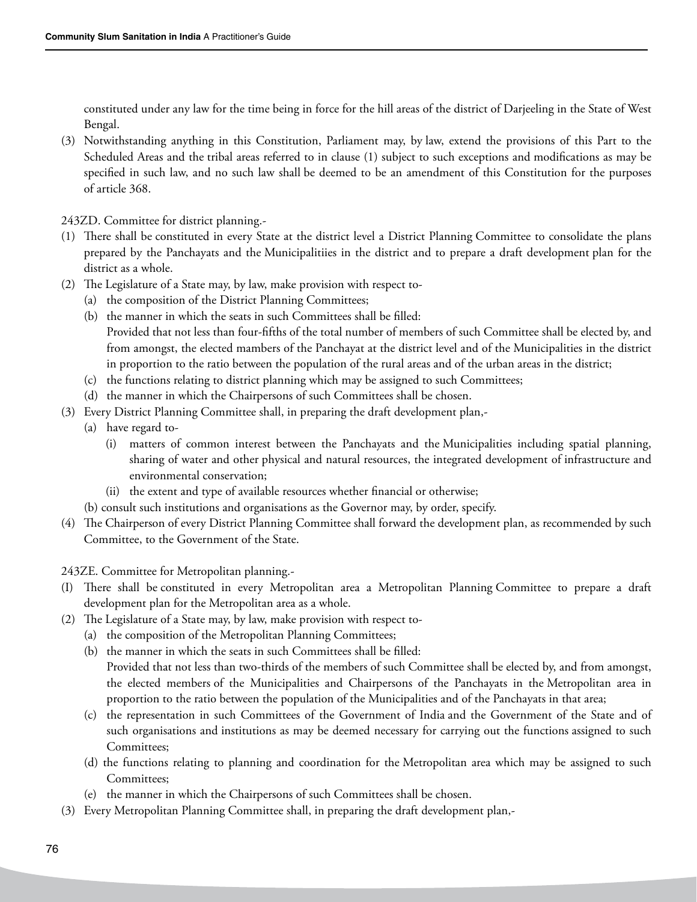constituted under any law for the time being in force for the hill areas of the district of Darjeeling in the State of West Bengal.

(3) Notwithstanding anything in this Constitution, Parliament may, by law, extend the provisions of this Part to the Scheduled Areas and the tribal areas referred to in clause (1) subject to such exceptions and modifications as may be specified in such law, and no such law shall be deemed to be an amendment of this Constitution for the purposes of article 368.

243ZD. Committee for district planning.-

(1) There shall be constituted in every State at the district level a District Planning Committee to consolidate the plans prepared by the Panchayats and the Municipalitiies in the district and to prepare a draft development plan for the district as a whole.
(2) The Legislature of a State may, by law, make provision with respect to-
    (a) the composition of the District Planning Committees;
    (b) the manner in which the seats in such Committees shall be filled:
    Provided that not less than four-fifths of the total number of members of such Committee shall be elected by, and from amongst, the elected mambers of the Panchayat at the district level and of the Municipalities in the district in proportion to the ratio between the population of the rural areas and of the urban areas in the district;
    (c) the functions relating to district planning which may be assigned to such Committees;
    (d) the manner in which the Chairpersons of such Committees shall be chosen.
(3) Every District Planning Committee shall, in preparing the draft development plan,-
    (a) have regard to-
        (i) matters of common interest between the Panchayats and the Municipalities including spatial planning, sharing of water and other physical and natural resources, the integrated development of infrastructure and environmental conservation;
        (ii) the extent and type of available resources whether financial or otherwise;
    (b) consult such institutions and organisations as the Governor may, by order, specify.
(4) The Chairperson of every District Planning Committee shall forward the development plan, as recommended by such Committee, to the Government of the State.

243ZE. Committee for Metropolitan planning.-

(I) There shall be constituted in every Metropolitan area a Metropolitan Planning Committee to prepare a draft development plan for the Metropolitan area as a whole.
(2) The Legislature of a State may, by law, make provision with respect to-
    (a) the composition of the Metropolitan Planning Committees;
    (b) the manner in which the seats in such Committees shall be filled:
    Provided that not less than two-thirds of the members of such Committee shall be elected by, and from amongst, the elected members of the Municipalities and Chairpersons of the Panchayats in the Metropolitan area in proportion to the ratio between the population of the Municipalities and of the Panchayats in that area;
    (c) the representation in such Committees of the Government of India and the Government of the State and of such organisations and institutions as may be deemed necessary for carrying out the functions assigned to such Committees;
    (d) the functions relating to planning and coordination for the Metropolitan area which may be assigned to such Committees;
    (e) the manner in which the Chairpersons of such Committees shall be chosen.
(3) Every Metropolitan Planning Committee shall, in preparing the draft development plan,-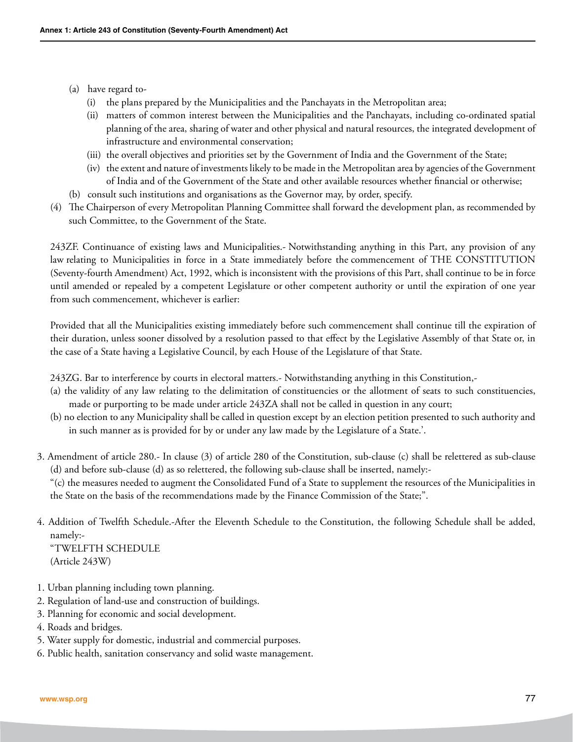(a) have regard to-

   (i) the plans prepared by the Municipalities and the Panchayats in the Metropolitan area;

   (ii) matters of common interest between the Municipalities and the Panchayats, including co-ordinated spatial planning of the area, sharing of water and other physical and natural resources, the integrated development of infrastructure and environmental conservation;

   (iii) the overall objectives and priorities set by the Government of India and the Government of the State;

   (iv) the extent and nature of investments likely to be made in the Metropolitan area by agencies of the Government of India and of the Government of the State and other available resources whether financial or otherwise;

(b) consult such institutions and organisations as the Governor may, by order, specify.

(4) The Chairperson of every Metropolitan Planning Committee shall forward the development plan, as recommended by such Committee, to the Government of the State.

243ZF. Continuance of existing laws and Municipalities.- Notwithstanding anything in this Part, any provision of any law relating to Municipalities in force in a State immediately before the commencement of THE CONSTITUTION (Seventy-fourth Amendment) Act, 1992, which is inconsistent with the provisions of this Part, shall continue to be in force until amended or repealed by a competent Legislature or other competent authority or until the expiration of one year from such commencement, whichever is earlier:

Provided that all the Municipalities existing immediately before such commencement shall continue till the expiration of their duration, unless sooner dissolved by a resolution passed to that effect by the Legislative Assembly of that State or, in the case of a State having a Legislative Council, by each House of the Legislature of that State.

243ZG. Bar to interference by courts in electoral matters.- Notwithstanding anything in this Constitution,-

(a) the validity of any law relating to the delimitation of constituencies or the allotment of seats to such constituencies, made or purporting to be made under article 243ZA shall not be called in question in any court;

(b) no election to any Municipality shall be called in question except by an election petition presented to such authority and in such manner as is provided for by or under any law made by the Legislature of a State.'.

3. Amendment of article 280.- In clause (3) of article 280 of the Constitution, sub-clause (c) shall be relettered as sub-clause (d) and before sub-clause (d) as so relettered, the following sub-clause shall be inserted, namely:-
"(c) the measures needed to augment the Consolidated Fund of a State to supplement the resources of the Municipalities in the State on the basis of the recommendations made by the Finance Commission of the State;".

4. Addition of Twelfth Schedule.-After the Eleventh Schedule to the Constitution, the following Schedule shall be added, namely:-
"TWELFTH SCHEDULE
(Article 243W)

1. Urban planning including town planning.
2. Regulation of land-use and construction of buildings.
3. Planning for economic and social development.
4. Roads and bridges.
5. Water supply for domestic, industrial and commercial purposes.
6. Public health, sanitation conservancy and solid waste management.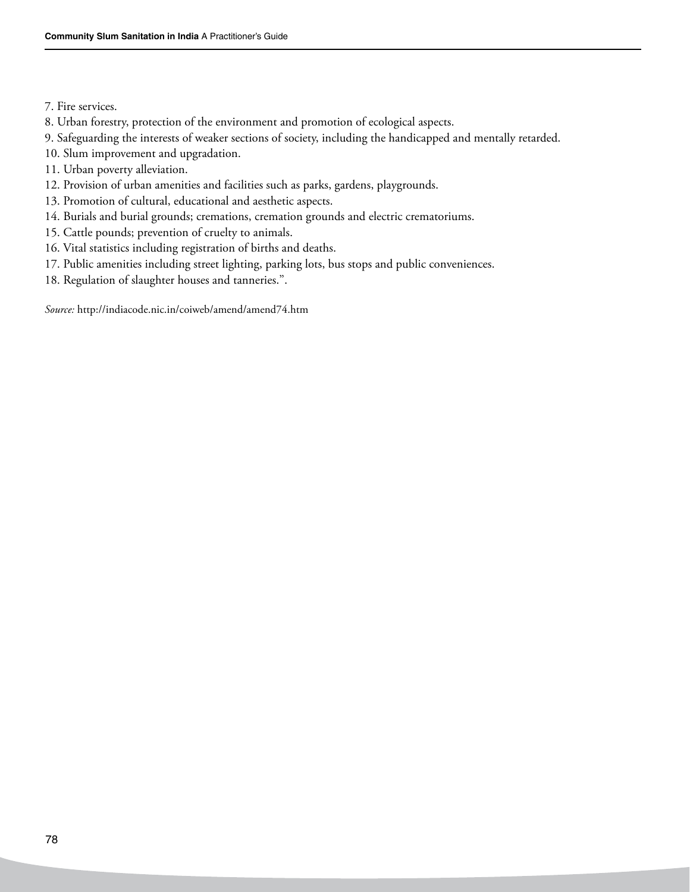7. Fire services.
8. Urban forestry, protection of the environment and promotion of ecological aspects.
9. Safeguarding the interests of weaker sections of society, including the handicapped and mentally retarded.
10. Slum improvement and upgradation.
11. Urban poverty alleviation.
12. Provision of urban amenities and facilities such as parks, gardens, playgrounds.
13. Promotion of cultural, educational and aesthetic aspects.
14. Burials and burial grounds; cremations, cremation grounds and electric crematoriums.
15. Cattle pounds; prevention of cruelty to animals.
16. Vital statistics including registration of births and deaths.
17. Public amenities including street lighting, parking lots, bus stops and public conveniences.
18. Regulation of slaughter houses and tanneries.".

*Source:* http://indiacode.nic.in/coiweb/amend/amend74.htm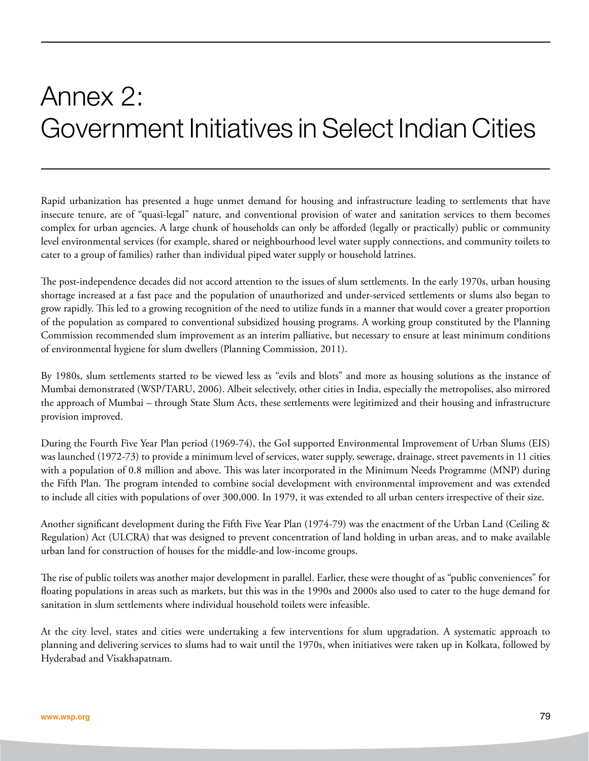# Annex 2: Government Initiatives in Select Indian Cities

Rapid urbanization has presented a huge unmet demand for housing and infrastructure leading to settlements that have insecure tenure, are of "quasi-legal" nature, and conventional provision of water and sanitation services to them becomes complex for urban agencies. A large chunk of households can only be afforded (legally or practically) public or community level environmental services (for example, shared or neighbourhood level water supply connections, and community toilets to cater to a group of families) rather than individual piped water supply or household latrines.

The post-independence decades did not accord attention to the issues of slum settlements. In the early 1970s, urban housing shortage increased at a fast pace and the population of unauthorized and under-serviced settlements or slums also began to grow rapidly. This led to a growing recognition of the need to utilize funds in a manner that would cover a greater proportion of the population as compared to conventional subsidized housing programs. A working group constituted by the Planning Commission recommended slum improvement as an interim palliative, but necessary to ensure at least minimum conditions of environmental hygiene for slum dwellers (Planning Commission, 2011).

By 1980s, slum settlements started to be viewed less as "evils and blots" and more as housing solutions as the instance of Mumbai demonstrated (WSP/TARU, 2006). Albeit selectively, other cities in India, especially the metropolises, also mirrored the approach of Mumbai – through State Slum Acts, these settlements were legitimized and their housing and infrastructure provision improved.

During the Fourth Five Year Plan period (1969-74), the GoI supported Environmental Improvement of Urban Slums (EIS) was launched (1972-73) to provide a minimum level of services, water supply, sewerage, drainage, street pavements in 11 cities with a population of 0.8 million and above. This was later incorporated in the Minimum Needs Programme (MNP) during the Fifth Plan. The program intended to combine social development with environmental improvement and was extended to include all cities with populations of over 300,000. In 1979, it was extended to all urban centers irrespective of their size.

Another significant development during the Fifth Five Year Plan (1974-79) was the enactment of the Urban Land (Ceiling & Regulation) Act (ULCRA) that was designed to prevent concentration of land holding in urban areas, and to make available urban land for construction of houses for the middle-and low-income groups.

The rise of public toilets was another major development in parallel. Earlier, these were thought of as "public conveniences" for floating populations in areas such as markets, but this was in the 1990s and 2000s also used to cater to the huge demand for sanitation in slum settlements where individual household toilets were infeasible.

At the city level, states and cities were undertaking a few interventions for slum upgradation. A systematic approach to planning and delivering services to slums had to wait until the 1970s, when initiatives were taken up in Kolkata, followed by Hyderabad and Visakhapatnam.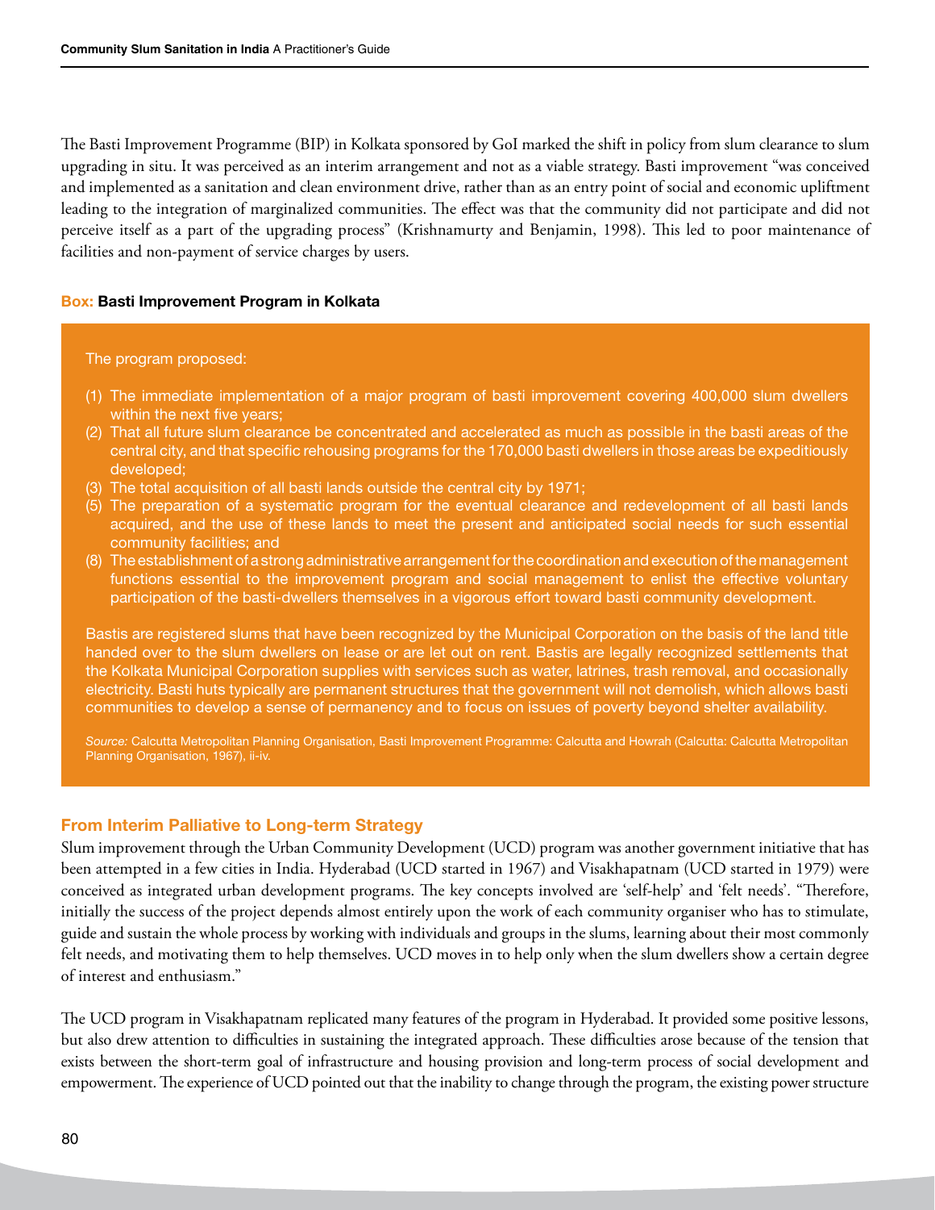The Basti Improvement Programme (BIP) in Kolkata sponsored by GoI marked the shift in policy from slum clearance to slum upgrading in situ. It was perceived as an interim arrangement and not as a viable strategy. Basti improvement "was conceived and implemented as a sanitation and clean environment drive, rather than as an entry point of social and economic upliftment leading to the integration of marginalized communities. The effect was that the community did not participate and did not perceive itself as a part of the upgrading process" (Krishnamurty and Benjamin, 1998). This led to poor maintenance of facilities and non-payment of service charges by users.

**Box: Basti Improvement Program in Kolkata**

The program proposed:

(1) The immediate implementation of a major program of basti improvement covering 400,000 slum dwellers within the next five years;

(2) That all future slum clearance be concentrated and accelerated as much as possible in the basti areas of the central city, and that specific rehousing programs for the 170,000 basti dwellers in those areas be expeditiously developed;

(3) The total acquisition of all basti lands outside the central city by 1971;

(5) The preparation of a systematic program for the eventual clearance and redevelopment of all basti lands acquired, and the use of these lands to meet the present and anticipated social needs for such essential community facilities; and

(8) The establishment of a strong administrative arrangement for the coordination and execution of the management functions essential to the improvement program and social management to enlist the effective voluntary participation of the basti-dwellers themselves in a vigorous effort toward basti community development.

Bastis are registered slums that have been recognized by the Municipal Corporation on the basis of the land title handed over to the slum dwellers on lease or are let out on rent. Bastis are legally recognized settlements that the Kolkata Municipal Corporation supplies with services such as water, latrines, trash removal, and occasionally electricity. Basti huts typically are permanent structures that the government will not demolish, which allows basti communities to develop a sense of permanency and to focus on issues of poverty beyond shelter availability.

*Source:* Calcutta Metropolitan Planning Organisation, Basti Improvement Programme: Calcutta and Howrah (Calcutta: Calcutta Metropolitan Planning Organisation, 1967), ii-iv.

## From Interim Palliative to Long-term Strategy

Slum improvement through the Urban Community Development (UCD) program was another government initiative that has been attempted in a few cities in India. Hyderabad (UCD started in 1967) and Visakhapatnam (UCD started in 1979) were conceived as integrated urban development programs. The key concepts involved are 'self-help' and 'felt needs'. "Therefore, initially the success of the project depends almost entirely upon the work of each community organiser who has to stimulate, guide and sustain the whole process by working with individuals and groups in the slums, learning about their most commonly felt needs, and motivating them to help themselves. UCD moves in to help only when the slum dwellers show a certain degree of interest and enthusiasm."

The UCD program in Visakhapatnam replicated many features of the program in Hyderabad. It provided some positive lessons, but also drew attention to difficulties in sustaining the integrated approach. These difficulties arose because of the tension that exists between the short-term goal of infrastructure and housing provision and long-term process of social development and empowerment. The experience of UCD pointed out that the inability to change through the program, the existing power structure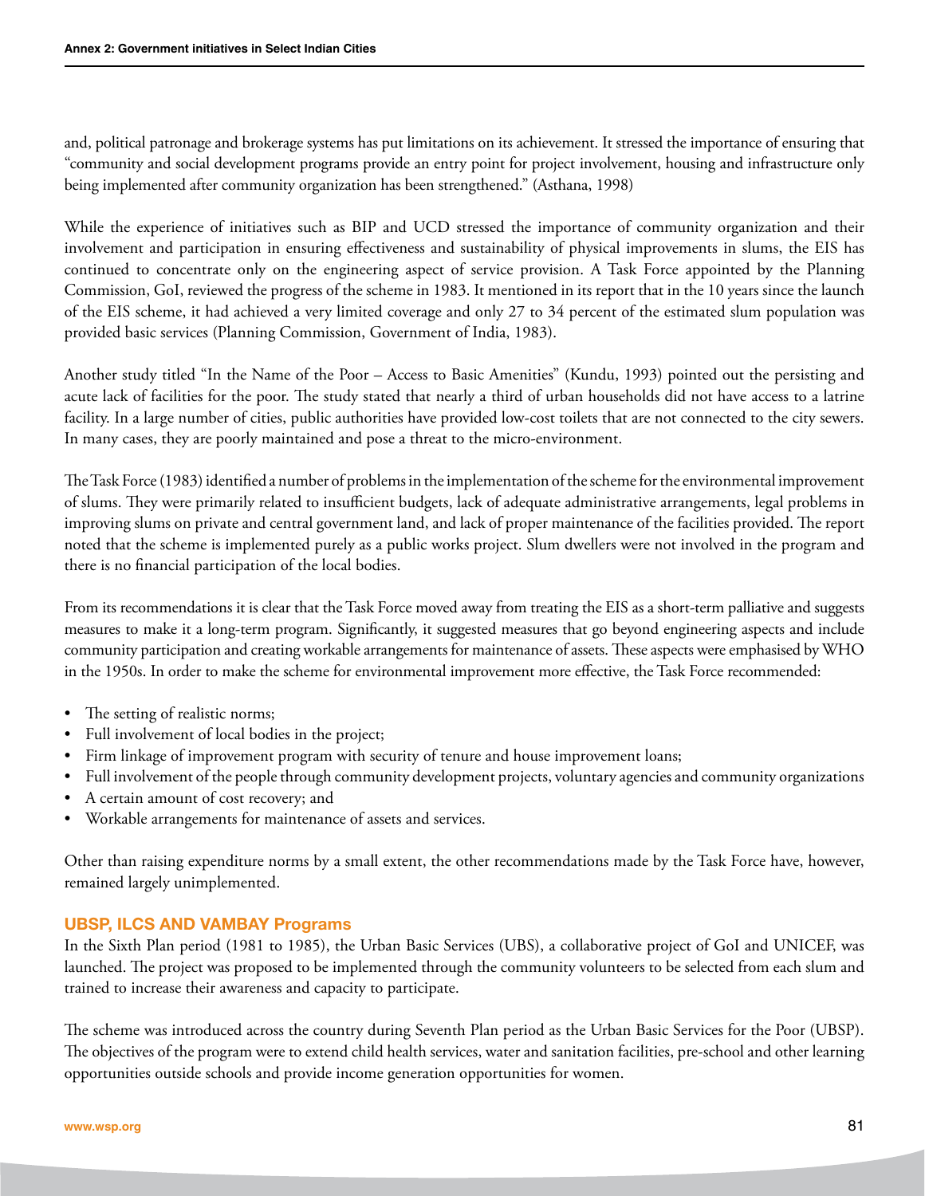and, political patronage and brokerage systems has put limitations on its achievement. It stressed the importance of ensuring that "community and social development programs provide an entry point for project involvement, housing and infrastructure only being implemented after community organization has been strengthened." (Asthana, 1998)

While the experience of initiatives such as BIP and UCD stressed the importance of community organization and their involvement and participation in ensuring effectiveness and sustainability of physical improvements in slums, the EIS has continued to concentrate only on the engineering aspect of service provision. A Task Force appointed by the Planning Commission, GoI, reviewed the progress of the scheme in 1983. It mentioned in its report that in the 10 years since the launch of the EIS scheme, it had achieved a very limited coverage and only 27 to 34 percent of the estimated slum population was provided basic services (Planning Commission, Government of India, 1983).

Another study titled "In the Name of the Poor – Access to Basic Amenities" (Kundu, 1993) pointed out the persisting and acute lack of facilities for the poor. The study stated that nearly a third of urban households did not have access to a latrine facility. In a large number of cities, public authorities have provided low-cost toilets that are not connected to the city sewers. In many cases, they are poorly maintained and pose a threat to the micro-environment.

The Task Force (1983) identified a number of problems in the implementation of the scheme for the environmental improvement of slums. They were primarily related to insufficient budgets, lack of adequate administrative arrangements, legal problems in improving slums on private and central government land, and lack of proper maintenance of the facilities provided. The report noted that the scheme is implemented purely as a public works project. Slum dwellers were not involved in the program and there is no financial participation of the local bodies.

From its recommendations it is clear that the Task Force moved away from treating the EIS as a short-term palliative and suggests measures to make it a long-term program. Significantly, it suggested measures that go beyond engineering aspects and include community participation and creating workable arrangements for maintenance of assets. These aspects were emphasised by WHO in the 1950s. In order to make the scheme for environmental improvement more effective, the Task Force recommended:

- The setting of realistic norms;
- Full involvement of local bodies in the project;
- Firm linkage of improvement program with security of tenure and house improvement loans;
- Full involvement of the people through community development projects, voluntary agencies and community organizations
- A certain amount of cost recovery; and
- Workable arrangements for maintenance of assets and services.

Other than raising expenditure norms by a small extent, the other recommendations made by the Task Force have, however, remained largely unimplemented.

### UBSP, ILCS AND VAMBAY Programs

In the Sixth Plan period (1981 to 1985), the Urban Basic Services (UBS), a collaborative project of GoI and UNICEF, was launched. The project was proposed to be implemented through the community volunteers to be selected from each slum and trained to increase their awareness and capacity to participate.

The scheme was introduced across the country during Seventh Plan period as the Urban Basic Services for the Poor (UBSP). The objectives of the program were to extend child health services, water and sanitation facilities, pre-school and other learning opportunities outside schools and provide income generation opportunities for women.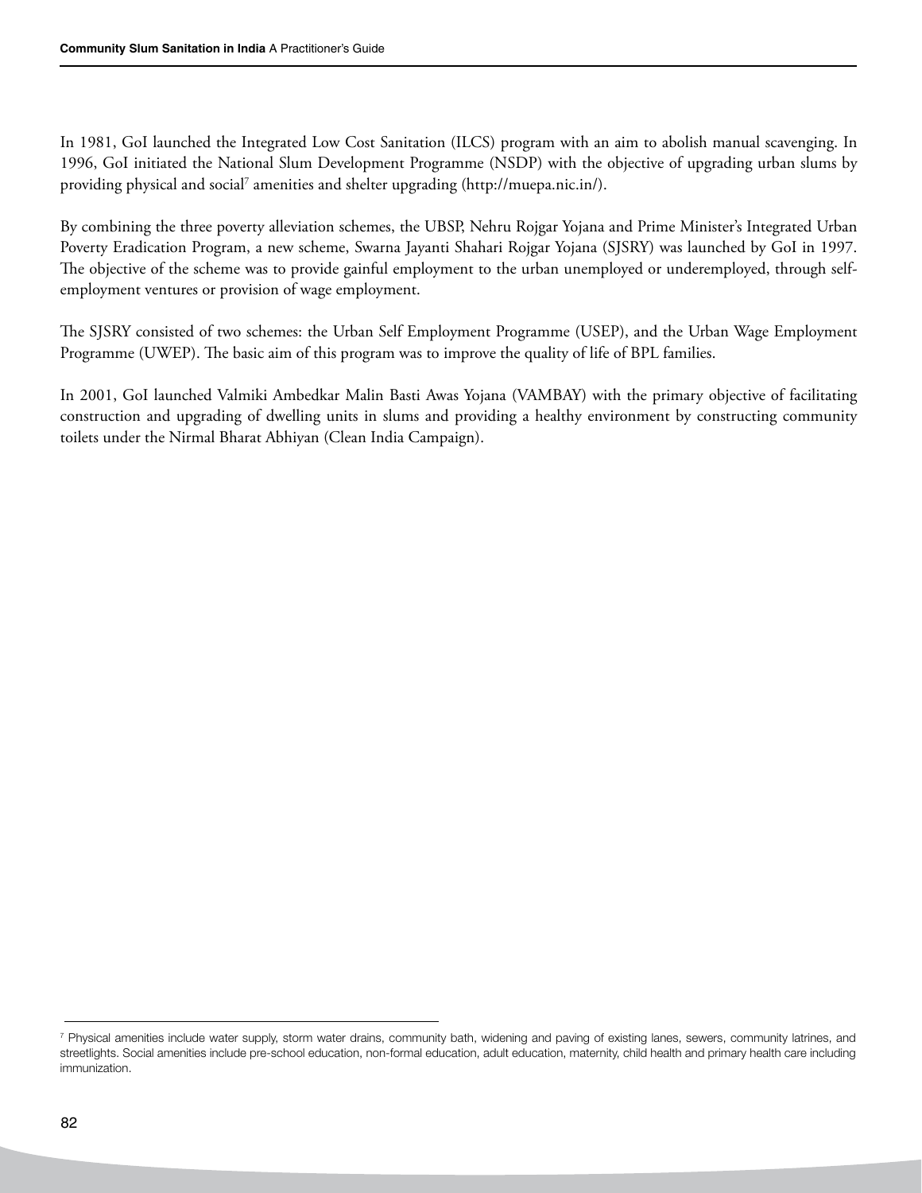In 1981, GoI launched the Integrated Low Cost Sanitation (ILCS) program with an aim to abolish manual scavenging. In 1996, GoI initiated the National Slum Development Programme (NSDP) with the objective of upgrading urban slums by providing physical and social[7] amenities and shelter upgrading (http://muepa.nic.in/).

By combining the three poverty alleviation schemes, the UBSP, Nehru Rojgar Yojana and Prime Minister's Integrated Urban Poverty Eradication Program, a new scheme, Swarna Jayanti Shahari Rojgar Yojana (SJSRY) was launched by GoI in 1997. The objective of the scheme was to provide gainful employment to the urban unemployed or underemployed, through self-employment ventures or provision of wage employment.

The SJSRY consisted of two schemes: the Urban Self Employment Programme (USEP), and the Urban Wage Employment Programme (UWEP). The basic aim of this program was to improve the quality of life of BPL families.

In 2001, GoI launched Valmiki Ambedkar Malin Basti Awas Yojana (VAMBAY) with the primary objective of facilitating construction and upgrading of dwelling units in slums and providing a healthy environment by constructing community toilets under the Nirmal Bharat Abhiyan (Clean India Campaign).

---

[7] Physical amenities include water supply, storm water drains, community bath, widening and paving of existing lanes, sewers, community latrines, and streetlights. Social amenities include pre-school education, non-formal education, adult education, maternity, child health and primary health care including immunization.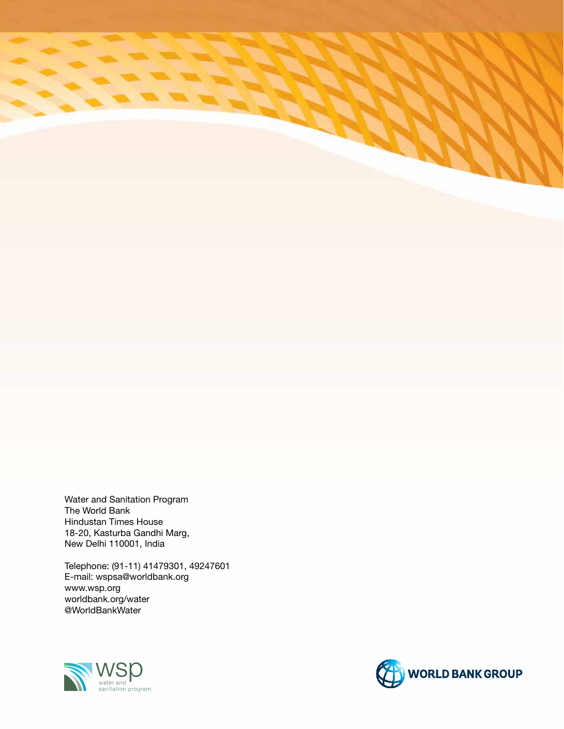Water and Sanitation Program
The World Bank
Hindustan Times House
18-20, Kasturba Gandhi Marg,
New Delhi 110001, India

Telephone: (91-11) 41479301, 49247601
E-mail: wspsa@worldbank.org
www.wsp.org
worldbank.org/water
@WorldBankWater

wsp water and sanitation program

WORLD BANK GROUP